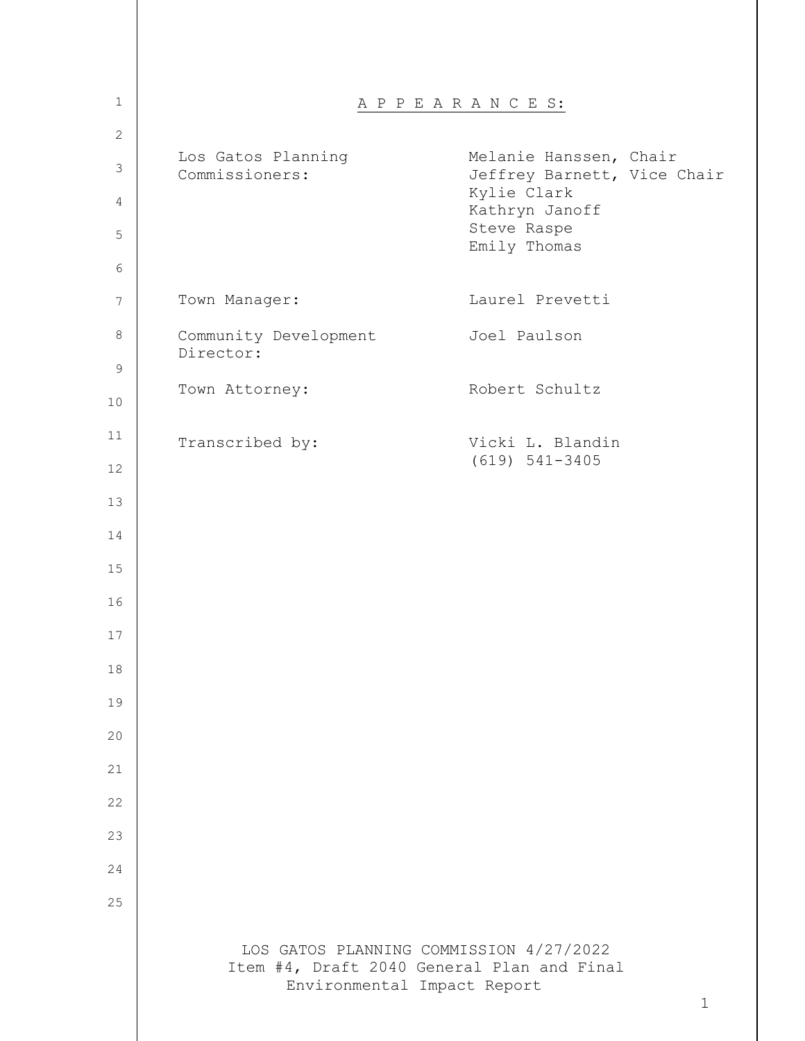# A P P E A R A N C E S:

| | |
|---|---|
| Los Gatos Planning Commissioners: | Melanie Hanssen, Chair<br>Jeffrey Barnett, Vice Chair<br>Kylie Clark<br>Kathryn Janoff<br>Steve Raspe<br>Emily Thomas |
| Town Manager: | Laurel Prevetti |
| Community Development Director: | Joel Paulson |
| Town Attorney: | Robert Schultz |
| Transcribed by: | Vicki L. Blandin<br>(619) 541-3405 |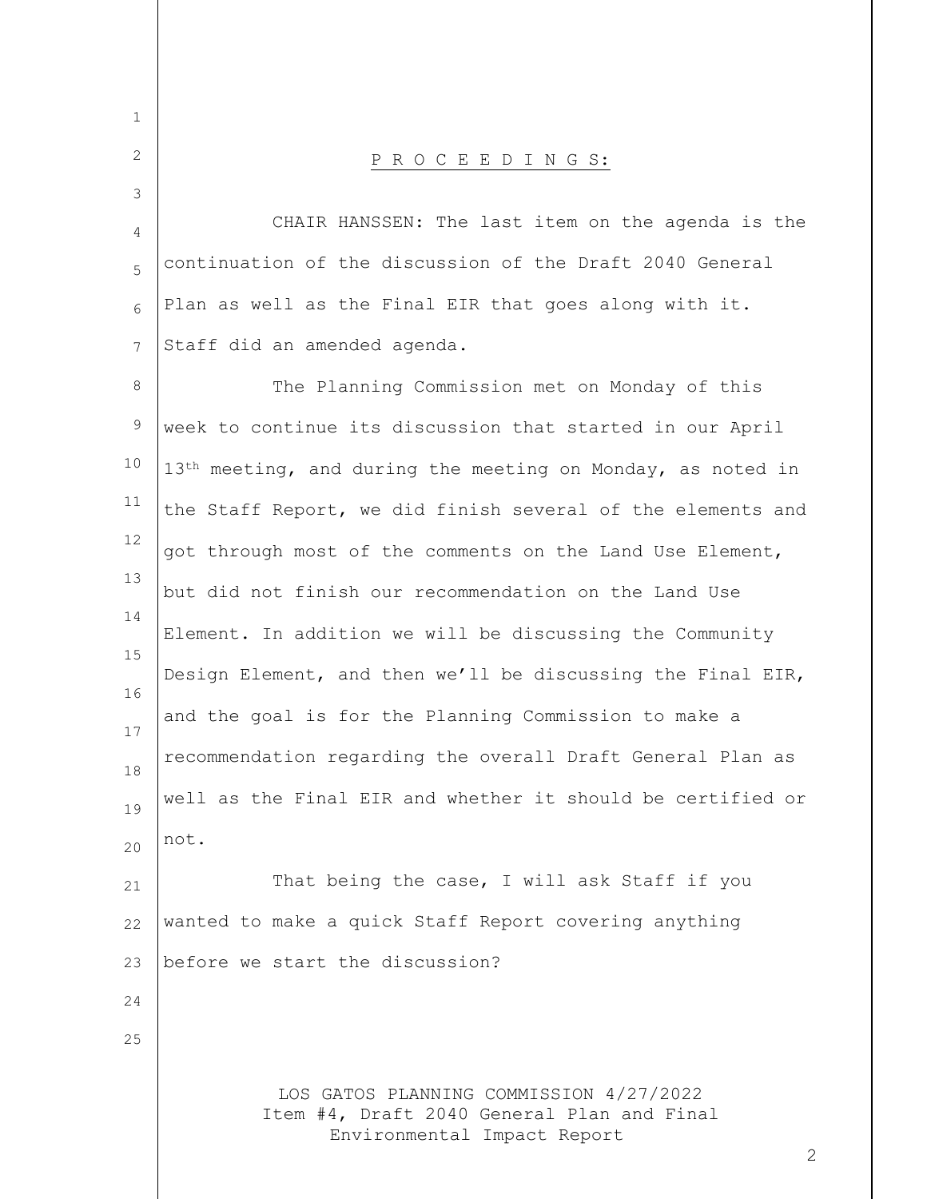P R O C E E D I N G S:

CHAIR HANSSEN: The last item on the agenda is the continuation of the discussion of the Draft 2040 General Plan as well as the Final EIR that goes along with it. Staff did an amended agenda.

The Planning Commission met on Monday of this week to continue its discussion that started in our April 13th meeting, and during the meeting on Monday, as noted in the Staff Report, we did finish several of the elements and got through most of the comments on the Land Use Element, but did not finish our recommendation on the Land Use Element. In addition we will be discussing the Community Design Element, and then we'll be discussing the Final EIR, and the goal is for the Planning Commission to make a recommendation regarding the overall Draft General Plan as well as the Final EIR and whether it should be certified or not.

That being the case, I will ask Staff if you wanted to make a quick Staff Report covering anything before we start the discussion?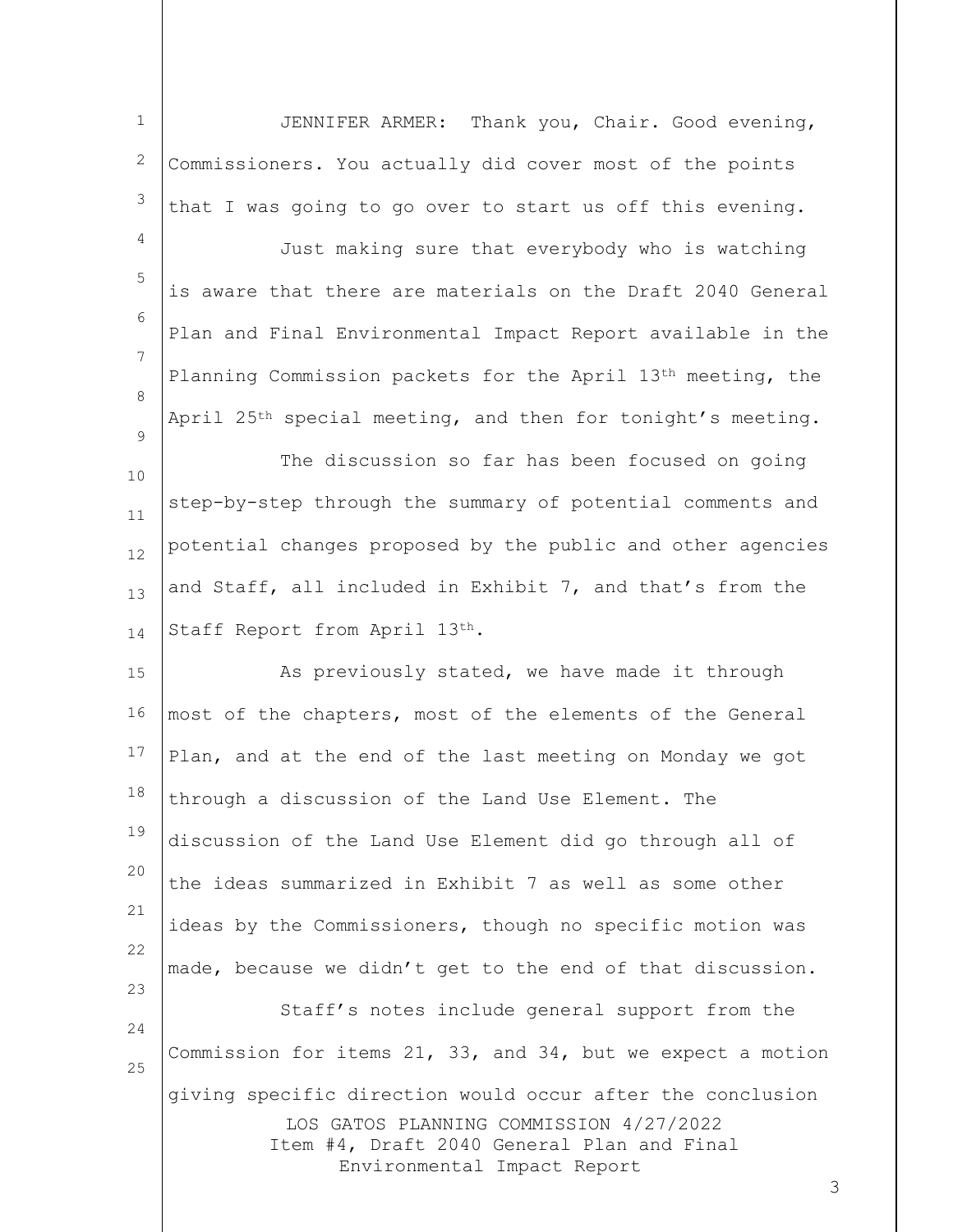JENNIFER ARMER: Thank you, Chair. Good evening, Commissioners. You actually did cover most of the points that I was going to go over to start us off this evening.

Just making sure that everybody who is watching is aware that there are materials on the Draft 2040 General Plan and Final Environmental Impact Report available in the Planning Commission packets for the April 13th meeting, the April 25th special meeting, and then for tonight's meeting.

The discussion so far has been focused on going step-by-step through the summary of potential comments and potential changes proposed by the public and other agencies and Staff, all included in Exhibit 7, and that's from the Staff Report from April 13th.

As previously stated, we have made it through most of the chapters, most of the elements of the General Plan, and at the end of the last meeting on Monday we got through a discussion of the Land Use Element. The discussion of the Land Use Element did go through all of the ideas summarized in Exhibit 7 as well as some other ideas by the Commissioners, though no specific motion was made, because we didn't get to the end of that discussion.

Staff's notes include general support from the Commission for items 21, 33, and 34, but we expect a motion giving specific direction would occur after the conclusion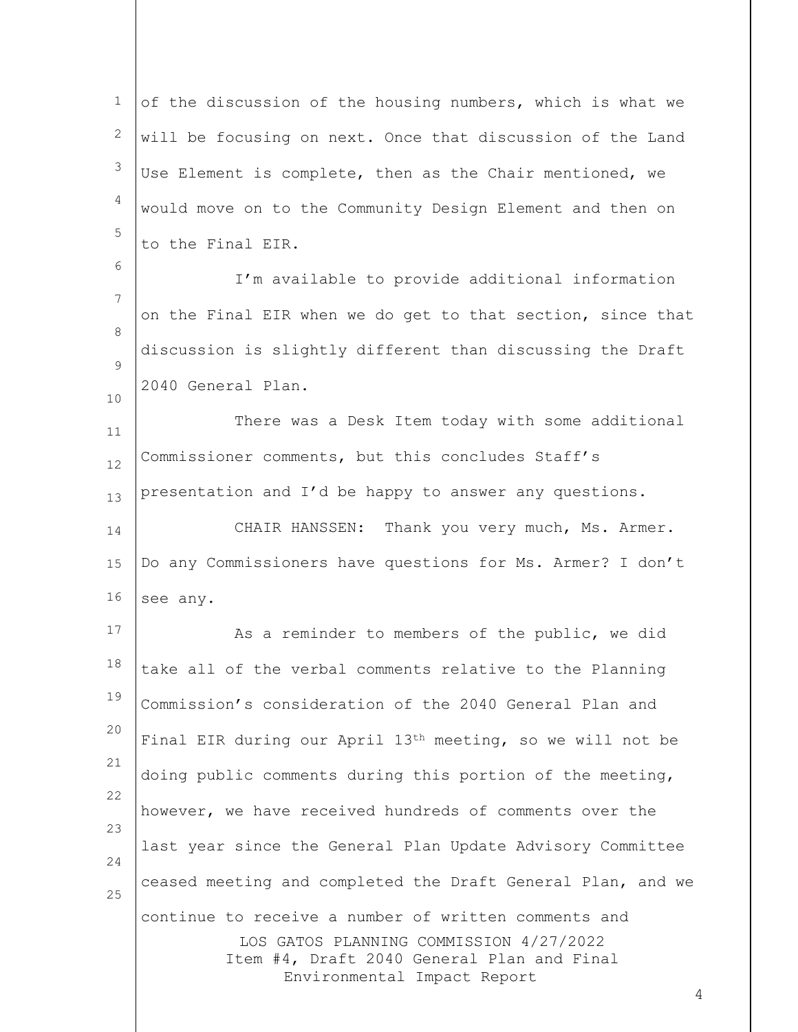of the discussion of the housing numbers, which is what we will be focusing on next. Once that discussion of the Land Use Element is complete, then as the Chair mentioned, we would move on to the Community Design Element and then on to the Final EIR.

I'm available to provide additional information on the Final EIR when we do get to that section, since that discussion is slightly different than discussing the Draft 2040 General Plan.

There was a Desk Item today with some additional Commissioner comments, but this concludes Staff's presentation and I'd be happy to answer any questions.

CHAIR HANSSEN: Thank you very much, Ms. Armer. Do any Commissioners have questions for Ms. Armer? I don't see any.

As a reminder to members of the public, we did take all of the verbal comments relative to the Planning Commission's consideration of the 2040 General Plan and Final EIR during our April 13th meeting, so we will not be doing public comments during this portion of the meeting, however, we have received hundreds of comments over the last year since the General Plan Update Advisory Committee ceased meeting and completed the Draft General Plan, and we continue to receive a number of written comments and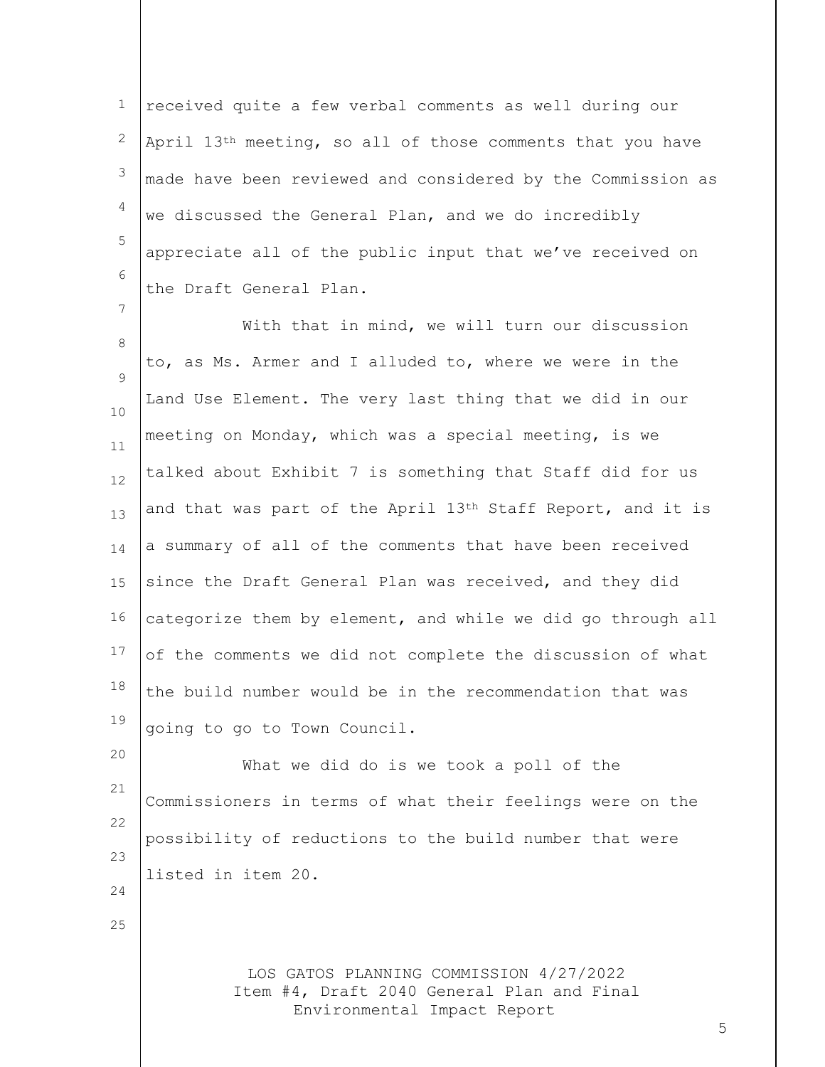received quite a few verbal comments as well during our April 13th meeting, so all of those comments that you have made have been reviewed and considered by the Commission as we discussed the General Plan, and we do incredibly appreciate all of the public input that we've received on the Draft General Plan.

With that in mind, we will turn our discussion to, as Ms. Armer and I alluded to, where we were in the Land Use Element. The very last thing that we did in our meeting on Monday, which was a special meeting, is we talked about Exhibit 7 is something that Staff did for us and that was part of the April 13th Staff Report, and it is a summary of all of the comments that have been received since the Draft General Plan was received, and they did categorize them by element, and while we did go through all of the comments we did not complete the discussion of what the build number would be in the recommendation that was going to go to Town Council.

What we did do is we took a poll of the Commissioners in terms of what their feelings were on the possibility of reductions to the build number that were listed in item 20.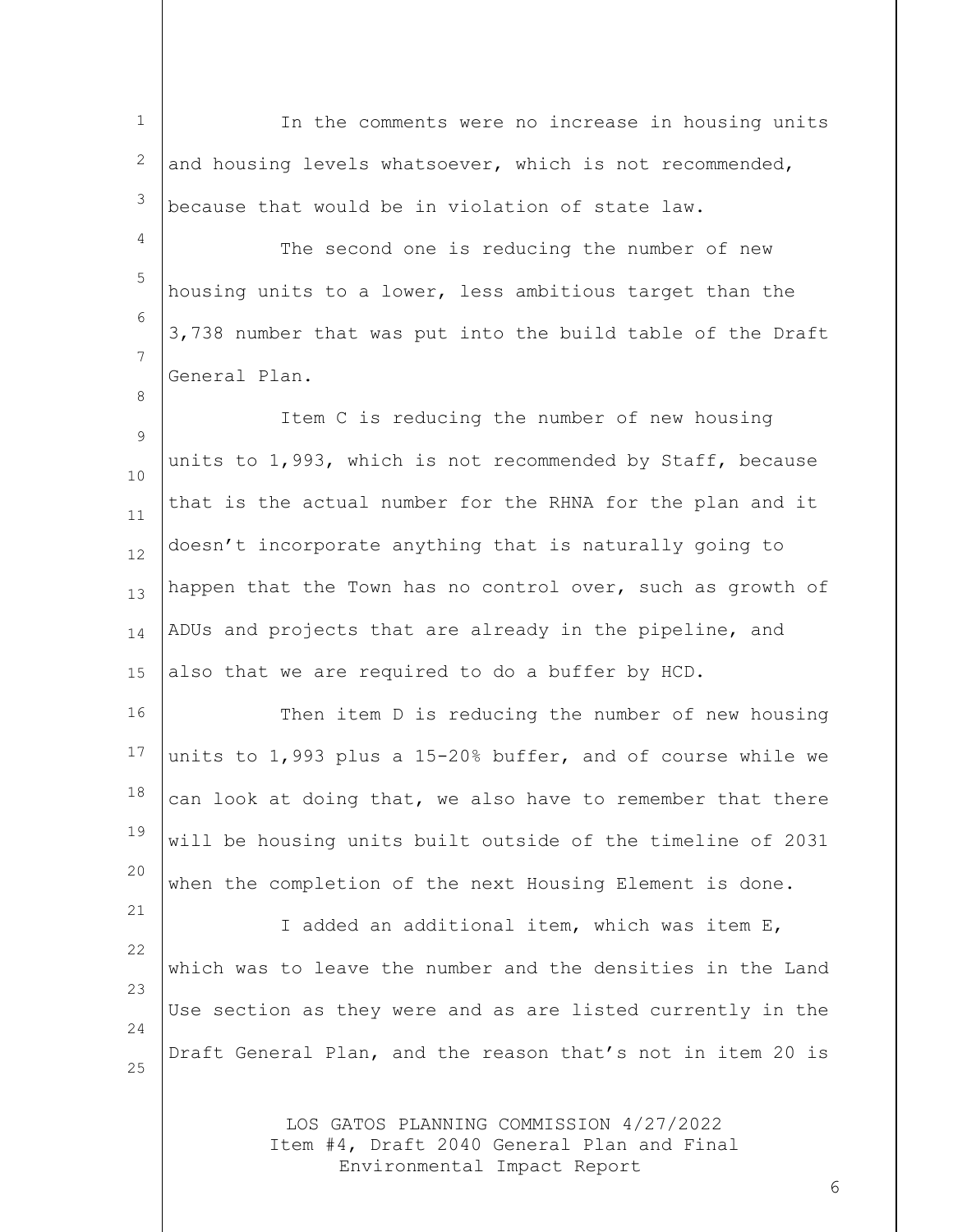In the comments were no increase in housing units and housing levels whatsoever, which is not recommended, because that would be in violation of state law.

The second one is reducing the number of new housing units to a lower, less ambitious target than the 3,738 number that was put into the build table of the Draft General Plan.

Item C is reducing the number of new housing units to 1,993, which is not recommended by Staff, because that is the actual number for the RHNA for the plan and it doesn't incorporate anything that is naturally going to happen that the Town has no control over, such as growth of ADUs and projects that are already in the pipeline, and also that we are required to do a buffer by HCD.

Then item D is reducing the number of new housing units to 1,993 plus a 15-20% buffer, and of course while we can look at doing that, we also have to remember that there will be housing units built outside of the timeline of 2031 when the completion of the next Housing Element is done.

I added an additional item, which was item E, which was to leave the number and the densities in the Land Use section as they were and as are listed currently in the Draft General Plan, and the reason that's not in item 20 is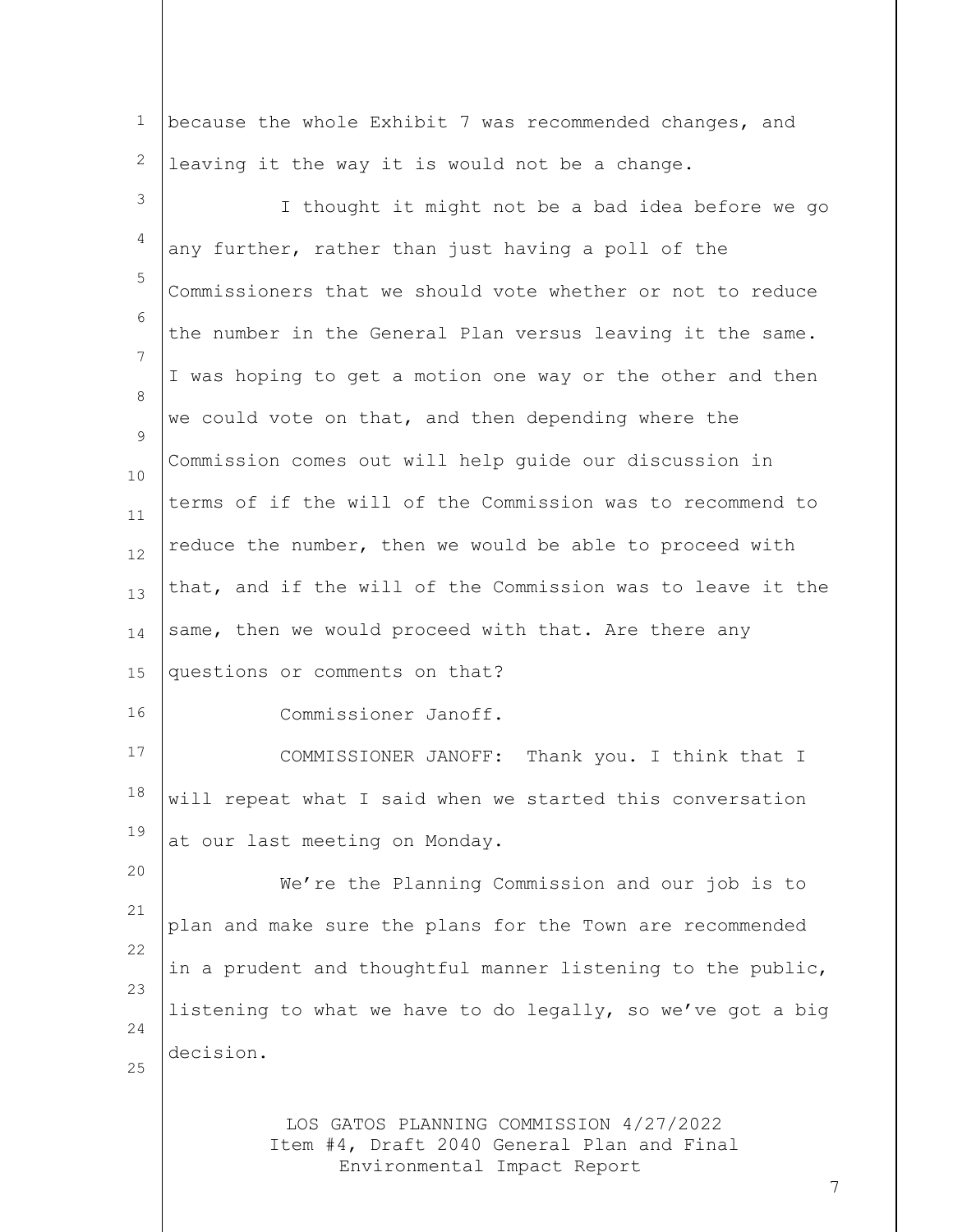because the whole Exhibit 7 was recommended changes, and leaving it the way it is would not be a change.

I thought it might not be a bad idea before we go any further, rather than just having a poll of the Commissioners that we should vote whether or not to reduce the number in the General Plan versus leaving it the same. I was hoping to get a motion one way or the other and then we could vote on that, and then depending where the Commission comes out will help guide our discussion in terms of if the will of the Commission was to recommend to reduce the number, then we would be able to proceed with that, and if the will of the Commission was to leave it the same, then we would proceed with that. Are there any questions or comments on that?

Commissioner Janoff.

COMMISSIONER JANOFF: Thank you. I think that I will repeat what I said when we started this conversation at our last meeting on Monday.

We're the Planning Commission and our job is to plan and make sure the plans for the Town are recommended in a prudent and thoughtful manner listening to the public, listening to what we have to do legally, so we've got a big decision.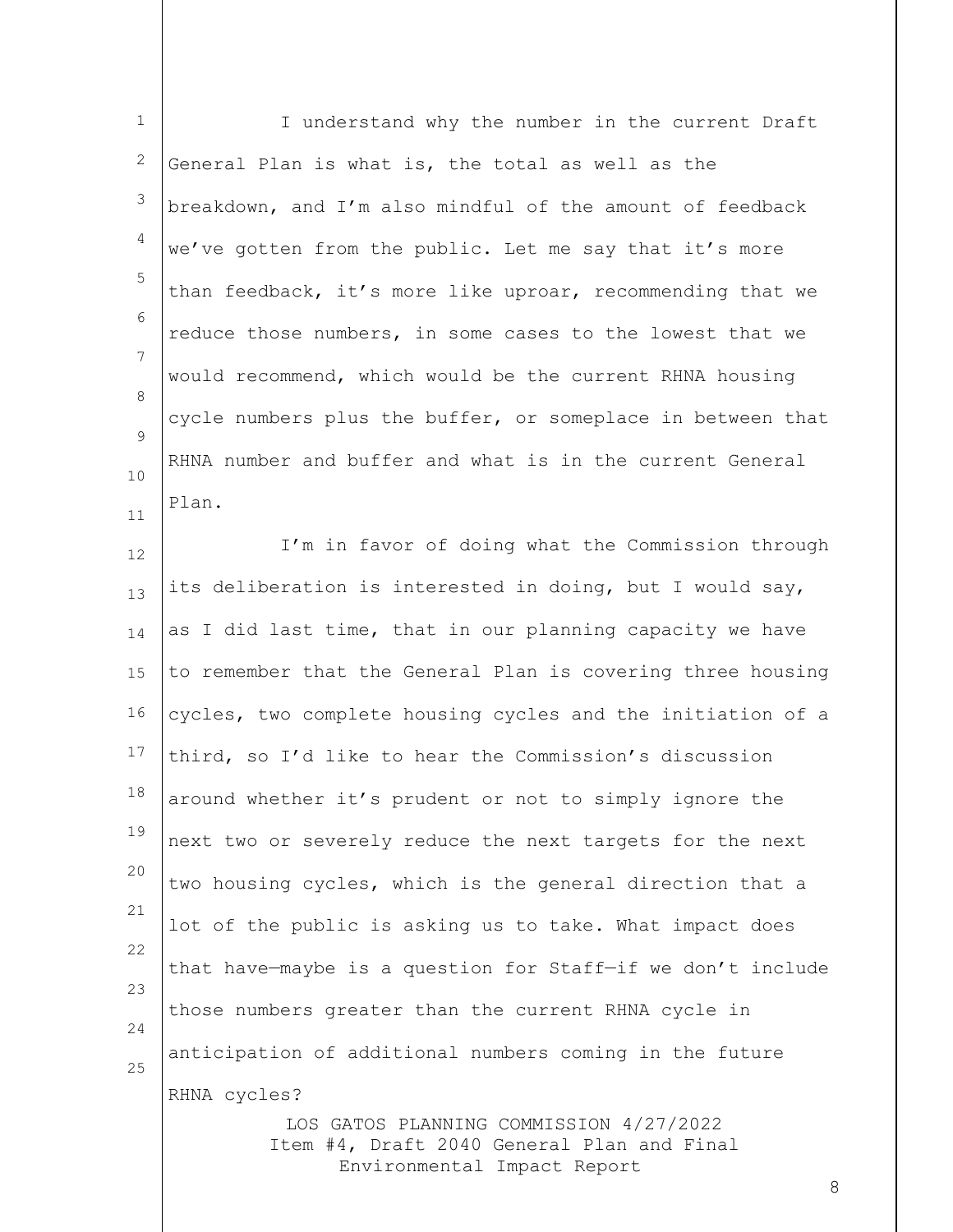I understand why the number in the current Draft General Plan is what is, the total as well as the breakdown, and I'm also mindful of the amount of feedback we've gotten from the public. Let me say that it's more than feedback, it's more like uproar, recommending that we reduce those numbers, in some cases to the lowest that we would recommend, which would be the current RHNA housing cycle numbers plus the buffer, or someplace in between that RHNA number and buffer and what is in the current General Plan.

I'm in favor of doing what the Commission through its deliberation is interested in doing, but I would say, as I did last time, that in our planning capacity we have to remember that the General Plan is covering three housing cycles, two complete housing cycles and the initiation of a third, so I'd like to hear the Commission's discussion around whether it's prudent or not to simply ignore the next two or severely reduce the next targets for the next two housing cycles, which is the general direction that a lot of the public is asking us to take. What impact does that have—maybe is a question for Staff—if we don't include those numbers greater than the current RHNA cycle in anticipation of additional numbers coming in the future RHNA cycles?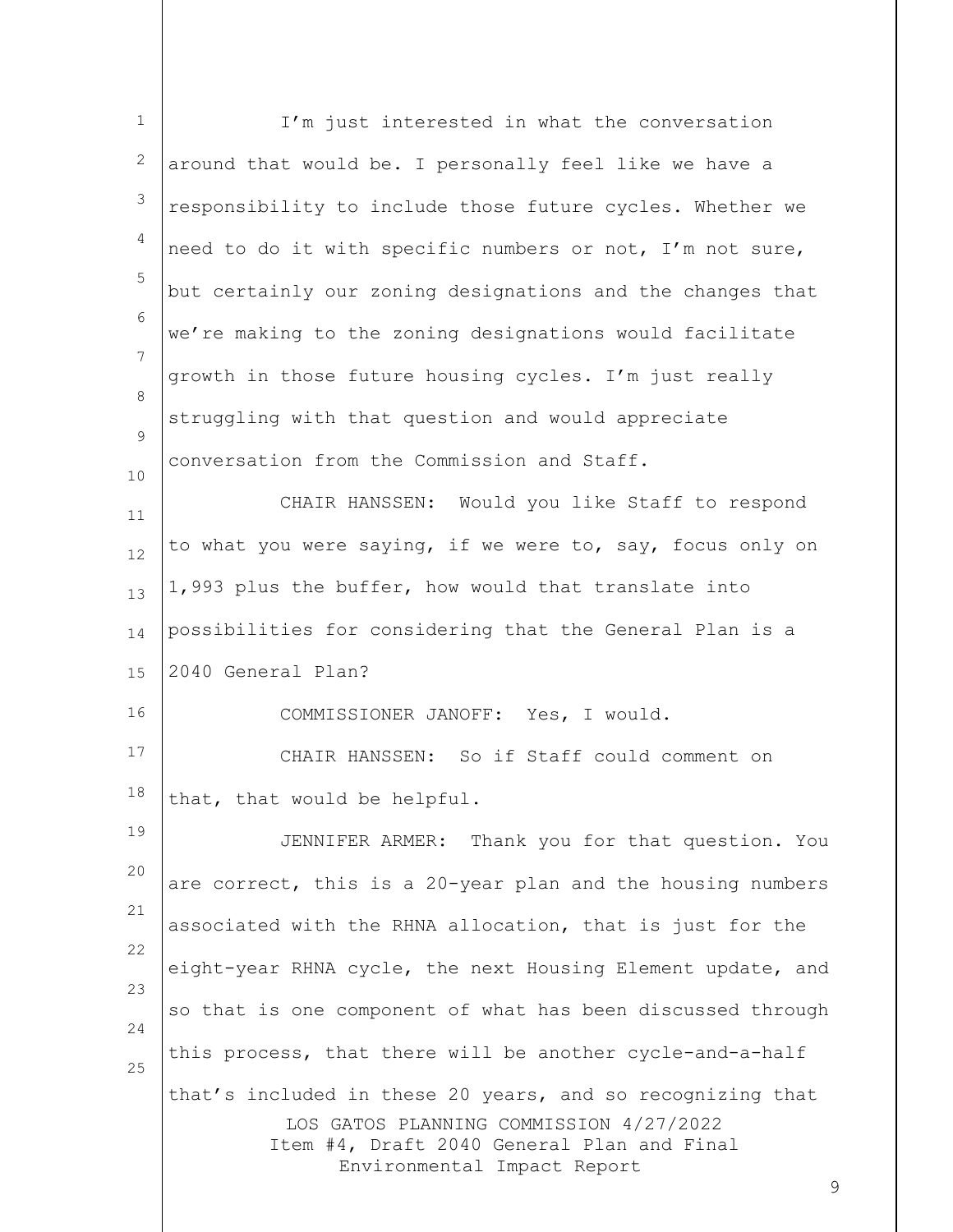I'm just interested in what the conversation around that would be. I personally feel like we have a responsibility to include those future cycles. Whether we need to do it with specific numbers or not, I'm not sure, but certainly our zoning designations and the changes that we're making to the zoning designations would facilitate growth in those future housing cycles. I'm just really struggling with that question and would appreciate conversation from the Commission and Staff.

CHAIR HANSSEN: Would you like Staff to respond to what you were saying, if we were to, say, focus only on 1,993 plus the buffer, how would that translate into possibilities for considering that the General Plan is a 2040 General Plan?

COMMISSIONER JANOFF: Yes, I would.

CHAIR HANSSEN: So if Staff could comment on that, that would be helpful.

JENNIFER ARMER: Thank you for that question. You are correct, this is a 20-year plan and the housing numbers associated with the RHNA allocation, that is just for the eight-year RHNA cycle, the next Housing Element update, and so that is one component of what has been discussed through this process, that there will be another cycle-and-a-half that's included in these 20 years, and so recognizing that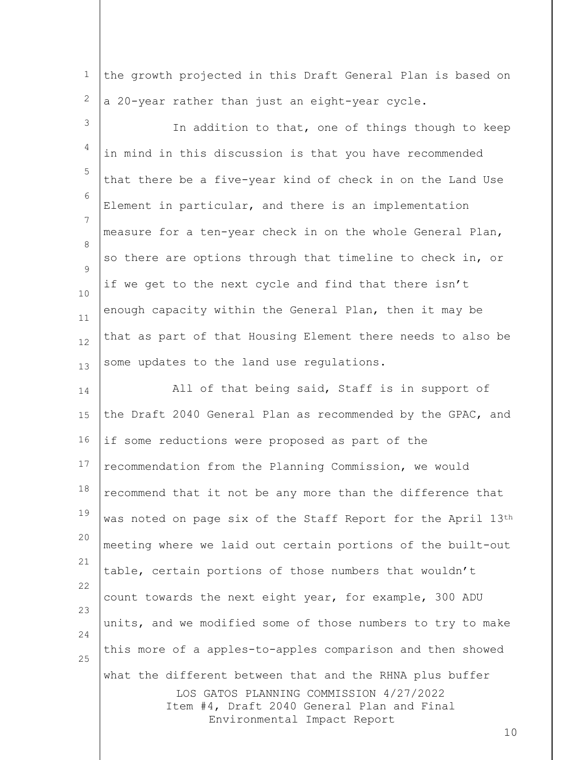the growth projected in this Draft General Plan is based on a 20-year rather than just an eight-year cycle.

In addition to that, one of things though to keep in mind in this discussion is that you have recommended that there be a five-year kind of check in on the Land Use Element in particular, and there is an implementation measure for a ten-year check in on the whole General Plan, so there are options through that timeline to check in, or if we get to the next cycle and find that there isn't enough capacity within the General Plan, then it may be that as part of that Housing Element there needs to also be some updates to the land use regulations.

All of that being said, Staff is in support of the Draft 2040 General Plan as recommended by the GPAC, and if some reductions were proposed as part of the recommendation from the Planning Commission, we would recommend that it not be any more than the difference that was noted on page six of the Staff Report for the April 13th meeting where we laid out certain portions of the built-out table, certain portions of those numbers that wouldn't count towards the next eight year, for example, 300 ADU units, and we modified some of those numbers to try to make this more of a apples-to-apples comparison and then showed what the different between that and the RHNA plus buffer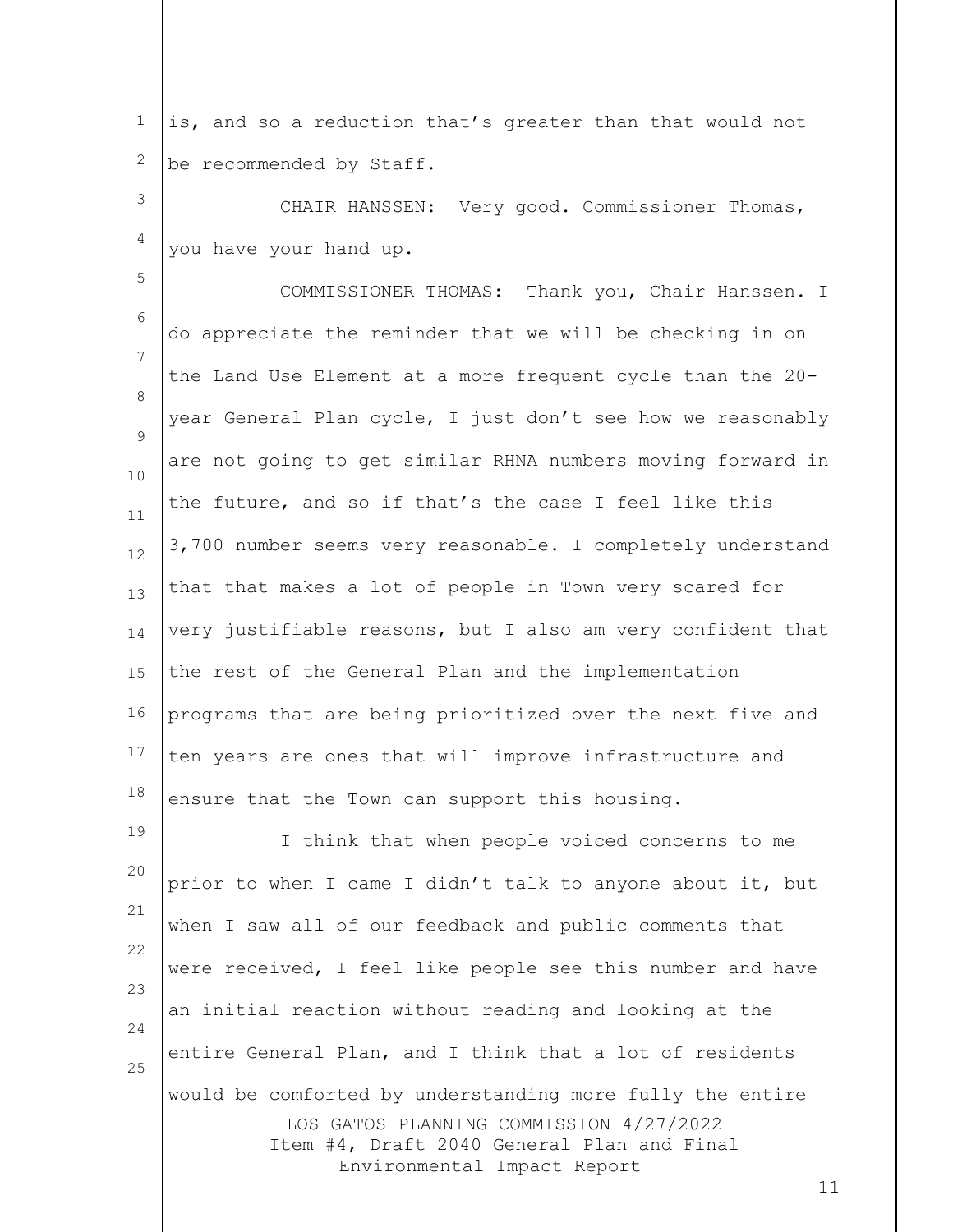is, and so a reduction that's greater than that would not be recommended by Staff.

CHAIR HANSSEN: Very good. Commissioner Thomas, you have your hand up.

COMMISSIONER THOMAS: Thank you, Chair Hanssen. I do appreciate the reminder that we will be checking in on the Land Use Element at a more frequent cycle than the 20-year General Plan cycle, I just don't see how we reasonably are not going to get similar RHNA numbers moving forward in the future, and so if that's the case I feel like this 3,700 number seems very reasonable. I completely understand that that makes a lot of people in Town very scared for very justifiable reasons, but I also am very confident that the rest of the General Plan and the implementation programs that are being prioritized over the next five and ten years are ones that will improve infrastructure and ensure that the Town can support this housing.

I think that when people voiced concerns to me prior to when I came I didn't talk to anyone about it, but when I saw all of our feedback and public comments that were received, I feel like people see this number and have an initial reaction without reading and looking at the entire General Plan, and I think that a lot of residents would be comforted by understanding more fully the entire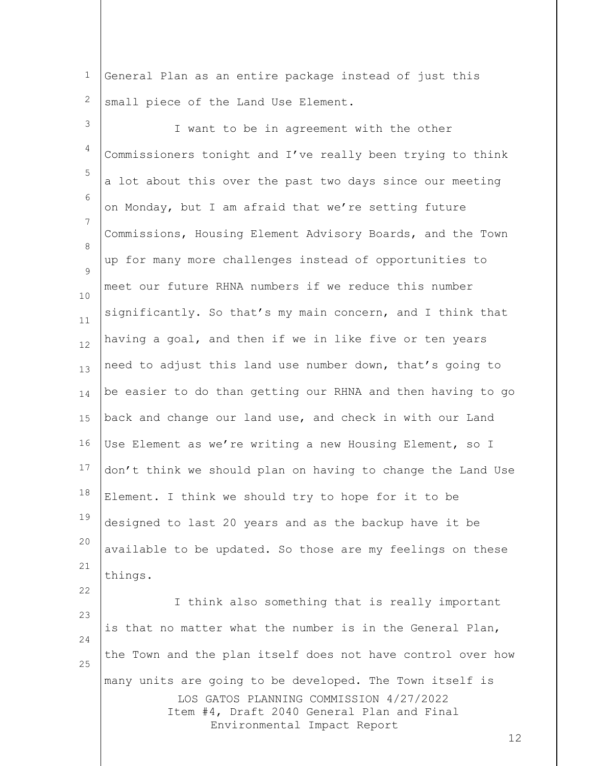General Plan as an entire package instead of just this small piece of the Land Use Element.

I want to be in agreement with the other Commissioners tonight and I've really been trying to think a lot about this over the past two days since our meeting on Monday, but I am afraid that we're setting future Commissions, Housing Element Advisory Boards, and the Town up for many more challenges instead of opportunities to meet our future RHNA numbers if we reduce this number significantly. So that's my main concern, and I think that having a goal, and then if we in like five or ten years need to adjust this land use number down, that's going to be easier to do than getting our RHNA and then having to go back and change our land use, and check in with our Land Use Element as we're writing a new Housing Element, so I don't think we should plan on having to change the Land Use Element. I think we should try to hope for it to be designed to last 20 years and as the backup have it be available to be updated. So those are my feelings on these things.

I think also something that is really important is that no matter what the number is in the General Plan, the Town and the plan itself does not have control over how many units are going to be developed. The Town itself is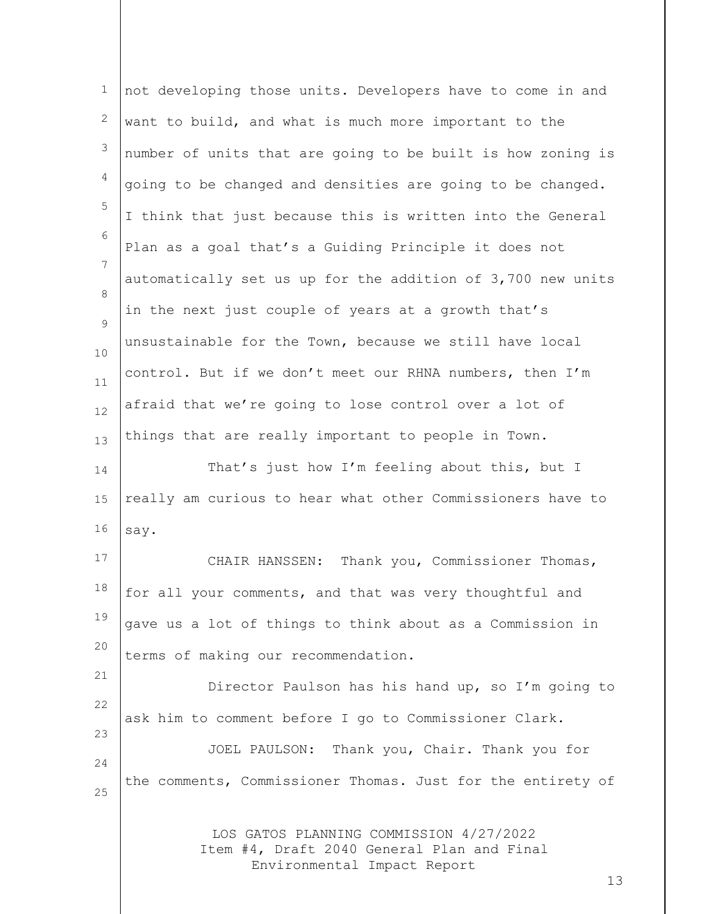not developing those units. Developers have to come in and want to build, and what is much more important to the number of units that are going to be built is how zoning is going to be changed and densities are going to be changed. I think that just because this is written into the General Plan as a goal that's a Guiding Principle it does not automatically set us up for the addition of 3,700 new units in the next just couple of years at a growth that's unsustainable for the Town, because we still have local control. But if we don't meet our RHNA numbers, then I'm afraid that we're going to lose control over a lot of things that are really important to people in Town.

That's just how I'm feeling about this, but I really am curious to hear what other Commissioners have to say.

CHAIR HANSSEN: Thank you, Commissioner Thomas, for all your comments, and that was very thoughtful and gave us a lot of things to think about as a Commission in terms of making our recommendation.

Director Paulson has his hand up, so I'm going to ask him to comment before I go to Commissioner Clark.

JOEL PAULSON: Thank you, Chair. Thank you for the comments, Commissioner Thomas. Just for the entirety of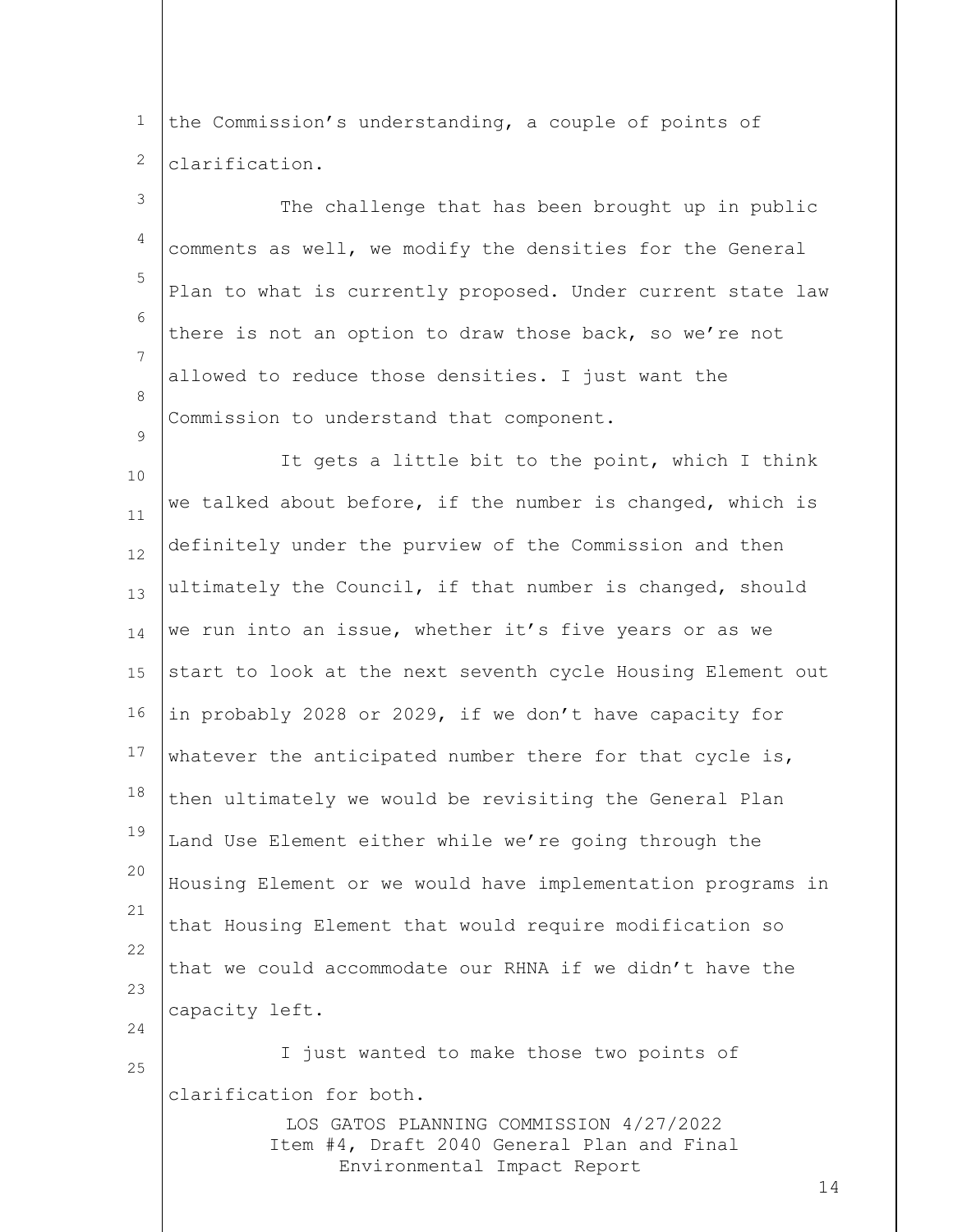the Commission's understanding, a couple of points of clarification.

The challenge that has been brought up in public comments as well, we modify the densities for the General Plan to what is currently proposed. Under current state law there is not an option to draw those back, so we're not allowed to reduce those densities. I just want the Commission to understand that component.

It gets a little bit to the point, which I think we talked about before, if the number is changed, which is definitely under the purview of the Commission and then ultimately the Council, if that number is changed, should we run into an issue, whether it's five years or as we start to look at the next seventh cycle Housing Element out in probably 2028 or 2029, if we don't have capacity for whatever the anticipated number there for that cycle is, then ultimately we would be revisiting the General Plan Land Use Element either while we're going through the Housing Element or we would have implementation programs in that Housing Element that would require modification so that we could accommodate our RHNA if we didn't have the capacity left.

I just wanted to make those two points of clarification for both.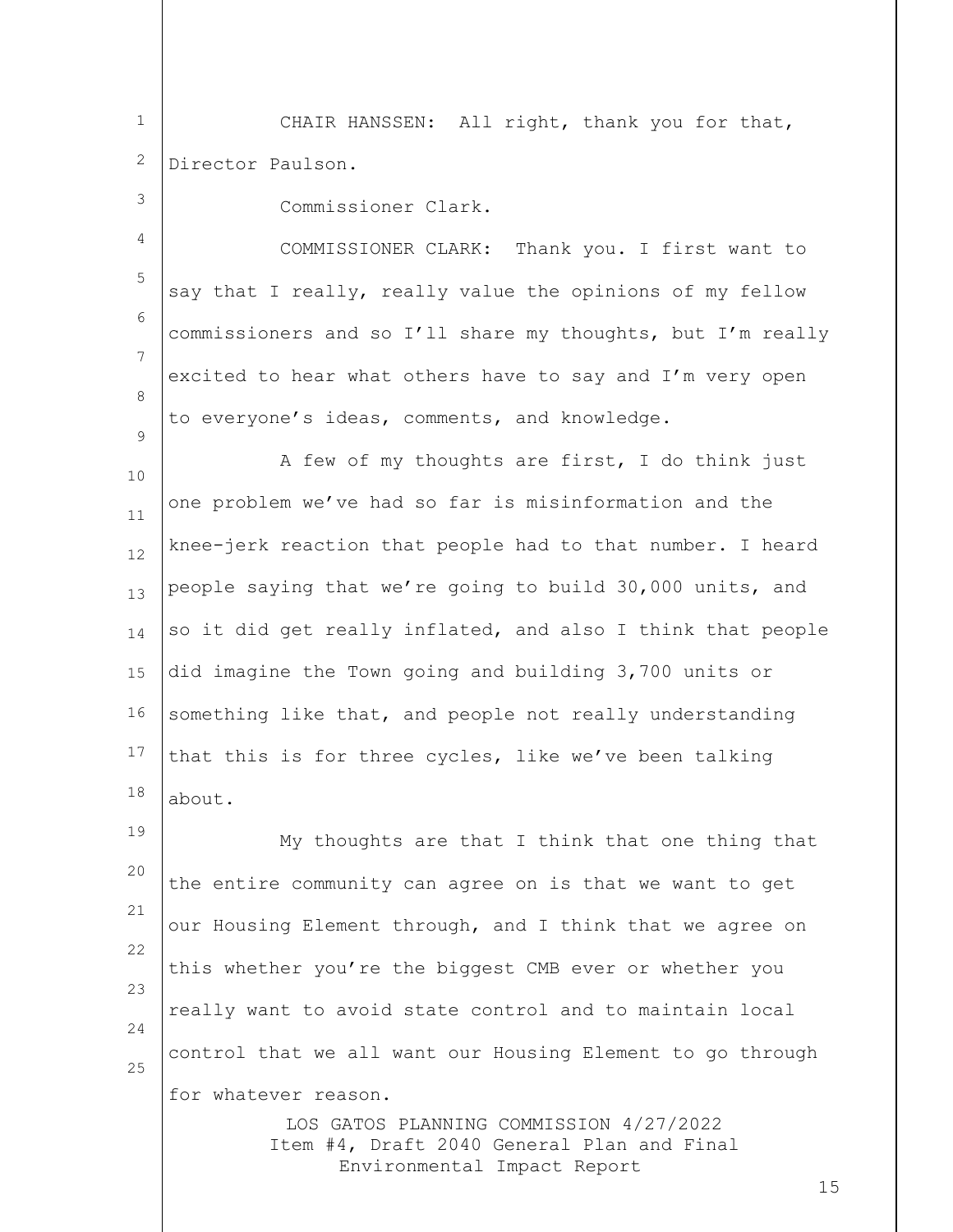CHAIR HANSSEN: All right, thank you for that, Director Paulson.

Commissioner Clark.

COMMISSIONER CLARK: Thank you. I first want to say that I really, really value the opinions of my fellow commissioners and so I'll share my thoughts, but I'm really excited to hear what others have to say and I'm very open to everyone's ideas, comments, and knowledge.

A few of my thoughts are first, I do think just one problem we've had so far is misinformation and the knee-jerk reaction that people had to that number. I heard people saying that we're going to build 30,000 units, and so it did get really inflated, and also I think that people did imagine the Town going and building 3,700 units or something like that, and people not really understanding that this is for three cycles, like we've been talking about.

My thoughts are that I think that one thing that the entire community can agree on is that we want to get our Housing Element through, and I think that we agree on this whether you're the biggest CMB ever or whether you really want to avoid state control and to maintain local control that we all want our Housing Element to go through for whatever reason.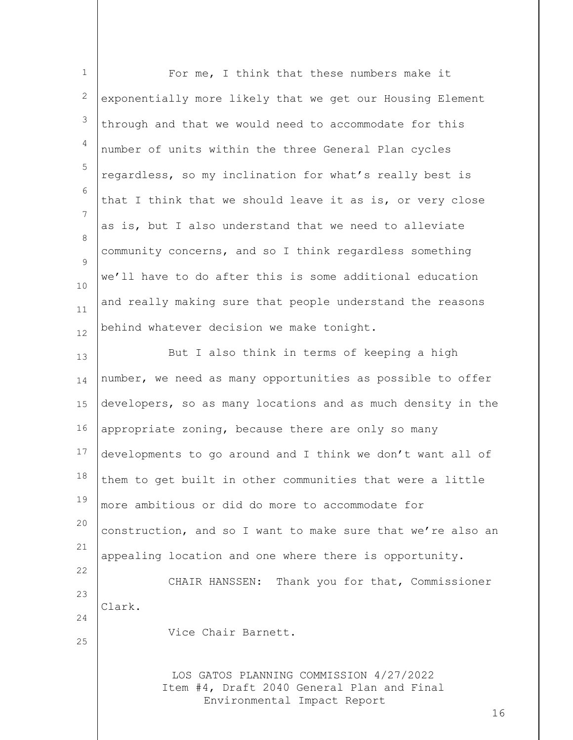For me, I think that these numbers make it exponentially more likely that we get our Housing Element through and that we would need to accommodate for this number of units within the three General Plan cycles regardless, so my inclination for what's really best is that I think that we should leave it as is, or very close as is, but I also understand that we need to alleviate community concerns, and so I think regardless something we'll have to do after this is some additional education and really making sure that people understand the reasons behind whatever decision we make tonight.

But I also think in terms of keeping a high number, we need as many opportunities as possible to offer developers, so as many locations and as much density in the appropriate zoning, because there are only so many developments to go around and I think we don't want all of them to get built in other communities that were a little more ambitious or did do more to accommodate for construction, and so I want to make sure that we're also an appealing location and one where there is opportunity.

CHAIR HANSSEN: Thank you for that, Commissioner Clark.

Vice Chair Barnett.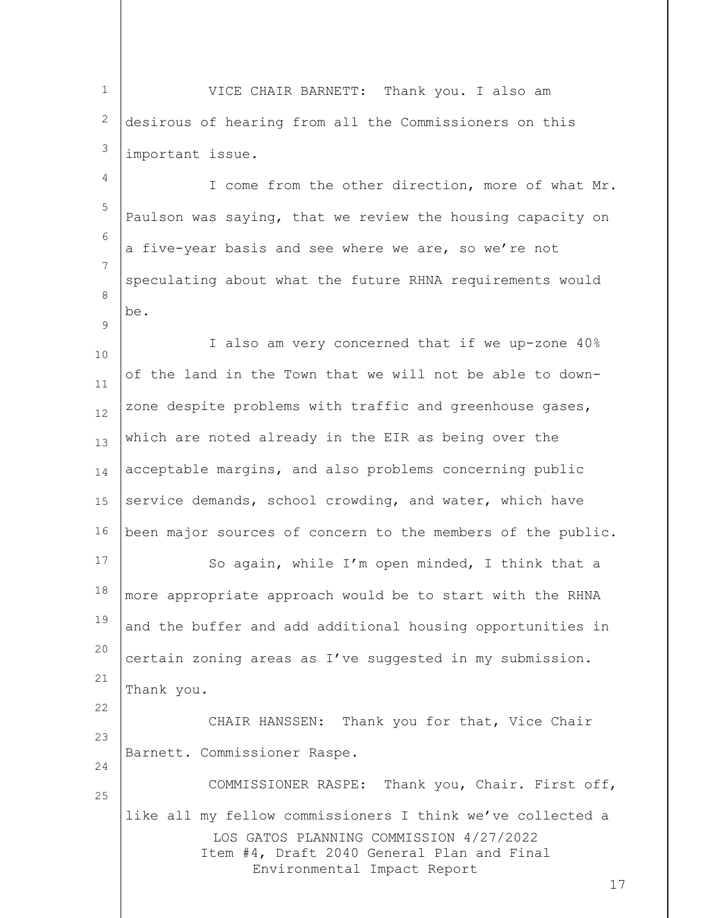VICE CHAIR BARNETT: Thank you. I also am desirous of hearing from all the Commissioners on this important issue.

I come from the other direction, more of what Mr. Paulson was saying, that we review the housing capacity on a five-year basis and see where we are, so we're not speculating about what the future RHNA requirements would be.

I also am very concerned that if we up-zone 40% of the land in the Town that we will not be able to down-zone despite problems with traffic and greenhouse gases, which are noted already in the EIR as being over the acceptable margins, and also problems concerning public service demands, school crowding, and water, which have been major sources of concern to the members of the public.

So again, while I'm open minded, I think that a more appropriate approach would be to start with the RHNA and the buffer and add additional housing opportunities in certain zoning areas as I've suggested in my submission. Thank you.

CHAIR HANSSEN: Thank you for that, Vice Chair Barnett. Commissioner Raspe.

COMMISSIONER RASPE: Thank you, Chair. First off, like all my fellow commissioners I think we've collected a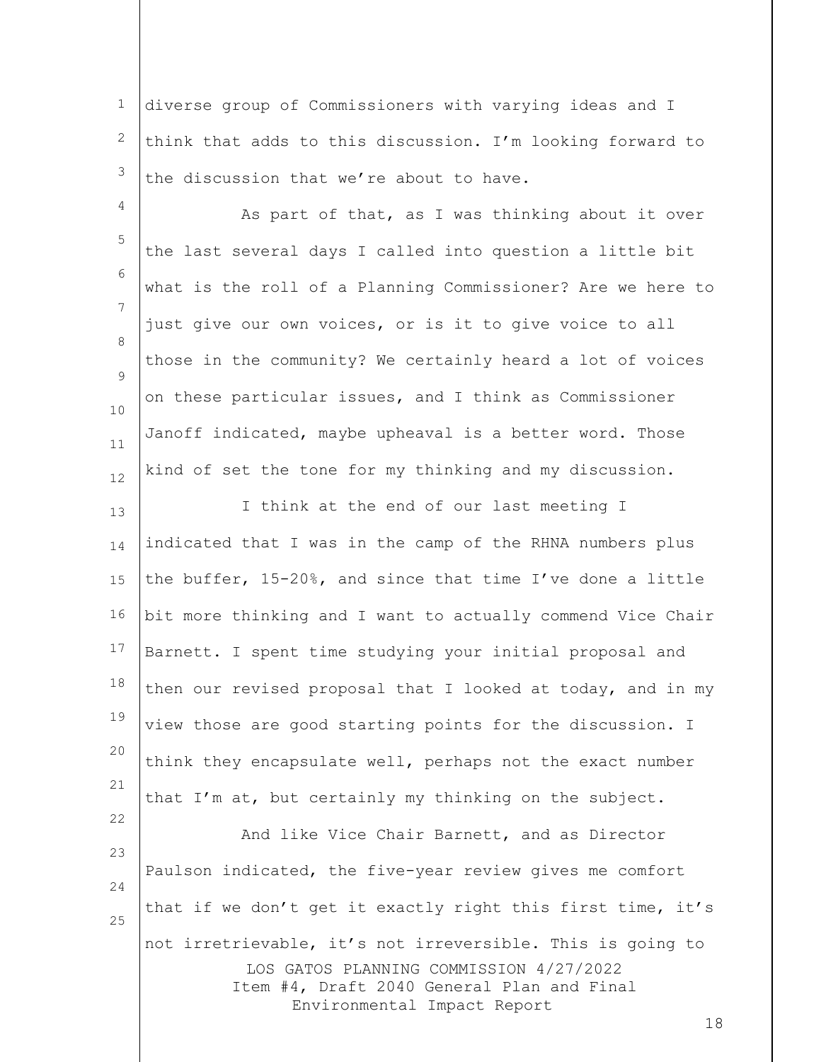diverse group of Commissioners with varying ideas and I think that adds to this discussion. I'm looking forward to the discussion that we're about to have.

As part of that, as I was thinking about it over the last several days I called into question a little bit what is the roll of a Planning Commissioner? Are we here to just give our own voices, or is it to give voice to all those in the community? We certainly heard a lot of voices on these particular issues, and I think as Commissioner Janoff indicated, maybe upheaval is a better word. Those kind of set the tone for my thinking and my discussion.

I think at the end of our last meeting I indicated that I was in the camp of the RHNA numbers plus the buffer, 15-20%, and since that time I've done a little bit more thinking and I want to actually commend Vice Chair Barnett. I spent time studying your initial proposal and then our revised proposal that I looked at today, and in my view those are good starting points for the discussion. I think they encapsulate well, perhaps not the exact number that I'm at, but certainly my thinking on the subject.

And like Vice Chair Barnett, and as Director Paulson indicated, the five-year review gives me comfort that if we don't get it exactly right this first time, it's not irretrievable, it's not irreversible. This is going to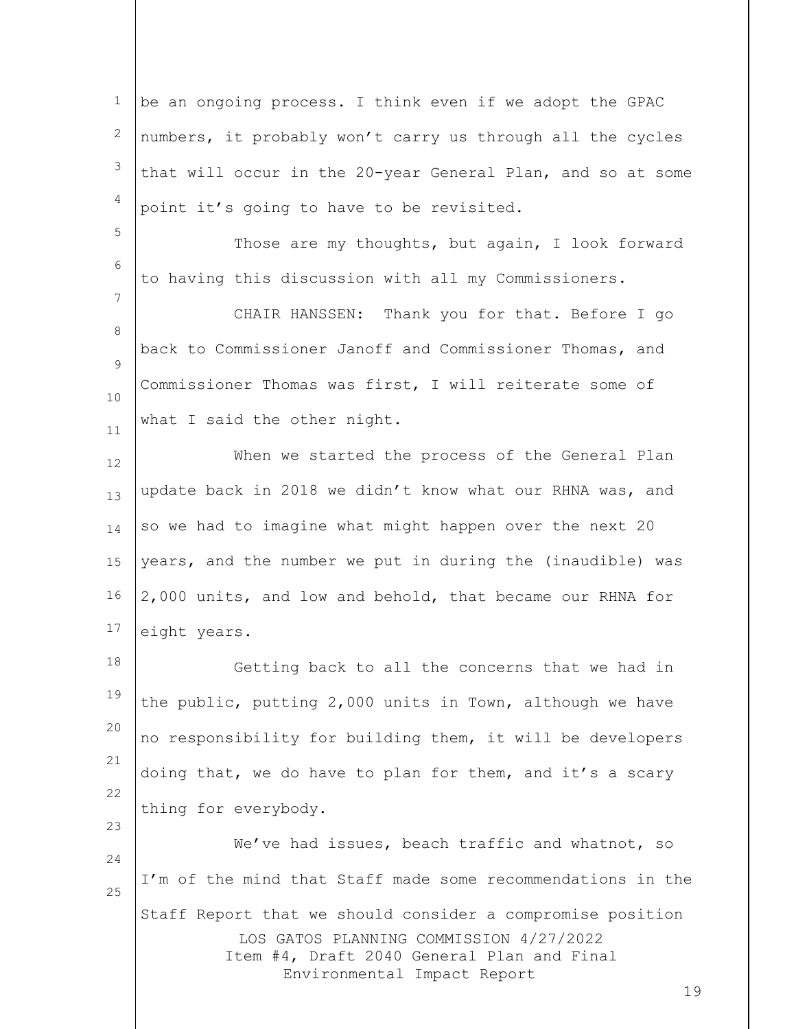be an ongoing process. I think even if we adopt the GPAC numbers, it probably won't carry us through all the cycles that will occur in the 20-year General Plan, and so at some point it's going to have to be revisited.

Those are my thoughts, but again, I look forward to having this discussion with all my Commissioners.

CHAIR HANSSEN: Thank you for that. Before I go back to Commissioner Janoff and Commissioner Thomas, and Commissioner Thomas was first, I will reiterate some of what I said the other night.

When we started the process of the General Plan update back in 2018 we didn't know what our RHNA was, and so we had to imagine what might happen over the next 20 years, and the number we put in during the (inaudible) was 2,000 units, and low and behold, that became our RHNA for eight years.

Getting back to all the concerns that we had in the public, putting 2,000 units in Town, although we have no responsibility for building them, it will be developers doing that, we do have to plan for them, and it's a scary thing for everybody.

We've had issues, beach traffic and whatnot, so I'm of the mind that Staff made some recommendations in the Staff Report that we should consider a compromise position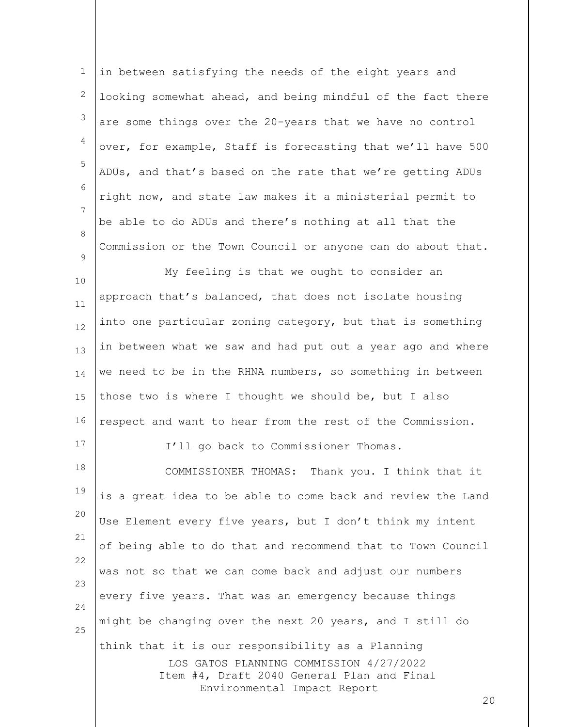in between satisfying the needs of the eight years and looking somewhat ahead, and being mindful of the fact there are some things over the 20-years that we have no control over, for example, Staff is forecasting that we'll have 500 ADUs, and that's based on the rate that we're getting ADUs right now, and state law makes it a ministerial permit to be able to do ADUs and there's nothing at all that the Commission or the Town Council or anyone can do about that.

My feeling is that we ought to consider an approach that's balanced, that does not isolate housing into one particular zoning category, but that is something in between what we saw and had put out a year ago and where we need to be in the RHNA numbers, so something in between those two is where I thought we should be, but I also respect and want to hear from the rest of the Commission.

I'll go back to Commissioner Thomas.

COMMISSIONER THOMAS: Thank you. I think that it is a great idea to be able to come back and review the Land Use Element every five years, but I don't think my intent of being able to do that and recommend that to Town Council was not so that we can come back and adjust our numbers every five years. That was an emergency because things might be changing over the next 20 years, and I still do think that it is our responsibility as a Planning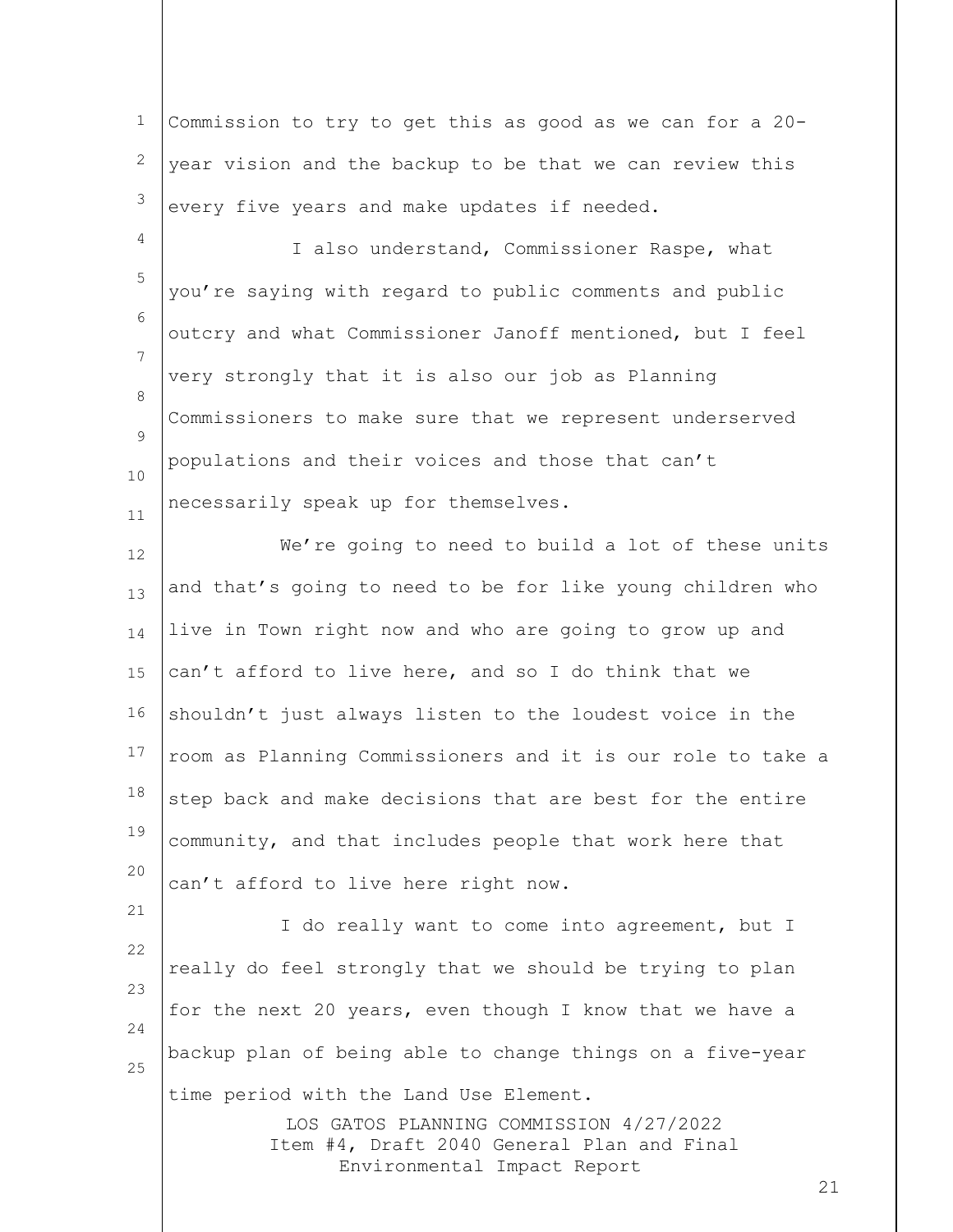Commission to try to get this as good as we can for a 20-year vision and the backup to be that we can review this every five years and make updates if needed.

I also understand, Commissioner Raspe, what you're saying with regard to public comments and public outcry and what Commissioner Janoff mentioned, but I feel very strongly that it is also our job as Planning Commissioners to make sure that we represent underserved populations and their voices and those that can't necessarily speak up for themselves.

We're going to need to build a lot of these units and that's going to need to be for like young children who live in Town right now and who are going to grow up and can't afford to live here, and so I do think that we shouldn't just always listen to the loudest voice in the room as Planning Commissioners and it is our role to take a step back and make decisions that are best for the entire community, and that includes people that work here that can't afford to live here right now.

I do really want to come into agreement, but I really do feel strongly that we should be trying to plan for the next 20 years, even though I know that we have a backup plan of being able to change things on a five-year time period with the Land Use Element.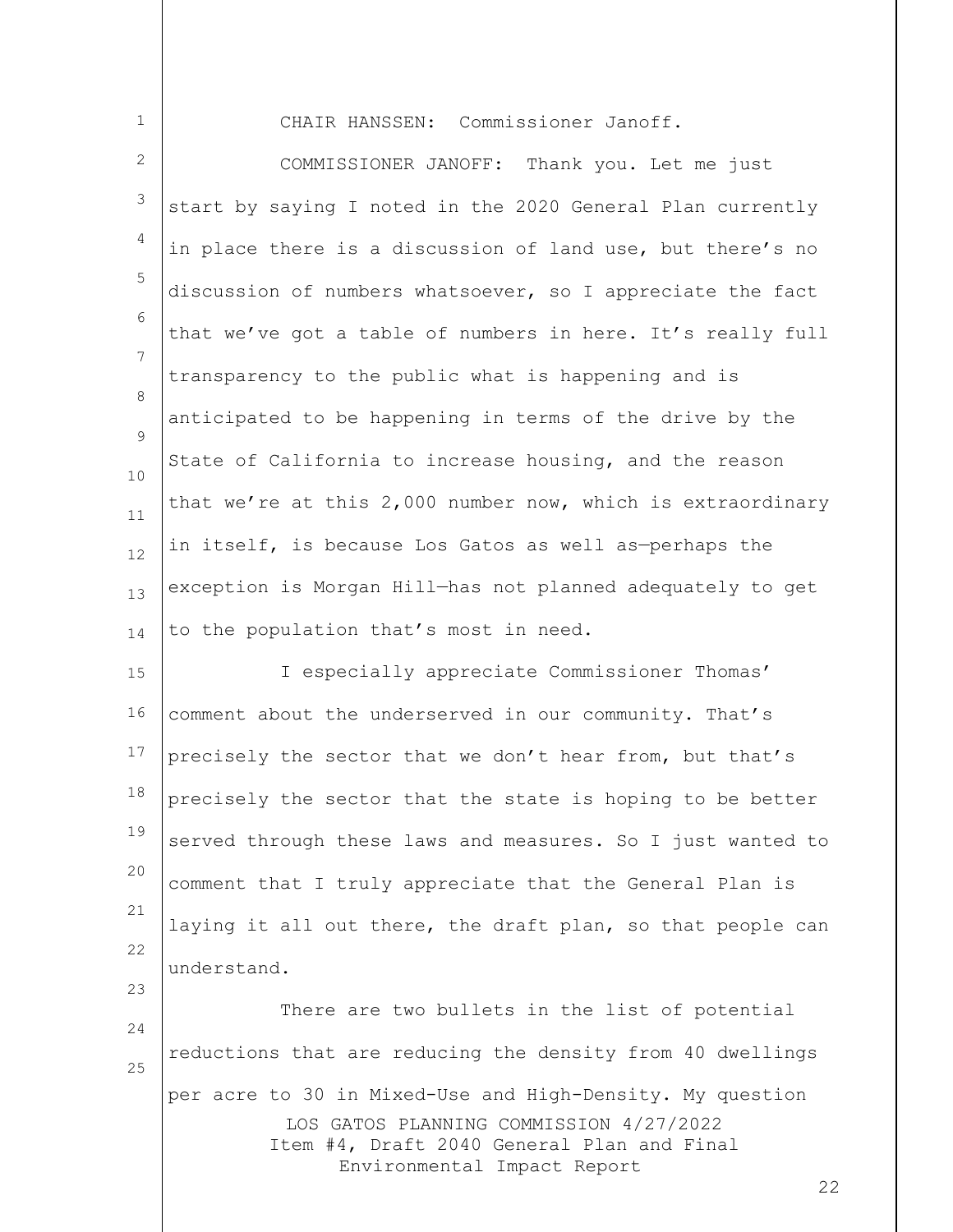CHAIR HANSSEN: Commissioner Janoff.

COMMISSIONER JANOFF: Thank you. Let me just start by saying I noted in the 2020 General Plan currently in place there is a discussion of land use, but there's no discussion of numbers whatsoever, so I appreciate the fact that we've got a table of numbers in here. It's really full transparency to the public what is happening and is anticipated to be happening in terms of the drive by the State of California to increase housing, and the reason that we're at this 2,000 number now, which is extraordinary in itself, is because Los Gatos as well as—perhaps the exception is Morgan Hill—has not planned adequately to get to the population that's most in need.

I especially appreciate Commissioner Thomas' comment about the underserved in our community. That's precisely the sector that we don't hear from, but that's precisely the sector that the state is hoping to be better served through these laws and measures. So I just wanted to comment that I truly appreciate that the General Plan is laying it all out there, the draft plan, so that people can understand.

There are two bullets in the list of potential reductions that are reducing the density from 40 dwellings per acre to 30 in Mixed-Use and High-Density. My question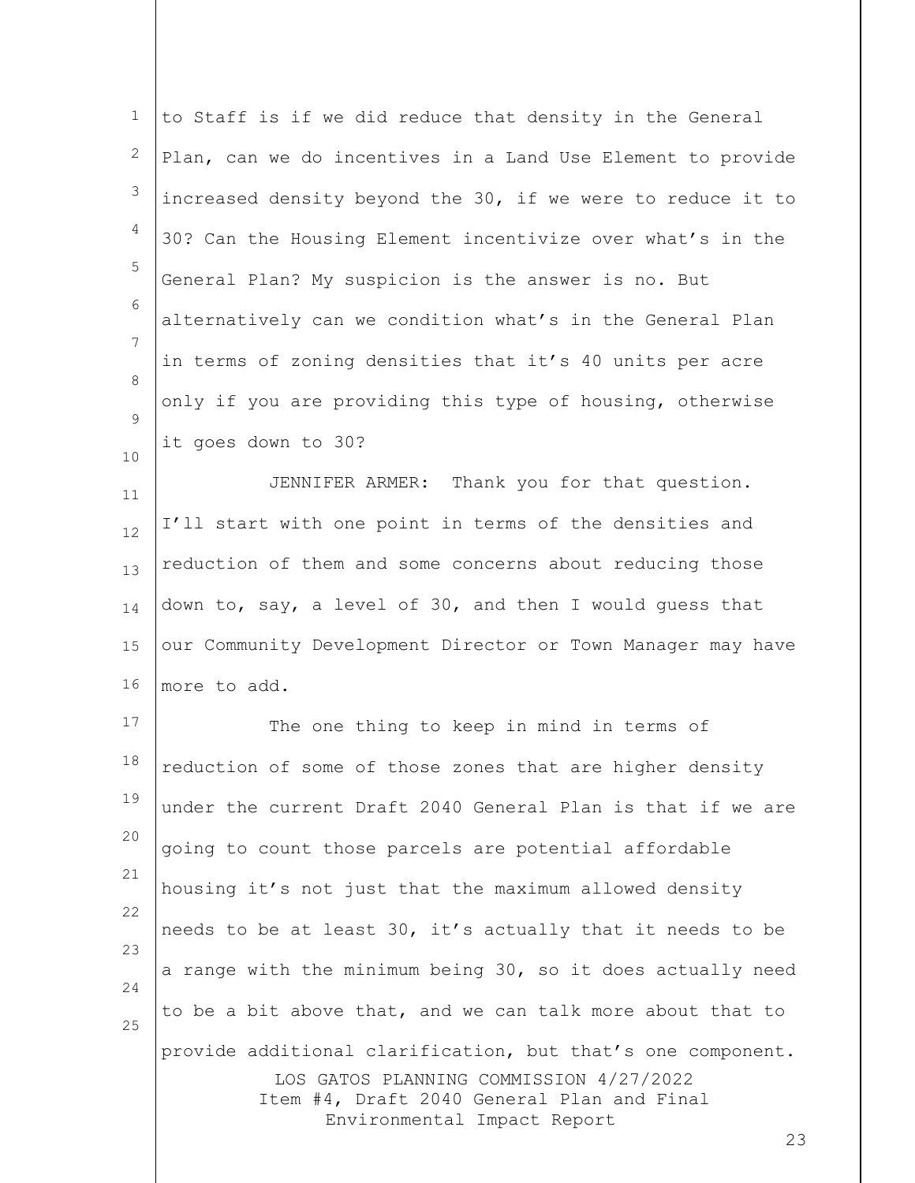to Staff is if we did reduce that density in the General Plan, can we do incentives in a Land Use Element to provide increased density beyond the 30, if we were to reduce it to 30? Can the Housing Element incentivize over what's in the General Plan? My suspicion is the answer is no. But alternatively can we condition what's in the General Plan in terms of zoning densities that it's 40 units per acre only if you are providing this type of housing, otherwise it goes down to 30?

JENNIFER ARMER: Thank you for that question. I'll start with one point in terms of the densities and reduction of them and some concerns about reducing those down to, say, a level of 30, and then I would guess that our Community Development Director or Town Manager may have more to add.

The one thing to keep in mind in terms of reduction of some of those zones that are higher density under the current Draft 2040 General Plan is that if we are going to count those parcels are potential affordable housing it's not just that the maximum allowed density needs to be at least 30, it's actually that it needs to be a range with the minimum being 30, so it does actually need to be a bit above that, and we can talk more about that to provide additional clarification, but that's one component.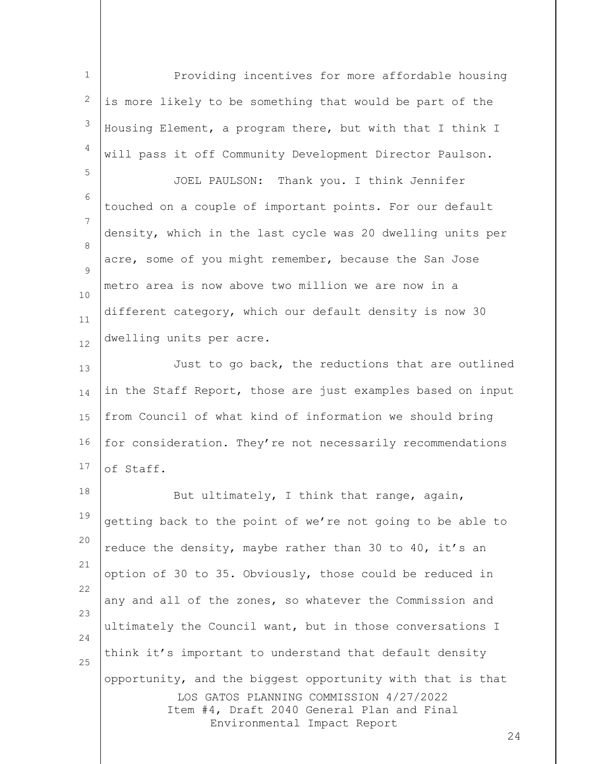Providing incentives for more affordable housing is more likely to be something that would be part of the Housing Element, a program there, but with that I think I will pass it off Community Development Director Paulson.

JOEL PAULSON: Thank you. I think Jennifer touched on a couple of important points. For our default density, which in the last cycle was 20 dwelling units per acre, some of you might remember, because the San Jose metro area is now above two million we are now in a different category, which our default density is now 30 dwelling units per acre.

Just to go back, the reductions that are outlined in the Staff Report, those are just examples based on input from Council of what kind of information we should bring for consideration. They're not necessarily recommendations of Staff.

But ultimately, I think that range, again, getting back to the point of we're not going to be able to reduce the density, maybe rather than 30 to 40, it's an option of 30 to 35. Obviously, those could be reduced in any and all of the zones, so whatever the Commission and ultimately the Council want, but in those conversations I think it's important to understand that default density opportunity, and the biggest opportunity with that is that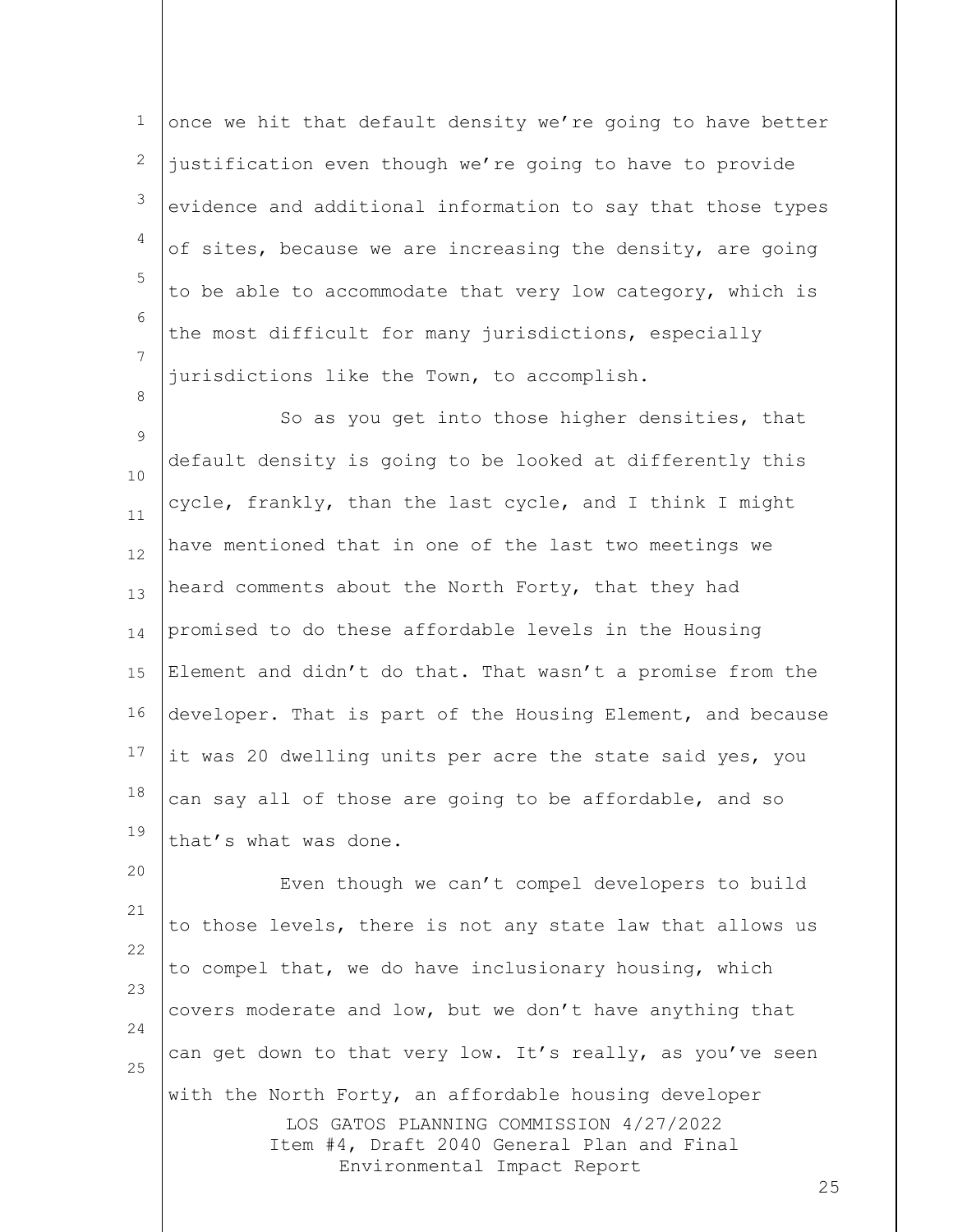once we hit that default density we're going to have better justification even though we're going to have to provide evidence and additional information to say that those types of sites, because we are increasing the density, are going to be able to accommodate that very low category, which is the most difficult for many jurisdictions, especially jurisdictions like the Town, to accomplish.

So as you get into those higher densities, that default density is going to be looked at differently this cycle, frankly, than the last cycle, and I think I might have mentioned that in one of the last two meetings we heard comments about the North Forty, that they had promised to do these affordable levels in the Housing Element and didn't do that. That wasn't a promise from the developer. That is part of the Housing Element, and because it was 20 dwelling units per acre the state said yes, you can say all of those are going to be affordable, and so that's what was done.

Even though we can't compel developers to build to those levels, there is not any state law that allows us to compel that, we do have inclusionary housing, which covers moderate and low, but we don't have anything that can get down to that very low. It's really, as you've seen with the North Forty, an affordable housing developer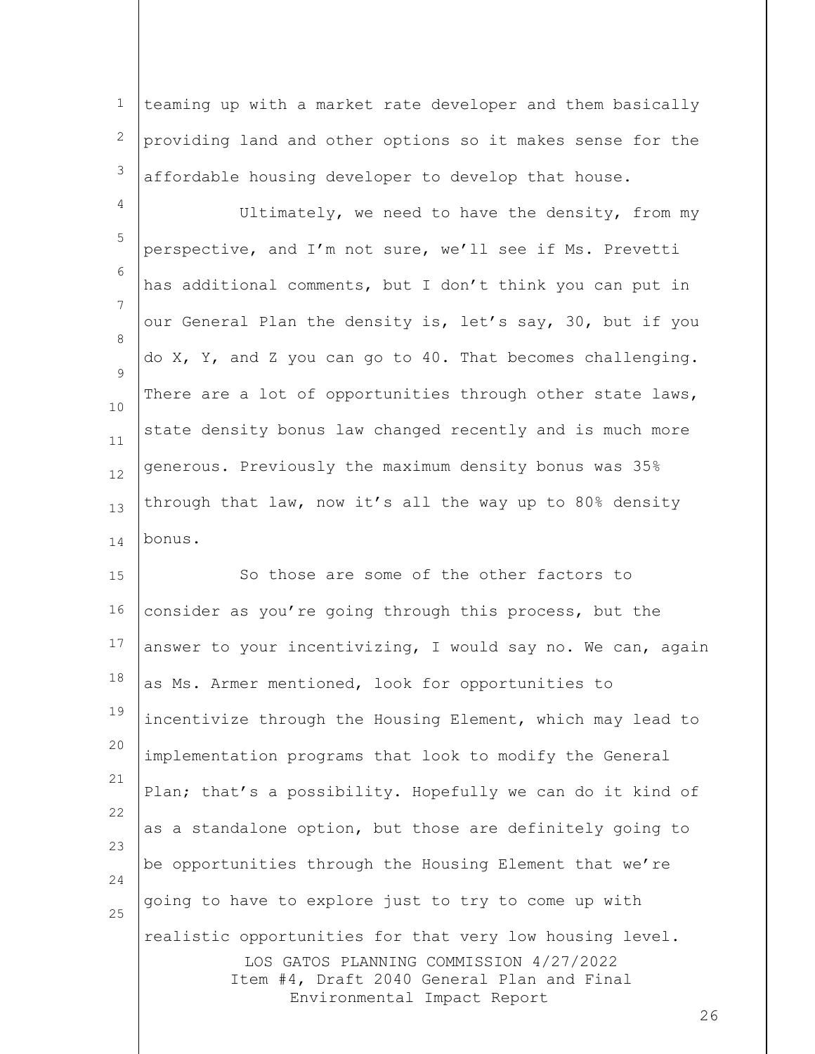teaming up with a market rate developer and them basically providing land and other options so it makes sense for the affordable housing developer to develop that house.

Ultimately, we need to have the density, from my perspective, and I'm not sure, we'll see if Ms. Prevetti has additional comments, but I don't think you can put in our General Plan the density is, let's say, 30, but if you do X, Y, and Z you can go to 40. That becomes challenging. There are a lot of opportunities through other state laws, state density bonus law changed recently and is much more generous. Previously the maximum density bonus was 35% through that law, now it's all the way up to 80% density bonus.

So those are some of the other factors to consider as you're going through this process, but the answer to your incentivizing, I would say no. We can, again as Ms. Armer mentioned, look for opportunities to incentivize through the Housing Element, which may lead to implementation programs that look to modify the General Plan; that's a possibility. Hopefully we can do it kind of as a standalone option, but those are definitely going to be opportunities through the Housing Element that we're going to have to explore just to try to come up with realistic opportunities for that very low housing level.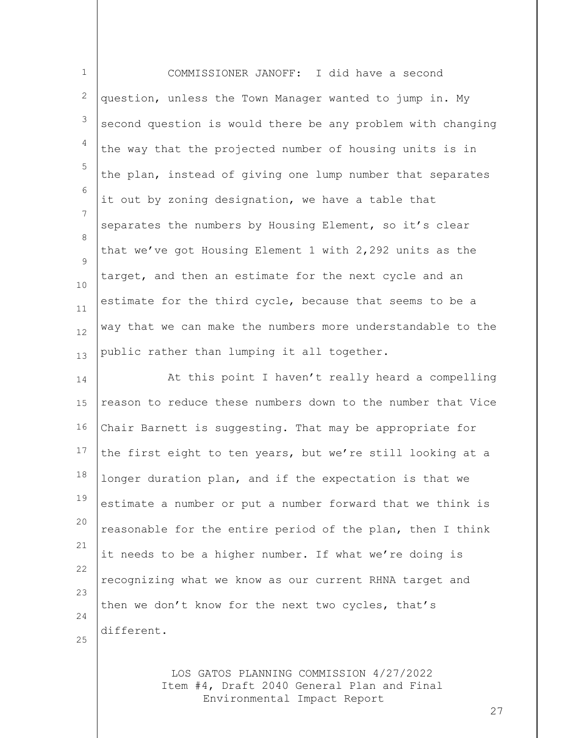COMMISSIONER JANOFF: I did have a second question, unless the Town Manager wanted to jump in. My second question is would there be any problem with changing the way that the projected number of housing units is in the plan, instead of giving one lump number that separates it out by zoning designation, we have a table that separates the numbers by Housing Element, so it's clear that we've got Housing Element 1 with 2,292 units as the target, and then an estimate for the next cycle and an estimate for the third cycle, because that seems to be a way that we can make the numbers more understandable to the public rather than lumping it all together.

At this point I haven't really heard a compelling reason to reduce these numbers down to the number that Vice Chair Barnett is suggesting. That may be appropriate for the first eight to ten years, but we're still looking at a longer duration plan, and if the expectation is that we estimate a number or put a number forward that we think is reasonable for the entire period of the plan, then I think it needs to be a higher number. If what we're doing is recognizing what we know as our current RHNA target and then we don't know for the next two cycles, that's different.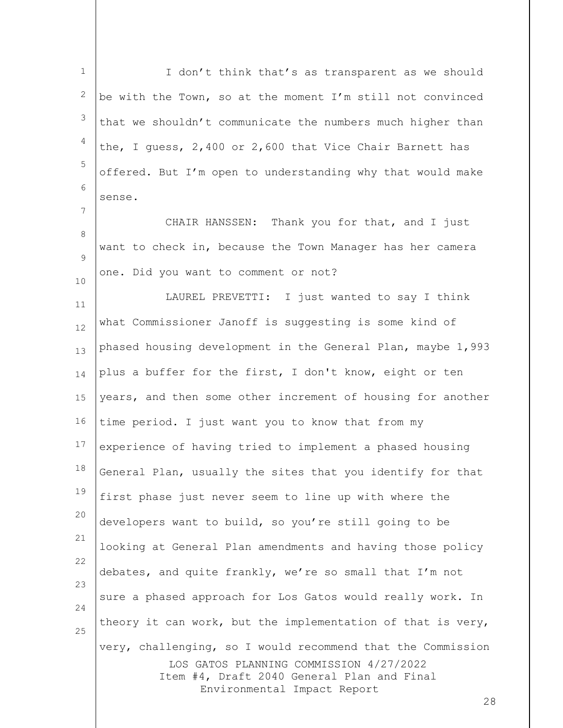I don't think that's as transparent as we should be with the Town, so at the moment I'm still not convinced that we shouldn't communicate the numbers much higher than the, I guess, 2,400 or 2,600 that Vice Chair Barnett has offered. But I'm open to understanding why that would make sense.

CHAIR HANSSEN: Thank you for that, and I just want to check in, because the Town Manager has her camera one. Did you want to comment or not?

LAUREL PREVETTI: I just wanted to say I think what Commissioner Janoff is suggesting is some kind of phased housing development in the General Plan, maybe 1,993 plus a buffer for the first, I don't know, eight or ten years, and then some other increment of housing for another time period. I just want you to know that from my experience of having tried to implement a phased housing General Plan, usually the sites that you identify for that first phase just never seem to line up with where the developers want to build, so you're still going to be looking at General Plan amendments and having those policy debates, and quite frankly, we're so small that I'm not sure a phased approach for Los Gatos would really work. In theory it can work, but the implementation of that is very, very, challenging, so I would recommend that the Commission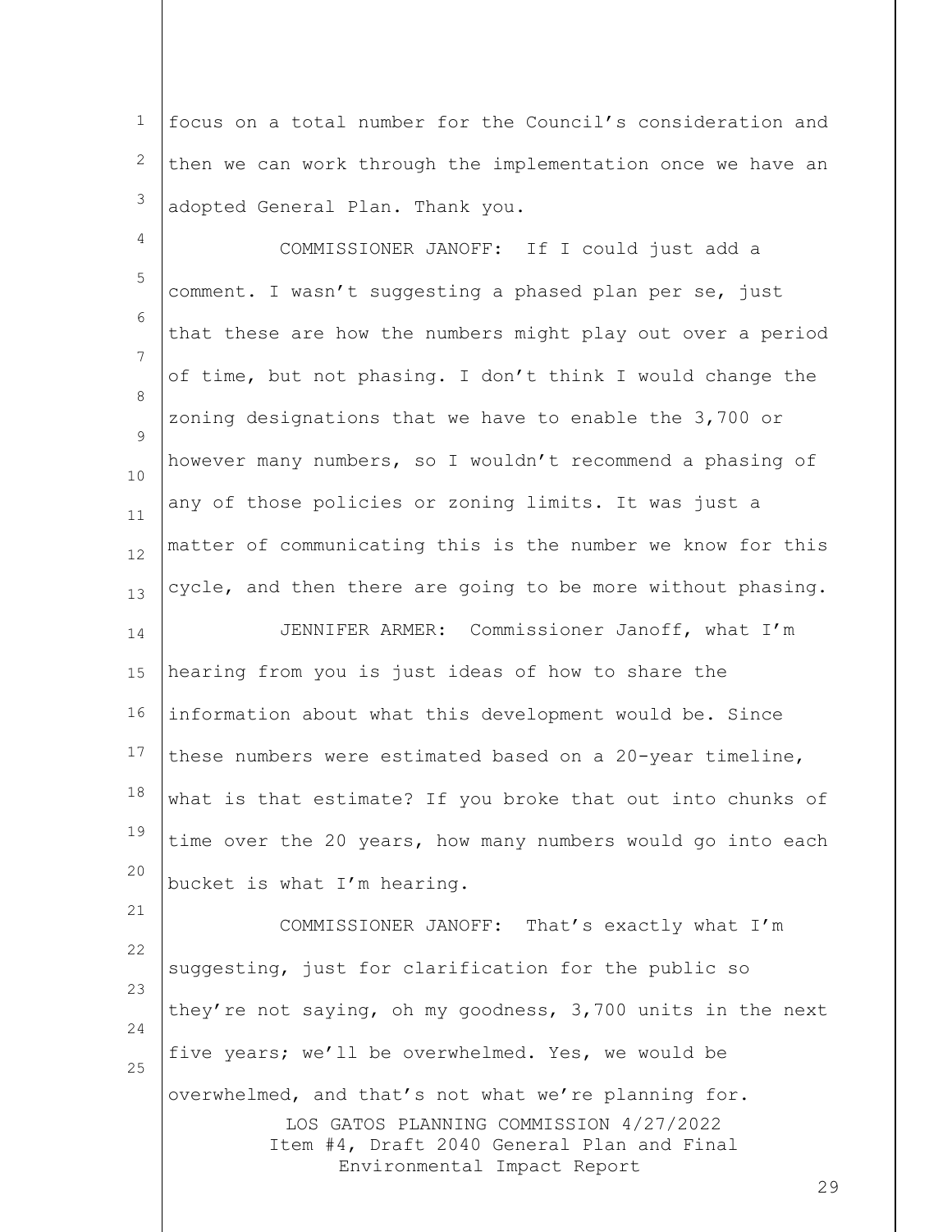focus on a total number for the Council's consideration and then we can work through the implementation once we have an adopted General Plan. Thank you.

COMMISSIONER JANOFF: If I could just add a comment. I wasn't suggesting a phased plan per se, just that these are how the numbers might play out over a period of time, but not phasing. I don't think I would change the zoning designations that we have to enable the 3,700 or however many numbers, so I wouldn't recommend a phasing of any of those policies or zoning limits. It was just a matter of communicating this is the number we know for this cycle, and then there are going to be more without phasing.

JENNIFER ARMER: Commissioner Janoff, what I'm hearing from you is just ideas of how to share the information about what this development would be. Since these numbers were estimated based on a 20-year timeline, what is that estimate? If you broke that out into chunks of time over the 20 years, how many numbers would go into each bucket is what I'm hearing.

COMMISSIONER JANOFF: That's exactly what I'm suggesting, just for clarification for the public so they're not saying, oh my goodness, 3,700 units in the next five years; we'll be overwhelmed. Yes, we would be overwhelmed, and that's not what we're planning for.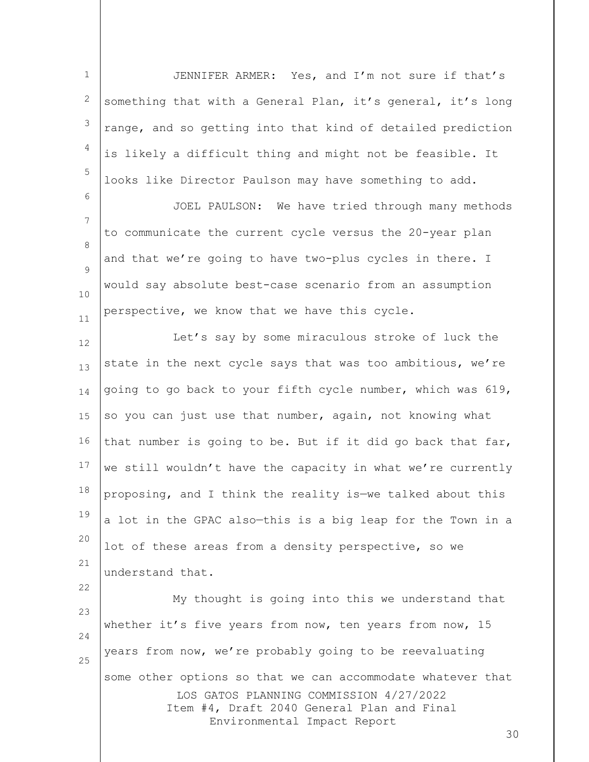JENNIFER ARMER: Yes, and I'm not sure if that's something that with a General Plan, it's general, it's long range, and so getting into that kind of detailed prediction is likely a difficult thing and might not be feasible. It looks like Director Paulson may have something to add.

JOEL PAULSON: We have tried through many methods to communicate the current cycle versus the 20-year plan and that we're going to have two-plus cycles in there. I would say absolute best-case scenario from an assumption perspective, we know that we have this cycle.

Let's say by some miraculous stroke of luck the state in the next cycle says that was too ambitious, we're going to go back to your fifth cycle number, which was 619, so you can just use that number, again, not knowing what that number is going to be. But if it did go back that far, we still wouldn't have the capacity in what we're currently proposing, and I think the reality is—we talked about this a lot in the GPAC also—this is a big leap for the Town in a lot of these areas from a density perspective, so we understand that.

My thought is going into this we understand that whether it's five years from now, ten years from now, 15 years from now, we're probably going to be reevaluating some other options so that we can accommodate whatever that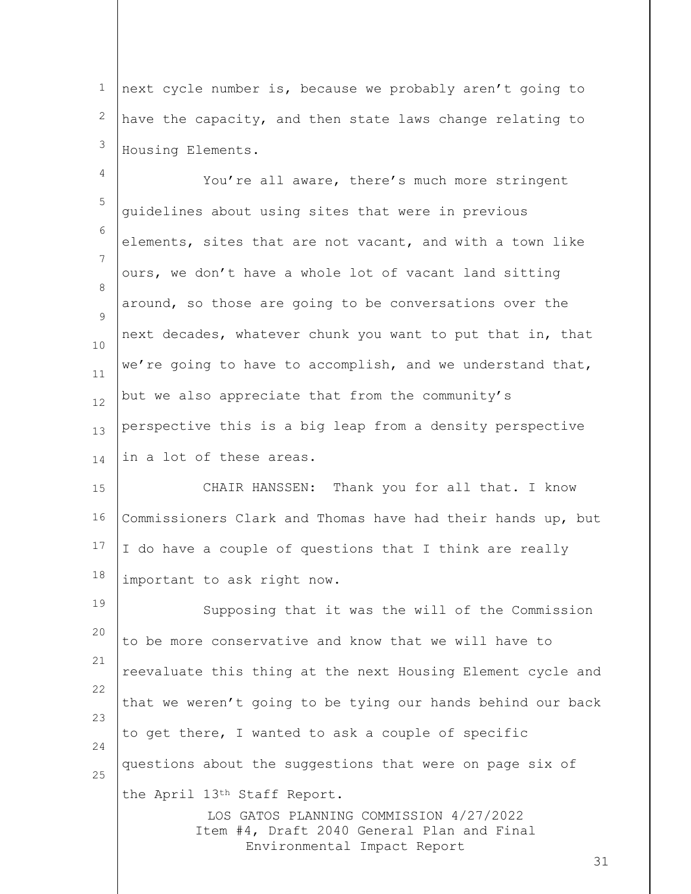next cycle number is, because we probably aren't going to have the capacity, and then state laws change relating to Housing Elements.

You're all aware, there's much more stringent guidelines about using sites that were in previous elements, sites that are not vacant, and with a town like ours, we don't have a whole lot of vacant land sitting around, so those are going to be conversations over the next decades, whatever chunk you want to put that in, that we're going to have to accomplish, and we understand that, but we also appreciate that from the community's perspective this is a big leap from a density perspective in a lot of these areas.

CHAIR HANSSEN: Thank you for all that. I know Commissioners Clark and Thomas have had their hands up, but I do have a couple of questions that I think are really important to ask right now.

Supposing that it was the will of the Commission to be more conservative and know that we will have to reevaluate this thing at the next Housing Element cycle and that we weren't going to be tying our hands behind our back to get there, I wanted to ask a couple of specific questions about the suggestions that were on page six of the April 13th Staff Report.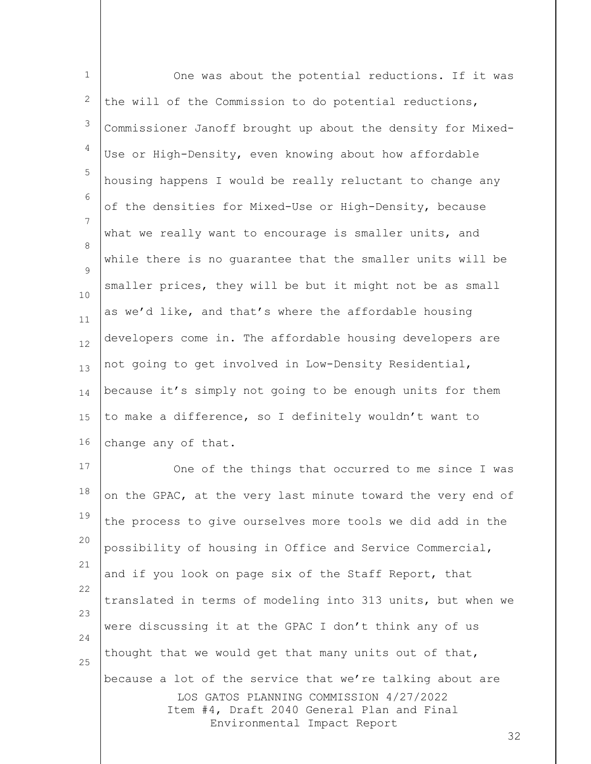One was about the potential reductions. If it was the will of the Commission to do potential reductions, Commissioner Janoff brought up about the density for Mixed-Use or High-Density, even knowing about how affordable housing happens I would be really reluctant to change any of the densities for Mixed-Use or High-Density, because what we really want to encourage is smaller units, and while there is no guarantee that the smaller units will be smaller prices, they will be but it might not be as small as we'd like, and that's where the affordable housing developers come in. The affordable housing developers are not going to get involved in Low-Density Residential, because it's simply not going to be enough units for them to make a difference, so I definitely wouldn't want to change any of that.

One of the things that occurred to me since I was on the GPAC, at the very last minute toward the very end of the process to give ourselves more tools we did add in the possibility of housing in Office and Service Commercial, and if you look on page six of the Staff Report, that translated in terms of modeling into 313 units, but when we were discussing it at the GPAC I don't think any of us thought that we would get that many units out of that, because a lot of the service that we're talking about are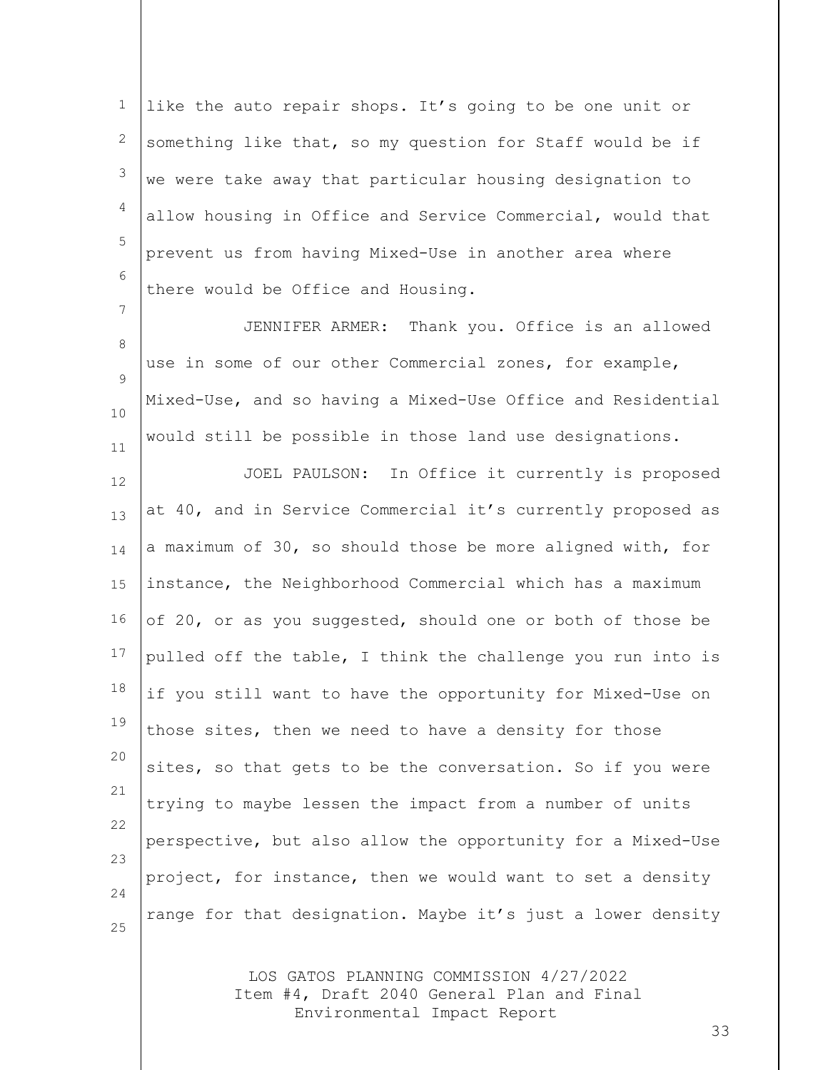like the auto repair shops. It's going to be one unit or something like that, so my question for Staff would be if we were take away that particular housing designation to allow housing in Office and Service Commercial, would that prevent us from having Mixed-Use in another area where there would be Office and Housing.

JENNIFER ARMER: Thank you. Office is an allowed use in some of our other Commercial zones, for example, Mixed-Use, and so having a Mixed-Use Office and Residential would still be possible in those land use designations.

JOEL PAULSON: In Office it currently is proposed at 40, and in Service Commercial it's currently proposed as a maximum of 30, so should those be more aligned with, for instance, the Neighborhood Commercial which has a maximum of 20, or as you suggested, should one or both of those be pulled off the table, I think the challenge you run into is if you still want to have the opportunity for Mixed-Use on those sites, then we need to have a density for those sites, so that gets to be the conversation. So if you were trying to maybe lessen the impact from a number of units perspective, but also allow the opportunity for a Mixed-Use project, for instance, then we would want to set a density range for that designation. Maybe it's just a lower density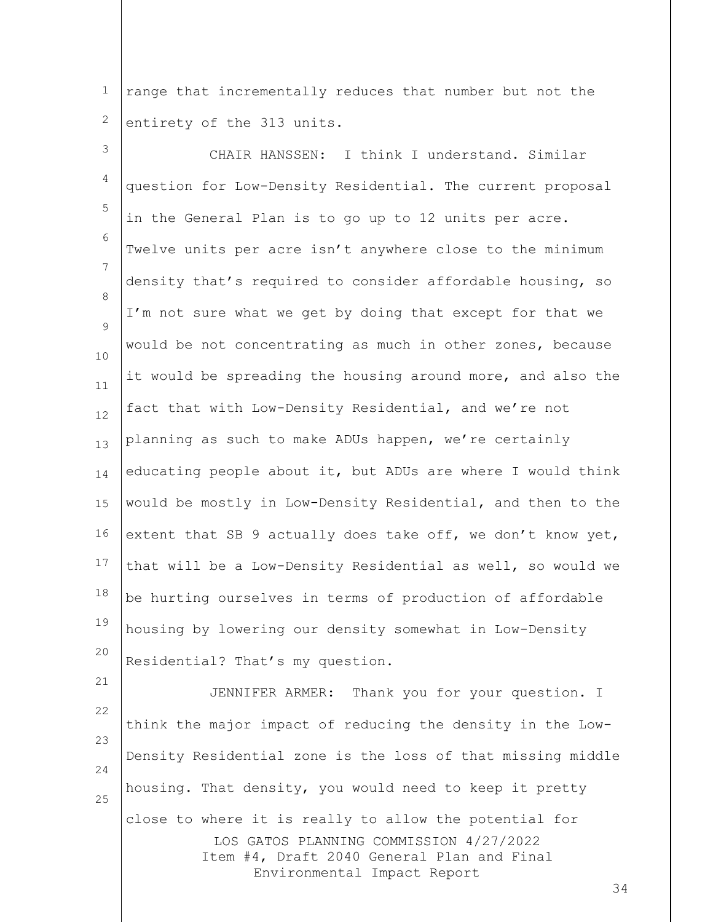range that incrementally reduces that number but not the entirety of the 313 units.

CHAIR HANSSEN: I think I understand. Similar question for Low-Density Residential. The current proposal in the General Plan is to go up to 12 units per acre. Twelve units per acre isn't anywhere close to the minimum density that's required to consider affordable housing, so I'm not sure what we get by doing that except for that we would be not concentrating as much in other zones, because it would be spreading the housing around more, and also the fact that with Low-Density Residential, and we're not planning as such to make ADUs happen, we're certainly educating people about it, but ADUs are where I would think would be mostly in Low-Density Residential, and then to the extent that SB 9 actually does take off, we don't know yet, that will be a Low-Density Residential as well, so would we be hurting ourselves in terms of production of affordable housing by lowering our density somewhat in Low-Density Residential? That's my question.

JENNIFER ARMER: Thank you for your question. I think the major impact of reducing the density in the Low-Density Residential zone is the loss of that missing middle housing. That density, you would need to keep it pretty close to where it is really to allow the potential for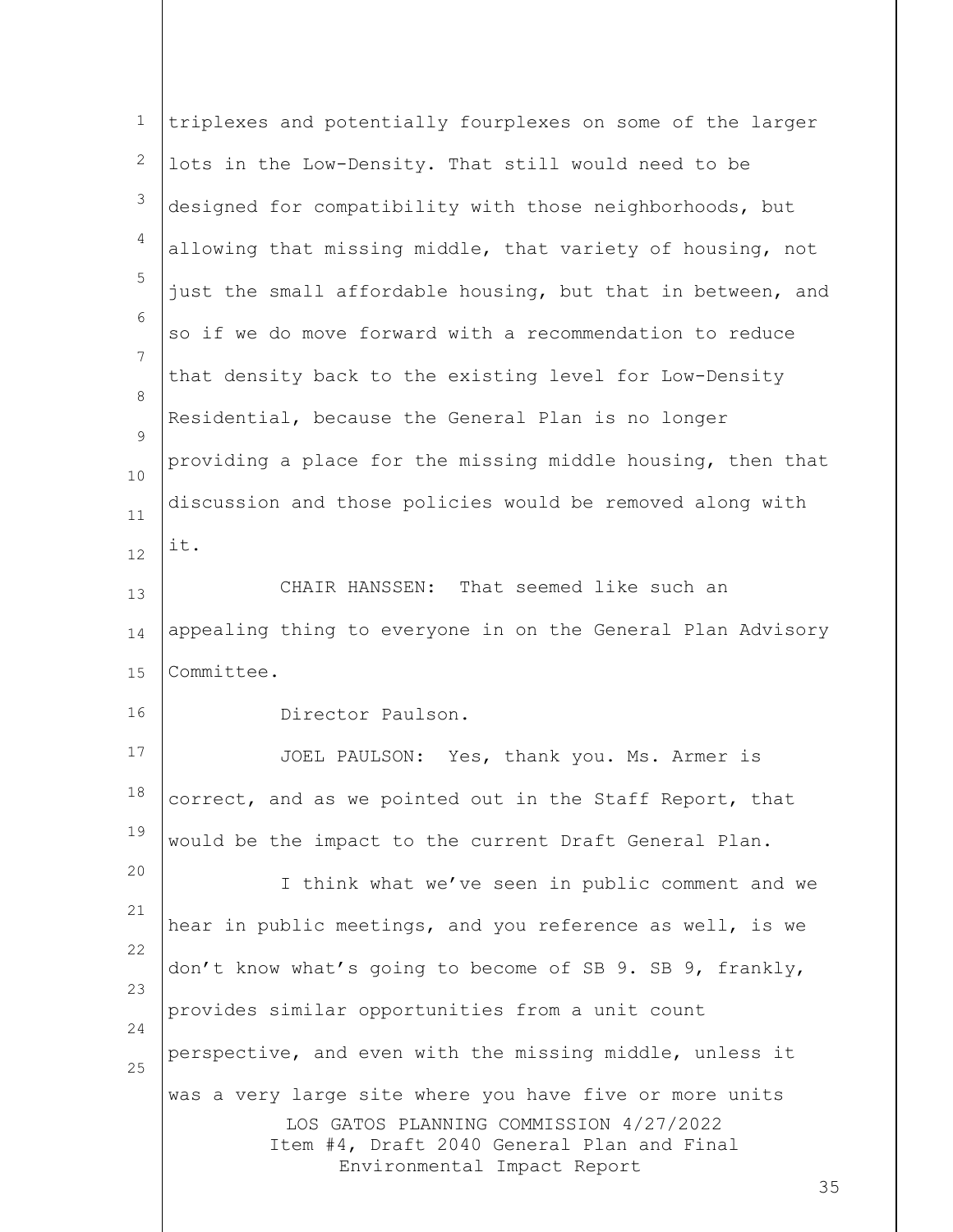triplexes and potentially fourplexes on some of the larger lots in the Low-Density. That still would need to be designed for compatibility with those neighborhoods, but allowing that missing middle, that variety of housing, not just the small affordable housing, but that in between, and so if we do move forward with a recommendation to reduce that density back to the existing level for Low-Density Residential, because the General Plan is no longer providing a place for the missing middle housing, then that discussion and those policies would be removed along with it.

CHAIR HANSSEN: That seemed like such an appealing thing to everyone in on the General Plan Advisory Committee.

Director Paulson.

JOEL PAULSON: Yes, thank you. Ms. Armer is correct, and as we pointed out in the Staff Report, that would be the impact to the current Draft General Plan.

I think what we've seen in public comment and we hear in public meetings, and you reference as well, is we don't know what's going to become of SB 9. SB 9, frankly, provides similar opportunities from a unit count perspective, and even with the missing middle, unless it was a very large site where you have five or more units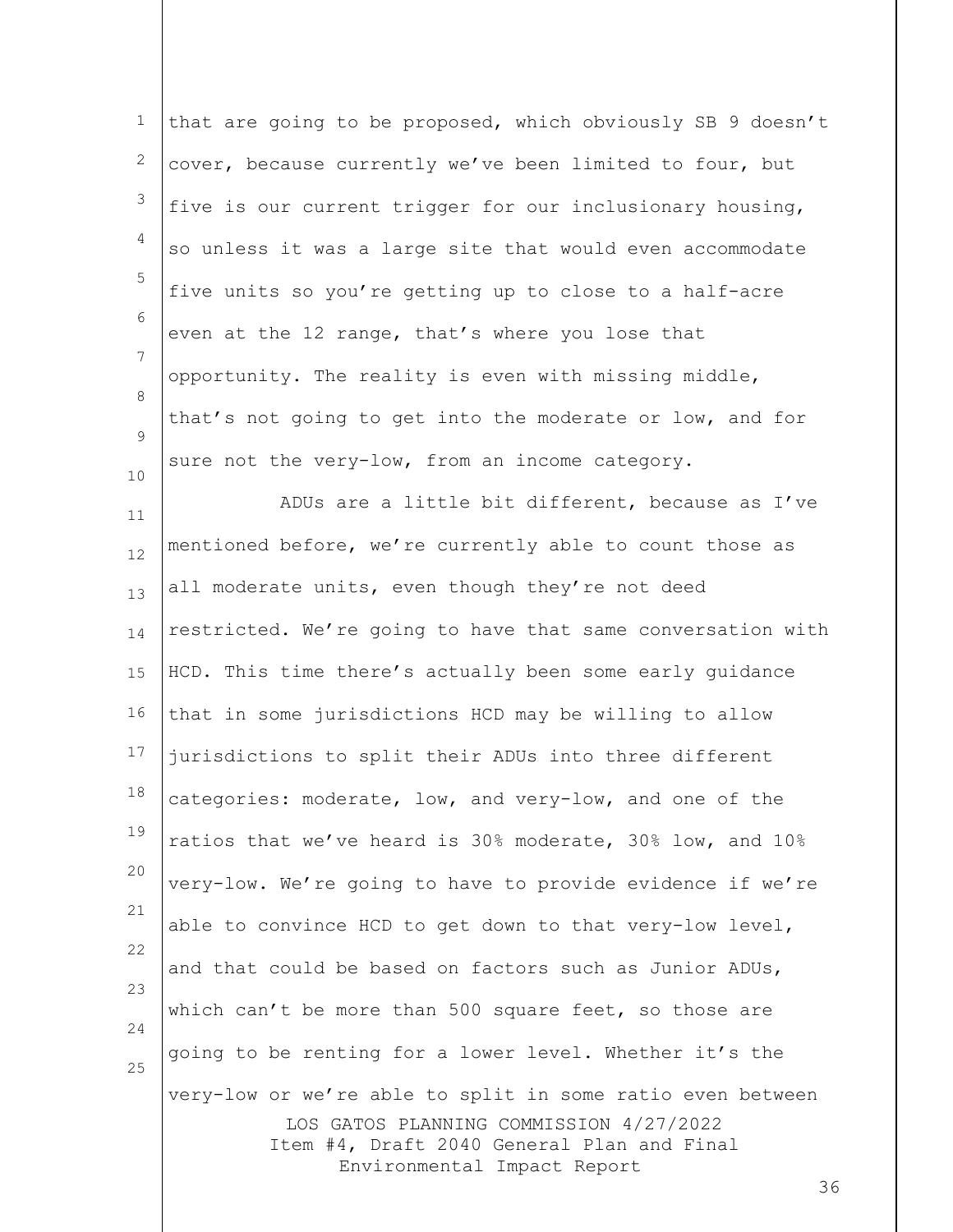that are going to be proposed, which obviously SB 9 doesn't cover, because currently we've been limited to four, but five is our current trigger for our inclusionary housing, so unless it was a large site that would even accommodate five units so you're getting up to close to a half-acre even at the 12 range, that's where you lose that opportunity. The reality is even with missing middle, that's not going to get into the moderate or low, and for sure not the very-low, from an income category.

ADUs are a little bit different, because as I've mentioned before, we're currently able to count those as all moderate units, even though they're not deed restricted. We're going to have that same conversation with HCD. This time there's actually been some early guidance that in some jurisdictions HCD may be willing to allow jurisdictions to split their ADUs into three different categories: moderate, low, and very-low, and one of the ratios that we've heard is 30% moderate, 30% low, and 10% very-low. We're going to have to provide evidence if we're able to convince HCD to get down to that very-low level, and that could be based on factors such as Junior ADUs, which can't be more than 500 square feet, so those are going to be renting for a lower level. Whether it's the very-low or we're able to split in some ratio even between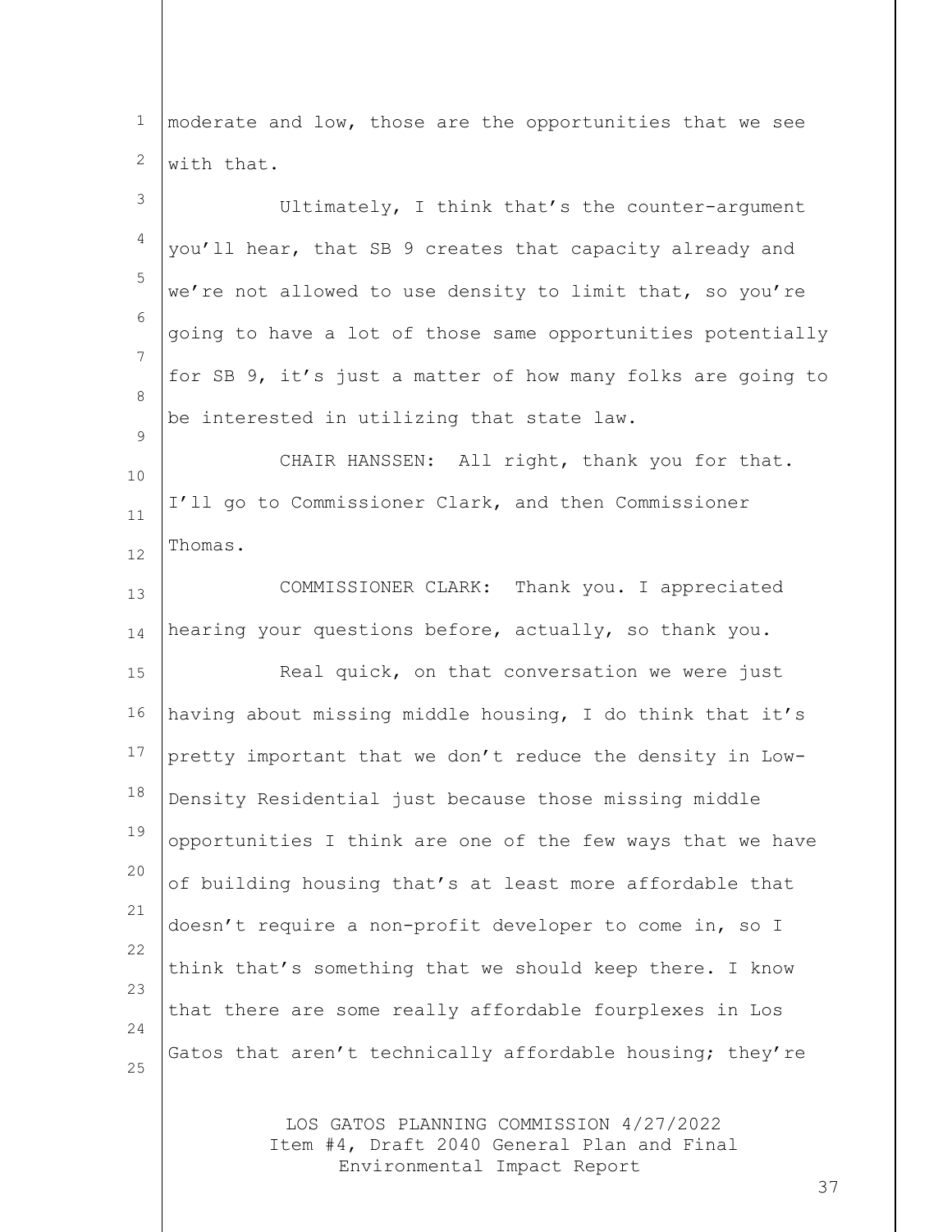moderate and low, those are the opportunities that we see with that.

Ultimately, I think that's the counter-argument you'll hear, that SB 9 creates that capacity already and we're not allowed to use density to limit that, so you're going to have a lot of those same opportunities potentially for SB 9, it's just a matter of how many folks are going to be interested in utilizing that state law.

CHAIR HANSSEN: All right, thank you for that. I'll go to Commissioner Clark, and then Commissioner Thomas.

COMMISSIONER CLARK: Thank you. I appreciated hearing your questions before, actually, so thank you.

Real quick, on that conversation we were just having about missing middle housing, I do think that it's pretty important that we don't reduce the density in Low-Density Residential just because those missing middle opportunities I think are one of the few ways that we have of building housing that's at least more affordable that doesn't require a non-profit developer to come in, so I think that's something that we should keep there. I know that there are some really affordable fourplexes in Los Gatos that aren't technically affordable housing; they're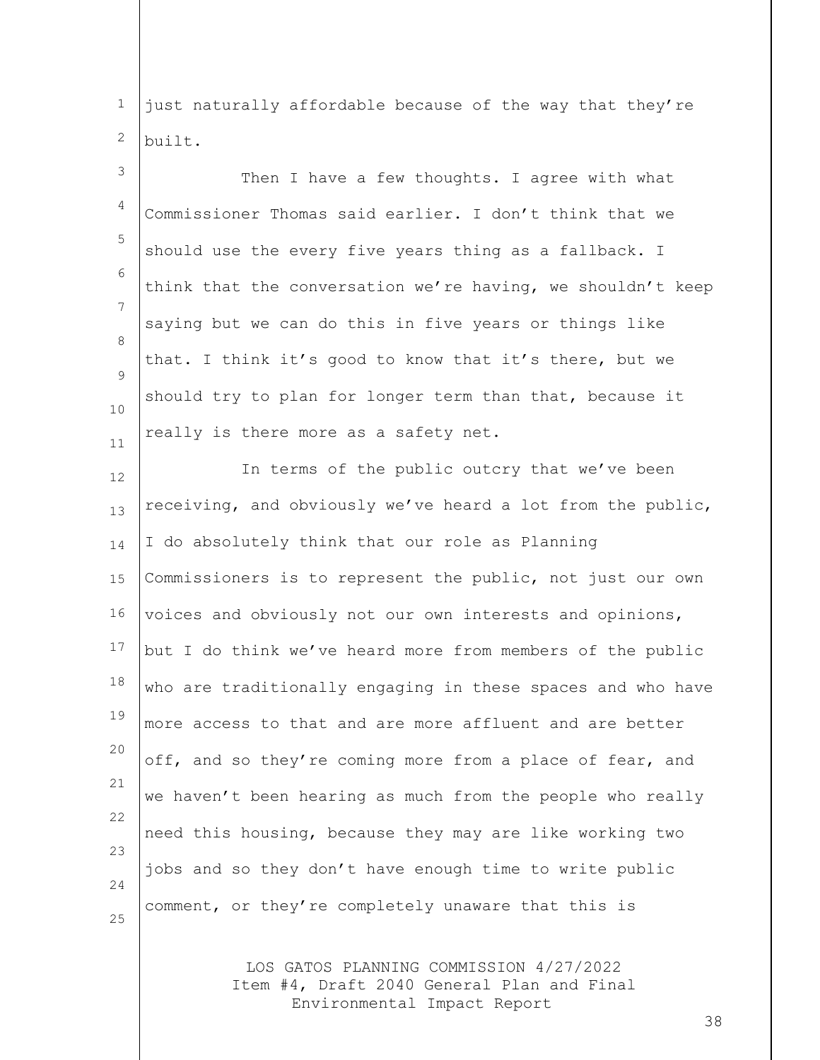just naturally affordable because of the way that they're built.

Then I have a few thoughts. I agree with what Commissioner Thomas said earlier. I don't think that we should use the every five years thing as a fallback. I think that the conversation we're having, we shouldn't keep saying but we can do this in five years or things like that. I think it's good to know that it's there, but we should try to plan for longer term than that, because it really is there more as a safety net.

In terms of the public outcry that we've been receiving, and obviously we've heard a lot from the public, I do absolutely think that our role as Planning Commissioners is to represent the public, not just our own voices and obviously not our own interests and opinions, but I do think we've heard more from members of the public who are traditionally engaging in these spaces and who have more access to that and are more affluent and are better off, and so they're coming more from a place of fear, and we haven't been hearing as much from the people who really need this housing, because they may are like working two jobs and so they don't have enough time to write public comment, or they're completely unaware that this is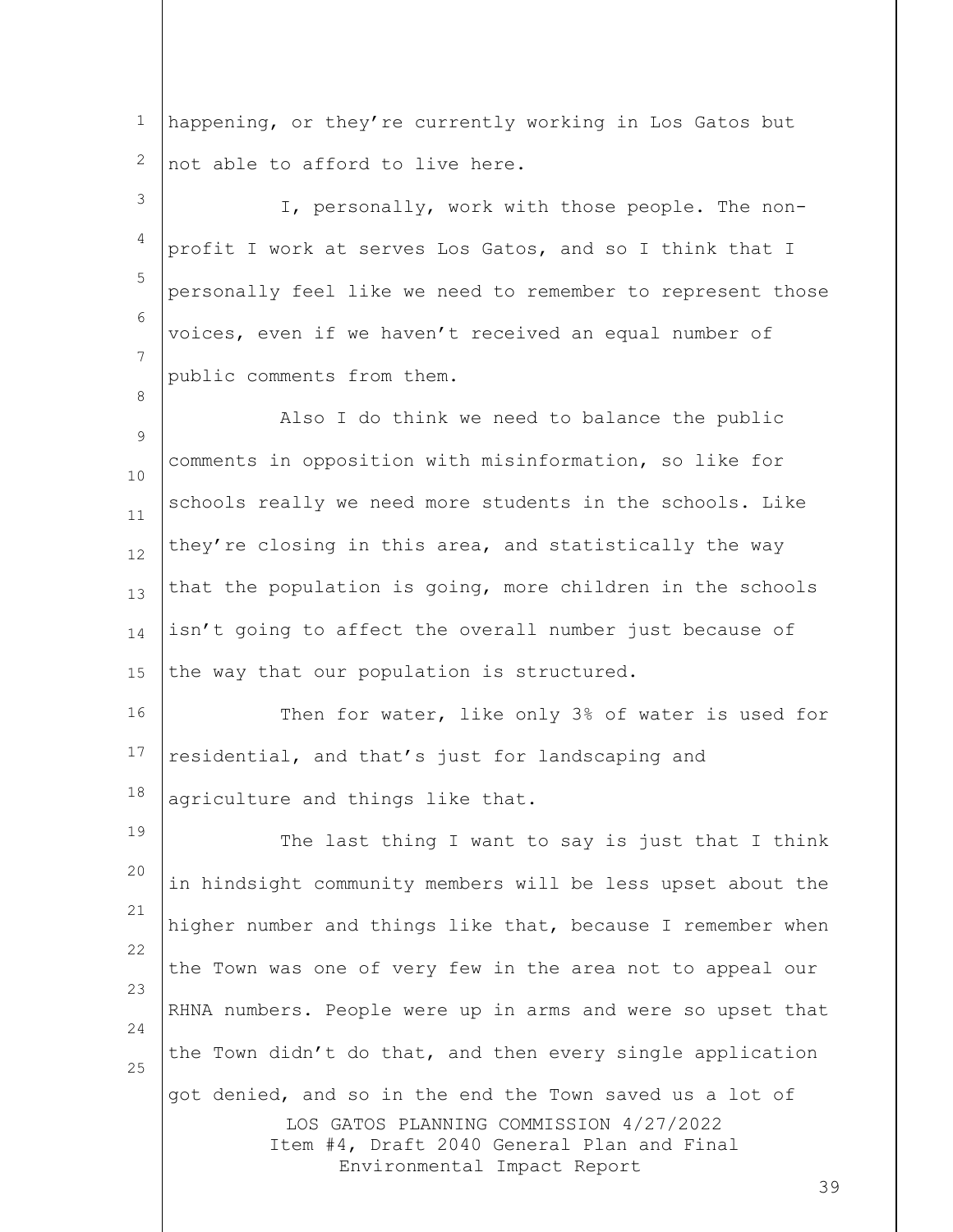happening, or they're currently working in Los Gatos but not able to afford to live here.

I, personally, work with those people. The non-profit I work at serves Los Gatos, and so I think that I personally feel like we need to remember to represent those voices, even if we haven't received an equal number of public comments from them.

Also I do think we need to balance the public comments in opposition with misinformation, so like for schools really we need more students in the schools. Like they're closing in this area, and statistically the way that the population is going, more children in the schools isn't going to affect the overall number just because of the way that our population is structured.

Then for water, like only 3% of water is used for residential, and that's just for landscaping and agriculture and things like that.

The last thing I want to say is just that I think in hindsight community members will be less upset about the higher number and things like that, because I remember when the Town was one of very few in the area not to appeal our RHNA numbers. People were up in arms and were so upset that the Town didn't do that, and then every single application got denied, and so in the end the Town saved us a lot of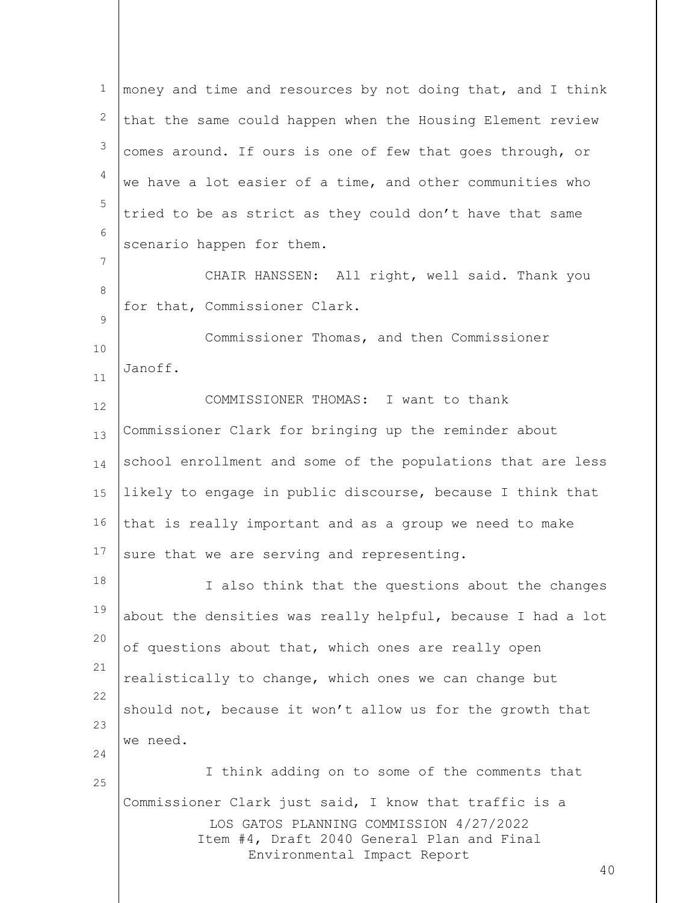money and time and resources by not doing that, and I think that the same could happen when the Housing Element review comes around. If ours is one of few that goes through, or we have a lot easier of a time, and other communities who tried to be as strict as they could don't have that same scenario happen for them.

CHAIR HANSSEN: All right, well said. Thank you for that, Commissioner Clark.

Commissioner Thomas, and then Commissioner Janoff.

COMMISSIONER THOMAS: I want to thank Commissioner Clark for bringing up the reminder about school enrollment and some of the populations that are less likely to engage in public discourse, because I think that that is really important and as a group we need to make sure that we are serving and representing.

I also think that the questions about the changes about the densities was really helpful, because I had a lot of questions about that, which ones are really open realistically to change, which ones we can change but should not, because it won't allow us for the growth that we need.

I think adding on to some of the comments that Commissioner Clark just said, I know that traffic is a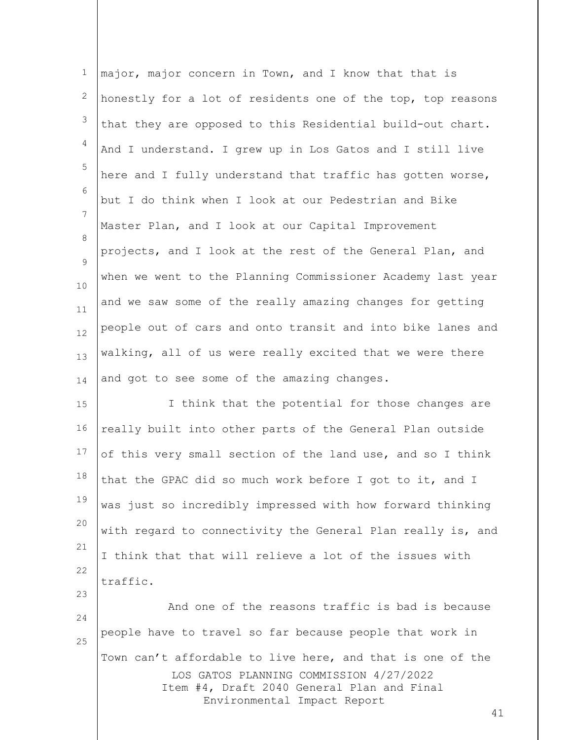major, major concern in Town, and I know that that is honestly for a lot of residents one of the top, top reasons that they are opposed to this Residential build-out chart. And I understand. I grew up in Los Gatos and I still live here and I fully understand that traffic has gotten worse, but I do think when I look at our Pedestrian and Bike Master Plan, and I look at our Capital Improvement projects, and I look at the rest of the General Plan, and when we went to the Planning Commissioner Academy last year and we saw some of the really amazing changes for getting people out of cars and onto transit and into bike lanes and walking, all of us were really excited that we were there and got to see some of the amazing changes.

I think that the potential for those changes are really built into other parts of the General Plan outside of this very small section of the land use, and so I think that the GPAC did so much work before I got to it, and I was just so incredibly impressed with how forward thinking with regard to connectivity the General Plan really is, and I think that that will relieve a lot of the issues with traffic.

And one of the reasons traffic is bad is because people have to travel so far because people that work in Town can't affordable to live here, and that is one of the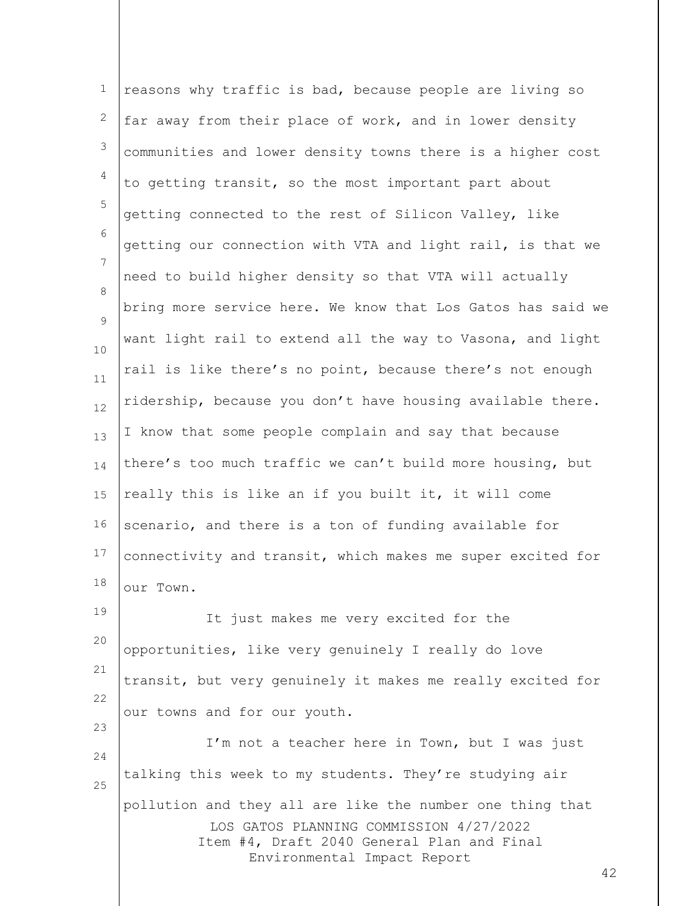reasons why traffic is bad, because people are living so far away from their place of work, and in lower density communities and lower density towns there is a higher cost to getting transit, so the most important part about getting connected to the rest of Silicon Valley, like getting our connection with VTA and light rail, is that we need to build higher density so that VTA will actually bring more service here. We know that Los Gatos has said we want light rail to extend all the way to Vasona, and light rail is like there's no point, because there's not enough ridership, because you don't have housing available there. I know that some people complain and say that because there's too much traffic we can't build more housing, but really this is like an if you built it, it will come scenario, and there is a ton of funding available for connectivity and transit, which makes me super excited for our Town.

It just makes me very excited for the opportunities, like very genuinely I really do love transit, but very genuinely it makes me really excited for our towns and for our youth.

I'm not a teacher here in Town, but I was just talking this week to my students. They're studying air pollution and they all are like the number one thing that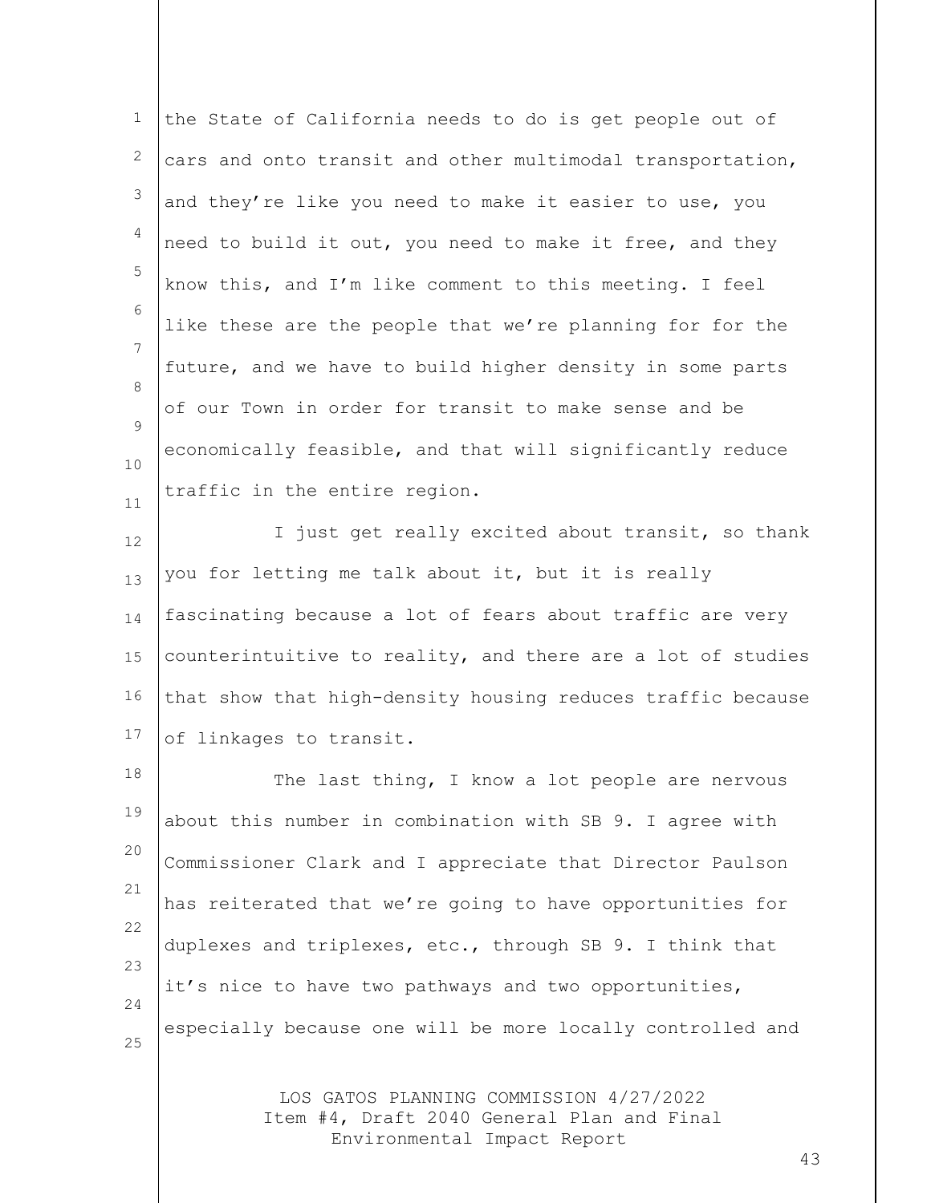the State of California needs to do is get people out of cars and onto transit and other multimodal transportation, and they're like you need to make it easier to use, you need to build it out, you need to make it free, and they know this, and I'm like comment to this meeting. I feel like these are the people that we're planning for for the future, and we have to build higher density in some parts of our Town in order for transit to make sense and be economically feasible, and that will significantly reduce traffic in the entire region.

I just get really excited about transit, so thank you for letting me talk about it, but it is really fascinating because a lot of fears about traffic are very counterintuitive to reality, and there are a lot of studies that show that high-density housing reduces traffic because of linkages to transit.

The last thing, I know a lot people are nervous about this number in combination with SB 9. I agree with Commissioner Clark and I appreciate that Director Paulson has reiterated that we're going to have opportunities for duplexes and triplexes, etc., through SB 9. I think that it's nice to have two pathways and two opportunities, especially because one will be more locally controlled and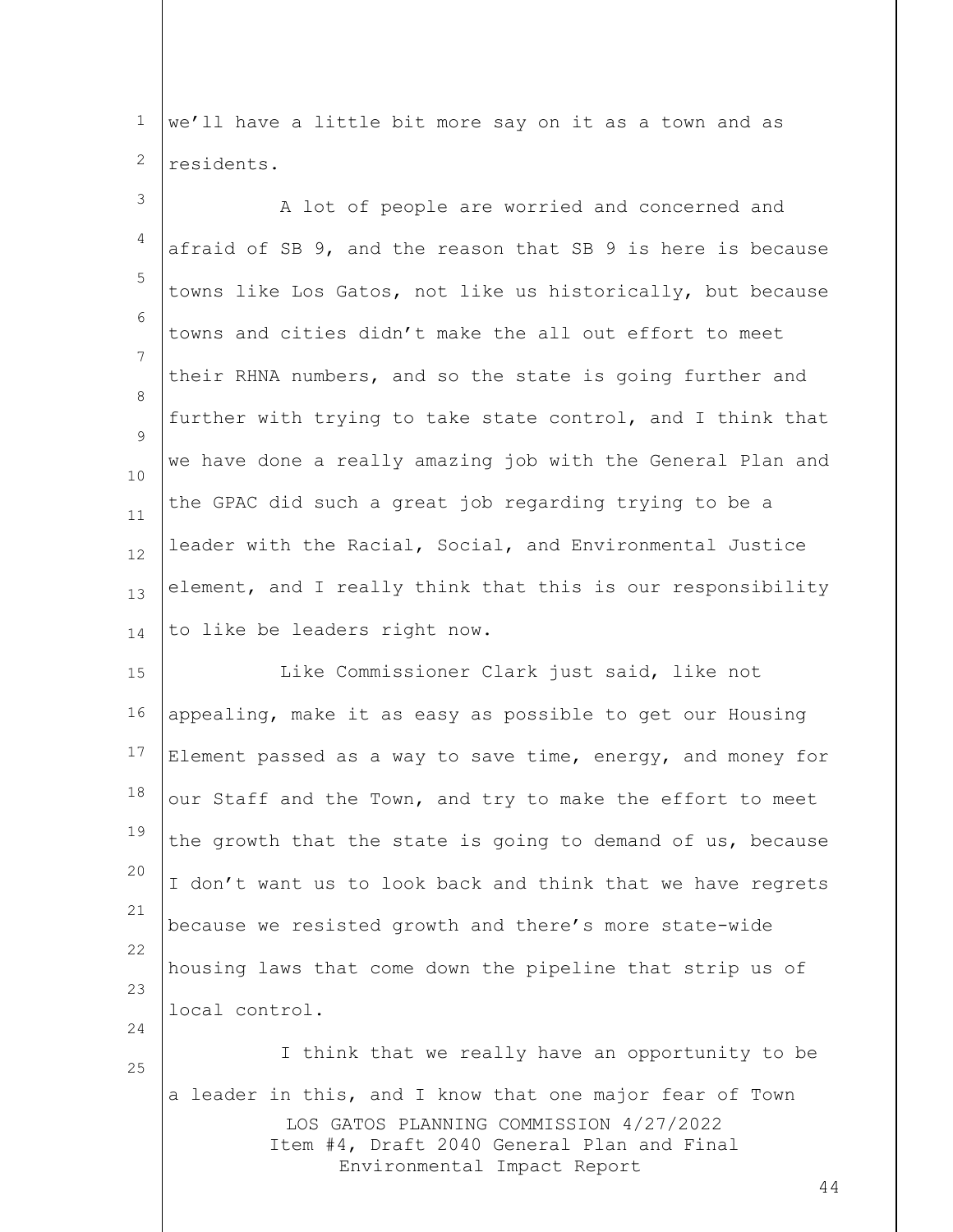we'll have a little bit more say on it as a town and as residents.

A lot of people are worried and concerned and afraid of SB 9, and the reason that SB 9 is here is because towns like Los Gatos, not like us historically, but because towns and cities didn't make the all out effort to meet their RHNA numbers, and so the state is going further and further with trying to take state control, and I think that we have done a really amazing job with the General Plan and the GPAC did such a great job regarding trying to be a leader with the Racial, Social, and Environmental Justice element, and I really think that this is our responsibility to like be leaders right now.

Like Commissioner Clark just said, like not appealing, make it as easy as possible to get our Housing Element passed as a way to save time, energy, and money for our Staff and the Town, and try to make the effort to meet the growth that the state is going to demand of us, because I don't want us to look back and think that we have regrets because we resisted growth and there's more state-wide housing laws that come down the pipeline that strip us of local control.

I think that we really have an opportunity to be a leader in this, and I know that one major fear of Town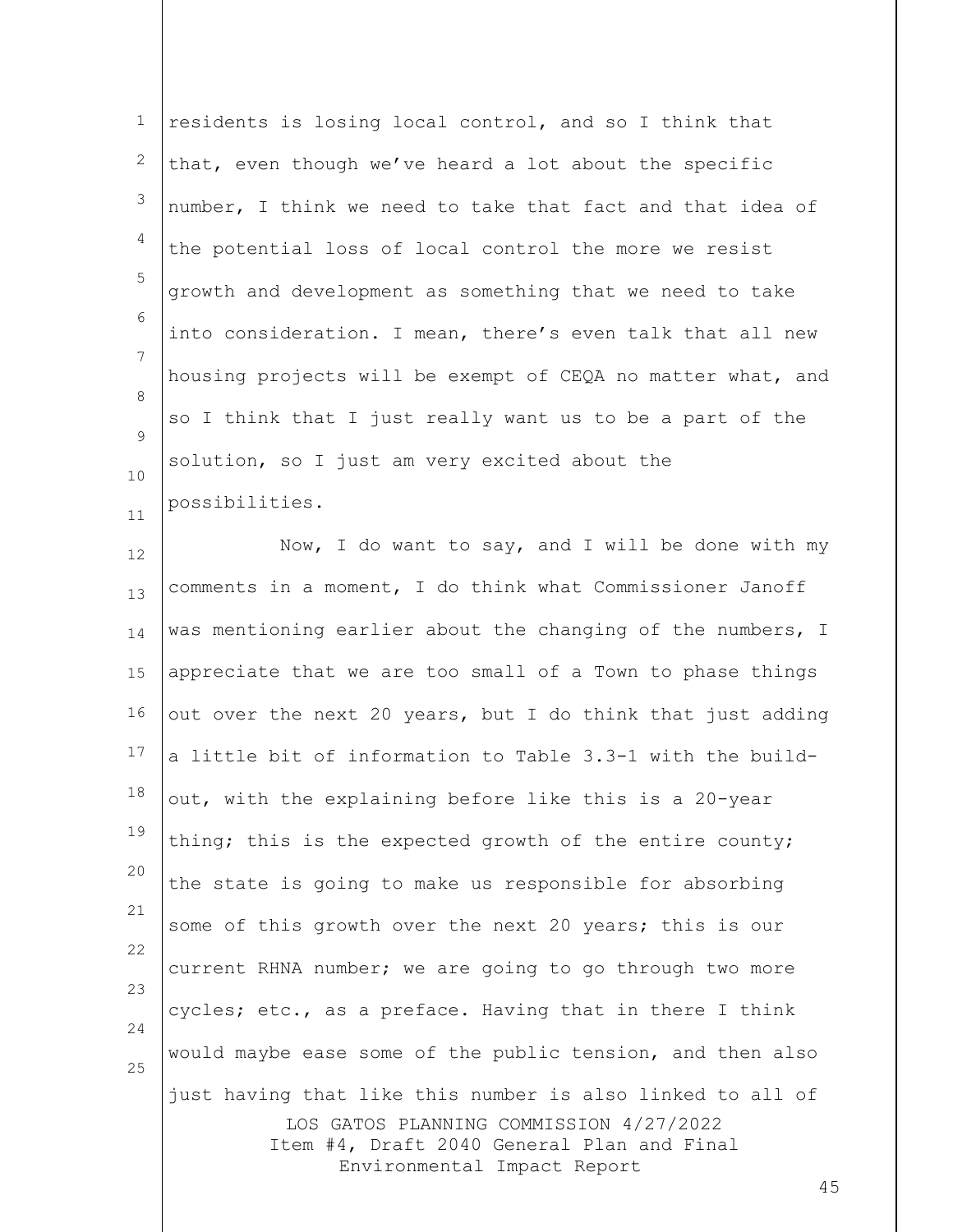residents is losing local control, and so I think that that, even though we've heard a lot about the specific number, I think we need to take that fact and that idea of the potential loss of local control the more we resist growth and development as something that we need to take into consideration. I mean, there's even talk that all new housing projects will be exempt of CEQA no matter what, and so I think that I just really want us to be a part of the solution, so I just am very excited about the possibilities.

Now, I do want to say, and I will be done with my comments in a moment, I do think what Commissioner Janoff was mentioning earlier about the changing of the numbers, I appreciate that we are too small of a Town to phase things out over the next 20 years, but I do think that just adding a little bit of information to Table 3.3-1 with the build-out, with the explaining before like this is a 20-year thing; this is the expected growth of the entire county; the state is going to make us responsible for absorbing some of this growth over the next 20 years; this is our current RHNA number; we are going to go through two more cycles; etc., as a preface. Having that in there I think would maybe ease some of the public tension, and then also just having that like this number is also linked to all of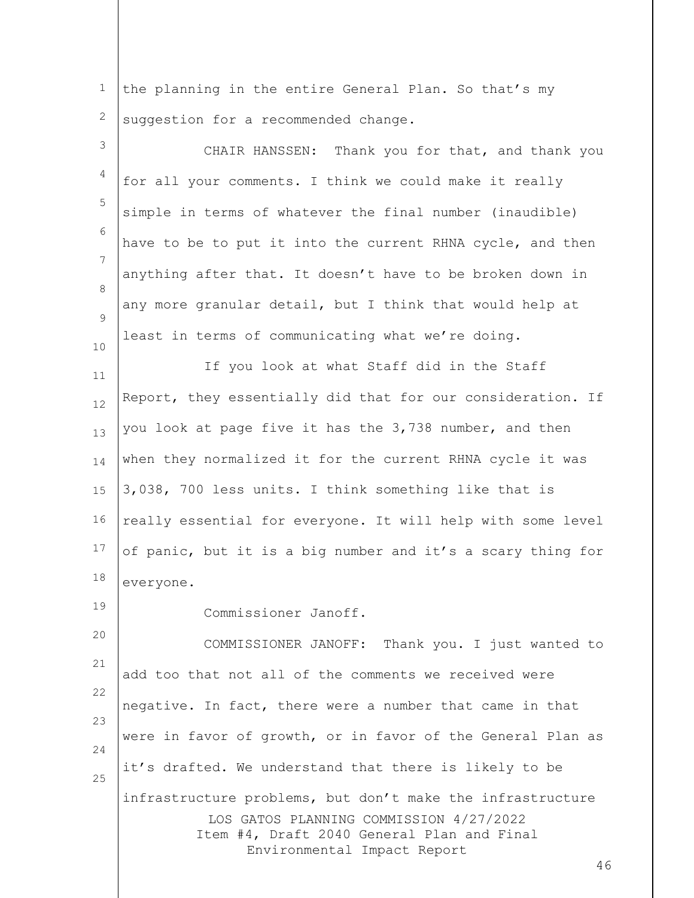the planning in the entire General Plan. So that's my suggestion for a recommended change.

CHAIR HANSSEN: Thank you for that, and thank you for all your comments. I think we could make it really simple in terms of whatever the final number (inaudible) have to be to put it into the current RHNA cycle, and then anything after that. It doesn't have to be broken down in any more granular detail, but I think that would help at least in terms of communicating what we're doing.

If you look at what Staff did in the Staff Report, they essentially did that for our consideration. If you look at page five it has the 3,738 number, and then when they normalized it for the current RHNA cycle it was 3,038, 700 less units. I think something like that is really essential for everyone. It will help with some level of panic, but it is a big number and it's a scary thing for everyone.

Commissioner Janoff.

COMMISSIONER JANOFF: Thank you. I just wanted to add too that not all of the comments we received were negative. In fact, there were a number that came in that were in favor of growth, or in favor of the General Plan as it's drafted. We understand that there is likely to be infrastructure problems, but don't make the infrastructure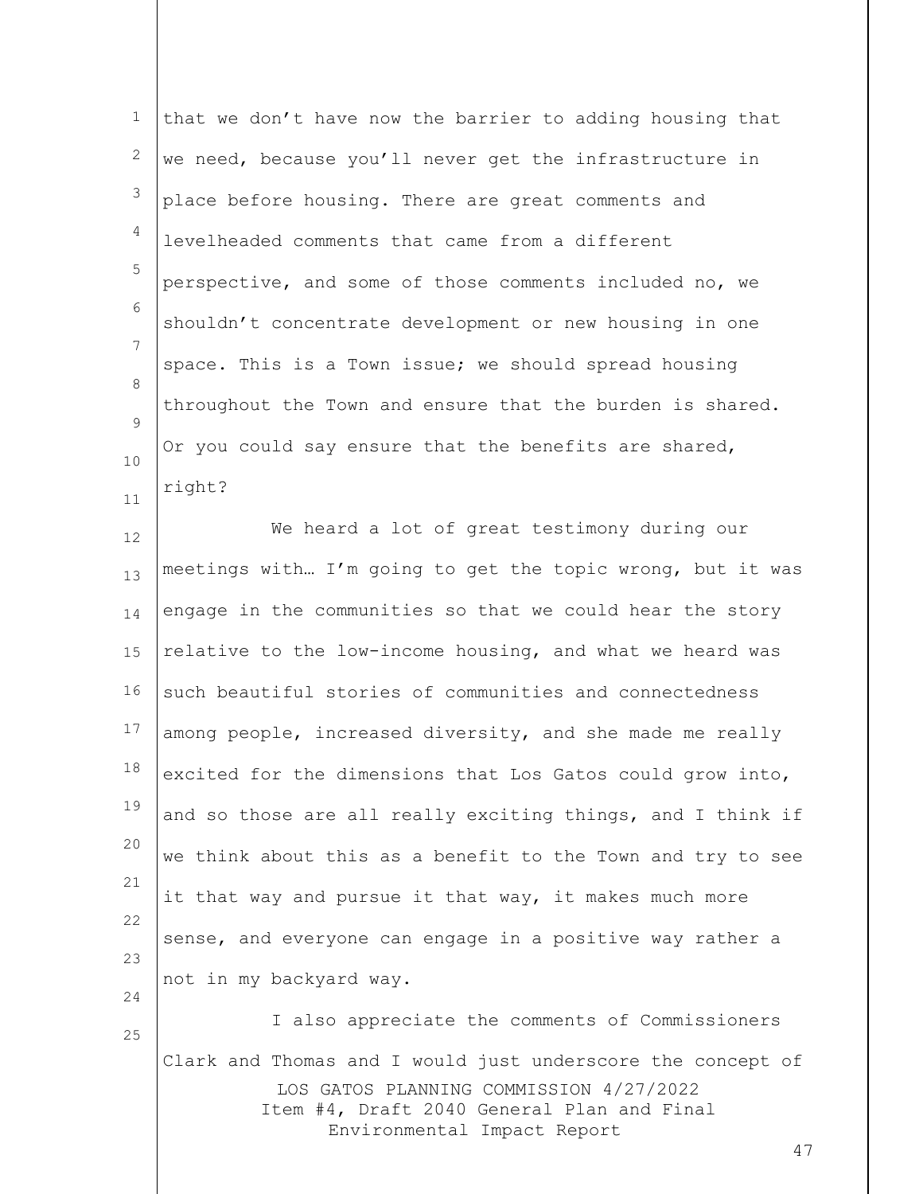that we don't have now the barrier to adding housing that we need, because you'll never get the infrastructure in place before housing. There are great comments and levelheaded comments that came from a different perspective, and some of those comments included no, we shouldn't concentrate development or new housing in one space. This is a Town issue; we should spread housing throughout the Town and ensure that the burden is shared. Or you could say ensure that the benefits are shared, right?

We heard a lot of great testimony during our meetings with… I'm going to get the topic wrong, but it was engage in the communities so that we could hear the story relative to the low-income housing, and what we heard was such beautiful stories of communities and connectedness among people, increased diversity, and she made me really excited for the dimensions that Los Gatos could grow into, and so those are all really exciting things, and I think if we think about this as a benefit to the Town and try to see it that way and pursue it that way, it makes much more sense, and everyone can engage in a positive way rather a not in my backyard way.

I also appreciate the comments of Commissioners Clark and Thomas and I would just underscore the concept of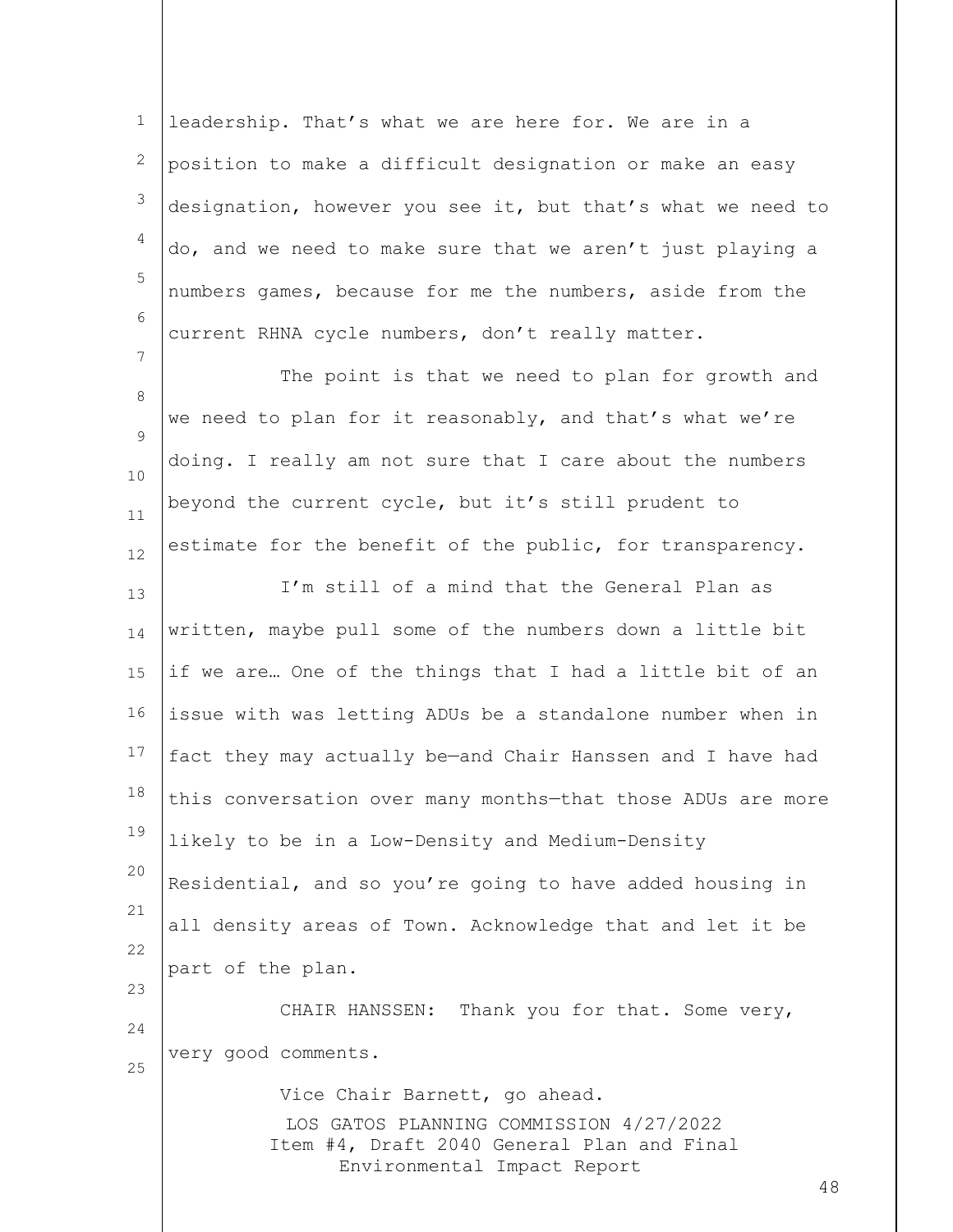leadership. That's what we are here for. We are in a position to make a difficult designation or make an easy designation, however you see it, but that's what we need to do, and we need to make sure that we aren't just playing a numbers games, because for me the numbers, aside from the current RHNA cycle numbers, don't really matter.

The point is that we need to plan for growth and we need to plan for it reasonably, and that's what we're doing. I really am not sure that I care about the numbers beyond the current cycle, but it's still prudent to estimate for the benefit of the public, for transparency.

I'm still of a mind that the General Plan as written, maybe pull some of the numbers down a little bit if we are… One of the things that I had a little bit of an issue with was letting ADUs be a standalone number when in fact they may actually be—and Chair Hanssen and I have had this conversation over many months—that those ADUs are more likely to be in a Low-Density and Medium-Density Residential, and so you're going to have added housing in all density areas of Town. Acknowledge that and let it be part of the plan.

CHAIR HANSSEN: Thank you for that. Some very, very good comments.

Vice Chair Barnett, go ahead.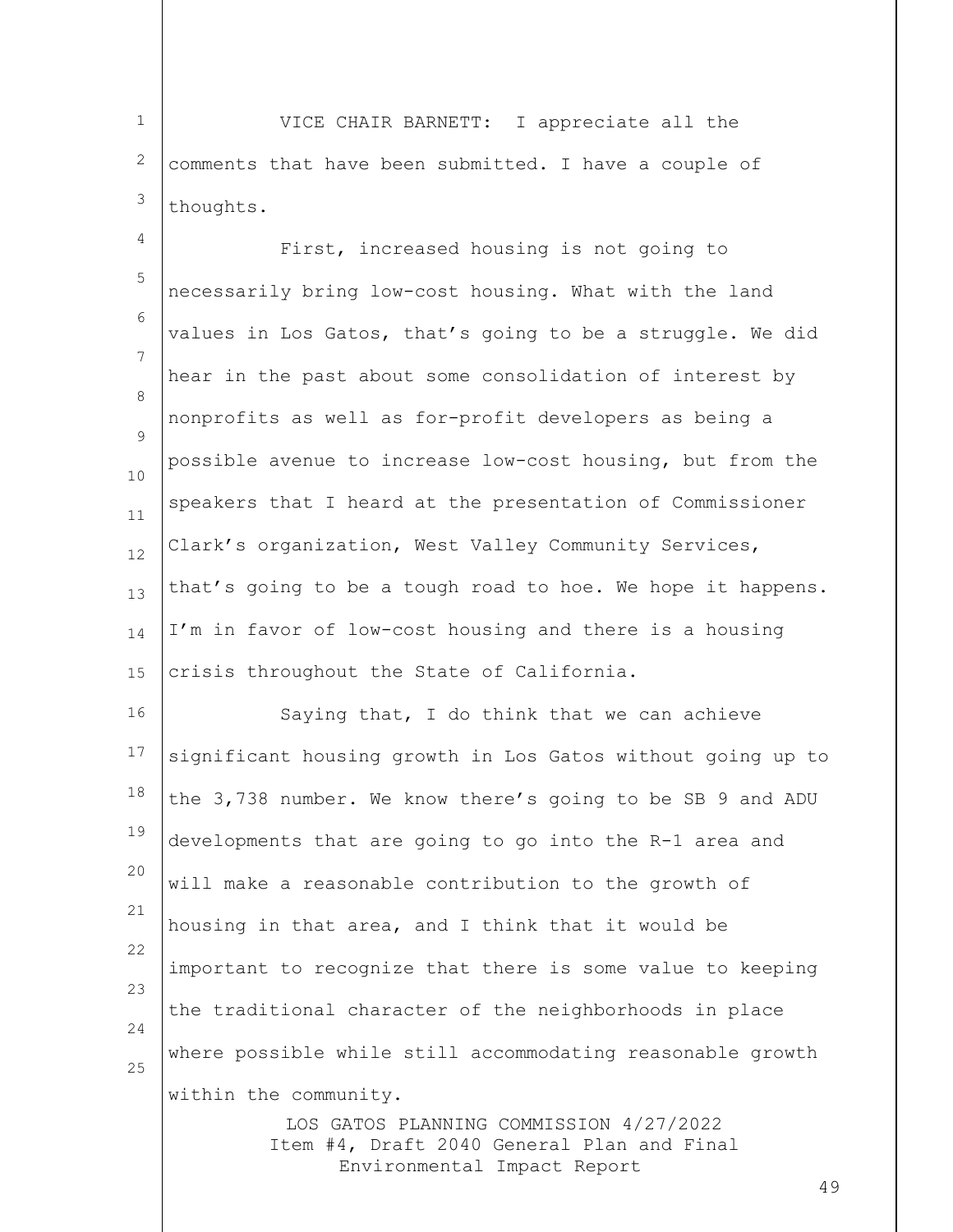VICE CHAIR BARNETT: I appreciate all the comments that have been submitted. I have a couple of thoughts.

First, increased housing is not going to necessarily bring low-cost housing. What with the land values in Los Gatos, that's going to be a struggle. We did hear in the past about some consolidation of interest by nonprofits as well as for-profit developers as being a possible avenue to increase low-cost housing, but from the speakers that I heard at the presentation of Commissioner Clark's organization, West Valley Community Services, that's going to be a tough road to hoe. We hope it happens. I'm in favor of low-cost housing and there is a housing crisis throughout the State of California.

Saying that, I do think that we can achieve significant housing growth in Los Gatos without going up to the 3,738 number. We know there's going to be SB 9 and ADU developments that are going to go into the R-1 area and will make a reasonable contribution to the growth of housing in that area, and I think that it would be important to recognize that there is some value to keeping the traditional character of the neighborhoods in place where possible while still accommodating reasonable growth within the community.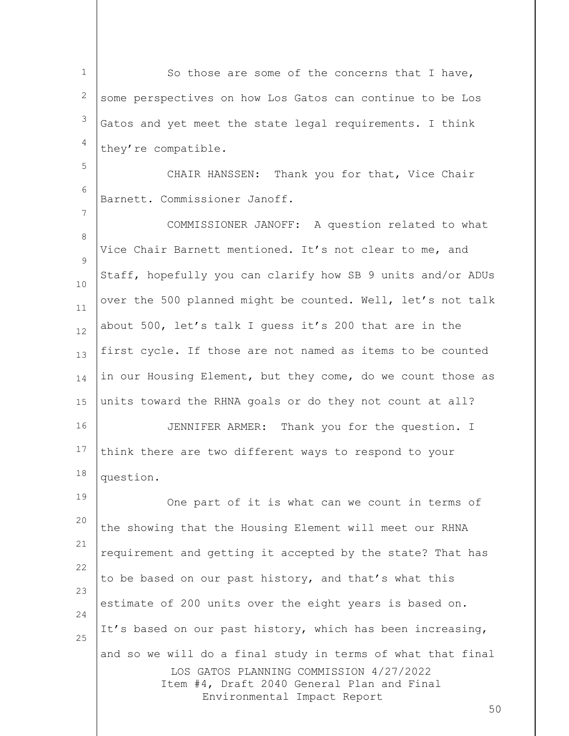So those are some of the concerns that I have, some perspectives on how Los Gatos can continue to be Los Gatos and yet meet the state legal requirements. I think they're compatible.

CHAIR HANSSEN: Thank you for that, Vice Chair Barnett. Commissioner Janoff.

COMMISSIONER JANOFF: A question related to what Vice Chair Barnett mentioned. It's not clear to me, and Staff, hopefully you can clarify how SB 9 units and/or ADUs over the 500 planned might be counted. Well, let's not talk about 500, let's talk I guess it's 200 that are in the first cycle. If those are not named as items to be counted in our Housing Element, but they come, do we count those as units toward the RHNA goals or do they not count at all?

JENNIFER ARMER: Thank you for the question. I think there are two different ways to respond to your question.

One part of it is what can we count in terms of the showing that the Housing Element will meet our RHNA requirement and getting it accepted by the state? That has to be based on our past history, and that's what this estimate of 200 units over the eight years is based on. It's based on our past history, which has been increasing, and so we will do a final study in terms of what that final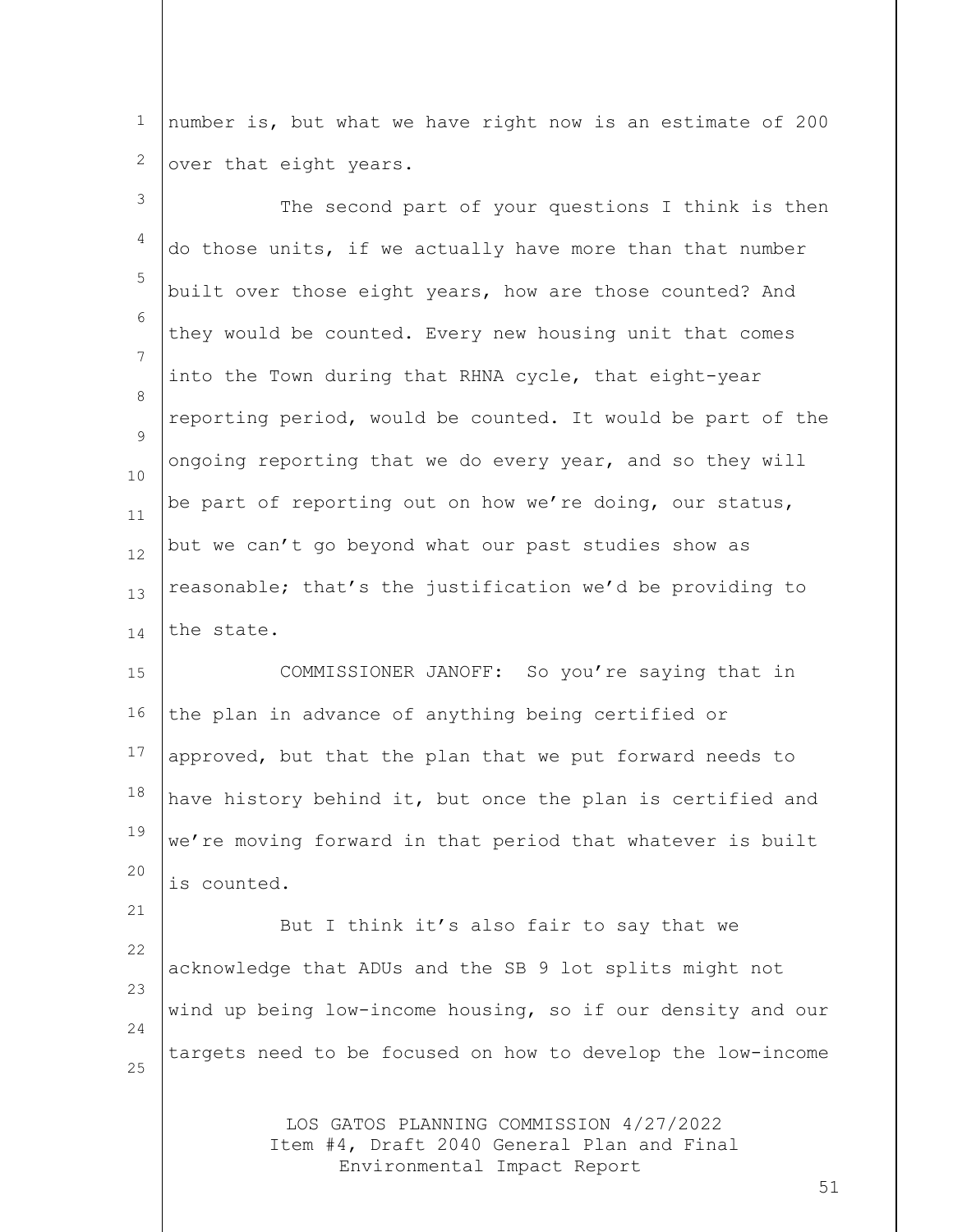number is, but what we have right now is an estimate of 200 over that eight years.

The second part of your questions I think is then do those units, if we actually have more than that number built over those eight years, how are those counted? And they would be counted. Every new housing unit that comes into the Town during that RHNA cycle, that eight-year reporting period, would be counted. It would be part of the ongoing reporting that we do every year, and so they will be part of reporting out on how we're doing, our status, but we can't go beyond what our past studies show as reasonable; that's the justification we'd be providing to the state.

COMMISSIONER JANOFF: So you're saying that in the plan in advance of anything being certified or approved, but that the plan that we put forward needs to have history behind it, but once the plan is certified and we're moving forward in that period that whatever is built is counted.

But I think it's also fair to say that we acknowledge that ADUs and the SB 9 lot splits might not wind up being low-income housing, so if our density and our targets need to be focused on how to develop the low-income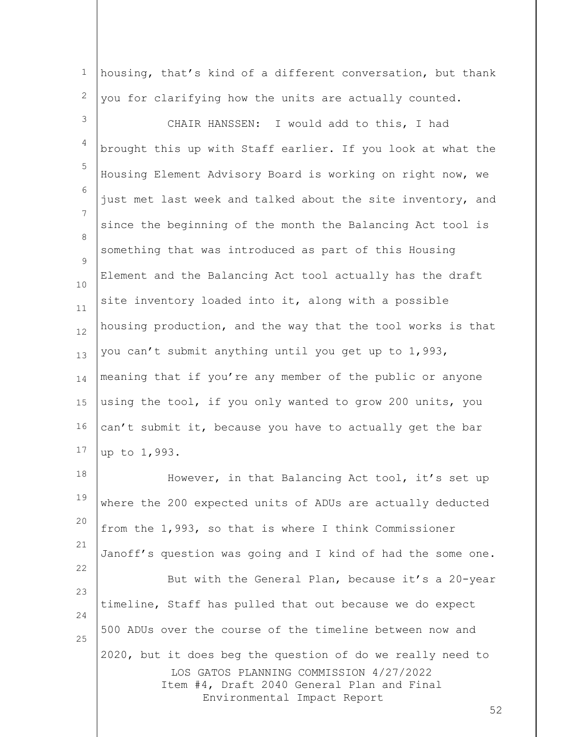housing, that's kind of a different conversation, but thank you for clarifying how the units are actually counted.

CHAIR HANSSEN: I would add to this, I had brought this up with Staff earlier. If you look at what the Housing Element Advisory Board is working on right now, we just met last week and talked about the site inventory, and since the beginning of the month the Balancing Act tool is something that was introduced as part of this Housing Element and the Balancing Act tool actually has the draft site inventory loaded into it, along with a possible housing production, and the way that the tool works is that you can't submit anything until you get up to 1,993, meaning that if you're any member of the public or anyone using the tool, if you only wanted to grow 200 units, you can't submit it, because you have to actually get the bar up to 1,993.

However, in that Balancing Act tool, it's set up where the 200 expected units of ADUs are actually deducted from the 1,993, so that is where I think Commissioner Janoff's question was going and I kind of had the some one.

But with the General Plan, because it's a 20-year timeline, Staff has pulled that out because we do expect 500 ADUs over the course of the timeline between now and 2020, but it does beg the question of do we really need to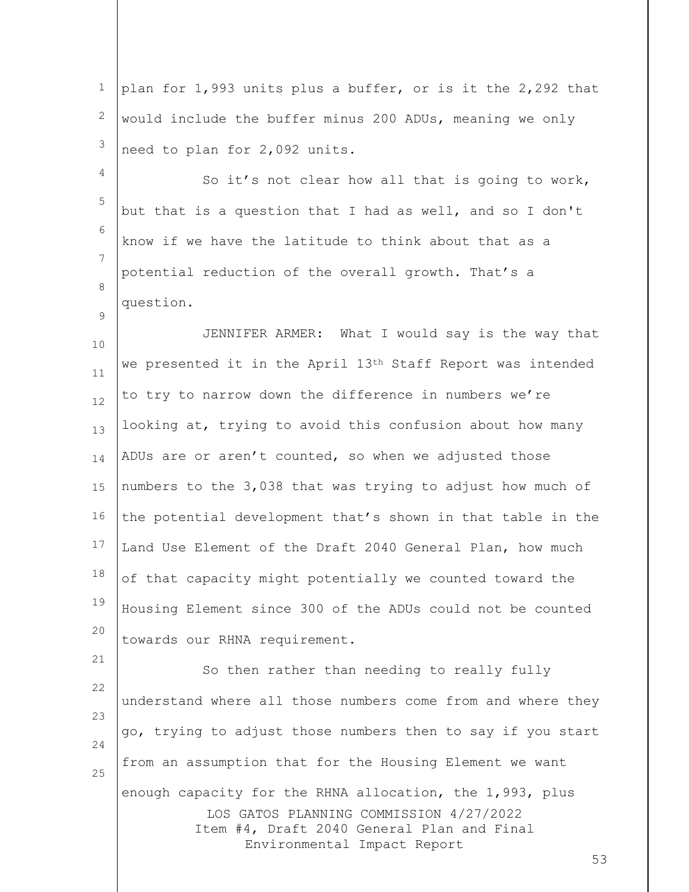plan for 1,993 units plus a buffer, or is it the 2,292 that would include the buffer minus 200 ADUs, meaning we only need to plan for 2,092 units.

So it's not clear how all that is going to work, but that is a question that I had as well, and so I don't know if we have the latitude to think about that as a potential reduction of the overall growth. That's a question.

JENNIFER ARMER: What I would say is the way that we presented it in the April 13th Staff Report was intended to try to narrow down the difference in numbers we're looking at, trying to avoid this confusion about how many ADUs are or aren't counted, so when we adjusted those numbers to the 3,038 that was trying to adjust how much of the potential development that's shown in that table in the Land Use Element of the Draft 2040 General Plan, how much of that capacity might potentially we counted toward the Housing Element since 300 of the ADUs could not be counted towards our RHNA requirement.

So then rather than needing to really fully understand where all those numbers come from and where they go, trying to adjust those numbers then to say if you start from an assumption that for the Housing Element we want enough capacity for the RHNA allocation, the 1,993, plus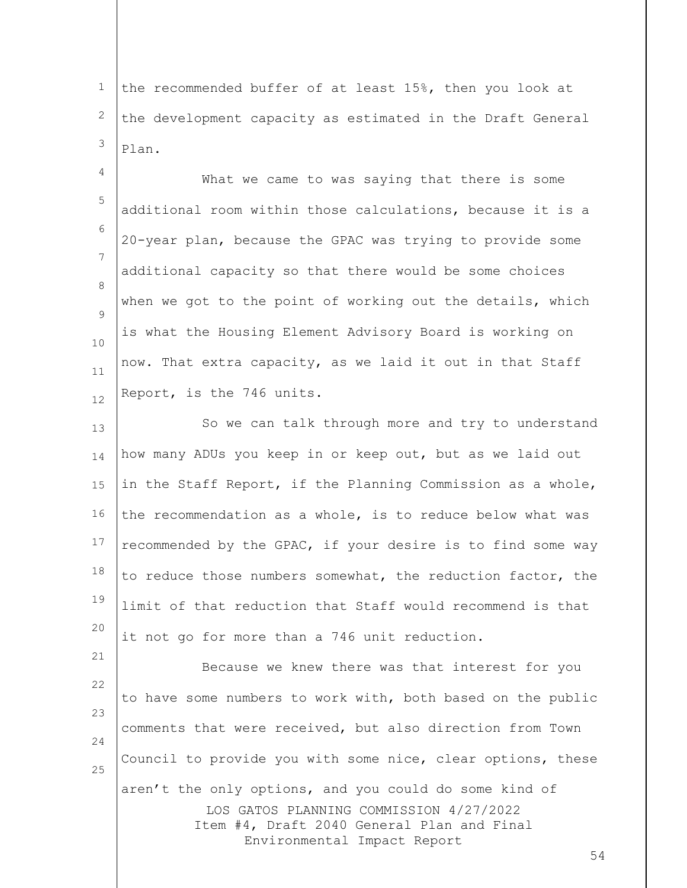the recommended buffer of at least 15%, then you look at the development capacity as estimated in the Draft General Plan.

What we came to was saying that there is some additional room within those calculations, because it is a 20-year plan, because the GPAC was trying to provide some additional capacity so that there would be some choices when we got to the point of working out the details, which is what the Housing Element Advisory Board is working on now. That extra capacity, as we laid it out in that Staff Report, is the 746 units.

So we can talk through more and try to understand how many ADUs you keep in or keep out, but as we laid out in the Staff Report, if the Planning Commission as a whole, the recommendation as a whole, is to reduce below what was recommended by the GPAC, if your desire is to find some way to reduce those numbers somewhat, the reduction factor, the limit of that reduction that Staff would recommend is that it not go for more than a 746 unit reduction.

Because we knew there was that interest for you to have some numbers to work with, both based on the public comments that were received, but also direction from Town Council to provide you with some nice, clear options, these aren't the only options, and you could do some kind of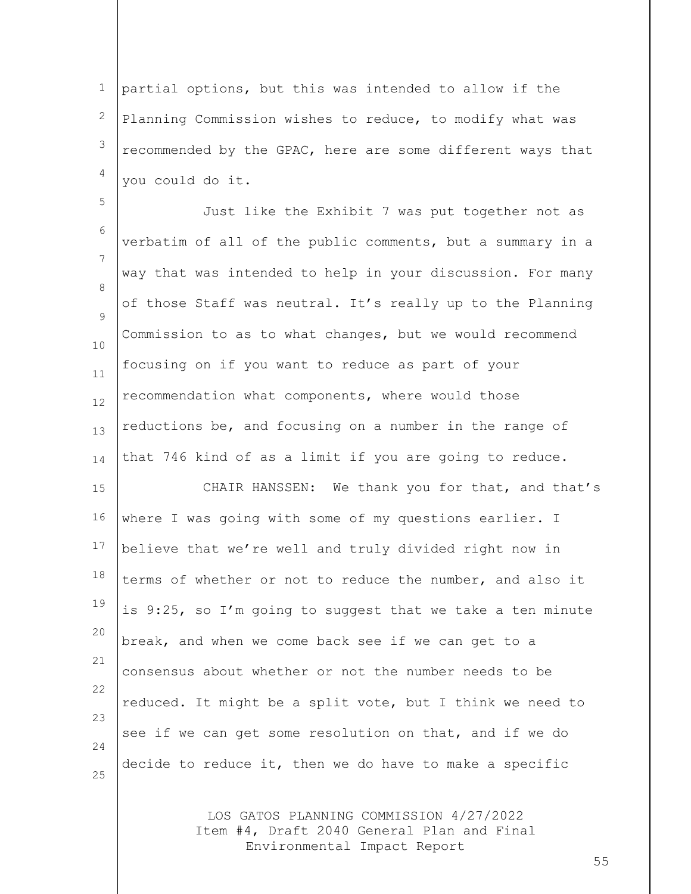partial options, but this was intended to allow if the Planning Commission wishes to reduce, to modify what was recommended by the GPAC, here are some different ways that you could do it.

Just like the Exhibit 7 was put together not as verbatim of all of the public comments, but a summary in a way that was intended to help in your discussion. For many of those Staff was neutral. It's really up to the Planning Commission to as to what changes, but we would recommend focusing on if you want to reduce as part of your recommendation what components, where would those reductions be, and focusing on a number in the range of that 746 kind of as a limit if you are going to reduce.

CHAIR HANSSEN: We thank you for that, and that's where I was going with some of my questions earlier. I believe that we're well and truly divided right now in terms of whether or not to reduce the number, and also it is 9:25, so I'm going to suggest that we take a ten minute break, and when we come back see if we can get to a consensus about whether or not the number needs to be reduced. It might be a split vote, but I think we need to see if we can get some resolution on that, and if we do decide to reduce it, then we do have to make a specific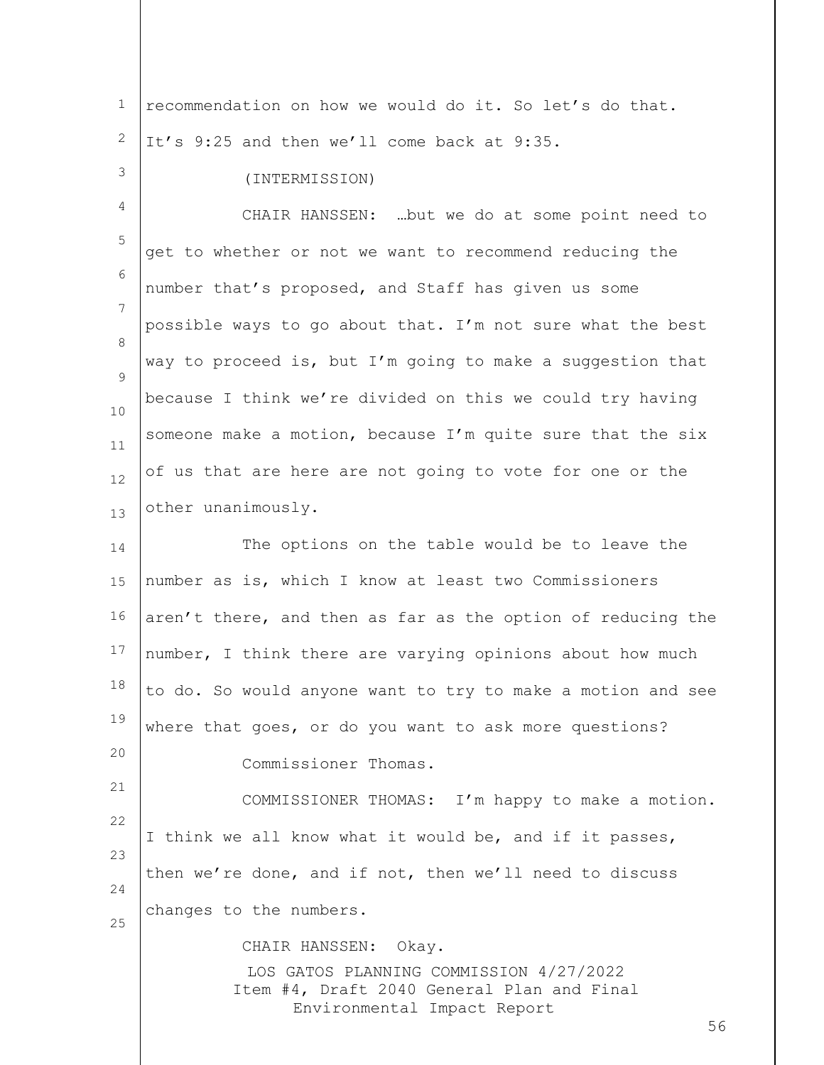recommendation on how we would do it. So let's do that. It's 9:25 and then we'll come back at 9:35.

(INTERMISSION)

CHAIR HANSSEN: …but we do at some point need to get to whether or not we want to recommend reducing the number that's proposed, and Staff has given us some possible ways to go about that. I'm not sure what the best way to proceed is, but I'm going to make a suggestion that because I think we're divided on this we could try having someone make a motion, because I'm quite sure that the six of us that are here are not going to vote for one or the other unanimously.

The options on the table would be to leave the number as is, which I know at least two Commissioners aren't there, and then as far as the option of reducing the number, I think there are varying opinions about how much to do. So would anyone want to try to make a motion and see where that goes, or do you want to ask more questions?

Commissioner Thomas.

COMMISSIONER THOMAS: I'm happy to make a motion. I think we all know what it would be, and if it passes, then we're done, and if not, then we'll need to discuss changes to the numbers.

CHAIR HANSSEN: Okay.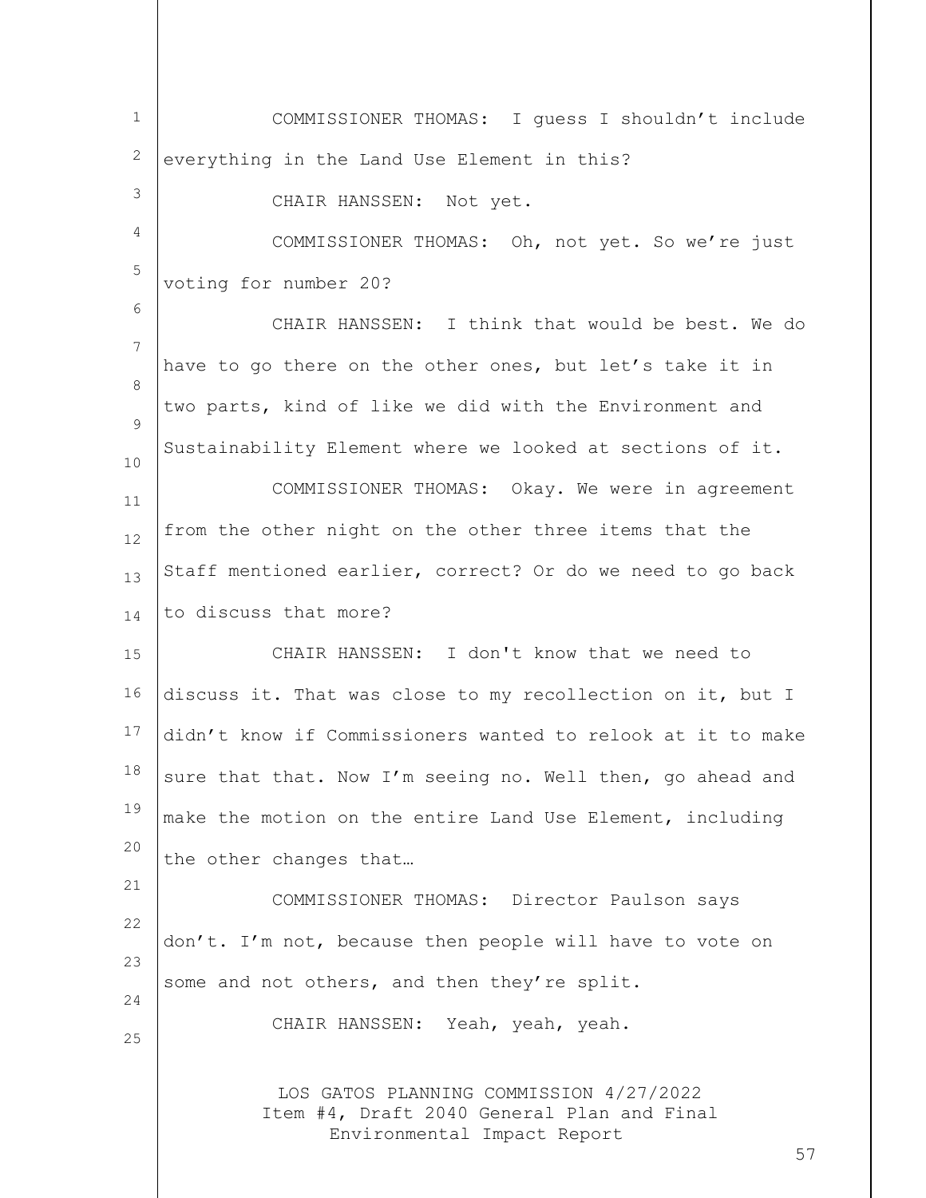COMMISSIONER THOMAS: I guess I shouldn't include everything in the Land Use Element in this?

CHAIR HANSSEN: Not yet.

COMMISSIONER THOMAS: Oh, not yet. So we're just voting for number 20?

CHAIR HANSSEN: I think that would be best. We do have to go there on the other ones, but let's take it in two parts, kind of like we did with the Environment and Sustainability Element where we looked at sections of it.

COMMISSIONER THOMAS: Okay. We were in agreement from the other night on the other three items that the Staff mentioned earlier, correct? Or do we need to go back to discuss that more?

CHAIR HANSSEN: I don't know that we need to discuss it. That was close to my recollection on it, but I didn't know if Commissioners wanted to relook at it to make sure that that. Now I'm seeing no. Well then, go ahead and make the motion on the entire Land Use Element, including the other changes that…

COMMISSIONER THOMAS: Director Paulson says don't. I'm not, because then people will have to vote on some and not others, and then they're split.

CHAIR HANSSEN: Yeah, yeah, yeah.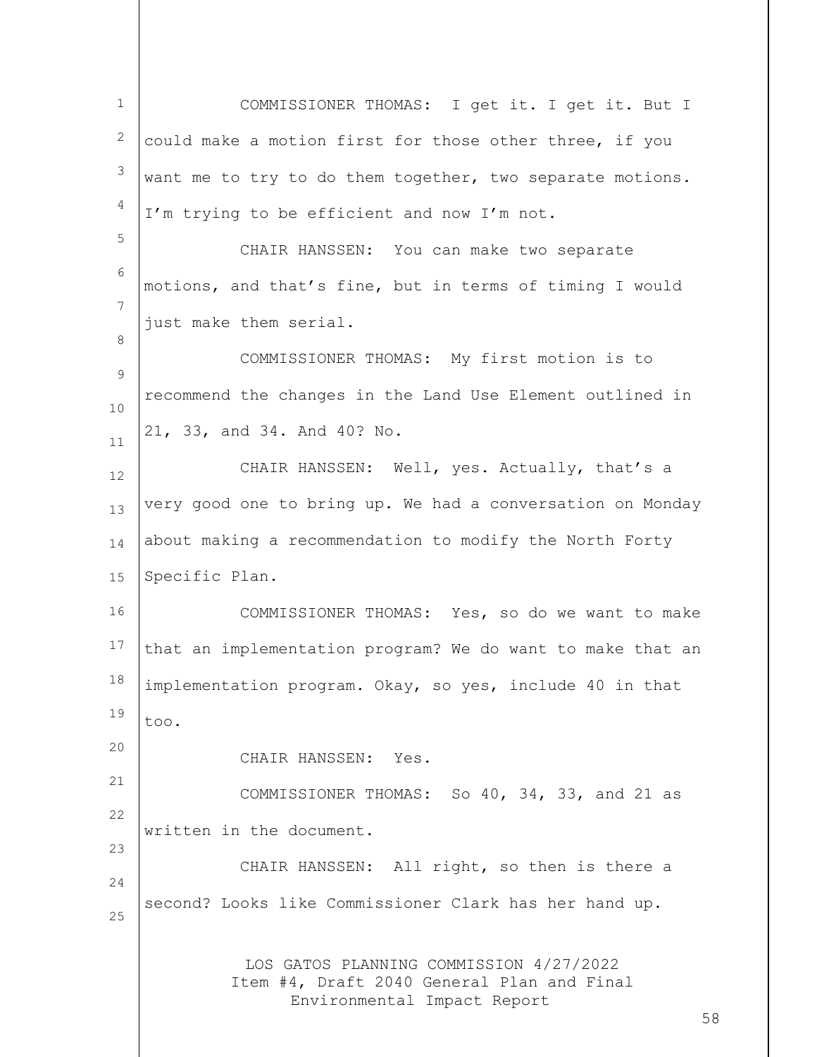COMMISSIONER THOMAS: I get it. I get it. But I could make a motion first for those other three, if you want me to try to do them together, two separate motions. I'm trying to be efficient and now I'm not.

CHAIR HANSSEN: You can make two separate motions, and that's fine, but in terms of timing I would just make them serial.

COMMISSIONER THOMAS: My first motion is to recommend the changes in the Land Use Element outlined in 21, 33, and 34. And 40? No.

CHAIR HANSSEN: Well, yes. Actually, that's a very good one to bring up. We had a conversation on Monday about making a recommendation to modify the North Forty Specific Plan.

COMMISSIONER THOMAS: Yes, so do we want to make that an implementation program? We do want to make that an implementation program. Okay, so yes, include 40 in that too.

CHAIR HANSSEN: Yes.

COMMISSIONER THOMAS: So 40, 34, 33, and 21 as written in the document.

CHAIR HANSSEN: All right, so then is there a second? Looks like Commissioner Clark has her hand up.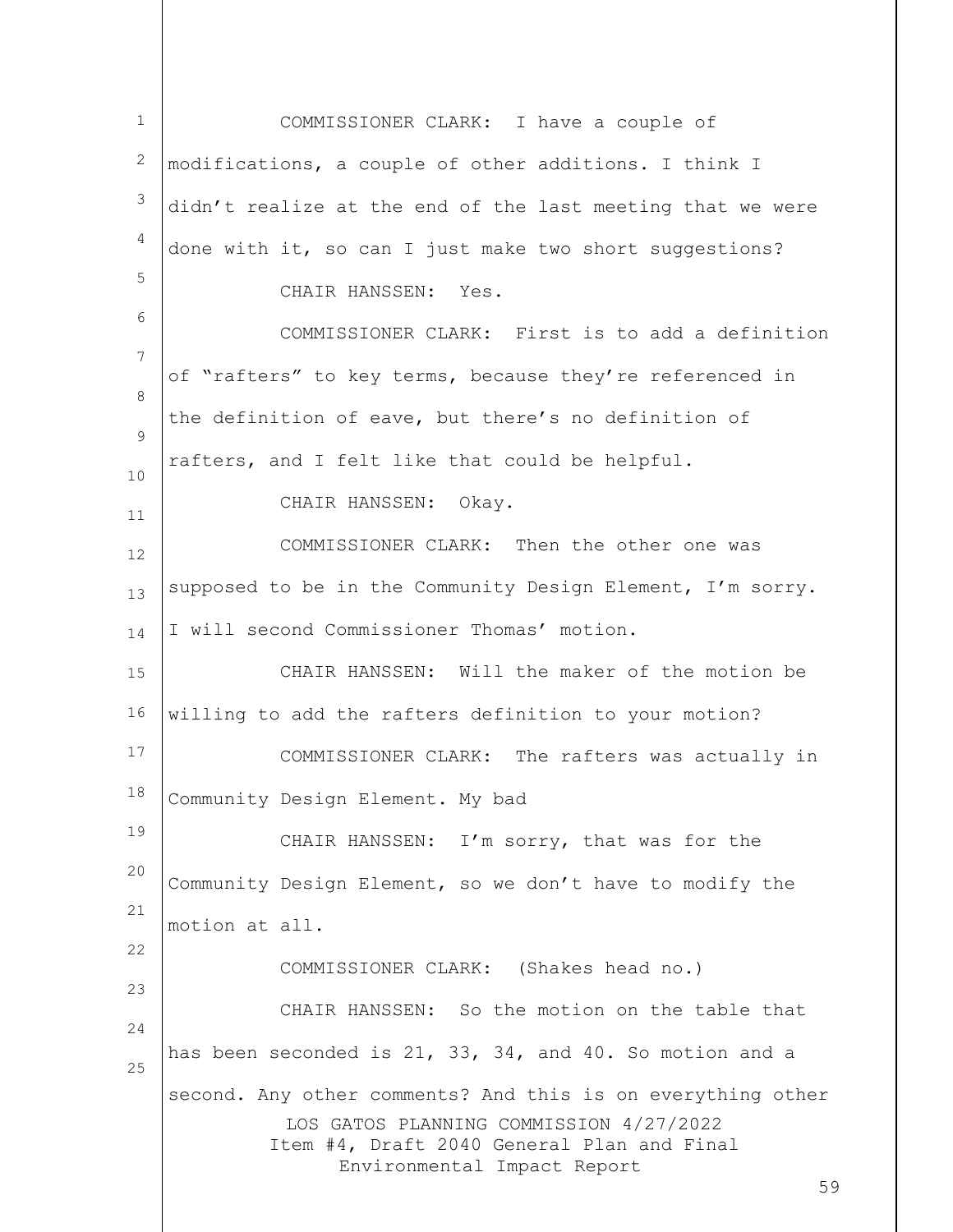COMMISSIONER CLARK: I have a couple of modifications, a couple of other additions. I think I didn't realize at the end of the last meeting that we were done with it, so can I just make two short suggestions?

CHAIR HANSSEN: Yes.

COMMISSIONER CLARK: First is to add a definition of "rafters" to key terms, because they're referenced in the definition of eave, but there's no definition of rafters, and I felt like that could be helpful.

CHAIR HANSSEN: Okay.

COMMISSIONER CLARK: Then the other one was supposed to be in the Community Design Element, I'm sorry. I will second Commissioner Thomas' motion.

CHAIR HANSSEN: Will the maker of the motion be willing to add the rafters definition to your motion?

COMMISSIONER CLARK: The rafters was actually in Community Design Element. My bad

CHAIR HANSSEN: I'm sorry, that was for the Community Design Element, so we don't have to modify the motion at all.

COMMISSIONER CLARK: (Shakes head no.)

CHAIR HANSSEN: So the motion on the table that has been seconded is 21, 33, 34, and 40. So motion and a second. Any other comments? And this is on everything other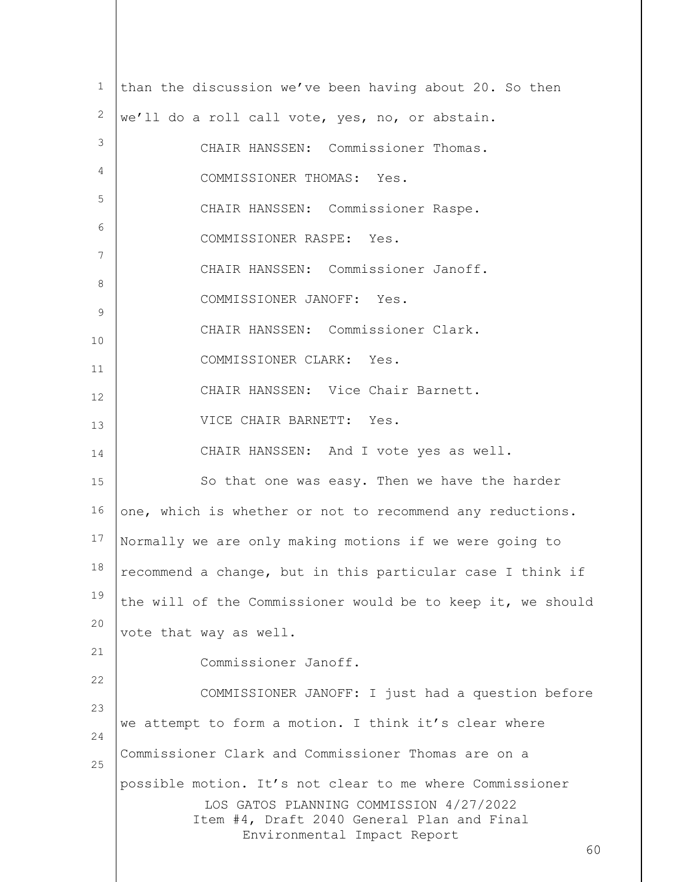than the discussion we've been having about 20. So then we'll do a roll call vote, yes, no, or abstain.

CHAIR HANSSEN: Commissioner Thomas.

COMMISSIONER THOMAS: Yes.

CHAIR HANSSEN: Commissioner Raspe.

COMMISSIONER RASPE: Yes.

CHAIR HANSSEN: Commissioner Janoff.

COMMISSIONER JANOFF: Yes.

CHAIR HANSSEN: Commissioner Clark.

COMMISSIONER CLARK: Yes.

CHAIR HANSSEN: Vice Chair Barnett.

VICE CHAIR BARNETT: Yes.

CHAIR HANSSEN: And I vote yes as well.

So that one was easy. Then we have the harder one, which is whether or not to recommend any reductions. Normally we are only making motions if we were going to recommend a change, but in this particular case I think if the will of the Commissioner would be to keep it, we should vote that way as well.

Commissioner Janoff.

COMMISSIONER JANOFF: I just had a question before we attempt to form a motion. I think it's clear where Commissioner Clark and Commissioner Thomas are on a possible motion. It's not clear to me where Commissioner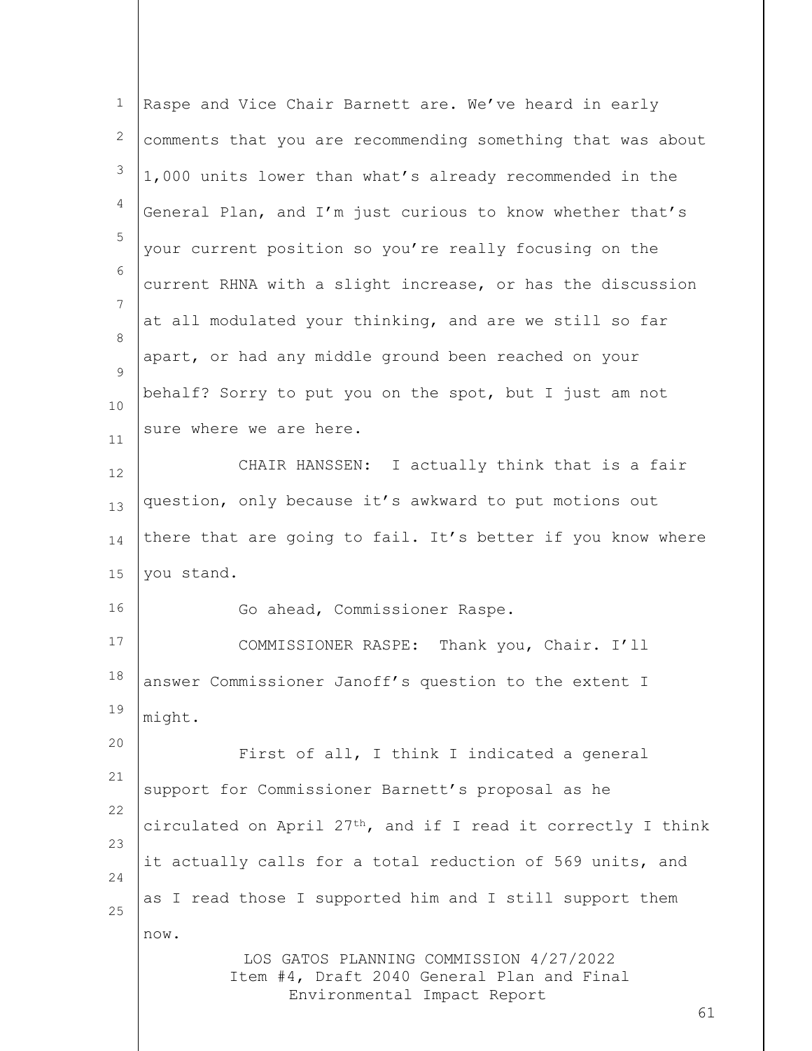Raspe and Vice Chair Barnett are. We've heard in early comments that you are recommending something that was about 1,000 units lower than what's already recommended in the General Plan, and I'm just curious to know whether that's your current position so you're really focusing on the current RHNA with a slight increase, or has the discussion at all modulated your thinking, and are we still so far apart, or had any middle ground been reached on your behalf? Sorry to put you on the spot, but I just am not sure where we are here.

CHAIR HANSSEN: I actually think that is a fair question, only because it's awkward to put motions out there that are going to fail. It's better if you know where you stand.

Go ahead, Commissioner Raspe.

COMMISSIONER RASPE: Thank you, Chair. I'll answer Commissioner Janoff's question to the extent I might.

First of all, I think I indicated a general support for Commissioner Barnett's proposal as he circulated on April 27th, and if I read it correctly I think it actually calls for a total reduction of 569 units, and as I read those I supported him and I still support them now.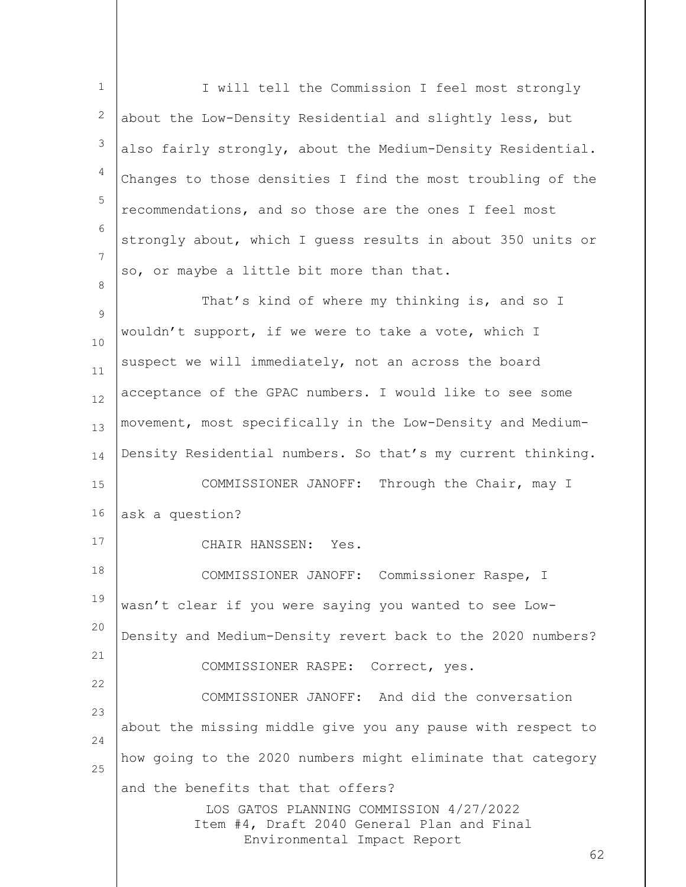I will tell the Commission I feel most strongly about the Low-Density Residential and slightly less, but also fairly strongly, about the Medium-Density Residential. Changes to those densities I find the most troubling of the recommendations, and so those are the ones I feel most strongly about, which I guess results in about 350 units or so, or maybe a little bit more than that.

That's kind of where my thinking is, and so I wouldn't support, if we were to take a vote, which I suspect we will immediately, not an across the board acceptance of the GPAC numbers. I would like to see some movement, most specifically in the Low-Density and Medium-Density Residential numbers. So that's my current thinking.

COMMISSIONER JANOFF: Through the Chair, may I ask a question?

CHAIR HANSSEN: Yes.

COMMISSIONER JANOFF: Commissioner Raspe, I wasn't clear if you were saying you wanted to see Low-Density and Medium-Density revert back to the 2020 numbers?

COMMISSIONER RASPE: Correct, yes.

COMMISSIONER JANOFF: And did the conversation about the missing middle give you any pause with respect to how going to the 2020 numbers might eliminate that category and the benefits that that offers?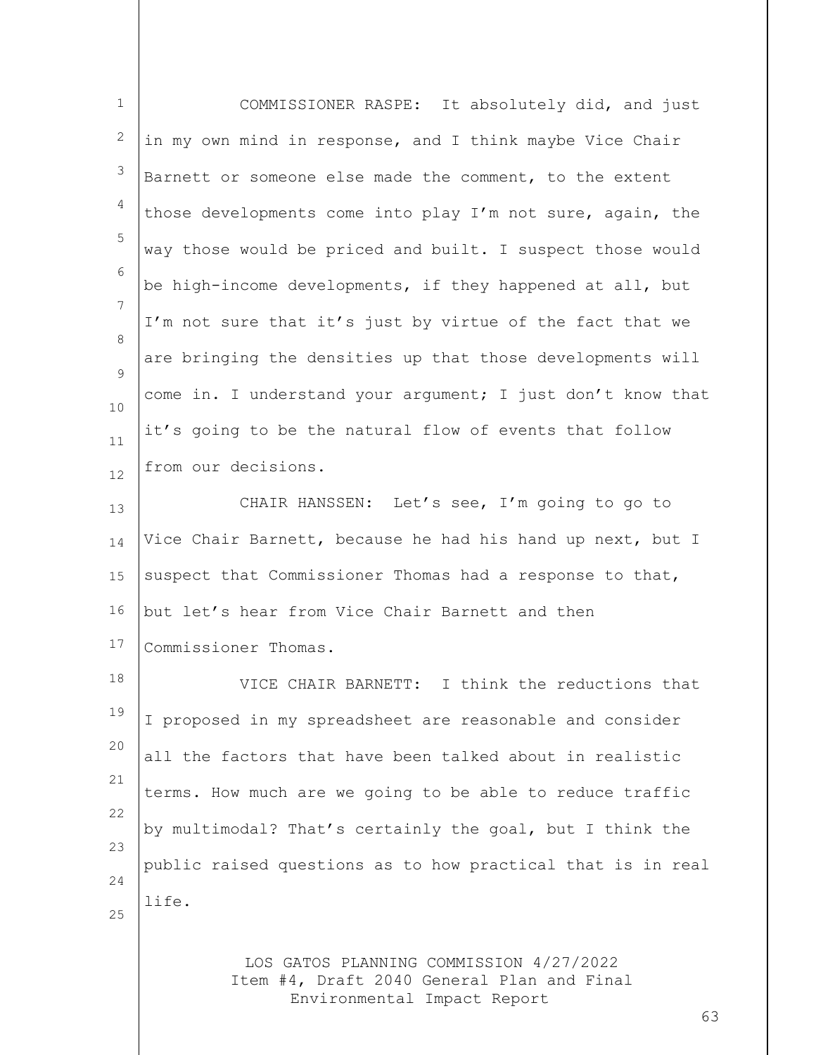COMMISSIONER RASPE: It absolutely did, and just in my own mind in response, and I think maybe Vice Chair Barnett or someone else made the comment, to the extent those developments come into play I'm not sure, again, the way those would be priced and built. I suspect those would be high-income developments, if they happened at all, but I'm not sure that it's just by virtue of the fact that we are bringing the densities up that those developments will come in. I understand your argument; I just don't know that it's going to be the natural flow of events that follow from our decisions.

CHAIR HANSSEN: Let's see, I'm going to go to Vice Chair Barnett, because he had his hand up next, but I suspect that Commissioner Thomas had a response to that, but let's hear from Vice Chair Barnett and then Commissioner Thomas.

VICE CHAIR BARNETT: I think the reductions that I proposed in my spreadsheet are reasonable and consider all the factors that have been talked about in realistic terms. How much are we going to be able to reduce traffic by multimodal? That's certainly the goal, but I think the public raised questions as to how practical that is in real life.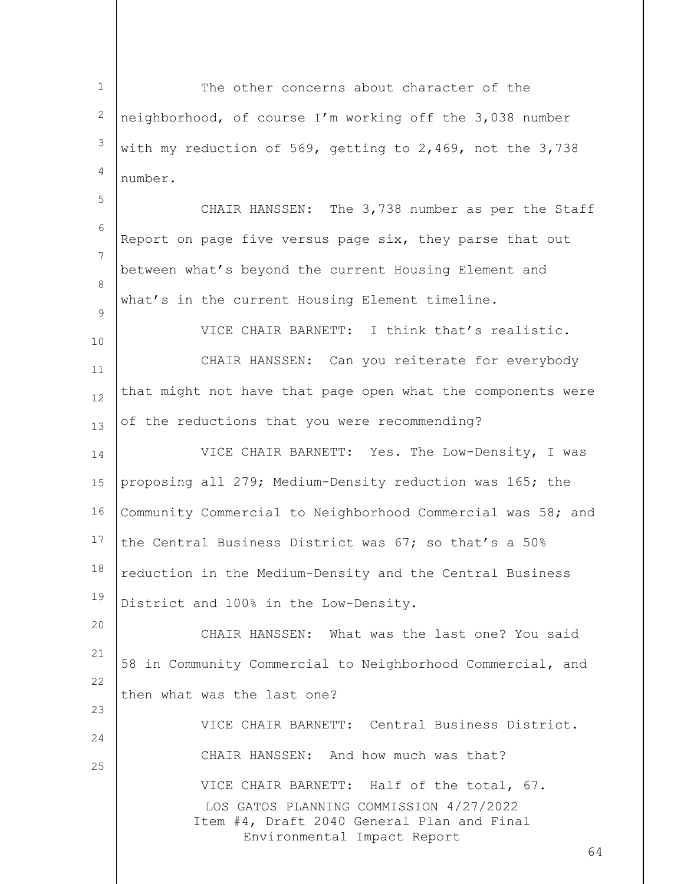The other concerns about character of the neighborhood, of course I'm working off the 3,038 number with my reduction of 569, getting to 2,469, not the 3,738 number.

CHAIR HANSSEN: The 3,738 number as per the Staff Report on page five versus page six, they parse that out between what's beyond the current Housing Element and what's in the current Housing Element timeline.

VICE CHAIR BARNETT: I think that's realistic.

CHAIR HANSSEN: Can you reiterate for everybody that might not have that page open what the components were of the reductions that you were recommending?

VICE CHAIR BARNETT: Yes. The Low-Density, I was proposing all 279; Medium-Density reduction was 165; the Community Commercial to Neighborhood Commercial was 58; and the Central Business District was 67; so that's a 50% reduction in the Medium-Density and the Central Business District and 100% in the Low-Density.

CHAIR HANSSEN: What was the last one? You said 58 in Community Commercial to Neighborhood Commercial, and then what was the last one?

VICE CHAIR BARNETT: Central Business District.

CHAIR HANSSEN: And how much was that?

VICE CHAIR BARNETT: Half of the total, 67.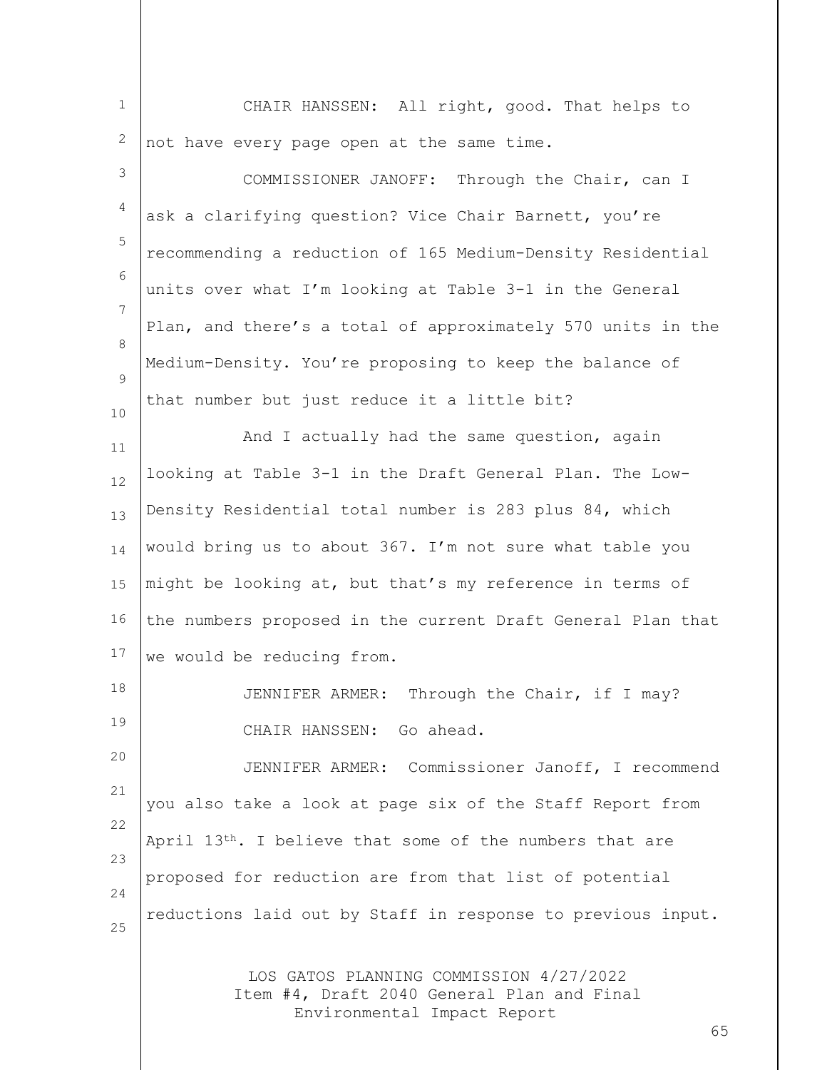CHAIR HANSSEN: All right, good. That helps to not have every page open at the same time.

COMMISSIONER JANOFF: Through the Chair, can I ask a clarifying question? Vice Chair Barnett, you're recommending a reduction of 165 Medium-Density Residential units over what I'm looking at Table 3-1 in the General Plan, and there's a total of approximately 570 units in the Medium-Density. You're proposing to keep the balance of that number but just reduce it a little bit?

And I actually had the same question, again looking at Table 3-1 in the Draft General Plan. The Low-Density Residential total number is 283 plus 84, which would bring us to about 367. I'm not sure what table you might be looking at, but that's my reference in terms of the numbers proposed in the current Draft General Plan that we would be reducing from.

JENNIFER ARMER: Through the Chair, if I may?

CHAIR HANSSEN: Go ahead.

JENNIFER ARMER: Commissioner Janoff, I recommend you also take a look at page six of the Staff Report from April 13th. I believe that some of the numbers that are proposed for reduction are from that list of potential reductions laid out by Staff in response to previous input.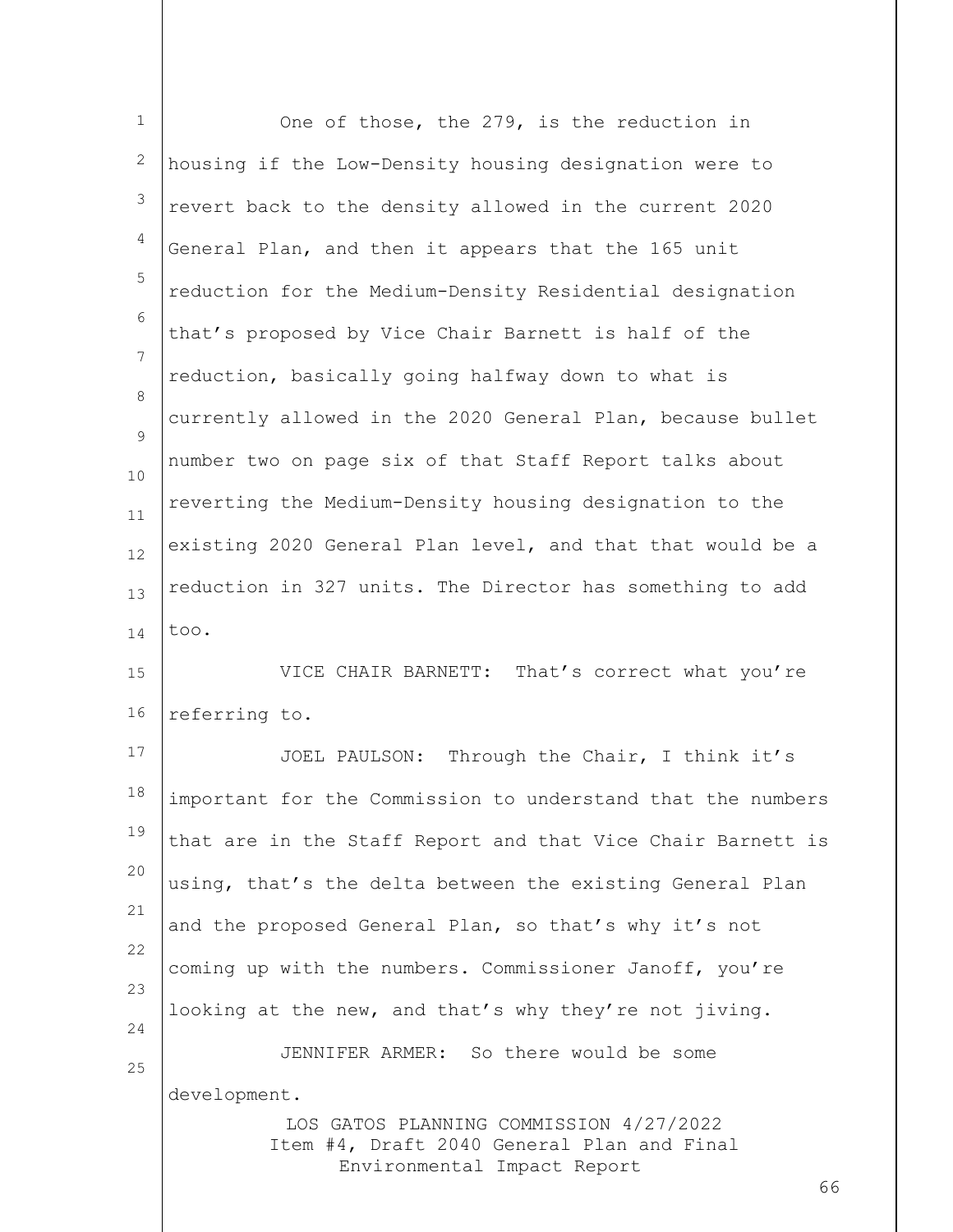One of those, the 279, is the reduction in housing if the Low-Density housing designation were to revert back to the density allowed in the current 2020 General Plan, and then it appears that the 165 unit reduction for the Medium-Density Residential designation that's proposed by Vice Chair Barnett is half of the reduction, basically going halfway down to what is currently allowed in the 2020 General Plan, because bullet number two on page six of that Staff Report talks about reverting the Medium-Density housing designation to the existing 2020 General Plan level, and that that would be a reduction in 327 units. The Director has something to add too.

VICE CHAIR BARNETT: That's correct what you're referring to.

JOEL PAULSON: Through the Chair, I think it's important for the Commission to understand that the numbers that are in the Staff Report and that Vice Chair Barnett is using, that's the delta between the existing General Plan and the proposed General Plan, so that's why it's not coming up with the numbers. Commissioner Janoff, you're looking at the new, and that's why they're not jiving.

JENNIFER ARMER: So there would be some development.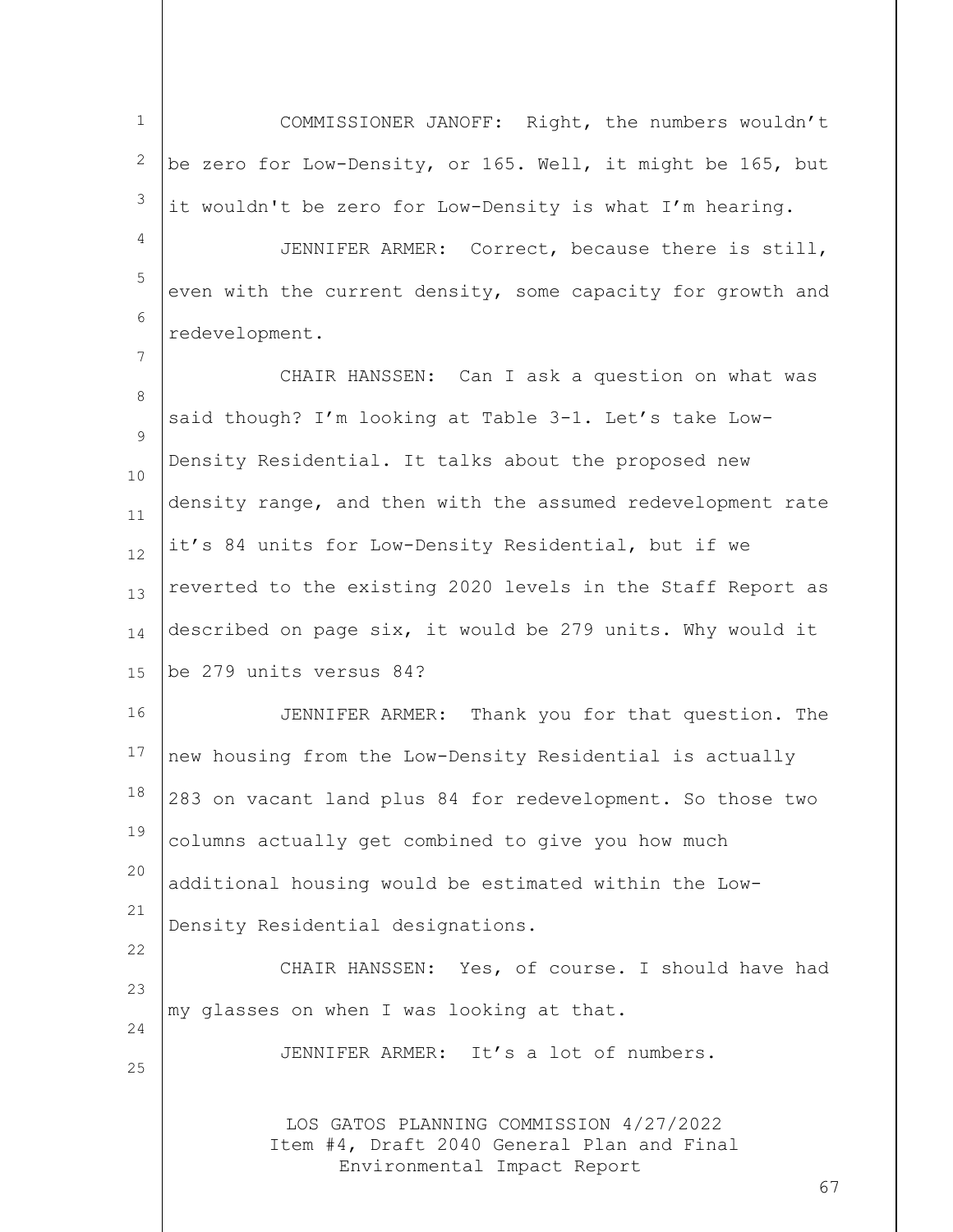COMMISSIONER JANOFF: Right, the numbers wouldn't be zero for Low-Density, or 165. Well, it might be 165, but it wouldn't be zero for Low-Density is what I'm hearing.

JENNIFER ARMER: Correct, because there is still, even with the current density, some capacity for growth and redevelopment.

CHAIR HANSSEN: Can I ask a question on what was said though? I'm looking at Table 3-1. Let's take Low-Density Residential. It talks about the proposed new density range, and then with the assumed redevelopment rate it's 84 units for Low-Density Residential, but if we reverted to the existing 2020 levels in the Staff Report as described on page six, it would be 279 units. Why would it be 279 units versus 84?

JENNIFER ARMER: Thank you for that question. The new housing from the Low-Density Residential is actually 283 on vacant land plus 84 for redevelopment. So those two columns actually get combined to give you how much additional housing would be estimated within the Low-Density Residential designations.

CHAIR HANSSEN: Yes, of course. I should have had my glasses on when I was looking at that.

JENNIFER ARMER: It's a lot of numbers.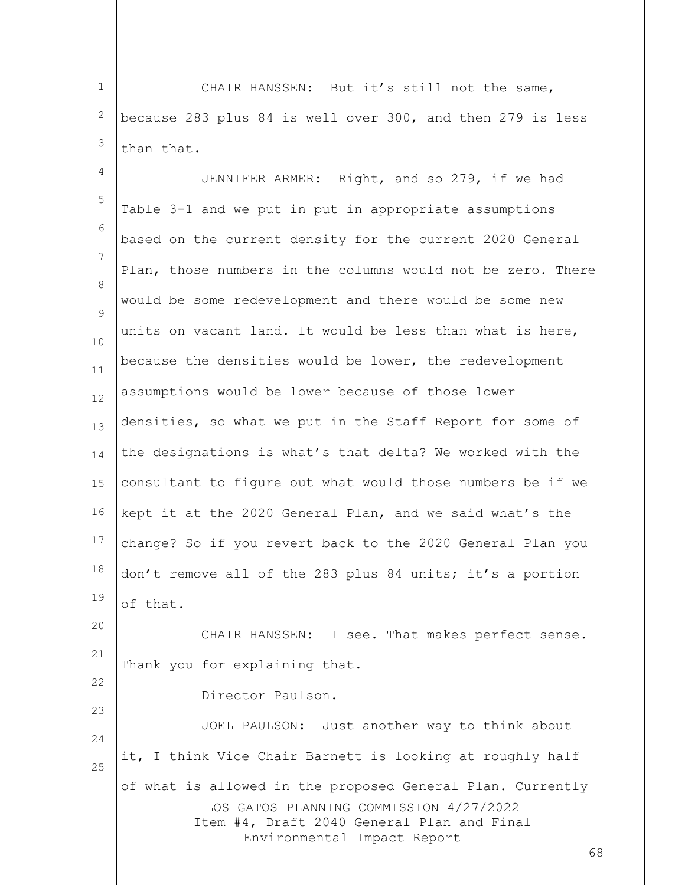CHAIR HANSSEN: But it's still not the same, because 283 plus 84 is well over 300, and then 279 is less than that.

JENNIFER ARMER: Right, and so 279, if we had Table 3-1 and we put in put in appropriate assumptions based on the current density for the current 2020 General Plan, those numbers in the columns would not be zero. There would be some redevelopment and there would be some new units on vacant land. It would be less than what is here, because the densities would be lower, the redevelopment assumptions would be lower because of those lower densities, so what we put in the Staff Report for some of the designations is what's that delta? We worked with the consultant to figure out what would those numbers be if we kept it at the 2020 General Plan, and we said what's the change? So if you revert back to the 2020 General Plan you don't remove all of the 283 plus 84 units; it's a portion of that.

CHAIR HANSSEN: I see. That makes perfect sense. Thank you for explaining that.

Director Paulson.

JOEL PAULSON: Just another way to think about it, I think Vice Chair Barnett is looking at roughly half of what is allowed in the proposed General Plan. Currently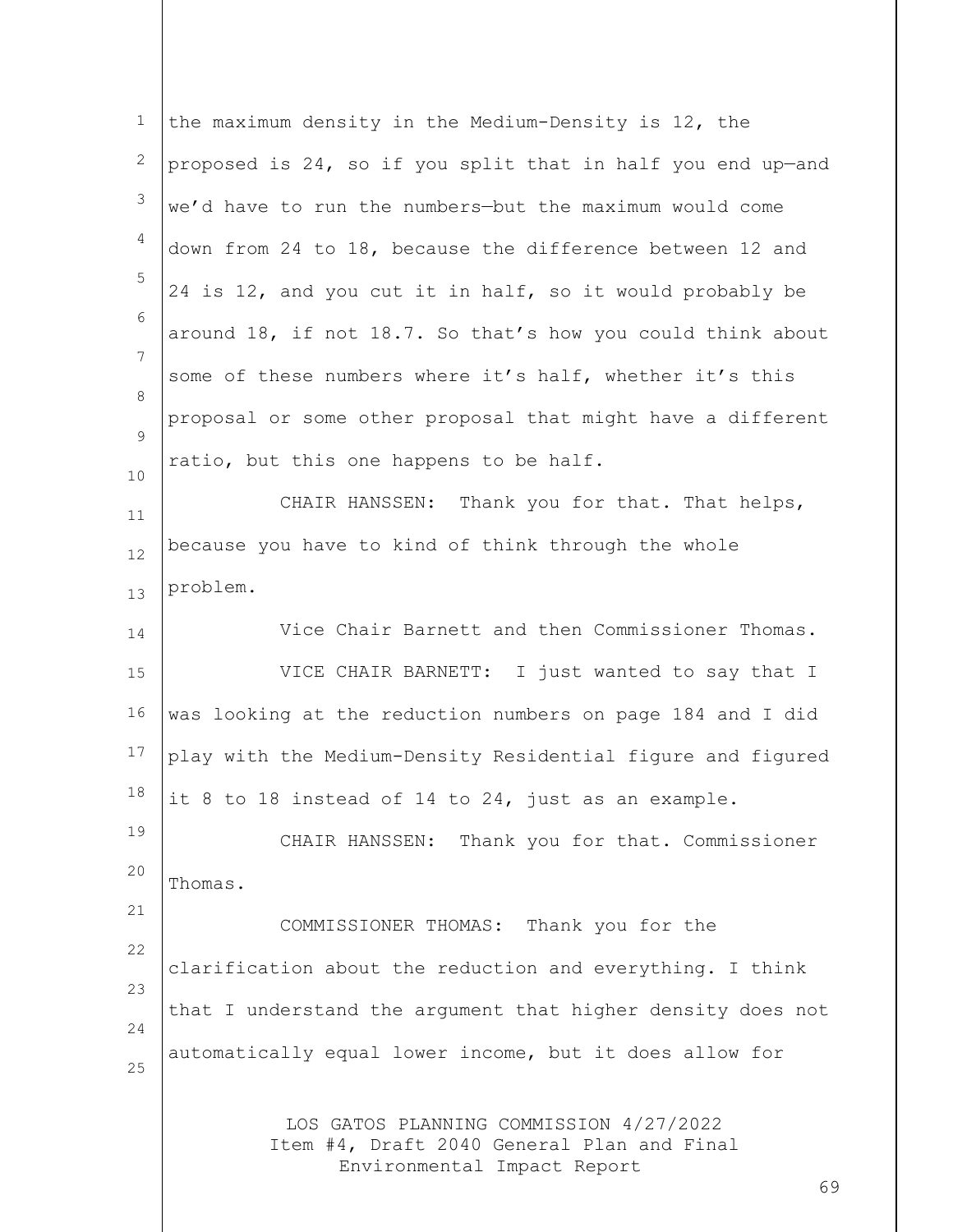the maximum density in the Medium-Density is 12, the proposed is 24, so if you split that in half you end up—and we'd have to run the numbers—but the maximum would come down from 24 to 18, because the difference between 12 and 24 is 12, and you cut it in half, so it would probably be around 18, if not 18.7. So that's how you could think about some of these numbers where it's half, whether it's this proposal or some other proposal that might have a different ratio, but this one happens to be half.

CHAIR HANSSEN: Thank you for that. That helps, because you have to kind of think through the whole problem.

Vice Chair Barnett and then Commissioner Thomas.

VICE CHAIR BARNETT: I just wanted to say that I was looking at the reduction numbers on page 184 and I did play with the Medium-Density Residential figure and figured it 8 to 18 instead of 14 to 24, just as an example.

CHAIR HANSSEN: Thank you for that. Commissioner Thomas.

COMMISSIONER THOMAS: Thank you for the clarification about the reduction and everything. I think that I understand the argument that higher density does not automatically equal lower income, but it does allow for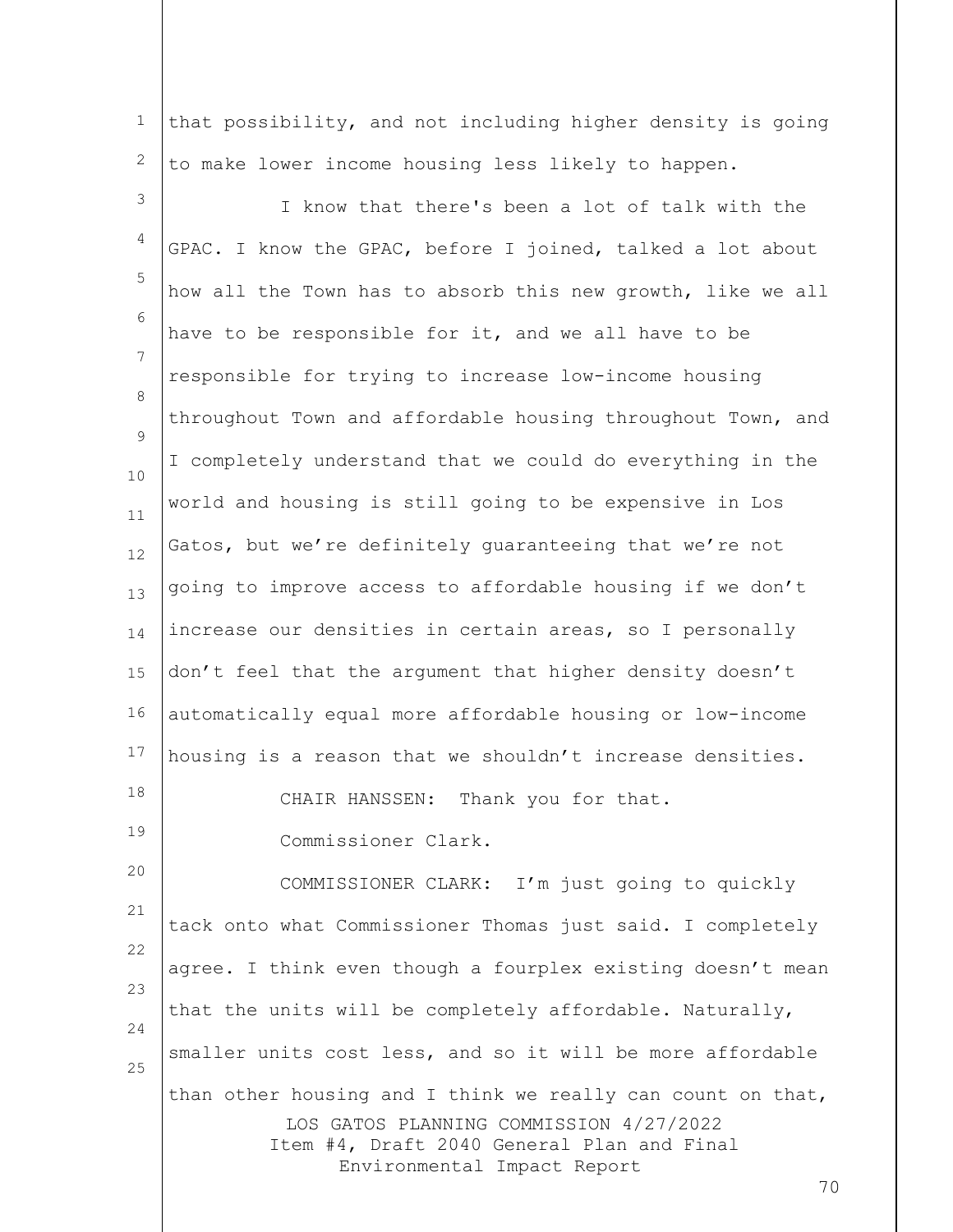that possibility, and not including higher density is going to make lower income housing less likely to happen.

I know that there's been a lot of talk with the GPAC. I know the GPAC, before I joined, talked a lot about how all the Town has to absorb this new growth, like we all have to be responsible for it, and we all have to be responsible for trying to increase low-income housing throughout Town and affordable housing throughout Town, and I completely understand that we could do everything in the world and housing is still going to be expensive in Los Gatos, but we're definitely guaranteeing that we're not going to improve access to affordable housing if we don't increase our densities in certain areas, so I personally don't feel that the argument that higher density doesn't automatically equal more affordable housing or low-income housing is a reason that we shouldn't increase densities.

CHAIR HANSSEN: Thank you for that.

Commissioner Clark.

COMMISSIONER CLARK: I'm just going to quickly tack onto what Commissioner Thomas just said. I completely agree. I think even though a fourplex existing doesn't mean that the units will be completely affordable. Naturally, smaller units cost less, and so it will be more affordable than other housing and I think we really can count on that,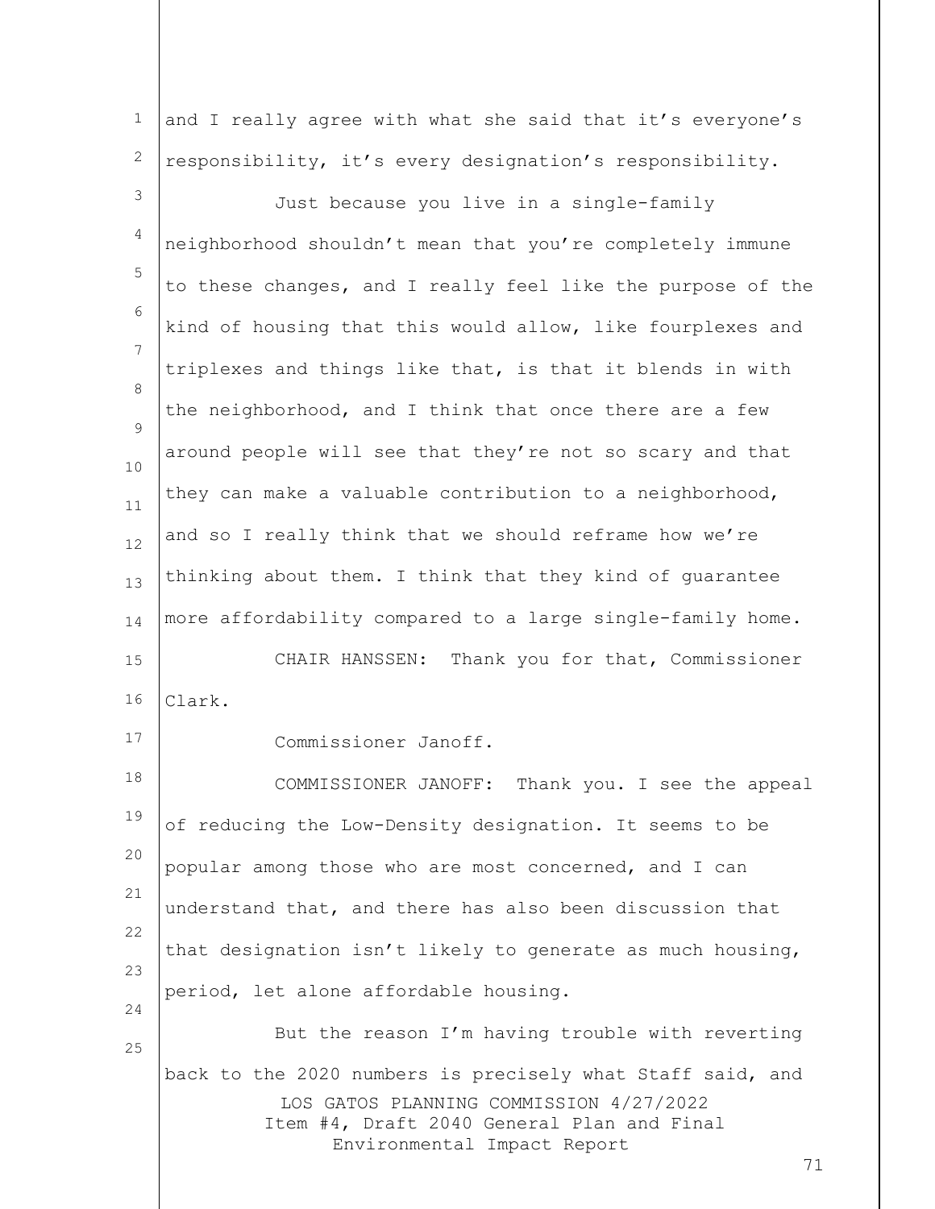and I really agree with what she said that it's everyone's responsibility, it's every designation's responsibility.

Just because you live in a single-family neighborhood shouldn't mean that you're completely immune to these changes, and I really feel like the purpose of the kind of housing that this would allow, like fourplexes and triplexes and things like that, is that it blends in with the neighborhood, and I think that once there are a few around people will see that they're not so scary and that they can make a valuable contribution to a neighborhood, and so I really think that we should reframe how we're thinking about them. I think that they kind of guarantee more affordability compared to a large single-family home.

CHAIR HANSSEN: Thank you for that, Commissioner Clark.

Commissioner Janoff.

COMMISSIONER JANOFF: Thank you. I see the appeal of reducing the Low-Density designation. It seems to be popular among those who are most concerned, and I can understand that, and there has also been discussion that that designation isn't likely to generate as much housing, period, let alone affordable housing.

But the reason I'm having trouble with reverting back to the 2020 numbers is precisely what Staff said, and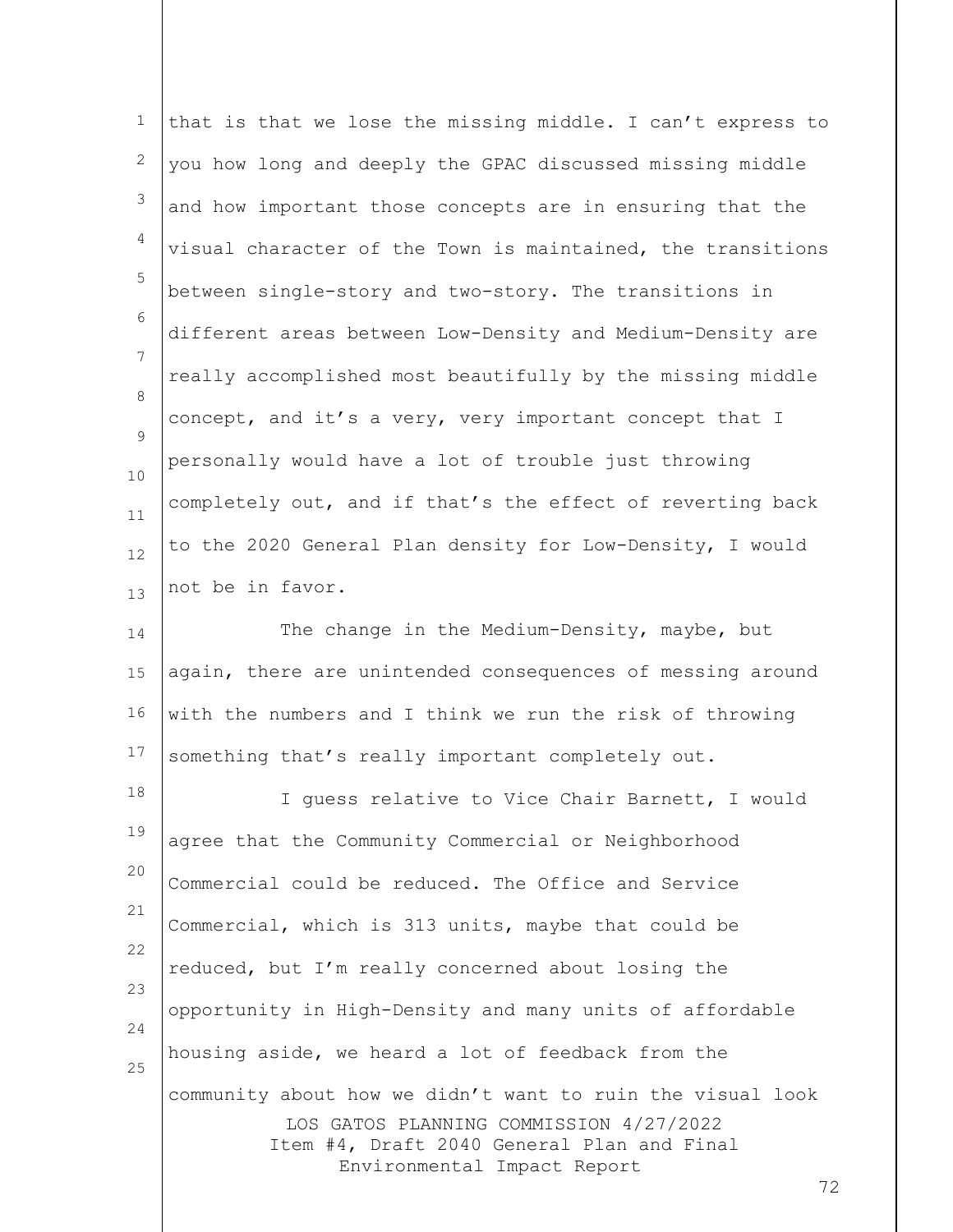that is that we lose the missing middle. I can't express to you how long and deeply the GPAC discussed missing middle and how important those concepts are in ensuring that the visual character of the Town is maintained, the transitions between single-story and two-story. The transitions in different areas between Low-Density and Medium-Density are really accomplished most beautifully by the missing middle concept, and it's a very, very important concept that I personally would have a lot of trouble just throwing completely out, and if that's the effect of reverting back to the 2020 General Plan density for Low-Density, I would not be in favor.

The change in the Medium-Density, maybe, but again, there are unintended consequences of messing around with the numbers and I think we run the risk of throwing something that's really important completely out.

I guess relative to Vice Chair Barnett, I would agree that the Community Commercial or Neighborhood Commercial could be reduced. The Office and Service Commercial, which is 313 units, maybe that could be reduced, but I'm really concerned about losing the opportunity in High-Density and many units of affordable housing aside, we heard a lot of feedback from the community about how we didn't want to ruin the visual look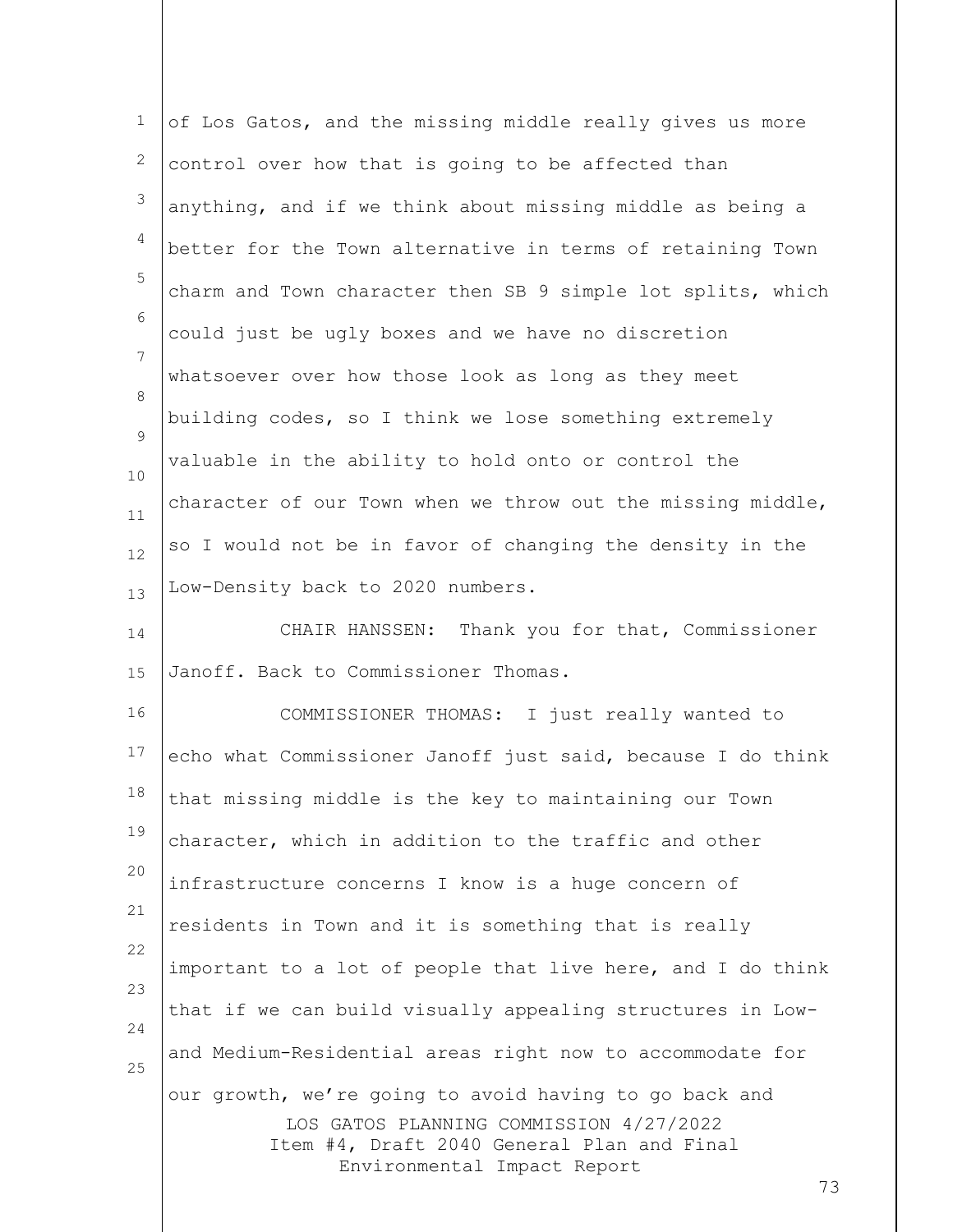of Los Gatos, and the missing middle really gives us more control over how that is going to be affected than anything, and if we think about missing middle as being a better for the Town alternative in terms of retaining Town charm and Town character then SB 9 simple lot splits, which could just be ugly boxes and we have no discretion whatsoever over how those look as long as they meet building codes, so I think we lose something extremely valuable in the ability to hold onto or control the character of our Town when we throw out the missing middle, so I would not be in favor of changing the density in the Low-Density back to 2020 numbers.

CHAIR HANSSEN: Thank you for that, Commissioner Janoff. Back to Commissioner Thomas.

COMMISSIONER THOMAS: I just really wanted to echo what Commissioner Janoff just said, because I do think that missing middle is the key to maintaining our Town character, which in addition to the traffic and other infrastructure concerns I know is a huge concern of residents in Town and it is something that is really important to a lot of people that live here, and I do think that if we can build visually appealing structures in Low- and Medium-Residential areas right now to accommodate for our growth, we're going to avoid having to go back and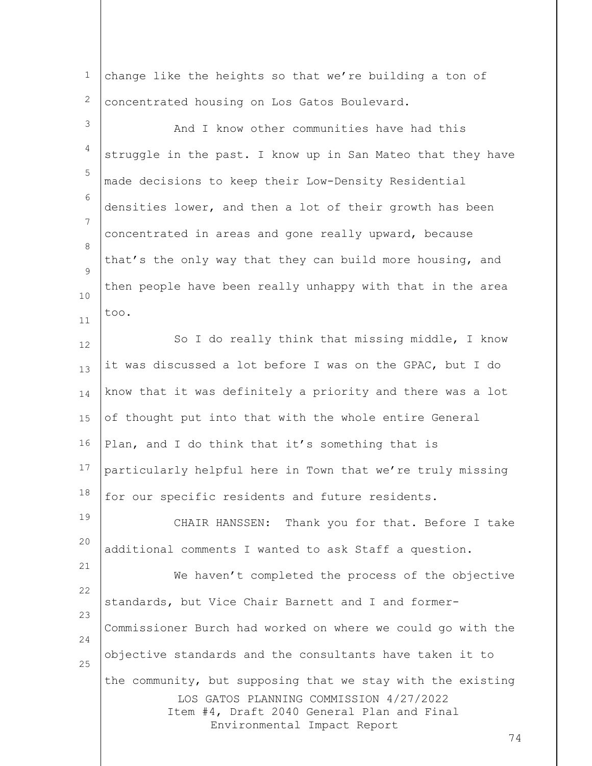change like the heights so that we're building a ton of concentrated housing on Los Gatos Boulevard.

And I know other communities have had this struggle in the past. I know up in San Mateo that they have made decisions to keep their Low-Density Residential densities lower, and then a lot of their growth has been concentrated in areas and gone really upward, because that's the only way that they can build more housing, and then people have been really unhappy with that in the area too.

So I do really think that missing middle, I know it was discussed a lot before I was on the GPAC, but I do know that it was definitely a priority and there was a lot of thought put into that with the whole entire General Plan, and I do think that it's something that is particularly helpful here in Town that we're truly missing for our specific residents and future residents.

CHAIR HANSSEN: Thank you for that. Before I take additional comments I wanted to ask Staff a question.

We haven't completed the process of the objective standards, but Vice Chair Barnett and I and former-Commissioner Burch had worked on where we could go with the objective standards and the consultants have taken it to the community, but supposing that we stay with the existing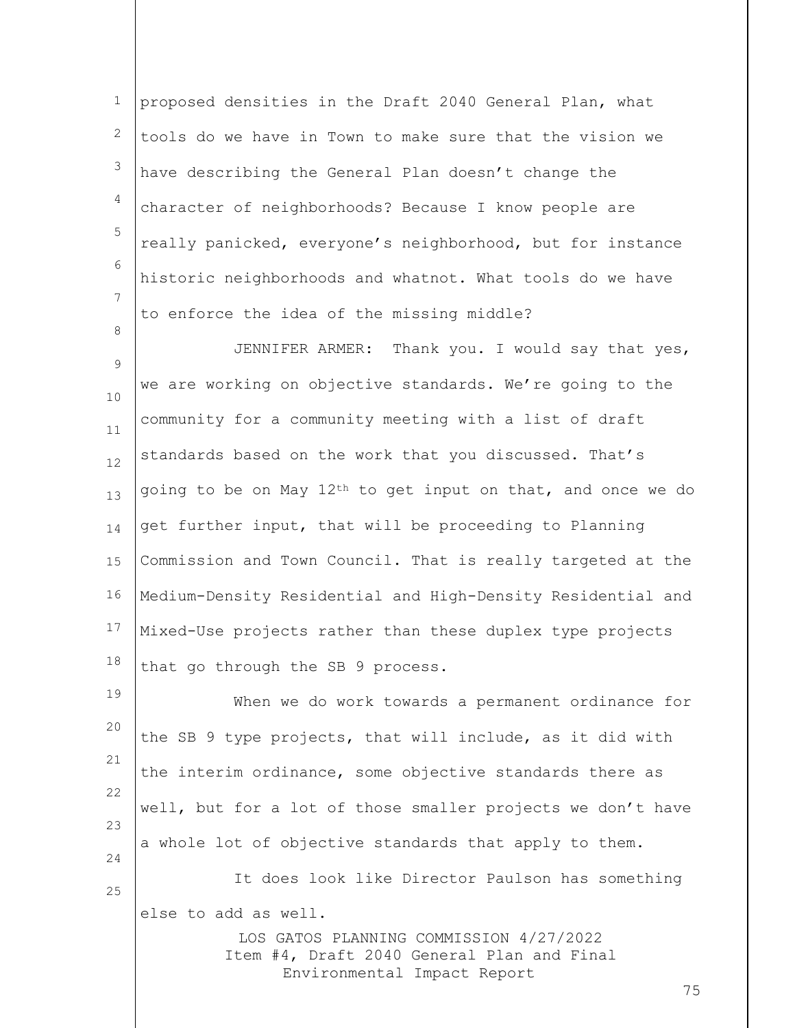proposed densities in the Draft 2040 General Plan, what tools do we have in Town to make sure that the vision we have describing the General Plan doesn't change the character of neighborhoods? Because I know people are really panicked, everyone's neighborhood, but for instance historic neighborhoods and whatnot. What tools do we have to enforce the idea of the missing middle?

JENNIFER ARMER: Thank you. I would say that yes, we are working on objective standards. We're going to the community for a community meeting with a list of draft standards based on the work that you discussed. That's going to be on May 12th to get input on that, and once we do get further input, that will be proceeding to Planning Commission and Town Council. That is really targeted at the Medium-Density Residential and High-Density Residential and Mixed-Use projects rather than these duplex type projects that go through the SB 9 process.

When we do work towards a permanent ordinance for the SB 9 type projects, that will include, as it did with the interim ordinance, some objective standards there as well, but for a lot of those smaller projects we don't have a whole lot of objective standards that apply to them.

It does look like Director Paulson has something else to add as well.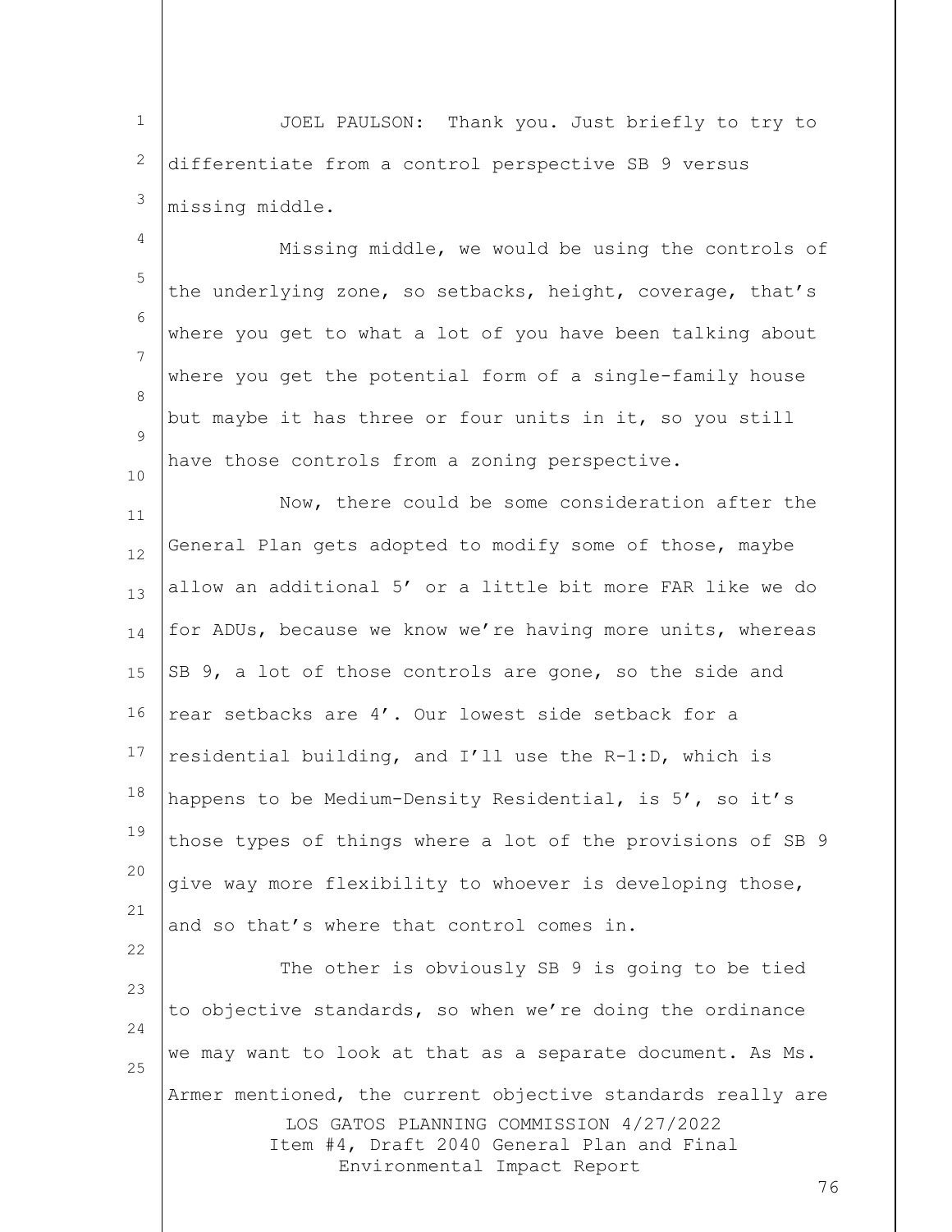JOEL PAULSON: Thank you. Just briefly to try to differentiate from a control perspective SB 9 versus missing middle.

Missing middle, we would be using the controls of the underlying zone, so setbacks, height, coverage, that's where you get to what a lot of you have been talking about where you get the potential form of a single-family house but maybe it has three or four units in it, so you still have those controls from a zoning perspective.

Now, there could be some consideration after the General Plan gets adopted to modify some of those, maybe allow an additional 5' or a little bit more FAR like we do for ADUs, because we know we're having more units, whereas SB 9, a lot of those controls are gone, so the side and rear setbacks are 4'. Our lowest side setback for a residential building, and I'll use the R-1:D, which is happens to be Medium-Density Residential, is 5', so it's those types of things where a lot of the provisions of SB 9 give way more flexibility to whoever is developing those, and so that's where that control comes in.

The other is obviously SB 9 is going to be tied to objective standards, so when we're doing the ordinance we may want to look at that as a separate document. As Ms. Armer mentioned, the current objective standards really are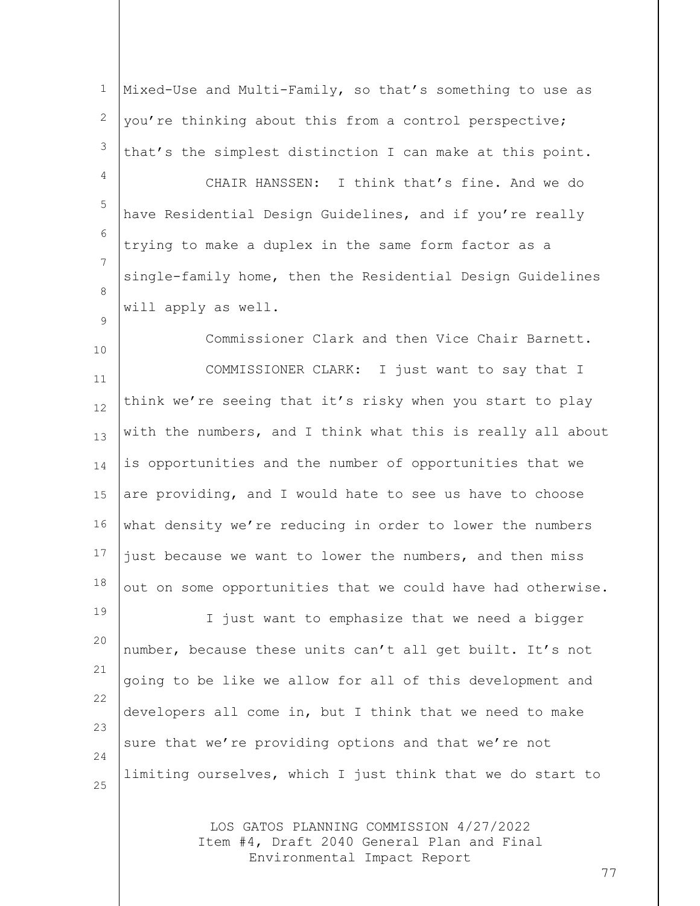Mixed-Use and Multi-Family, so that's something to use as you're thinking about this from a control perspective; that's the simplest distinction I can make at this point.

CHAIR HANSSEN: I think that's fine. And we do have Residential Design Guidelines, and if you're really trying to make a duplex in the same form factor as a single-family home, then the Residential Design Guidelines will apply as well.

Commissioner Clark and then Vice Chair Barnett.

COMMISSIONER CLARK: I just want to say that I think we're seeing that it's risky when you start to play with the numbers, and I think what this is really all about is opportunities and the number of opportunities that we are providing, and I would hate to see us have to choose what density we're reducing in order to lower the numbers just because we want to lower the numbers, and then miss out on some opportunities that we could have had otherwise.

I just want to emphasize that we need a bigger number, because these units can't all get built. It's not going to be like we allow for all of this development and developers all come in, but I think that we need to make sure that we're providing options and that we're not limiting ourselves, which I just think that we do start to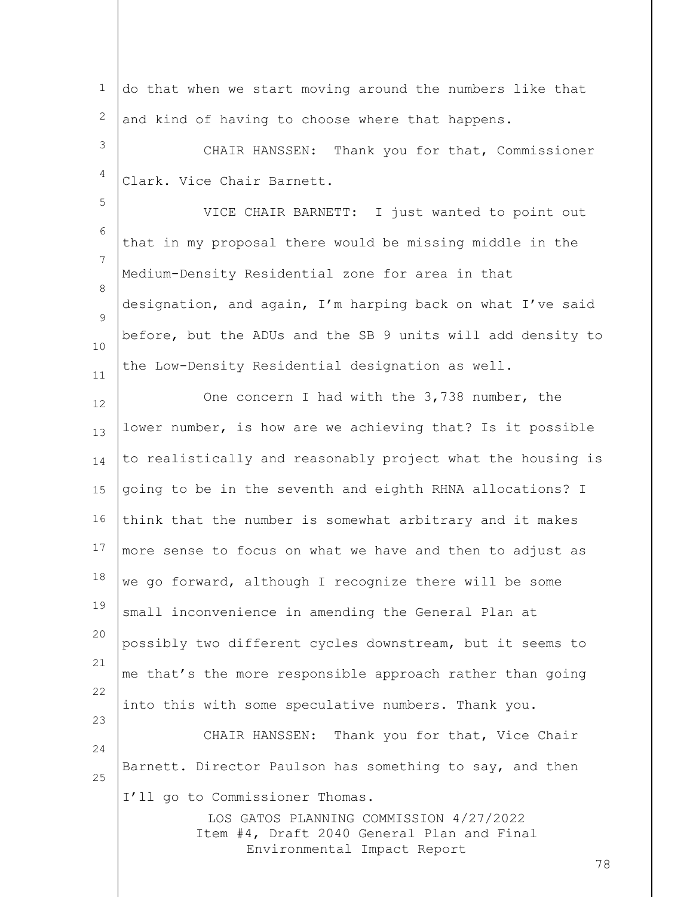do that when we start moving around the numbers like that and kind of having to choose where that happens.

CHAIR HANSSEN: Thank you for that, Commissioner Clark. Vice Chair Barnett.

VICE CHAIR BARNETT: I just wanted to point out that in my proposal there would be missing middle in the Medium-Density Residential zone for area in that designation, and again, I'm harping back on what I've said before, but the ADUs and the SB 9 units will add density to the Low-Density Residential designation as well.

One concern I had with the 3,738 number, the lower number, is how are we achieving that? Is it possible to realistically and reasonably project what the housing is going to be in the seventh and eighth RHNA allocations? I think that the number is somewhat arbitrary and it makes more sense to focus on what we have and then to adjust as we go forward, although I recognize there will be some small inconvenience in amending the General Plan at possibly two different cycles downstream, but it seems to me that's the more responsible approach rather than going into this with some speculative numbers. Thank you.

CHAIR HANSSEN: Thank you for that, Vice Chair Barnett. Director Paulson has something to say, and then I'll go to Commissioner Thomas.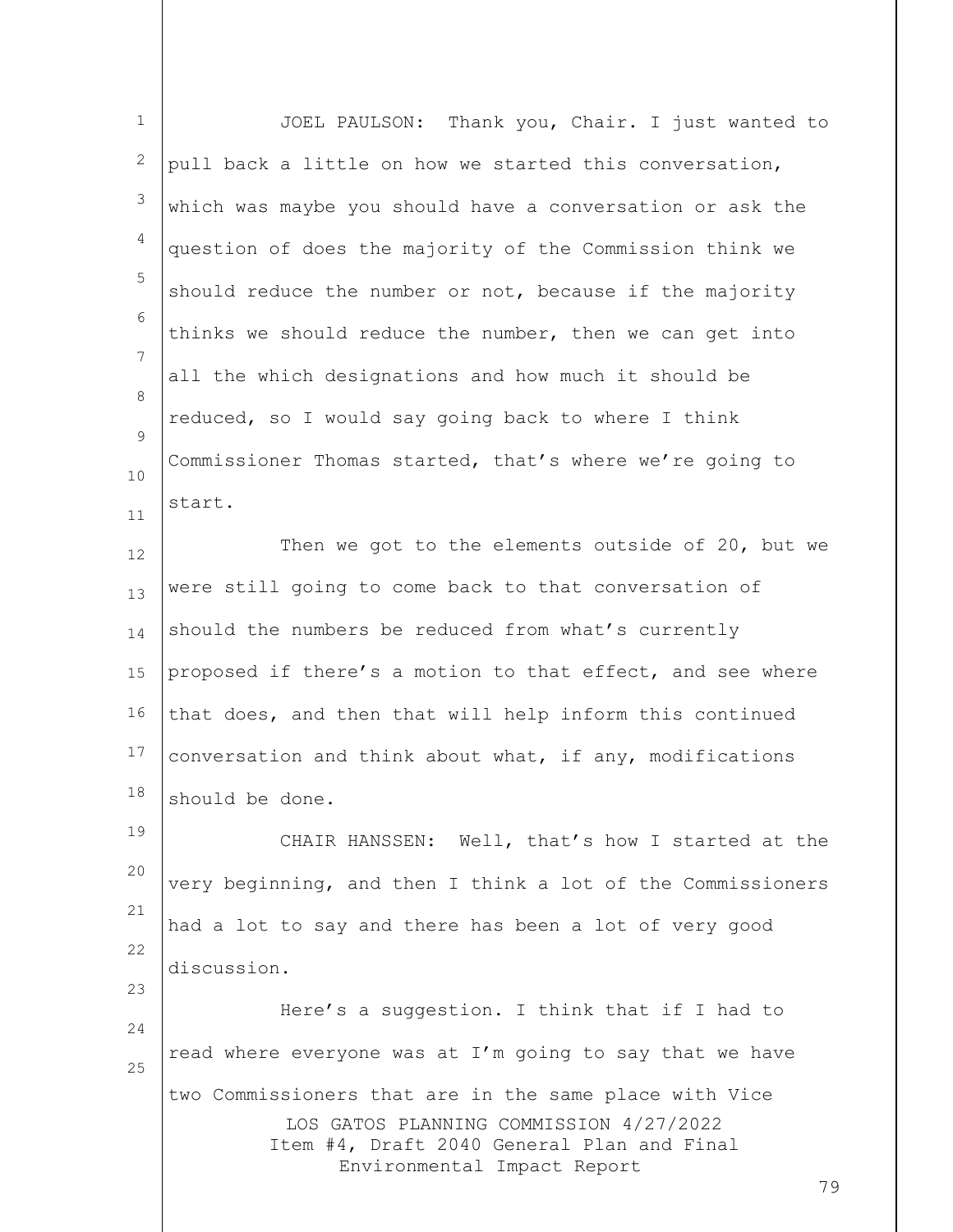JOEL PAULSON: Thank you, Chair. I just wanted to pull back a little on how we started this conversation, which was maybe you should have a conversation or ask the question of does the majority of the Commission think we should reduce the number or not, because if the majority thinks we should reduce the number, then we can get into all the which designations and how much it should be reduced, so I would say going back to where I think Commissioner Thomas started, that's where we're going to start.

Then we got to the elements outside of 20, but we were still going to come back to that conversation of should the numbers be reduced from what's currently proposed if there's a motion to that effect, and see where that does, and then that will help inform this continued conversation and think about what, if any, modifications should be done.

CHAIR HANSSEN: Well, that's how I started at the very beginning, and then I think a lot of the Commissioners had a lot to say and there has been a lot of very good discussion.

Here's a suggestion. I think that if I had to read where everyone was at I'm going to say that we have two Commissioners that are in the same place with Vice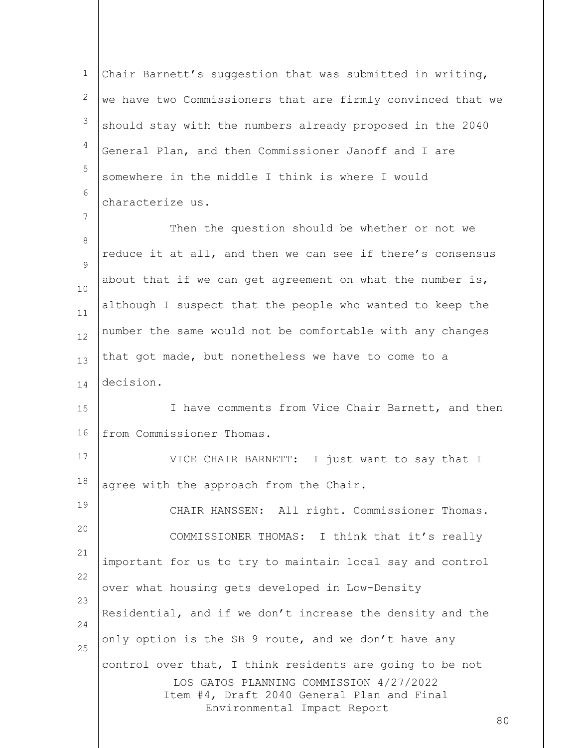Chair Barnett's suggestion that was submitted in writing, we have two Commissioners that are firmly convinced that we should stay with the numbers already proposed in the 2040 General Plan, and then Commissioner Janoff and I are somewhere in the middle I think is where I would characterize us.

Then the question should be whether or not we reduce it at all, and then we can see if there's consensus about that if we can get agreement on what the number is, although I suspect that the people who wanted to keep the number the same would not be comfortable with any changes that got made, but nonetheless we have to come to a decision.

I have comments from Vice Chair Barnett, and then from Commissioner Thomas.

VICE CHAIR BARNETT: I just want to say that I agree with the approach from the Chair.

CHAIR HANSSEN: All right. Commissioner Thomas.

COMMISSIONER THOMAS: I think that it's really important for us to try to maintain local say and control over what housing gets developed in Low-Density Residential, and if we don't increase the density and the only option is the SB 9 route, and we don't have any control over that, I think residents are going to be not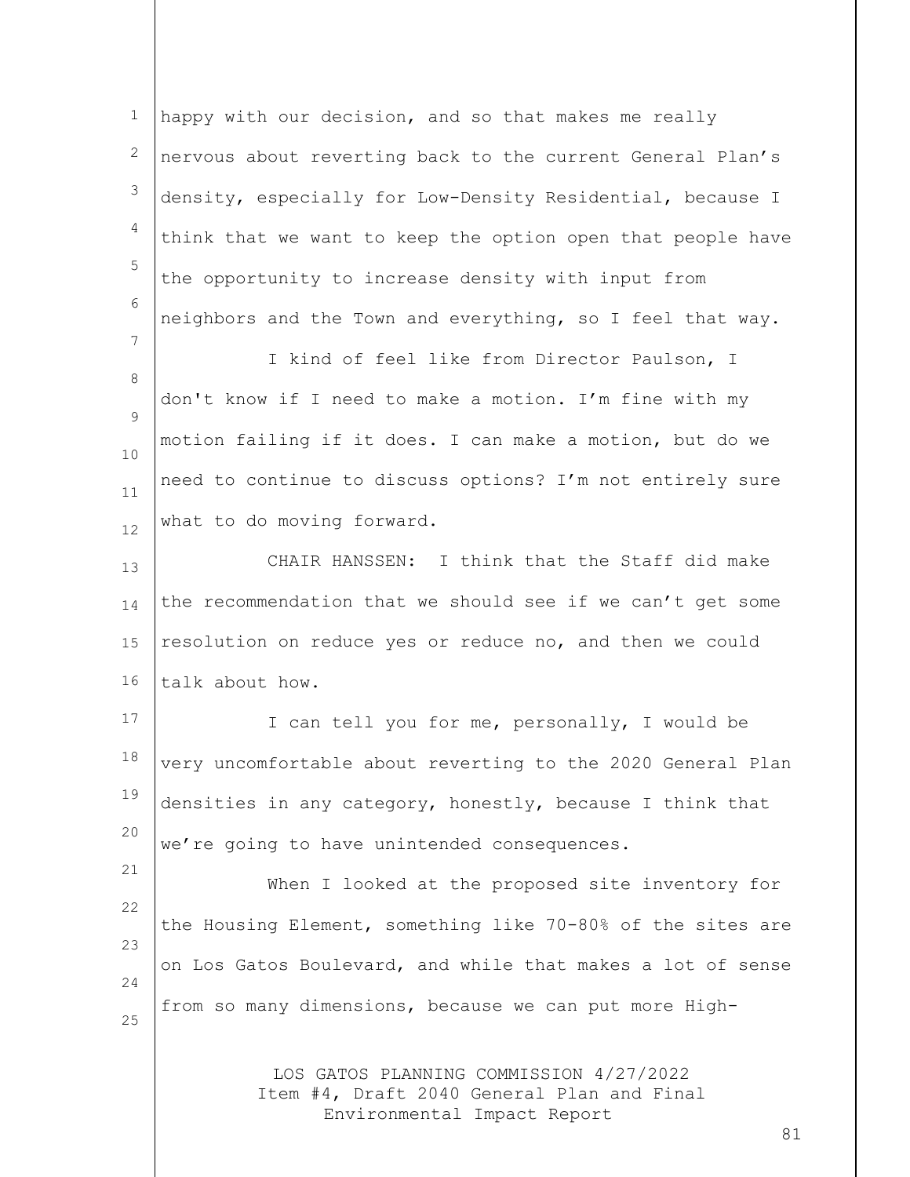happy with our decision, and so that makes me really nervous about reverting back to the current General Plan's density, especially for Low-Density Residential, because I think that we want to keep the option open that people have the opportunity to increase density with input from neighbors and the Town and everything, so I feel that way.

I kind of feel like from Director Paulson, I don't know if I need to make a motion. I'm fine with my motion failing if it does. I can make a motion, but do we need to continue to discuss options? I'm not entirely sure what to do moving forward.

CHAIR HANSSEN: I think that the Staff did make the recommendation that we should see if we can't get some resolution on reduce yes or reduce no, and then we could talk about how.

I can tell you for me, personally, I would be very uncomfortable about reverting to the 2020 General Plan densities in any category, honestly, because I think that we're going to have unintended consequences.

When I looked at the proposed site inventory for the Housing Element, something like 70-80% of the sites are on Los Gatos Boulevard, and while that makes a lot of sense from so many dimensions, because we can put more High-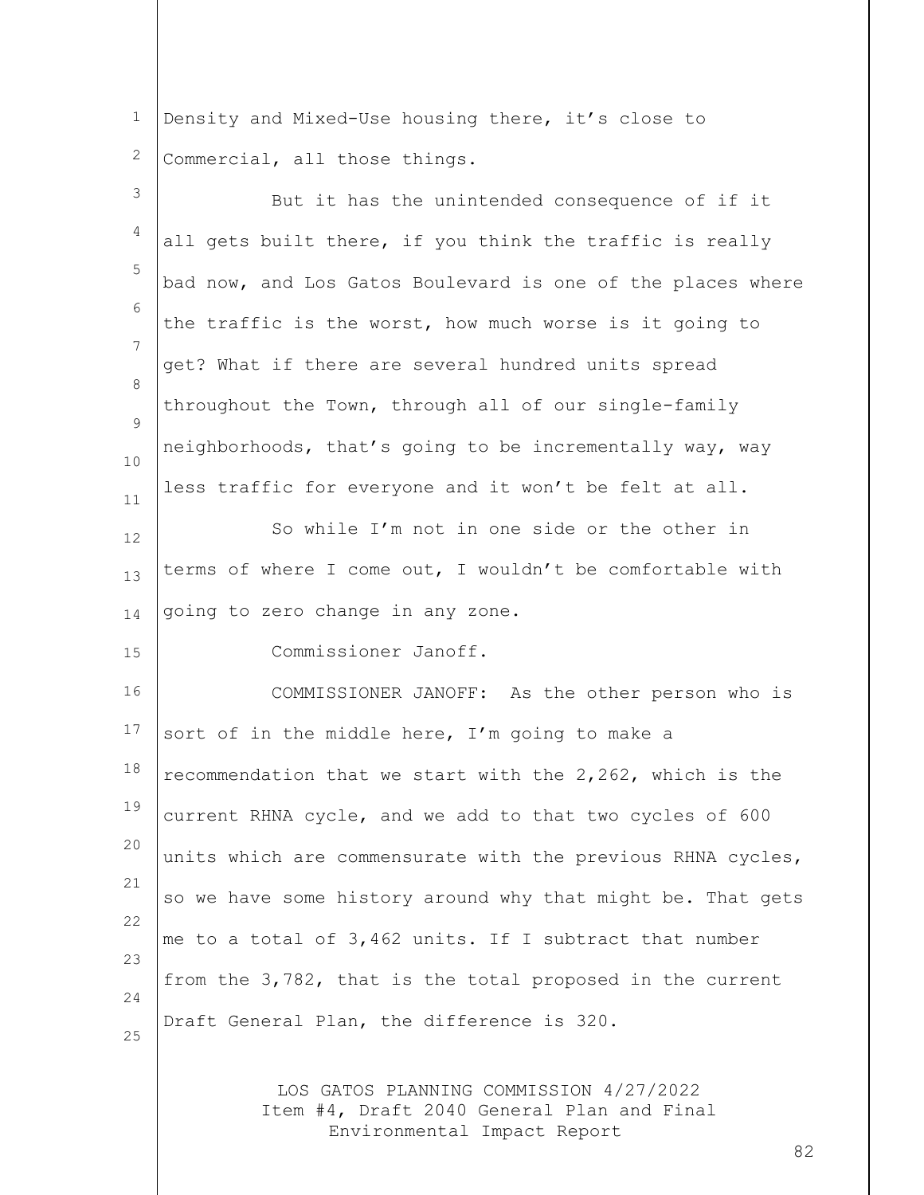Density and Mixed-Use housing there, it's close to Commercial, all those things.

But it has the unintended consequence of if it all gets built there, if you think the traffic is really bad now, and Los Gatos Boulevard is one of the places where the traffic is the worst, how much worse is it going to get? What if there are several hundred units spread throughout the Town, through all of our single-family neighborhoods, that's going to be incrementally way, way less traffic for everyone and it won't be felt at all.

So while I'm not in one side or the other in terms of where I come out, I wouldn't be comfortable with going to zero change in any zone.

Commissioner Janoff.

COMMISSIONER JANOFF: As the other person who is sort of in the middle here, I'm going to make a recommendation that we start with the 2,262, which is the current RHNA cycle, and we add to that two cycles of 600 units which are commensurate with the previous RHNA cycles, so we have some history around why that might be. That gets me to a total of 3,462 units. If I subtract that number from the 3,782, that is the total proposed in the current Draft General Plan, the difference is 320.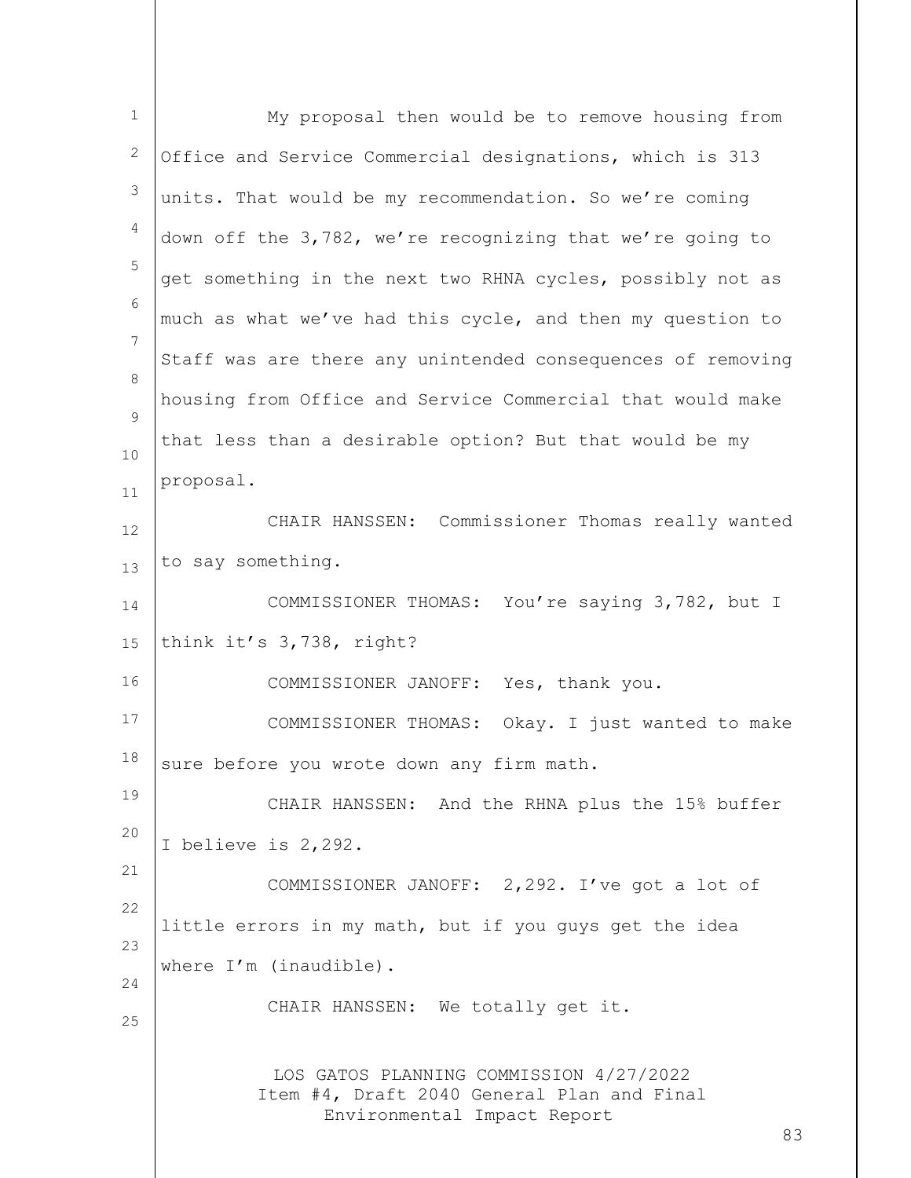My proposal then would be to remove housing from Office and Service Commercial designations, which is 313 units. That would be my recommendation. So we're coming down off the 3,782, we're recognizing that we're going to get something in the next two RHNA cycles, possibly not as much as what we've had this cycle, and then my question to Staff was are there any unintended consequences of removing housing from Office and Service Commercial that would make that less than a desirable option? But that would be my proposal.

CHAIR HANSSEN: Commissioner Thomas really wanted to say something.

COMMISSIONER THOMAS: You're saying 3,782, but I think it's 3,738, right?

COMMISSIONER JANOFF: Yes, thank you.

COMMISSIONER THOMAS: Okay. I just wanted to make sure before you wrote down any firm math.

CHAIR HANSSEN: And the RHNA plus the 15% buffer I believe is 2,292.

COMMISSIONER JANOFF: 2,292. I've got a lot of little errors in my math, but if you guys get the idea where I'm (inaudible).

CHAIR HANSSEN: We totally get it.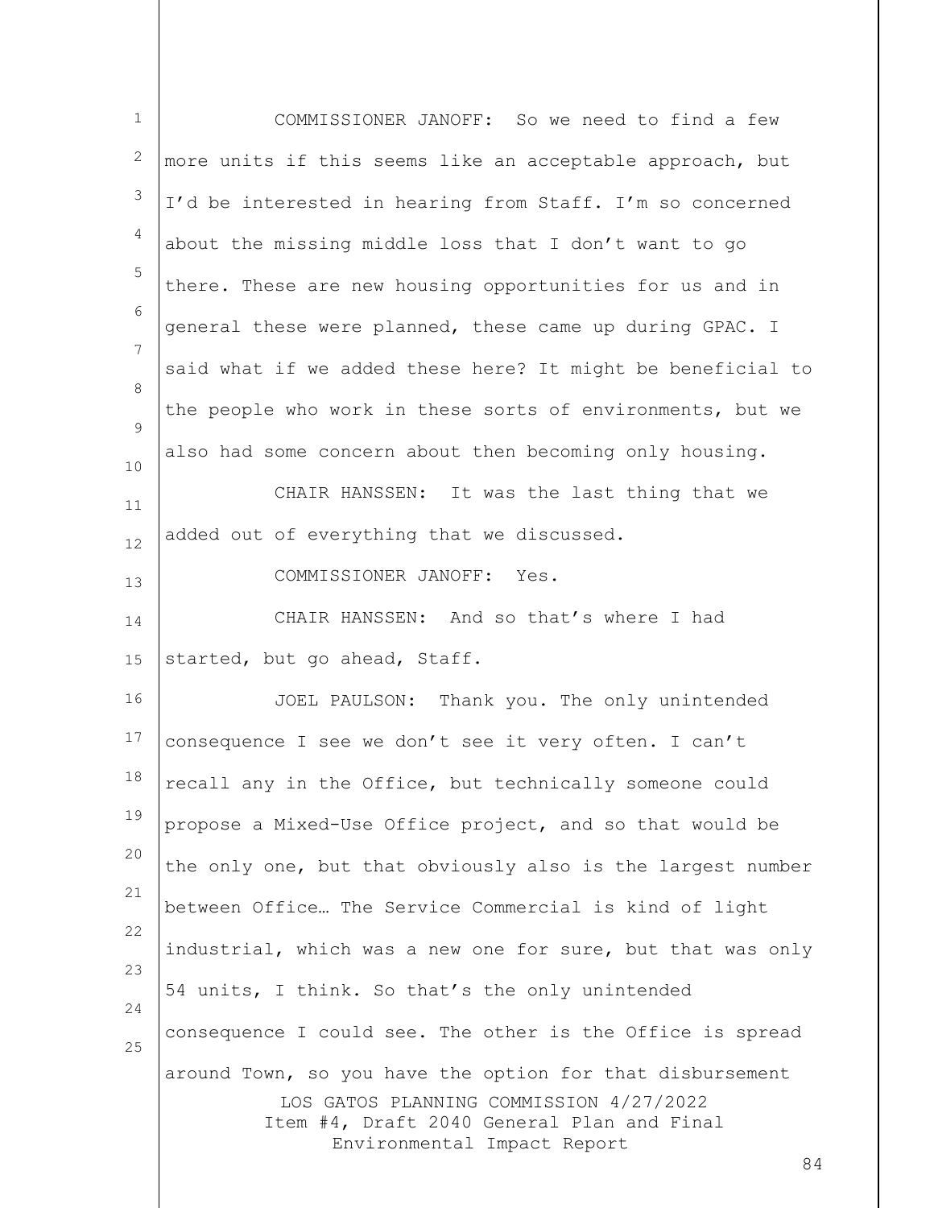COMMISSIONER JANOFF: So we need to find a few more units if this seems like an acceptable approach, but I'd be interested in hearing from Staff. I'm so concerned about the missing middle loss that I don't want to go there. These are new housing opportunities for us and in general these were planned, these came up during GPAC. I said what if we added these here? It might be beneficial to the people who work in these sorts of environments, but we also had some concern about then becoming only housing.

CHAIR HANSSEN: It was the last thing that we added out of everything that we discussed.

COMMISSIONER JANOFF: Yes.

CHAIR HANSSEN: And so that's where I had started, but go ahead, Staff.

JOEL PAULSON: Thank you. The only unintended consequence I see we don't see it very often. I can't recall any in the Office, but technically someone could propose a Mixed-Use Office project, and so that would be the only one, but that obviously also is the largest number between Office… The Service Commercial is kind of light industrial, which was a new one for sure, but that was only 54 units, I think. So that's the only unintended consequence I could see. The other is the Office is spread around Town, so you have the option for that disbursement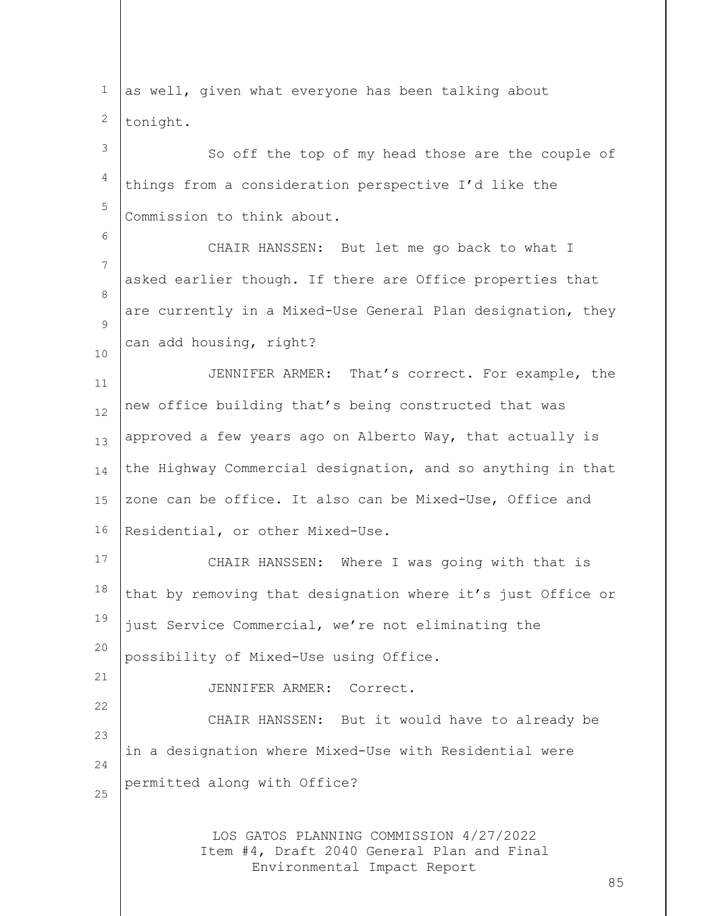as well, given what everyone has been talking about tonight.

So off the top of my head those are the couple of things from a consideration perspective I'd like the Commission to think about.

CHAIR HANSSEN: But let me go back to what I asked earlier though. If there are Office properties that are currently in a Mixed-Use General Plan designation, they can add housing, right?

JENNIFER ARMER: That's correct. For example, the new office building that's being constructed that was approved a few years ago on Alberto Way, that actually is the Highway Commercial designation, and so anything in that zone can be office. It also can be Mixed-Use, Office and Residential, or other Mixed-Use.

CHAIR HANSSEN: Where I was going with that is that by removing that designation where it's just Office or just Service Commercial, we're not eliminating the possibility of Mixed-Use using Office.

JENNIFER ARMER: Correct.

CHAIR HANSSEN: But it would have to already be in a designation where Mixed-Use with Residential were permitted along with Office?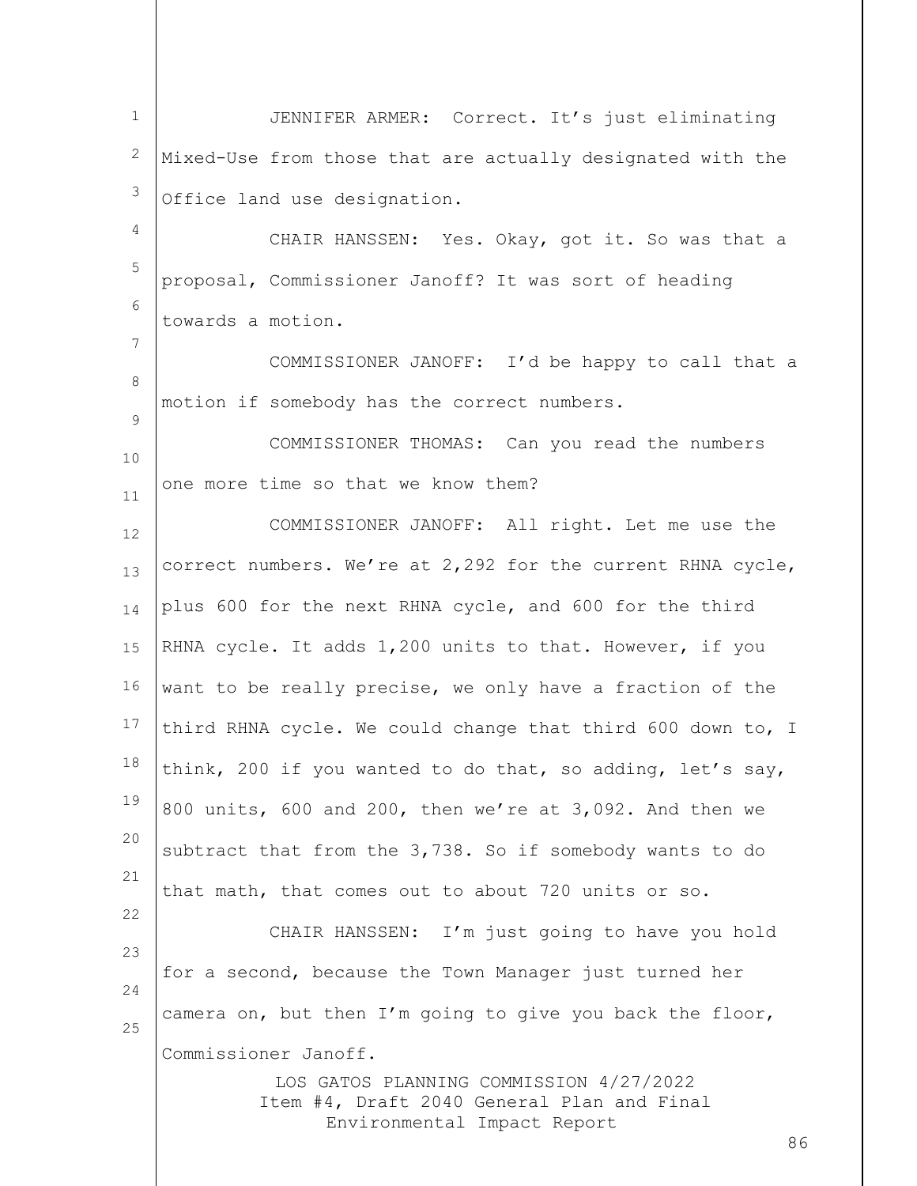JENNIFER ARMER: Correct. It's just eliminating Mixed-Use from those that are actually designated with the Office land use designation.

CHAIR HANSSEN: Yes. Okay, got it. So was that a proposal, Commissioner Janoff? It was sort of heading towards a motion.

COMMISSIONER JANOFF: I'd be happy to call that a motion if somebody has the correct numbers.

COMMISSIONER THOMAS: Can you read the numbers one more time so that we know them?

COMMISSIONER JANOFF: All right. Let me use the correct numbers. We're at 2,292 for the current RHNA cycle, plus 600 for the next RHNA cycle, and 600 for the third RHNA cycle. It adds 1,200 units to that. However, if you want to be really precise, we only have a fraction of the third RHNA cycle. We could change that third 600 down to, I think, 200 if you wanted to do that, so adding, let's say, 800 units, 600 and 200, then we're at 3,092. And then we subtract that from the 3,738. So if somebody wants to do that math, that comes out to about 720 units or so.

CHAIR HANSSEN: I'm just going to have you hold for a second, because the Town Manager just turned her camera on, but then I'm going to give you back the floor, Commissioner Janoff.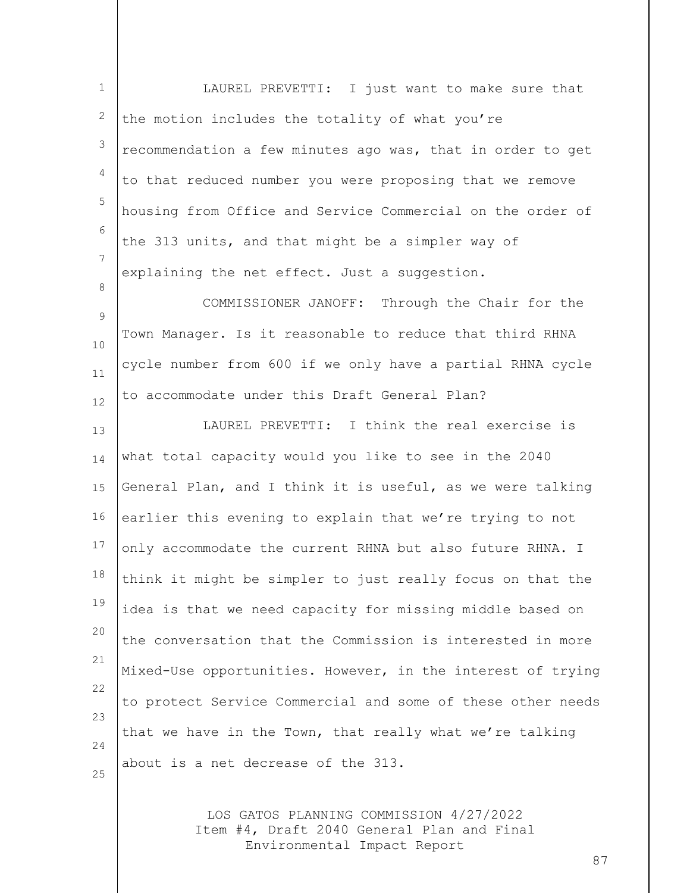LAUREL PREVETTI: I just want to make sure that the motion includes the totality of what you're recommendation a few minutes ago was, that in order to get to that reduced number you were proposing that we remove housing from Office and Service Commercial on the order of the 313 units, and that might be a simpler way of explaining the net effect. Just a suggestion.

COMMISSIONER JANOFF: Through the Chair for the Town Manager. Is it reasonable to reduce that third RHNA cycle number from 600 if we only have a partial RHNA cycle to accommodate under this Draft General Plan?

LAUREL PREVETTI: I think the real exercise is what total capacity would you like to see in the 2040 General Plan, and I think it is useful, as we were talking earlier this evening to explain that we're trying to not only accommodate the current RHNA but also future RHNA. I think it might be simpler to just really focus on that the idea is that we need capacity for missing middle based on the conversation that the Commission is interested in more Mixed-Use opportunities. However, in the interest of trying to protect Service Commercial and some of these other needs that we have in the Town, that really what we're talking about is a net decrease of the 313.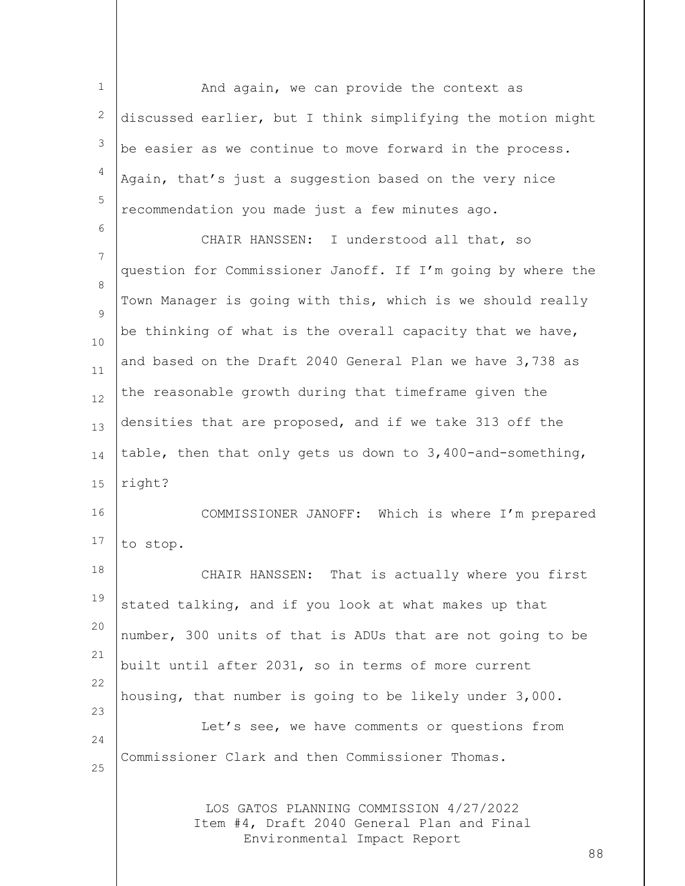And again, we can provide the context as discussed earlier, but I think simplifying the motion might be easier as we continue to move forward in the process. Again, that's just a suggestion based on the very nice recommendation you made just a few minutes ago.

CHAIR HANSSEN: I understood all that, so question for Commissioner Janoff. If I'm going by where the Town Manager is going with this, which is we should really be thinking of what is the overall capacity that we have, and based on the Draft 2040 General Plan we have 3,738 as the reasonable growth during that timeframe given the densities that are proposed, and if we take 313 off the table, then that only gets us down to 3,400-and-something, right?

COMMISSIONER JANOFF: Which is where I'm prepared to stop.

CHAIR HANSSEN: That is actually where you first stated talking, and if you look at what makes up that number, 300 units of that is ADUs that are not going to be built until after 2031, so in terms of more current housing, that number is going to be likely under 3,000.

Let's see, we have comments or questions from Commissioner Clark and then Commissioner Thomas.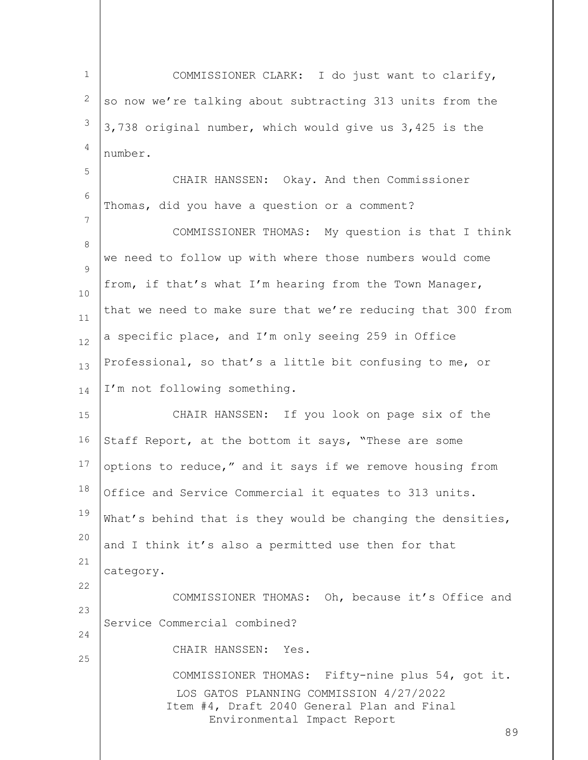COMMISSIONER CLARK: I do just want to clarify, so now we're talking about subtracting 313 units from the 3,738 original number, which would give us 3,425 is the number.

CHAIR HANSSEN: Okay. And then Commissioner Thomas, did you have a question or a comment?

COMMISSIONER THOMAS: My question is that I think we need to follow up with where those numbers would come from, if that's what I'm hearing from the Town Manager, that we need to make sure that we're reducing that 300 from a specific place, and I'm only seeing 259 in Office Professional, so that's a little bit confusing to me, or I'm not following something.

CHAIR HANSSEN: If you look on page six of the Staff Report, at the bottom it says, "These are some options to reduce," and it says if we remove housing from Office and Service Commercial it equates to 313 units. What's behind that is they would be changing the densities, and I think it's also a permitted use then for that category.

COMMISSIONER THOMAS: Oh, because it's Office and Service Commercial combined?

CHAIR HANSSEN: Yes.

COMMISSIONER THOMAS: Fifty-nine plus 54, got it.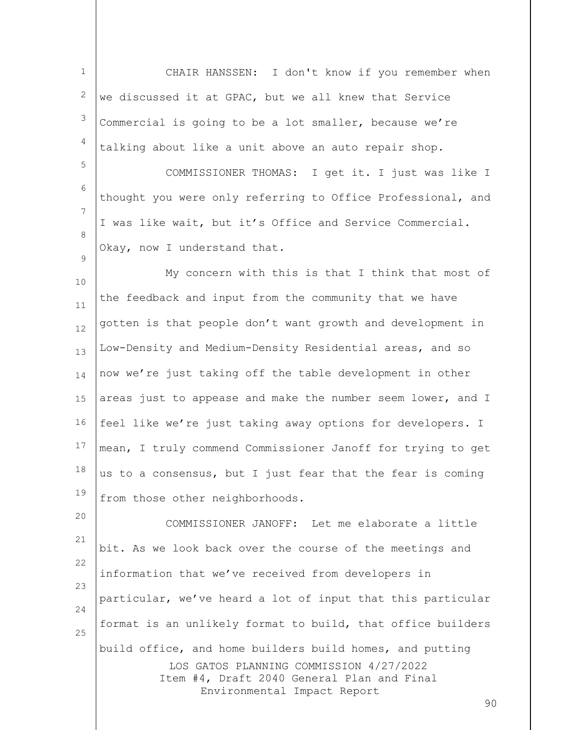CHAIR HANSSEN: I don't know if you remember when we discussed it at GPAC, but we all knew that Service Commercial is going to be a lot smaller, because we're talking about like a unit above an auto repair shop.

COMMISSIONER THOMAS: I get it. I just was like I thought you were only referring to Office Professional, and I was like wait, but it's Office and Service Commercial. Okay, now I understand that.

My concern with this is that I think that most of the feedback and input from the community that we have gotten is that people don't want growth and development in Low-Density and Medium-Density Residential areas, and so now we're just taking off the table development in other areas just to appease and make the number seem lower, and I feel like we're just taking away options for developers. I mean, I truly commend Commissioner Janoff for trying to get us to a consensus, but I just fear that the fear is coming from those other neighborhoods.

COMMISSIONER JANOFF: Let me elaborate a little bit. As we look back over the course of the meetings and information that we've received from developers in particular, we've heard a lot of input that this particular format is an unlikely format to build, that office builders build office, and home builders build homes, and putting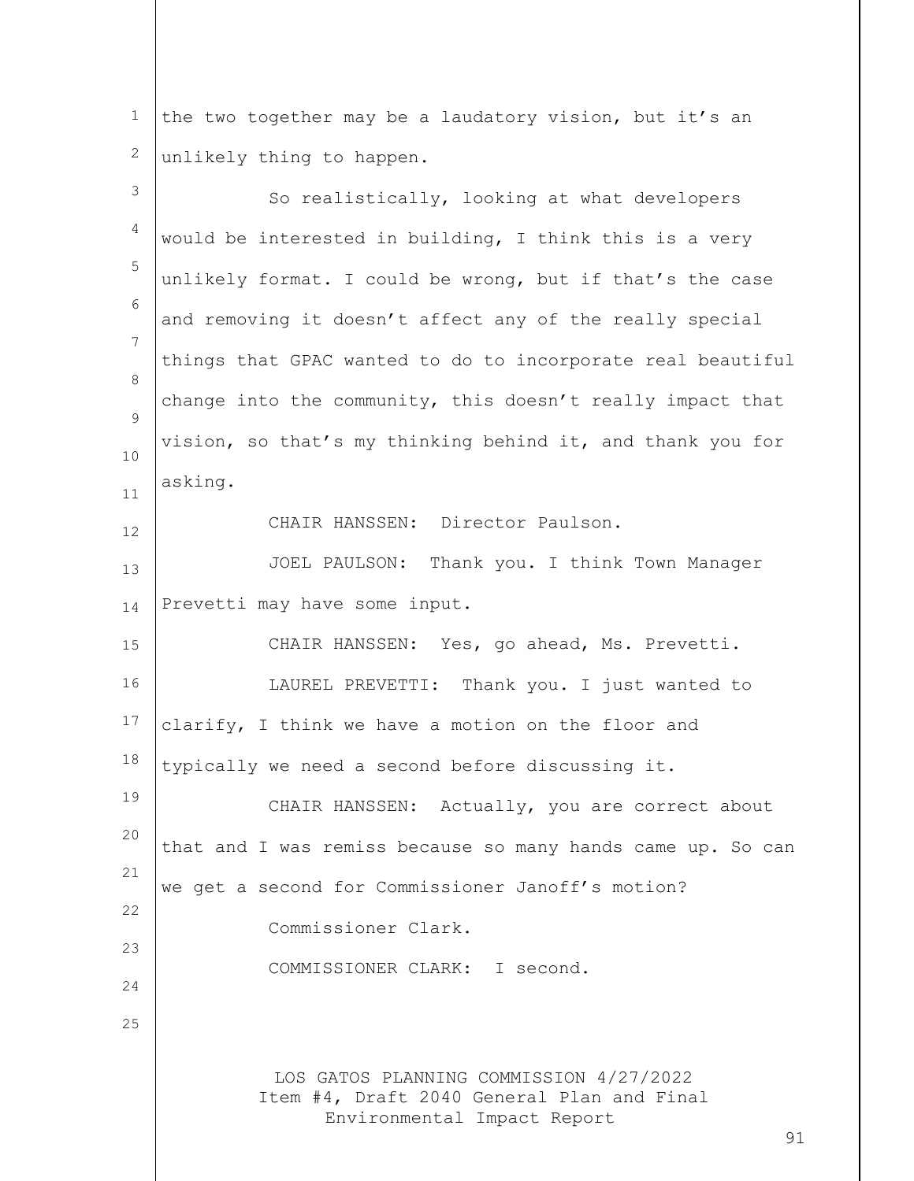the two together may be a laudatory vision, but it's an unlikely thing to happen.

So realistically, looking at what developers would be interested in building, I think this is a very unlikely format. I could be wrong, but if that's the case and removing it doesn't affect any of the really special things that GPAC wanted to do to incorporate real beautiful change into the community, this doesn't really impact that vision, so that's my thinking behind it, and thank you for asking.

CHAIR HANSSEN: Director Paulson.

JOEL PAULSON: Thank you. I think Town Manager Prevetti may have some input.

CHAIR HANSSEN: Yes, go ahead, Ms. Prevetti.

LAUREL PREVETTI: Thank you. I just wanted to clarify, I think we have a motion on the floor and typically we need a second before discussing it.

CHAIR HANSSEN: Actually, you are correct about that and I was remiss because so many hands came up. So can we get a second for Commissioner Janoff's motion?

Commissioner Clark.

COMMISSIONER CLARK: I second.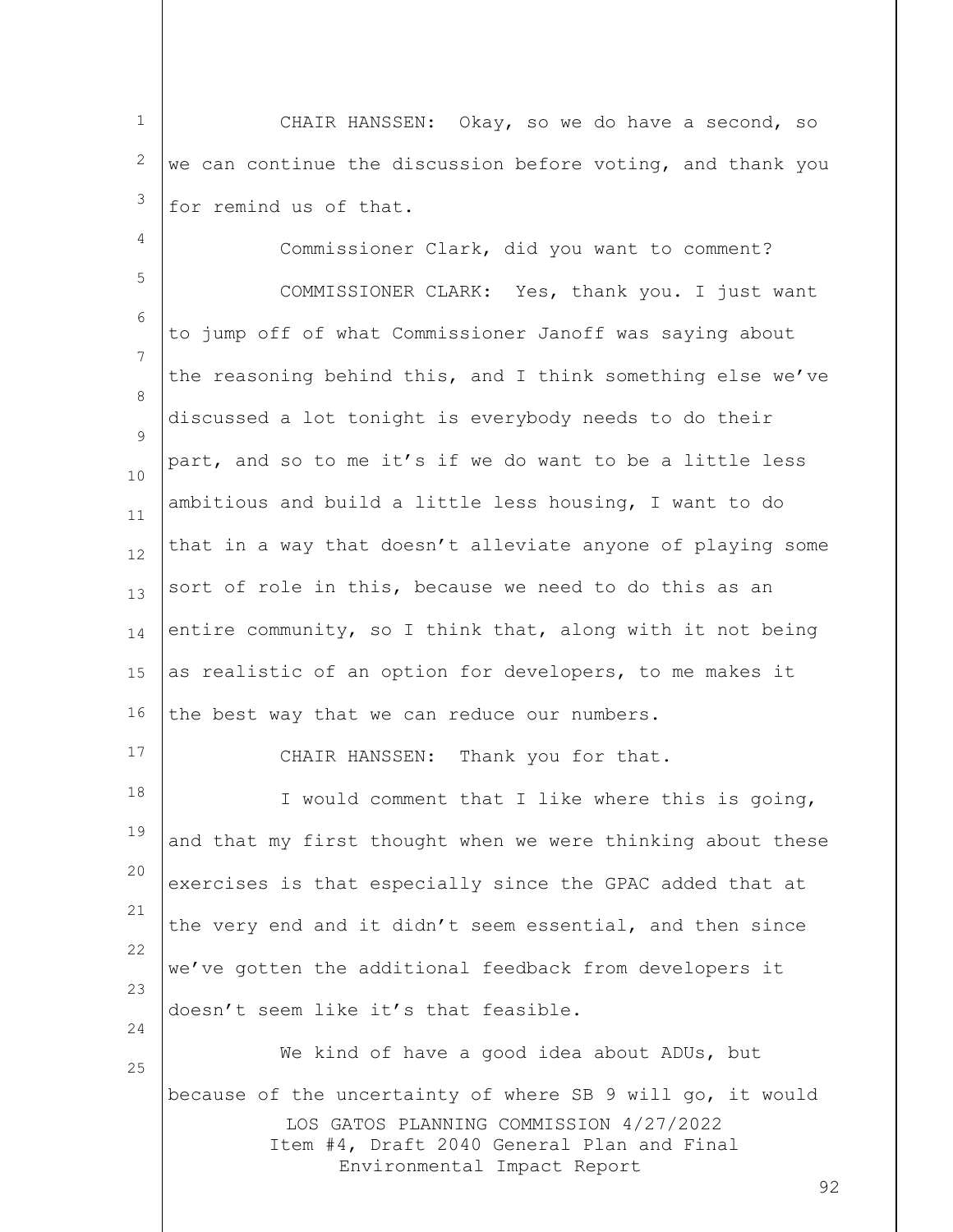CHAIR HANSSEN: Okay, so we do have a second, so we can continue the discussion before voting, and thank you for remind us of that.

Commissioner Clark, did you want to comment?

COMMISSIONER CLARK: Yes, thank you. I just want to jump off of what Commissioner Janoff was saying about the reasoning behind this, and I think something else we've discussed a lot tonight is everybody needs to do their part, and so to me it's if we do want to be a little less ambitious and build a little less housing, I want to do that in a way that doesn't alleviate anyone of playing some sort of role in this, because we need to do this as an entire community, so I think that, along with it not being as realistic of an option for developers, to me makes it the best way that we can reduce our numbers.

CHAIR HANSSEN: Thank you for that.

I would comment that I like where this is going, and that my first thought when we were thinking about these exercises is that especially since the GPAC added that at the very end and it didn't seem essential, and then since we've gotten the additional feedback from developers it doesn't seem like it's that feasible.

We kind of have a good idea about ADUs, but because of the uncertainty of where SB 9 will go, it would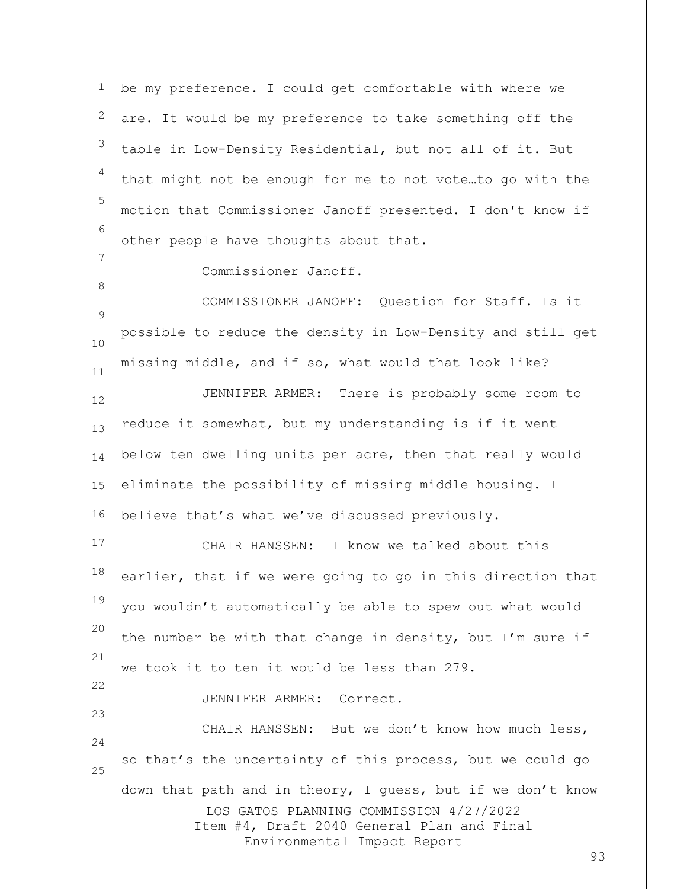be my preference. I could get comfortable with where we are. It would be my preference to take something off the table in Low-Density Residential, but not all of it. But that might not be enough for me to not vote…to go with the motion that Commissioner Janoff presented. I don't know if other people have thoughts about that.

Commissioner Janoff.

COMMISSIONER JANOFF: Question for Staff. Is it possible to reduce the density in Low-Density and still get missing middle, and if so, what would that look like?

JENNIFER ARMER: There is probably some room to reduce it somewhat, but my understanding is if it went below ten dwelling units per acre, then that really would eliminate the possibility of missing middle housing. I believe that's what we've discussed previously.

CHAIR HANSSEN: I know we talked about this earlier, that if we were going to go in this direction that you wouldn't automatically be able to spew out what would the number be with that change in density, but I'm sure if we took it to ten it would be less than 279.

JENNIFER ARMER: Correct.

CHAIR HANSSEN: But we don't know how much less, so that's the uncertainty of this process, but we could go down that path and in theory, I guess, but if we don't know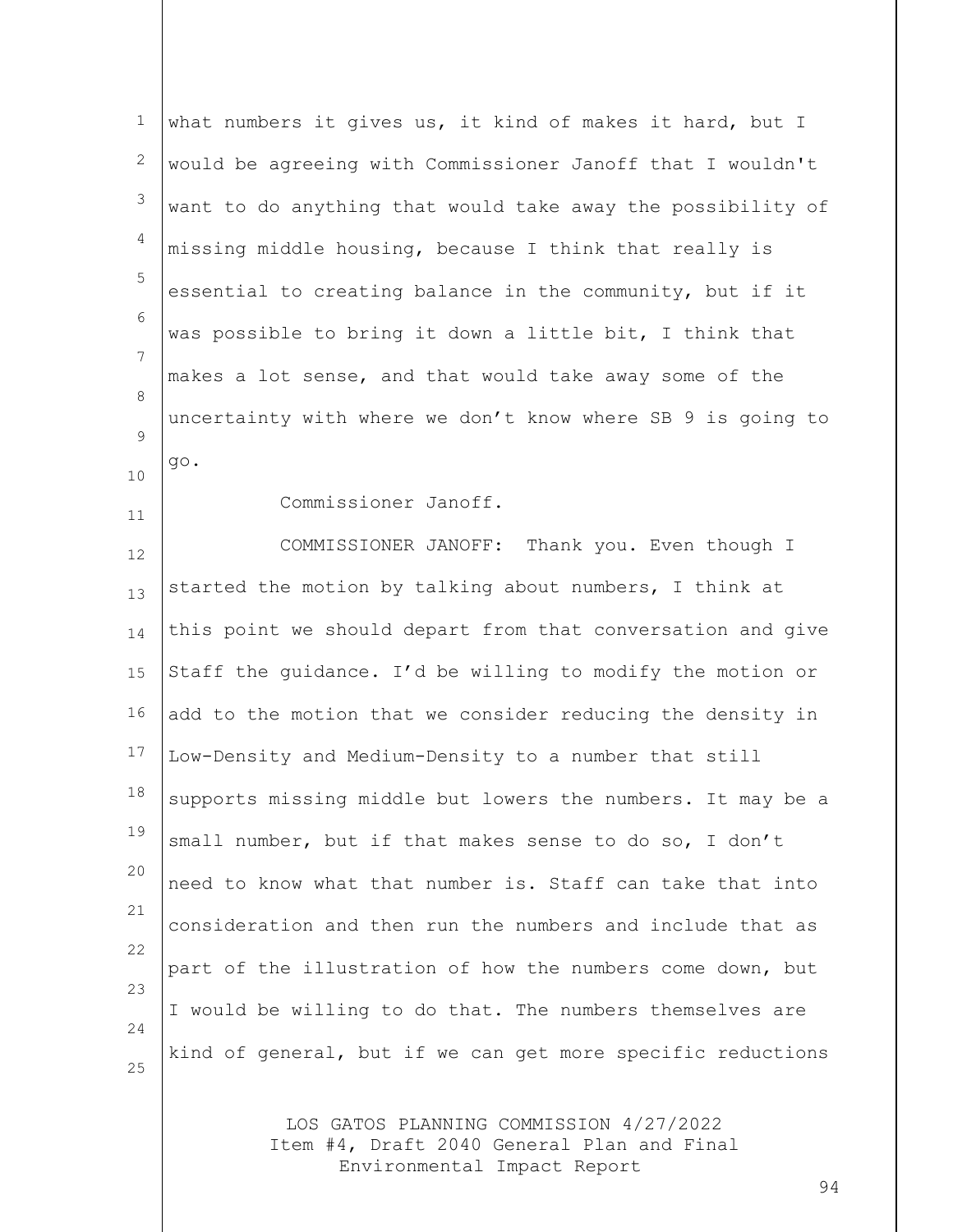what numbers it gives us, it kind of makes it hard, but I would be agreeing with Commissioner Janoff that I wouldn't want to do anything that would take away the possibility of missing middle housing, because I think that really is essential to creating balance in the community, but if it was possible to bring it down a little bit, I think that makes a lot sense, and that would take away some of the uncertainty with where we don't know where SB 9 is going to go.

Commissioner Janoff.

COMMISSIONER JANOFF: Thank you. Even though I started the motion by talking about numbers, I think at this point we should depart from that conversation and give Staff the guidance. I'd be willing to modify the motion or add to the motion that we consider reducing the density in Low-Density and Medium-Density to a number that still supports missing middle but lowers the numbers. It may be a small number, but if that makes sense to do so, I don't need to know what that number is. Staff can take that into consideration and then run the numbers and include that as part of the illustration of how the numbers come down, but I would be willing to do that. The numbers themselves are kind of general, but if we can get more specific reductions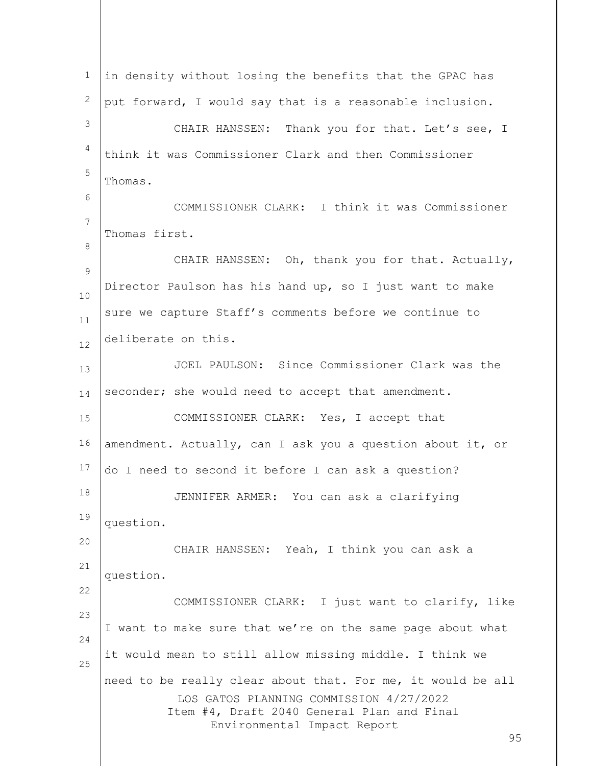in density without losing the benefits that the GPAC has put forward, I would say that is a reasonable inclusion.

CHAIR HANSSEN: Thank you for that. Let's see, I think it was Commissioner Clark and then Commissioner Thomas.

COMMISSIONER CLARK: I think it was Commissioner Thomas first.

CHAIR HANSSEN: Oh, thank you for that. Actually, Director Paulson has his hand up, so I just want to make sure we capture Staff's comments before we continue to deliberate on this.

JOEL PAULSON: Since Commissioner Clark was the seconder; she would need to accept that amendment.

COMMISSIONER CLARK: Yes, I accept that amendment. Actually, can I ask you a question about it, or do I need to second it before I can ask a question?

JENNIFER ARMER: You can ask a clarifying question.

CHAIR HANSSEN: Yeah, I think you can ask a question.

COMMISSIONER CLARK: I just want to clarify, like I want to make sure that we're on the same page about what it would mean to still allow missing middle. I think we need to be really clear about that. For me, it would be all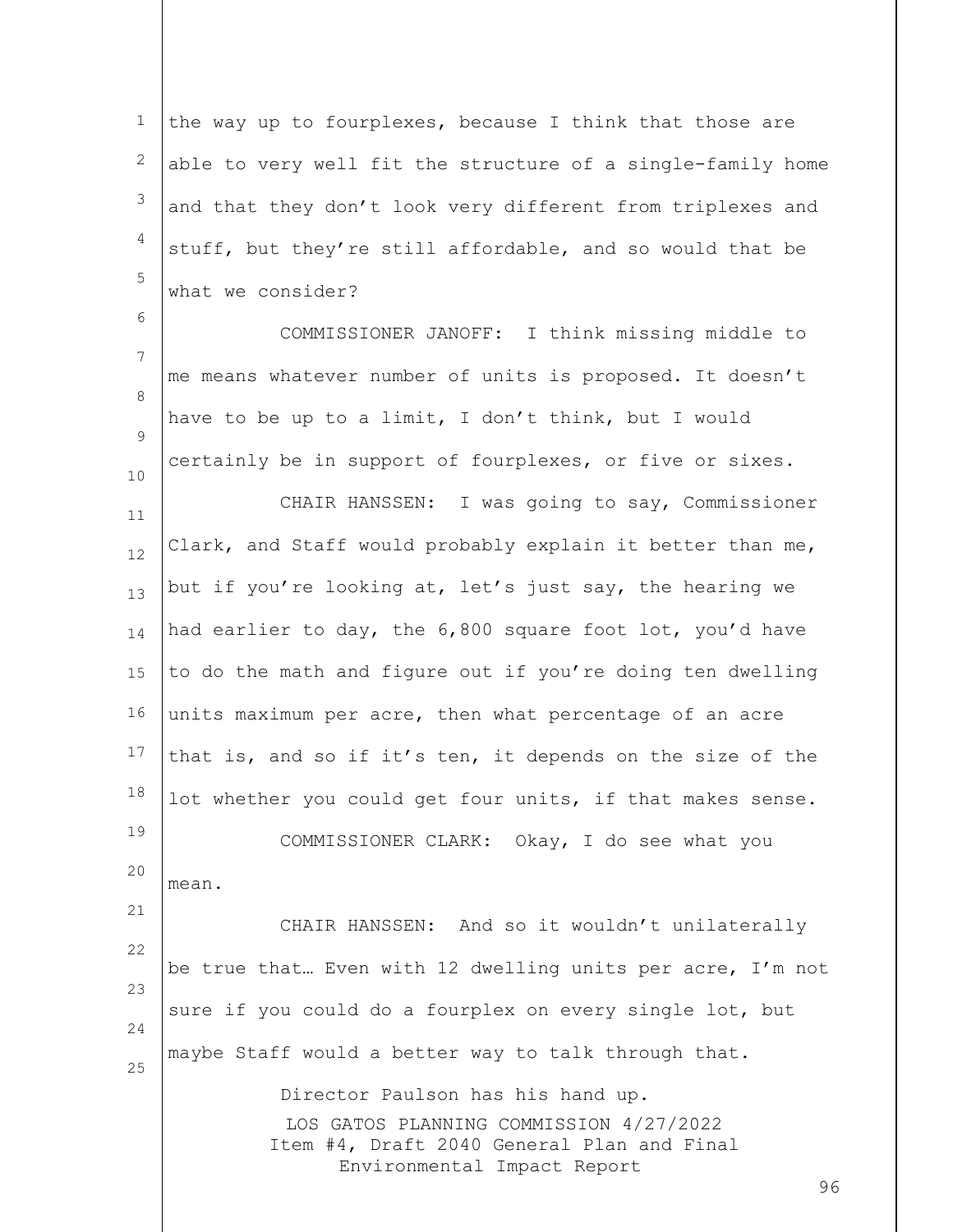the way up to fourplexes, because I think that those are able to very well fit the structure of a single-family home and that they don't look very different from triplexes and stuff, but they're still affordable, and so would that be what we consider?

COMMISSIONER JANOFF: I think missing middle to me means whatever number of units is proposed. It doesn't have to be up to a limit, I don't think, but I would certainly be in support of fourplexes, or five or sixes.

CHAIR HANSSEN: I was going to say, Commissioner Clark, and Staff would probably explain it better than me, but if you're looking at, let's just say, the hearing we had earlier to day, the 6,800 square foot lot, you'd have to do the math and figure out if you're doing ten dwelling units maximum per acre, then what percentage of an acre that is, and so if it's ten, it depends on the size of the lot whether you could get four units, if that makes sense.

COMMISSIONER CLARK: Okay, I do see what you mean.

CHAIR HANSSEN: And so it wouldn't unilaterally be true that… Even with 12 dwelling units per acre, I'm not sure if you could do a fourplex on every single lot, but maybe Staff would a better way to talk through that.

Director Paulson has his hand up.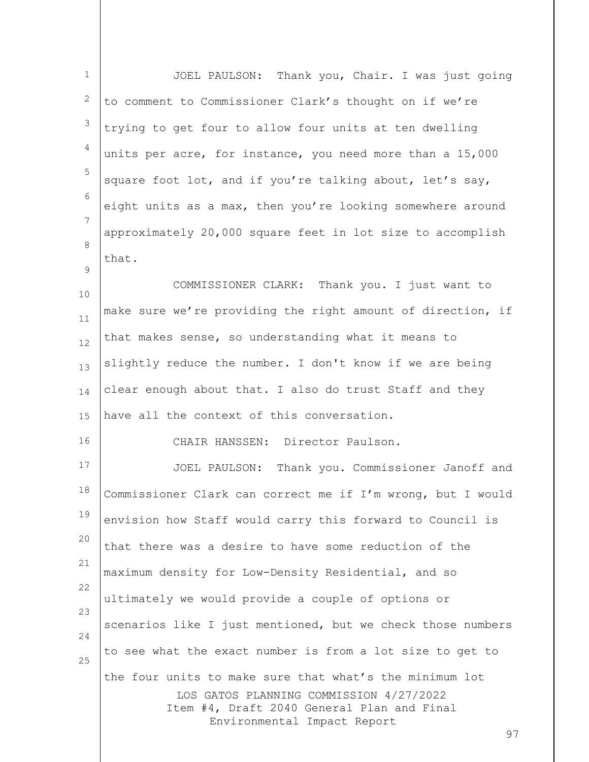JOEL PAULSON: Thank you, Chair. I was just going to comment to Commissioner Clark's thought on if we're trying to get four to allow four units at ten dwelling units per acre, for instance, you need more than a 15,000 square foot lot, and if you're talking about, let's say, eight units as a max, then you're looking somewhere around approximately 20,000 square feet in lot size to accomplish that.

COMMISSIONER CLARK: Thank you. I just want to make sure we're providing the right amount of direction, if that makes sense, so understanding what it means to slightly reduce the number. I don't know if we are being clear enough about that. I also do trust Staff and they have all the context of this conversation.

CHAIR HANSSEN: Director Paulson.

JOEL PAULSON: Thank you. Commissioner Janoff and Commissioner Clark can correct me if I'm wrong, but I would envision how Staff would carry this forward to Council is that there was a desire to have some reduction of the maximum density for Low-Density Residential, and so ultimately we would provide a couple of options or scenarios like I just mentioned, but we check those numbers to see what the exact number is from a lot size to get to the four units to make sure that what's the minimum lot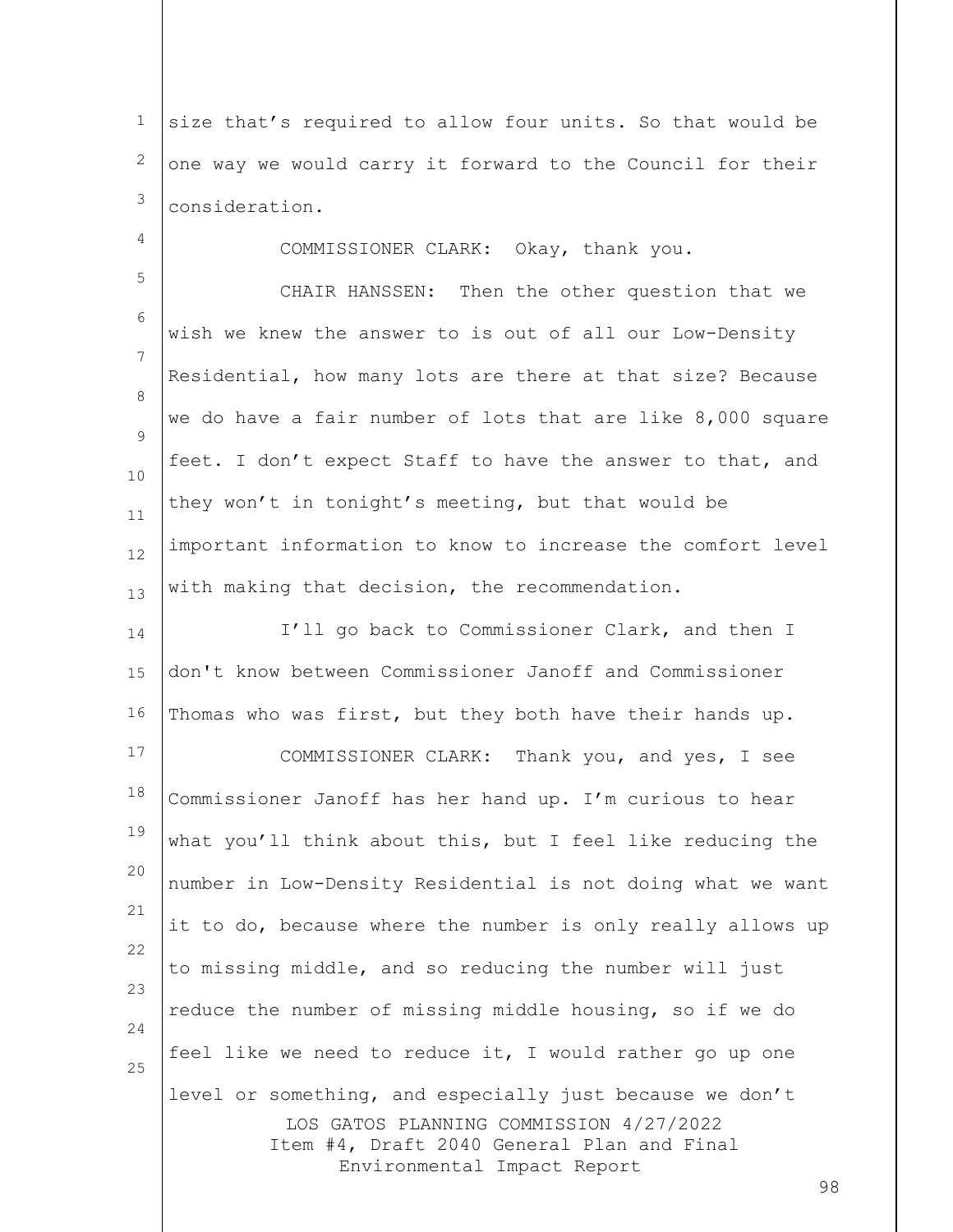size that's required to allow four units. So that would be one way we would carry it forward to the Council for their consideration.

COMMISSIONER CLARK: Okay, thank you.

CHAIR HANSSEN: Then the other question that we wish we knew the answer to is out of all our Low-Density Residential, how many lots are there at that size? Because we do have a fair number of lots that are like 8,000 square feet. I don't expect Staff to have the answer to that, and they won't in tonight's meeting, but that would be important information to know to increase the comfort level with making that decision, the recommendation.

I'll go back to Commissioner Clark, and then I don't know between Commissioner Janoff and Commissioner Thomas who was first, but they both have their hands up.

COMMISSIONER CLARK: Thank you, and yes, I see Commissioner Janoff has her hand up. I'm curious to hear what you'll think about this, but I feel like reducing the number in Low-Density Residential is not doing what we want it to do, because where the number is only really allows up to missing middle, and so reducing the number will just reduce the number of missing middle housing, so if we do feel like we need to reduce it, I would rather go up one level or something, and especially just because we don't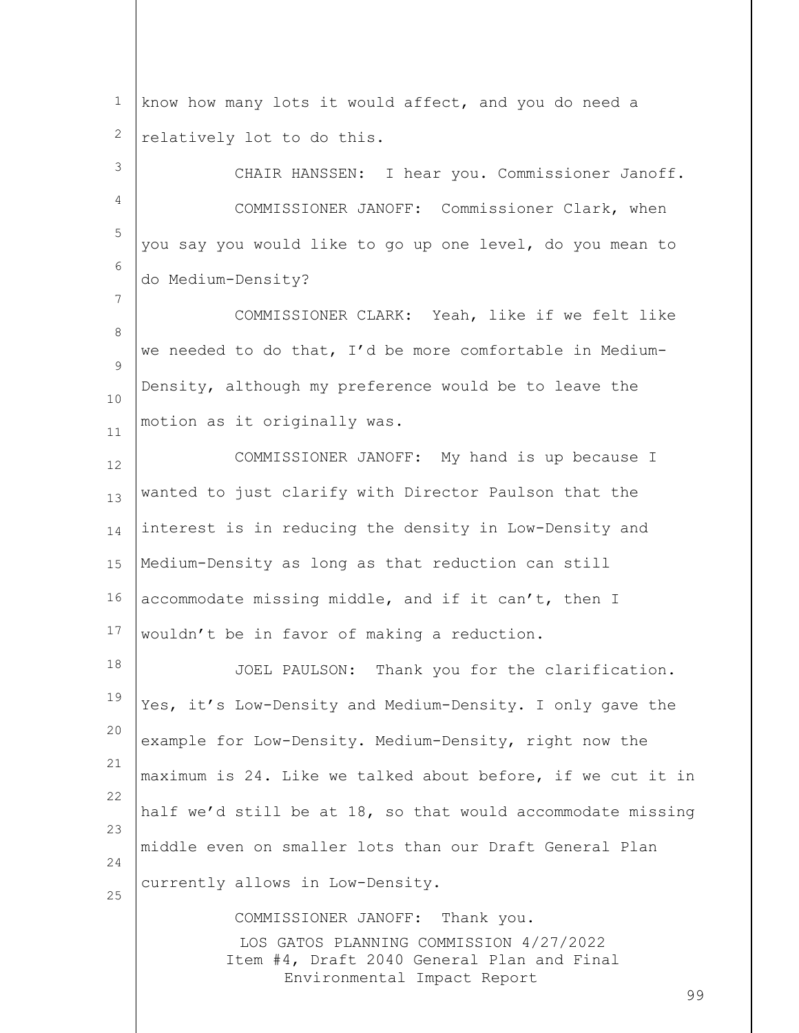know how many lots it would affect, and you do need a relatively lot to do this.

CHAIR HANSSEN: I hear you. Commissioner Janoff.

COMMISSIONER JANOFF: Commissioner Clark, when you say you would like to go up one level, do you mean to do Medium-Density?

COMMISSIONER CLARK: Yeah, like if we felt like we needed to do that, I'd be more comfortable in Medium-Density, although my preference would be to leave the motion as it originally was.

COMMISSIONER JANOFF: My hand is up because I wanted to just clarify with Director Paulson that the interest is in reducing the density in Low-Density and Medium-Density as long as that reduction can still accommodate missing middle, and if it can't, then I wouldn't be in favor of making a reduction.

JOEL PAULSON: Thank you for the clarification. Yes, it's Low-Density and Medium-Density. I only gave the example for Low-Density. Medium-Density, right now the maximum is 24. Like we talked about before, if we cut it in half we'd still be at 18, so that would accommodate missing middle even on smaller lots than our Draft General Plan currently allows in Low-Density.

COMMISSIONER JANOFF: Thank you.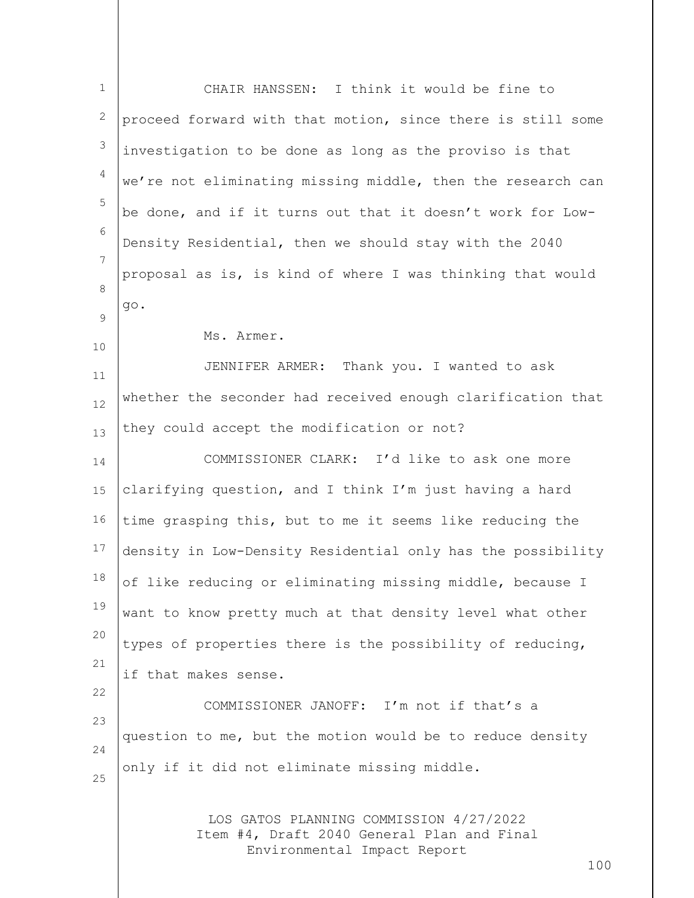CHAIR HANSSEN: I think it would be fine to proceed forward with that motion, since there is still some investigation to be done as long as the proviso is that we're not eliminating missing middle, then the research can be done, and if it turns out that it doesn't work for Low-Density Residential, then we should stay with the 2040 proposal as is, is kind of where I was thinking that would go.

Ms. Armer.

JENNIFER ARMER: Thank you. I wanted to ask whether the seconder had received enough clarification that they could accept the modification or not?

COMMISSIONER CLARK: I'd like to ask one more clarifying question, and I think I'm just having a hard time grasping this, but to me it seems like reducing the density in Low-Density Residential only has the possibility of like reducing or eliminating missing middle, because I want to know pretty much at that density level what other types of properties there is the possibility of reducing, if that makes sense.

COMMISSIONER JANOFF: I'm not if that's a question to me, but the motion would be to reduce density only if it did not eliminate missing middle.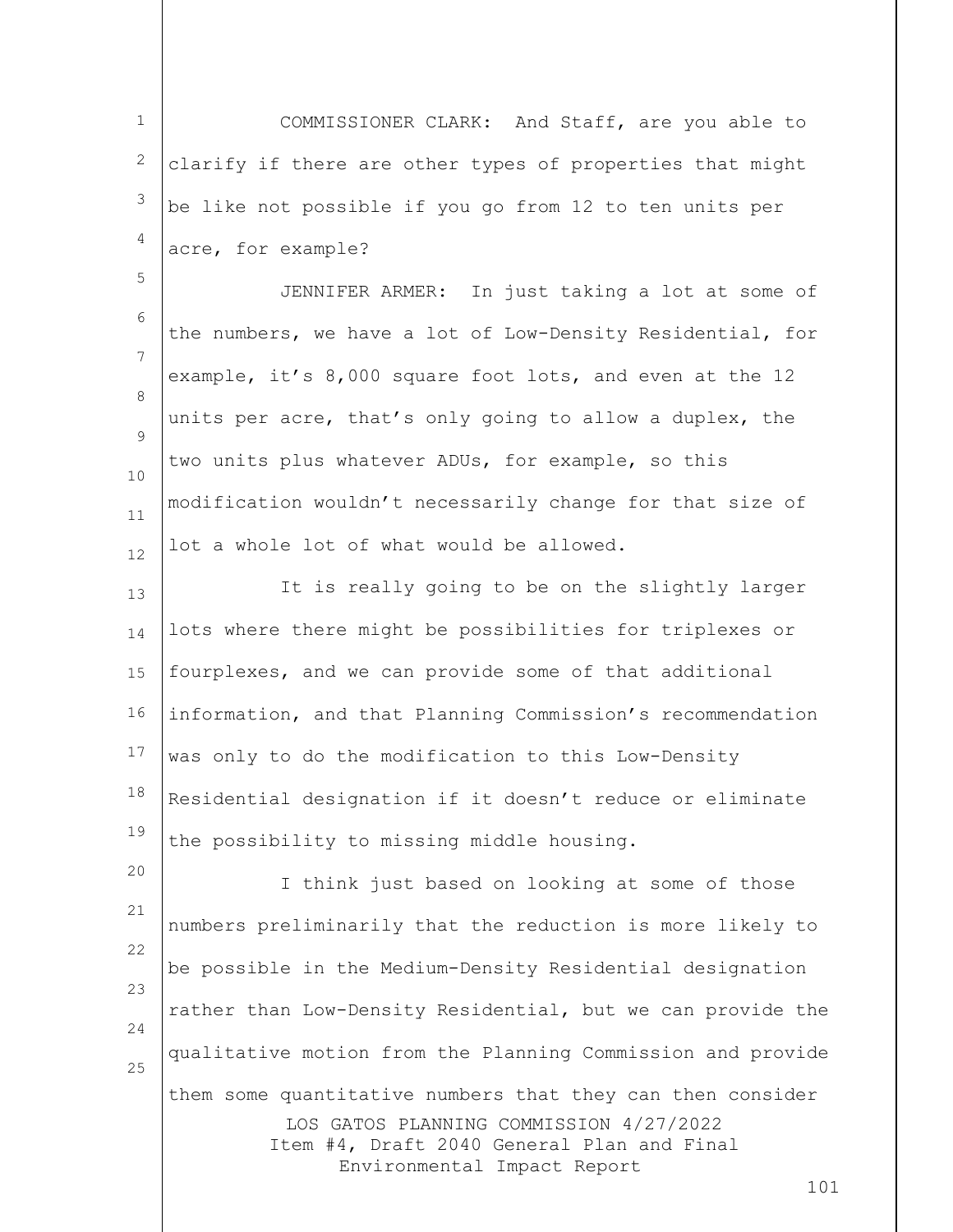COMMISSIONER CLARK: And Staff, are you able to clarify if there are other types of properties that might be like not possible if you go from 12 to ten units per acre, for example?

JENNIFER ARMER: In just taking a lot at some of the numbers, we have a lot of Low-Density Residential, for example, it's 8,000 square foot lots, and even at the 12 units per acre, that's only going to allow a duplex, the two units plus whatever ADUs, for example, so this modification wouldn't necessarily change for that size of lot a whole lot of what would be allowed.

It is really going to be on the slightly larger lots where there might be possibilities for triplexes or fourplexes, and we can provide some of that additional information, and that Planning Commission's recommendation was only to do the modification to this Low-Density Residential designation if it doesn't reduce or eliminate the possibility to missing middle housing.

I think just based on looking at some of those numbers preliminarily that the reduction is more likely to be possible in the Medium-Density Residential designation rather than Low-Density Residential, but we can provide the qualitative motion from the Planning Commission and provide them some quantitative numbers that they can then consider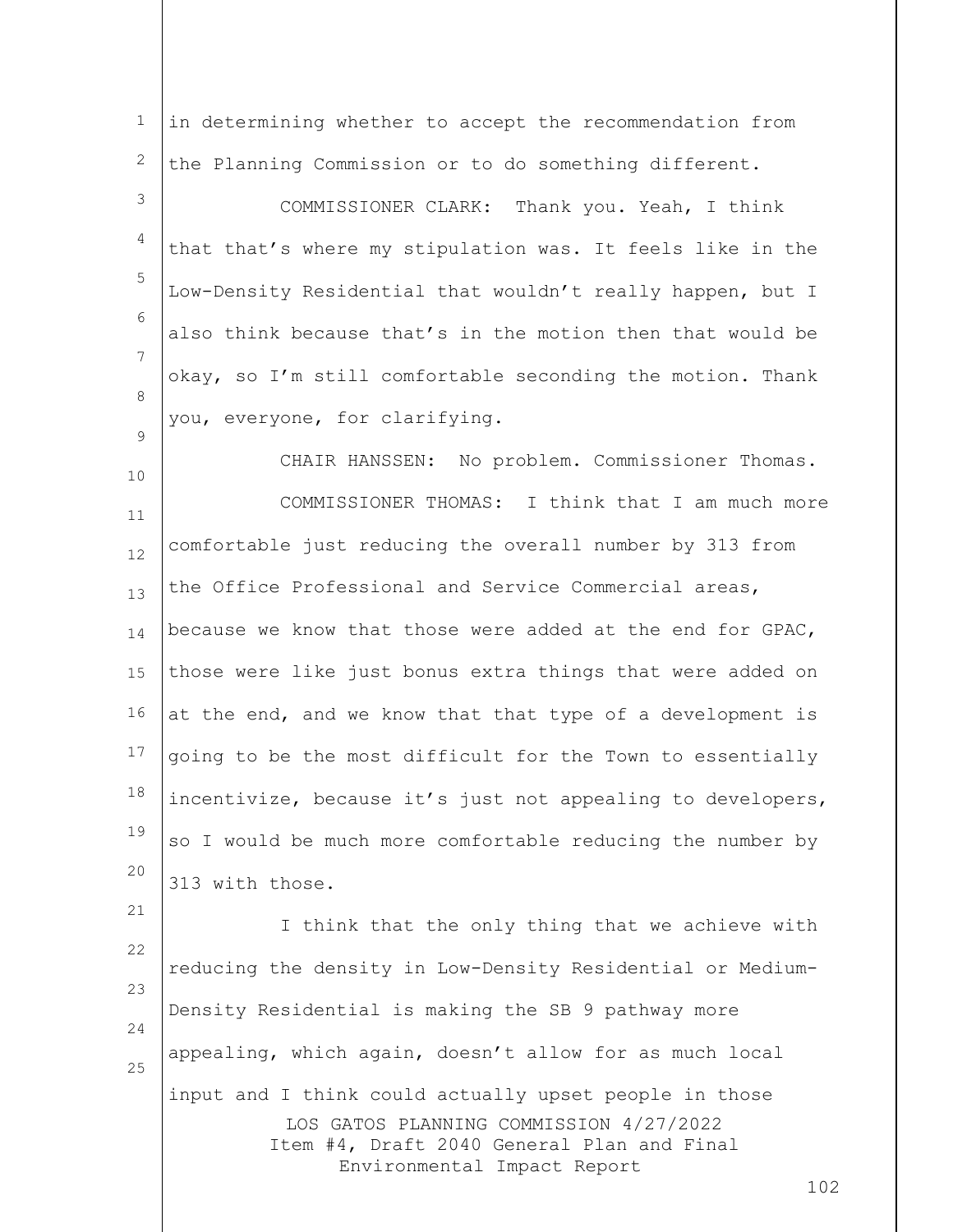in determining whether to accept the recommendation from the Planning Commission or to do something different.

COMMISSIONER CLARK: Thank you. Yeah, I think that that's where my stipulation was. It feels like in the Low-Density Residential that wouldn't really happen, but I also think because that's in the motion then that would be okay, so I'm still comfortable seconding the motion. Thank you, everyone, for clarifying.

CHAIR HANSSEN: No problem. Commissioner Thomas.

COMMISSIONER THOMAS: I think that I am much more comfortable just reducing the overall number by 313 from the Office Professional and Service Commercial areas, because we know that those were added at the end for GPAC, those were like just bonus extra things that were added on at the end, and we know that that type of a development is going to be the most difficult for the Town to essentially incentivize, because it's just not appealing to developers, so I would be much more comfortable reducing the number by 313 with those.

I think that the only thing that we achieve with reducing the density in Low-Density Residential or Medium-Density Residential is making the SB 9 pathway more appealing, which again, doesn't allow for as much local input and I think could actually upset people in those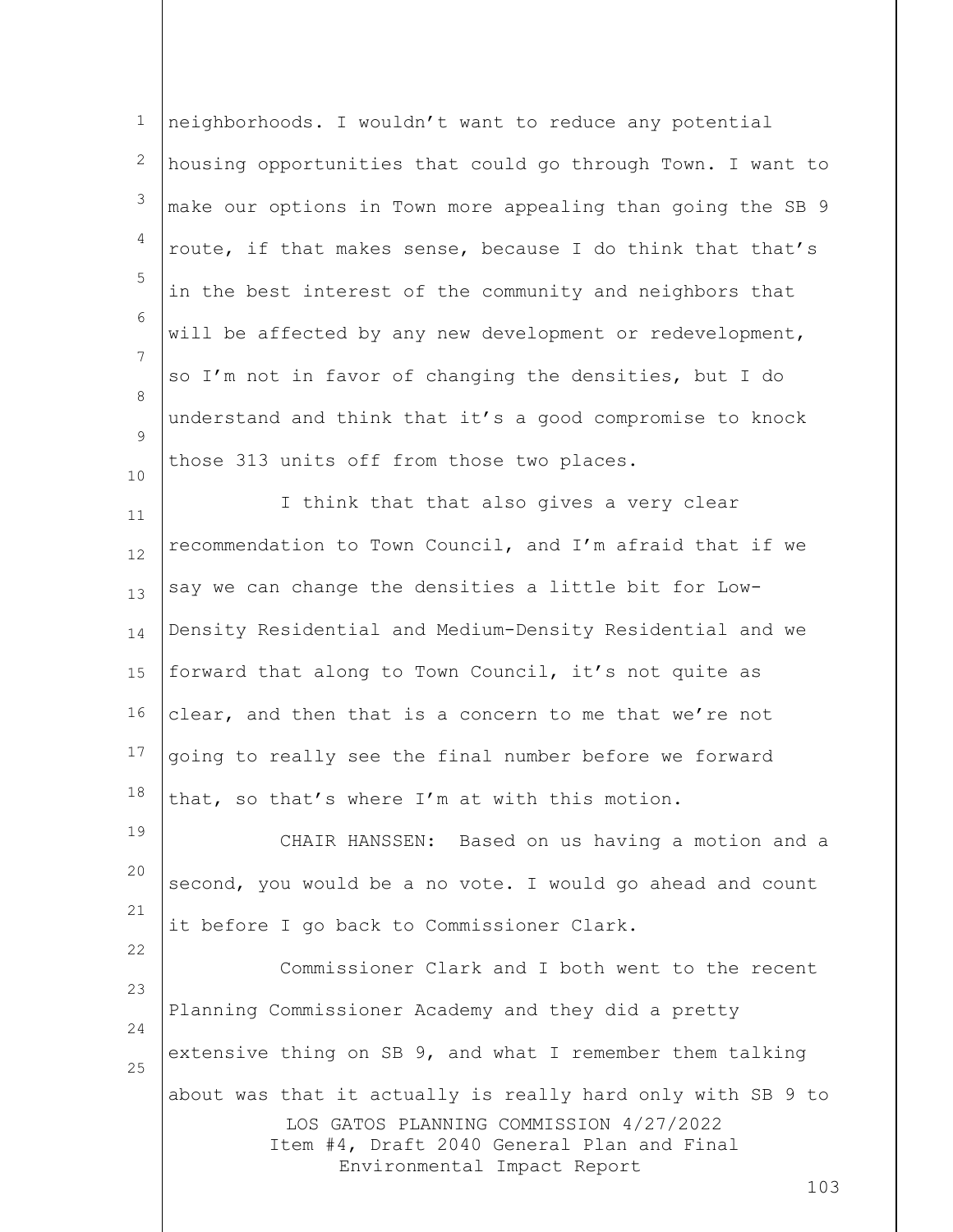neighborhoods. I wouldn't want to reduce any potential housing opportunities that could go through Town. I want to make our options in Town more appealing than going the SB 9 route, if that makes sense, because I do think that that's in the best interest of the community and neighbors that will be affected by any new development or redevelopment, so I'm not in favor of changing the densities, but I do understand and think that it's a good compromise to knock those 313 units off from those two places.

I think that that also gives a very clear recommendation to Town Council, and I'm afraid that if we say we can change the densities a little bit for Low-Density Residential and Medium-Density Residential and we forward that along to Town Council, it's not quite as clear, and then that is a concern to me that we're not going to really see the final number before we forward that, so that's where I'm at with this motion.

CHAIR HANSSEN: Based on us having a motion and a second, you would be a no vote. I would go ahead and count it before I go back to Commissioner Clark.

Commissioner Clark and I both went to the recent Planning Commissioner Academy and they did a pretty extensive thing on SB 9, and what I remember them talking about was that it actually is really hard only with SB 9 to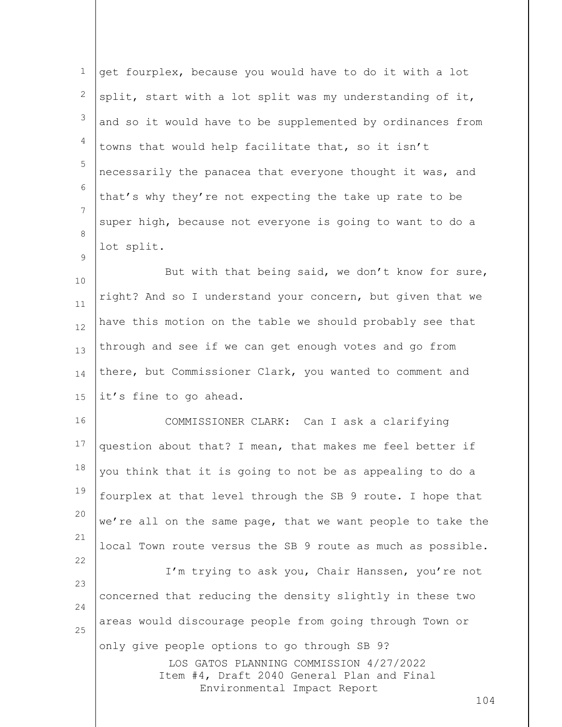get fourplex, because you would have to do it with a lot split, start with a lot split was my understanding of it, and so it would have to be supplemented by ordinances from towns that would help facilitate that, so it isn't necessarily the panacea that everyone thought it was, and that's why they're not expecting the take up rate to be super high, because not everyone is going to want to do a lot split.

But with that being said, we don't know for sure, right? And so I understand your concern, but given that we have this motion on the table we should probably see that through and see if we can get enough votes and go from there, but Commissioner Clark, you wanted to comment and it's fine to go ahead.

COMMISSIONER CLARK: Can I ask a clarifying question about that? I mean, that makes me feel better if you think that it is going to not be as appealing to do a fourplex at that level through the SB 9 route. I hope that we're all on the same page, that we want people to take the local Town route versus the SB 9 route as much as possible.

I'm trying to ask you, Chair Hanssen, you're not concerned that reducing the density slightly in these two areas would discourage people from going through Town or only give people options to go through SB 9?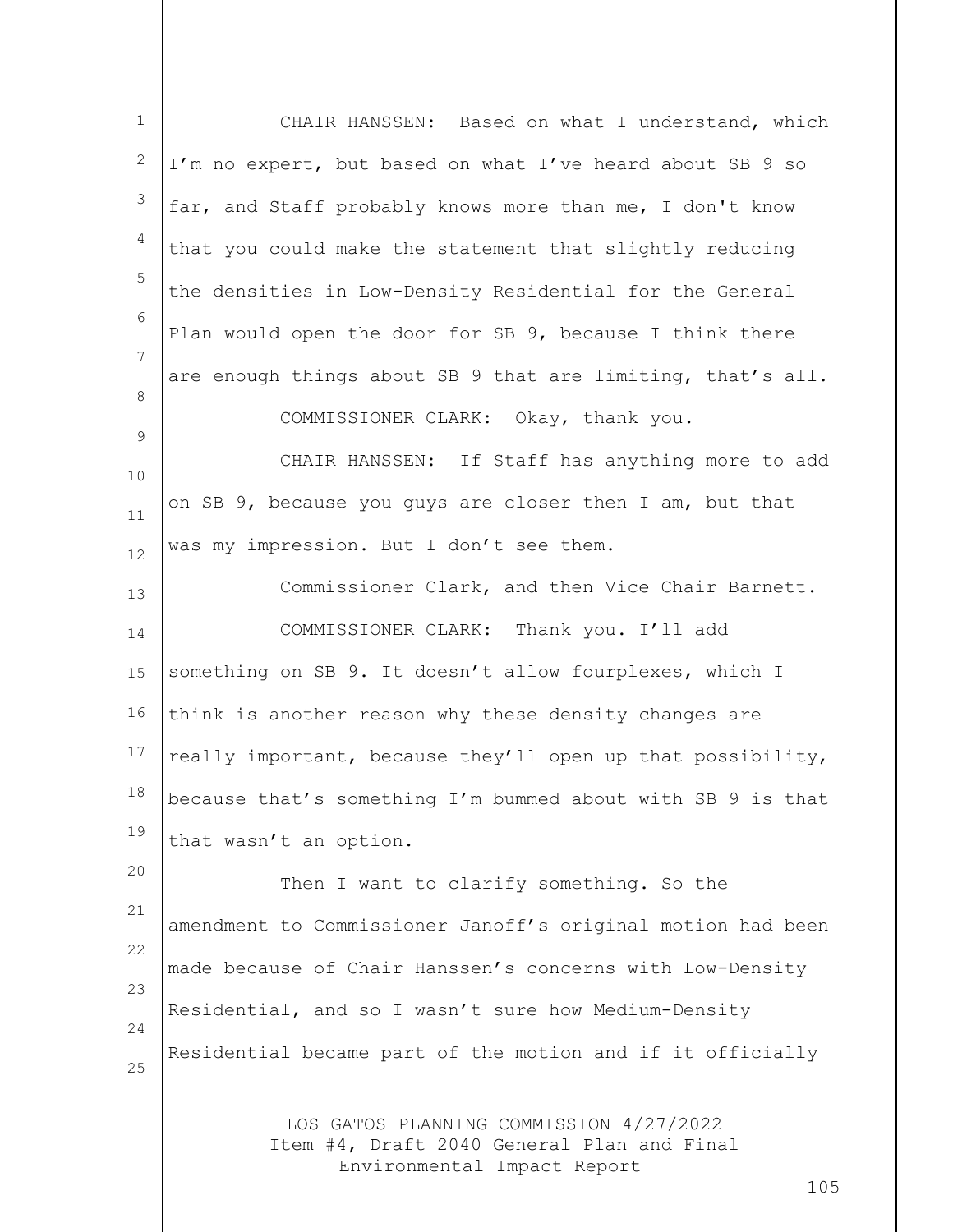CHAIR HANSSEN: Based on what I understand, which I'm no expert, but based on what I've heard about SB 9 so far, and Staff probably knows more than me, I don't know that you could make the statement that slightly reducing the densities in Low-Density Residential for the General Plan would open the door for SB 9, because I think there are enough things about SB 9 that are limiting, that's all.

COMMISSIONER CLARK: Okay, thank you.

CHAIR HANSSEN: If Staff has anything more to add on SB 9, because you guys are closer then I am, but that was my impression. But I don't see them.

Commissioner Clark, and then Vice Chair Barnett.

COMMISSIONER CLARK: Thank you. I'll add something on SB 9. It doesn't allow fourplexes, which I think is another reason why these density changes are really important, because they'll open up that possibility, because that's something I'm bummed about with SB 9 is that that wasn't an option.

Then I want to clarify something. So the amendment to Commissioner Janoff's original motion had been made because of Chair Hanssen's concerns with Low-Density Residential, and so I wasn't sure how Medium-Density Residential became part of the motion and if it officially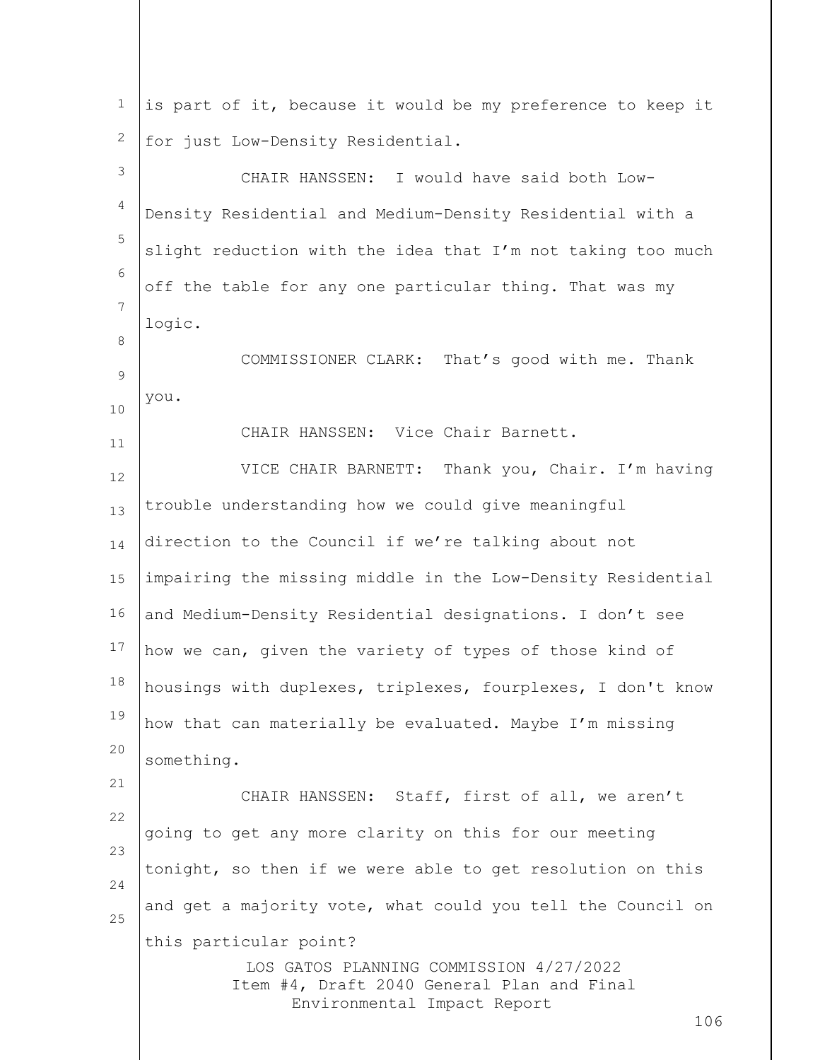is part of it, because it would be my preference to keep it for just Low-Density Residential.

CHAIR HANSSEN: I would have said both Low-Density Residential and Medium-Density Residential with a slight reduction with the idea that I'm not taking too much off the table for any one particular thing. That was my logic.

COMMISSIONER CLARK: That's good with me. Thank you.

CHAIR HANSSEN: Vice Chair Barnett.

VICE CHAIR BARNETT: Thank you, Chair. I'm having trouble understanding how we could give meaningful direction to the Council if we're talking about not impairing the missing middle in the Low-Density Residential and Medium-Density Residential designations. I don't see how we can, given the variety of types of those kind of housings with duplexes, triplexes, fourplexes, I don't know how that can materially be evaluated. Maybe I'm missing something.

CHAIR HANSSEN: Staff, first of all, we aren't going to get any more clarity on this for our meeting tonight, so then if we were able to get resolution on this and get a majority vote, what could you tell the Council on this particular point?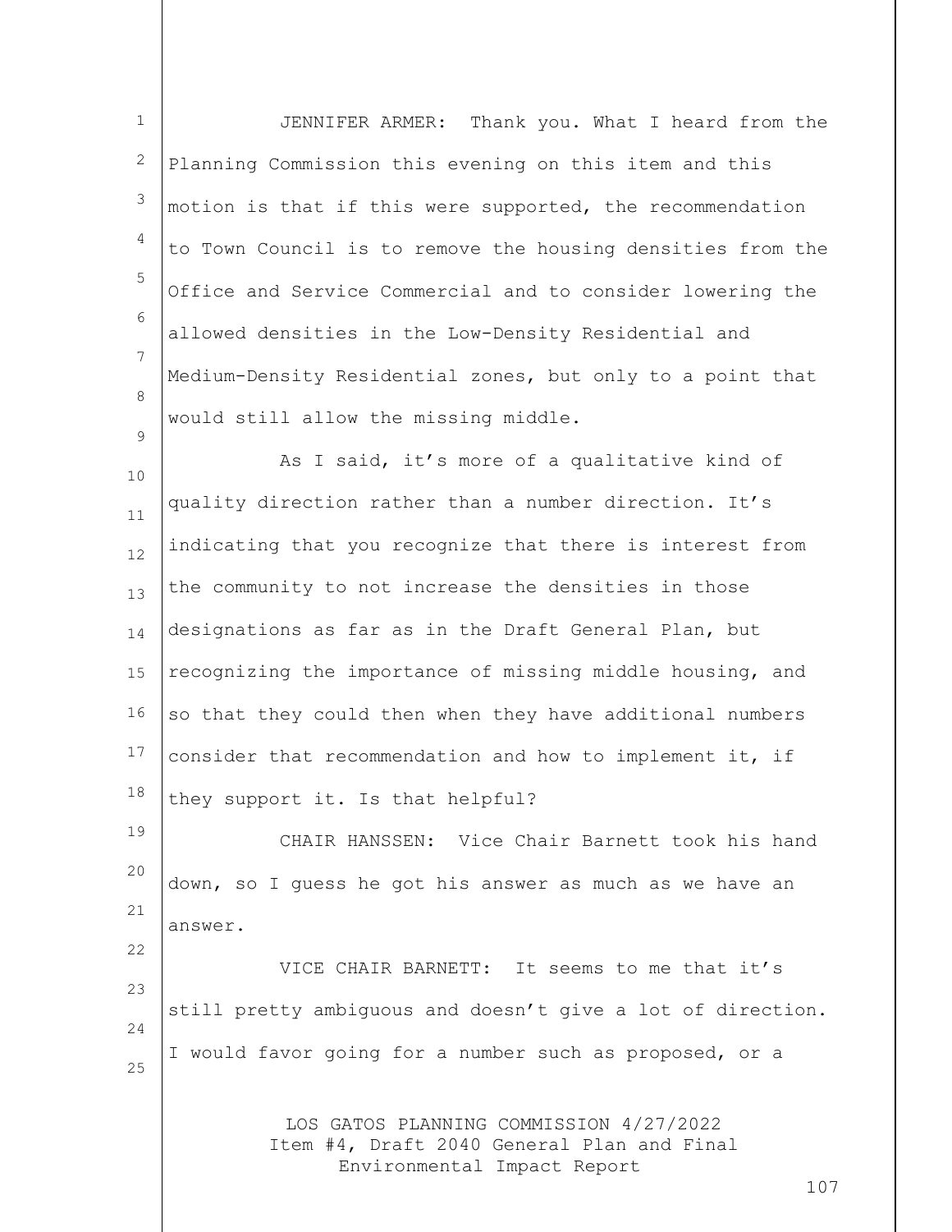JENNIFER ARMER: Thank you. What I heard from the Planning Commission this evening on this item and this motion is that if this were supported, the recommendation to Town Council is to remove the housing densities from the Office and Service Commercial and to consider lowering the allowed densities in the Low-Density Residential and Medium-Density Residential zones, but only to a point that would still allow the missing middle.

As I said, it's more of a qualitative kind of quality direction rather than a number direction. It's indicating that you recognize that there is interest from the community to not increase the densities in those designations as far as in the Draft General Plan, but recognizing the importance of missing middle housing, and so that they could then when they have additional numbers consider that recommendation and how to implement it, if they support it. Is that helpful?

CHAIR HANSSEN: Vice Chair Barnett took his hand down, so I guess he got his answer as much as we have an answer.

VICE CHAIR BARNETT: It seems to me that it's still pretty ambiguous and doesn't give a lot of direction. I would favor going for a number such as proposed, or a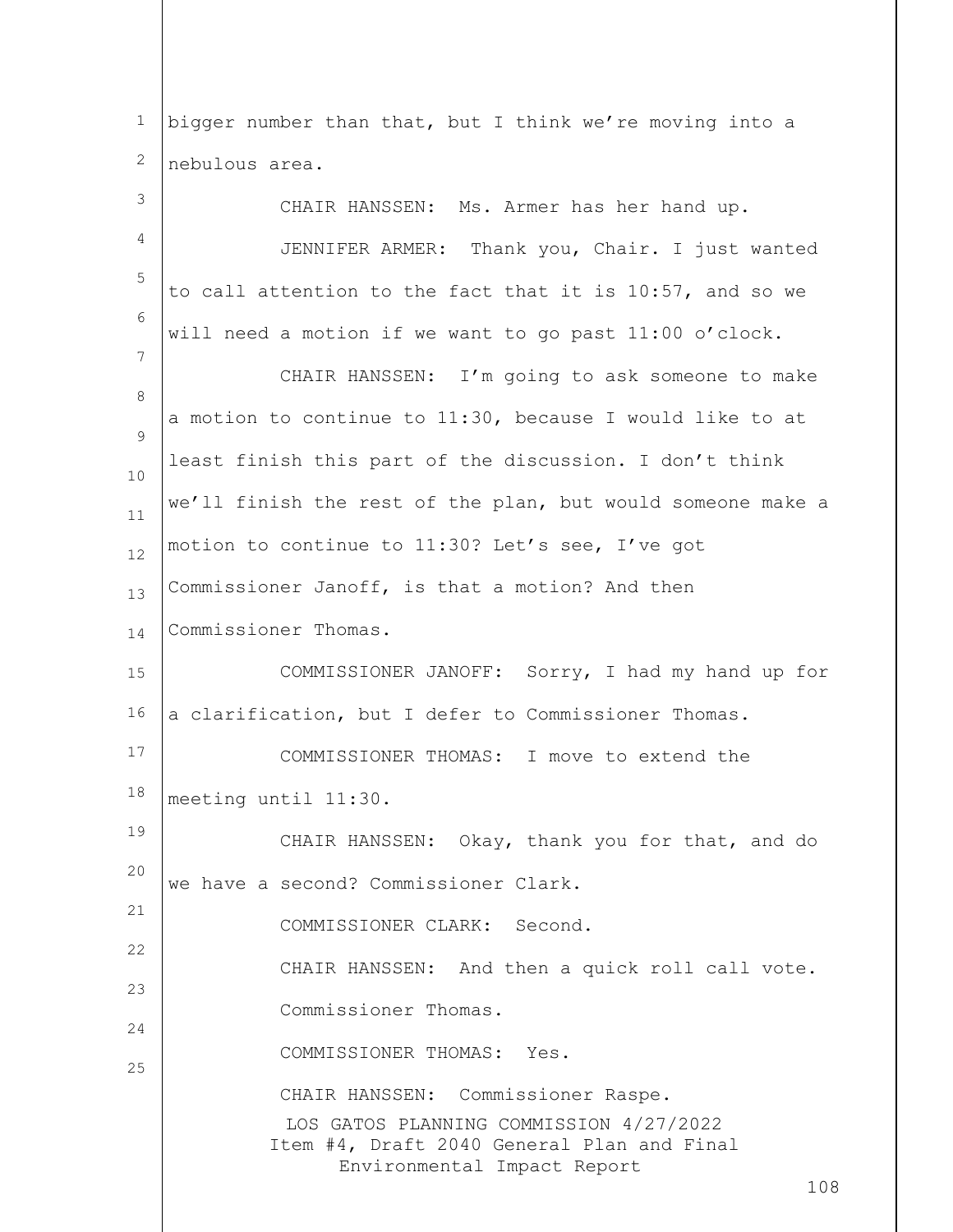bigger number than that, but I think we're moving into a nebulous area.

CHAIR HANSSEN: Ms. Armer has her hand up.

JENNIFER ARMER: Thank you, Chair. I just wanted to call attention to the fact that it is 10:57, and so we will need a motion if we want to go past 11:00 o'clock.

CHAIR HANSSEN: I'm going to ask someone to make a motion to continue to 11:30, because I would like to at least finish this part of the discussion. I don't think we'll finish the rest of the plan, but would someone make a motion to continue to 11:30? Let's see, I've got Commissioner Janoff, is that a motion? And then Commissioner Thomas.

COMMISSIONER JANOFF: Sorry, I had my hand up for a clarification, but I defer to Commissioner Thomas.

COMMISSIONER THOMAS: I move to extend the meeting until 11:30.

CHAIR HANSSEN: Okay, thank you for that, and do we have a second? Commissioner Clark.

COMMISSIONER CLARK: Second.

CHAIR HANSSEN: And then a quick roll call vote. Commissioner Thomas.

COMMISSIONER THOMAS: Yes.

CHAIR HANSSEN: Commissioner Raspe.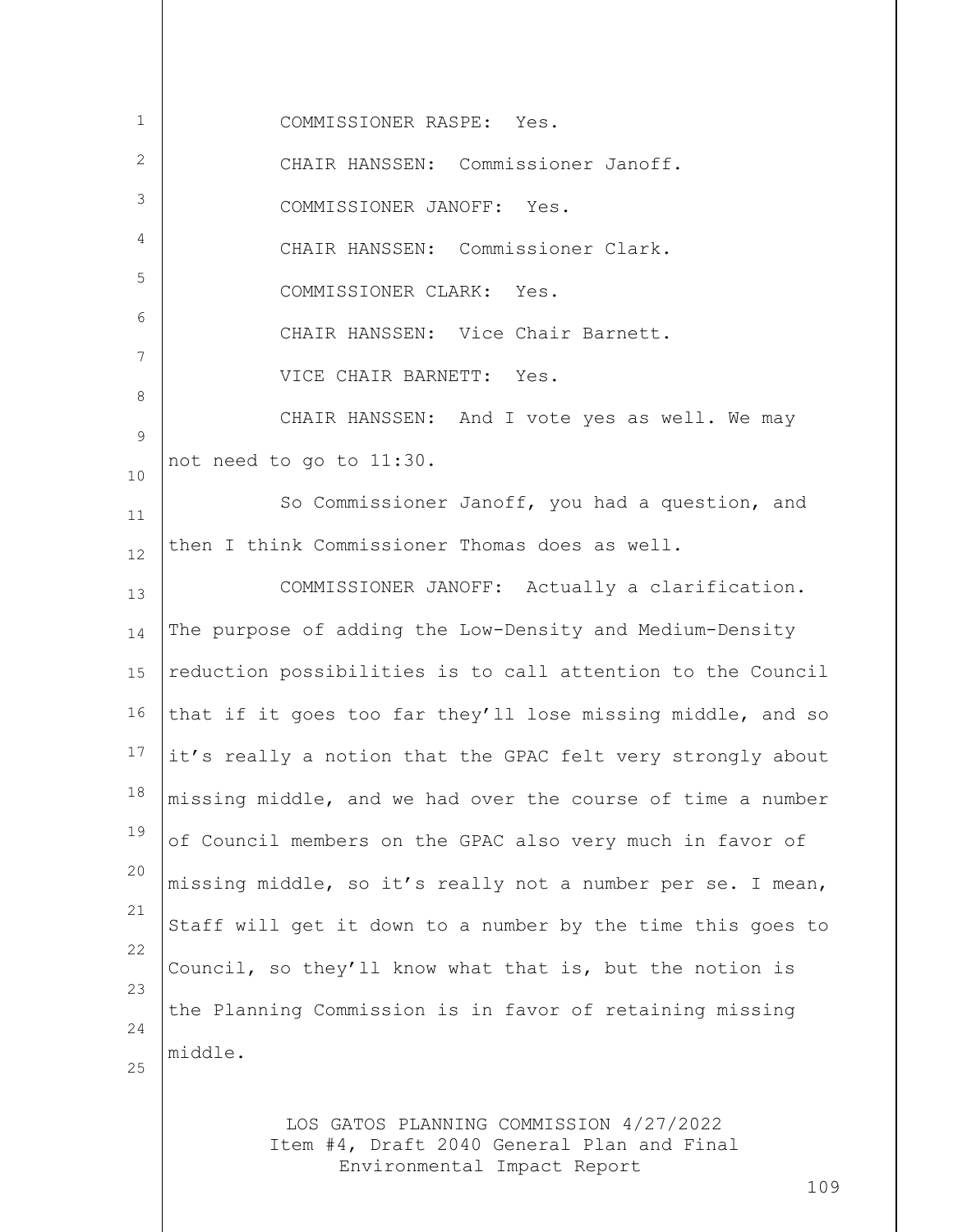COMMISSIONER RASPE: Yes.

CHAIR HANSSEN: Commissioner Janoff.

COMMISSIONER JANOFF: Yes.

CHAIR HANSSEN: Commissioner Clark.

COMMISSIONER CLARK: Yes.

CHAIR HANSSEN: Vice Chair Barnett.

VICE CHAIR BARNETT: Yes.

CHAIR HANSSEN: And I vote yes as well. We may not need to go to 11:30.

So Commissioner Janoff, you had a question, and then I think Commissioner Thomas does as well.

COMMISSIONER JANOFF: Actually a clarification. The purpose of adding the Low-Density and Medium-Density reduction possibilities is to call attention to the Council that if it goes too far they'll lose missing middle, and so it's really a notion that the GPAC felt very strongly about missing middle, and we had over the course of time a number of Council members on the GPAC also very much in favor of missing middle, so it's really not a number per se. I mean, Staff will get it down to a number by the time this goes to Council, so they'll know what that is, but the notion is the Planning Commission is in favor of retaining missing middle.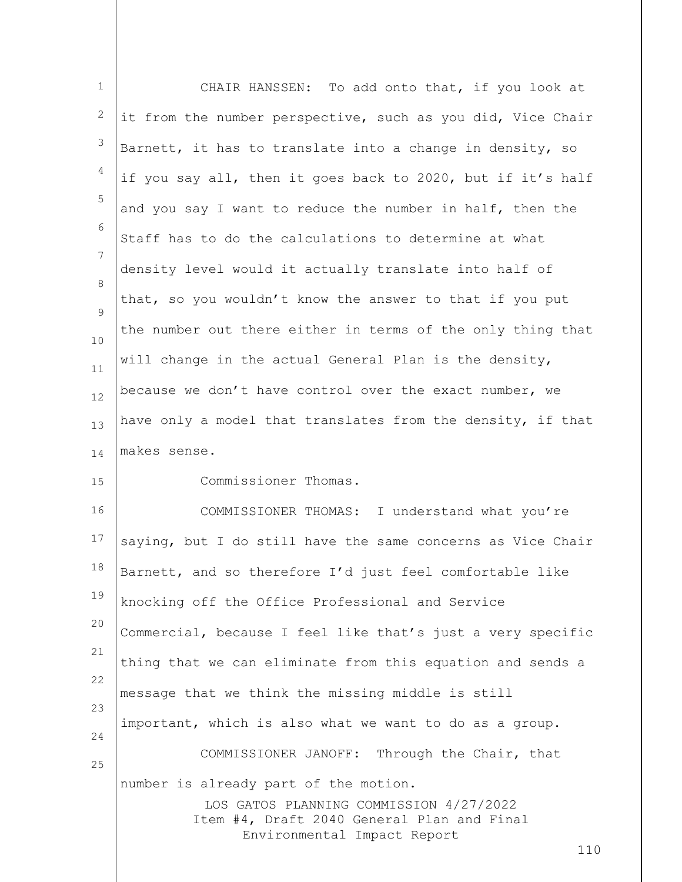CHAIR HANSSEN: To add onto that, if you look at it from the number perspective, such as you did, Vice Chair Barnett, it has to translate into a change in density, so if you say all, then it goes back to 2020, but if it's half and you say I want to reduce the number in half, then the Staff has to do the calculations to determine at what density level would it actually translate into half of that, so you wouldn't know the answer to that if you put the number out there either in terms of the only thing that will change in the actual General Plan is the density, because we don't have control over the exact number, we have only a model that translates from the density, if that makes sense.

Commissioner Thomas.

COMMISSIONER THOMAS: I understand what you're saying, but I do still have the same concerns as Vice Chair Barnett, and so therefore I'd just feel comfortable like knocking off the Office Professional and Service Commercial, because I feel like that's just a very specific thing that we can eliminate from this equation and sends a message that we think the missing middle is still important, which is also what we want to do as a group.

COMMISSIONER JANOFF: Through the Chair, that number is already part of the motion.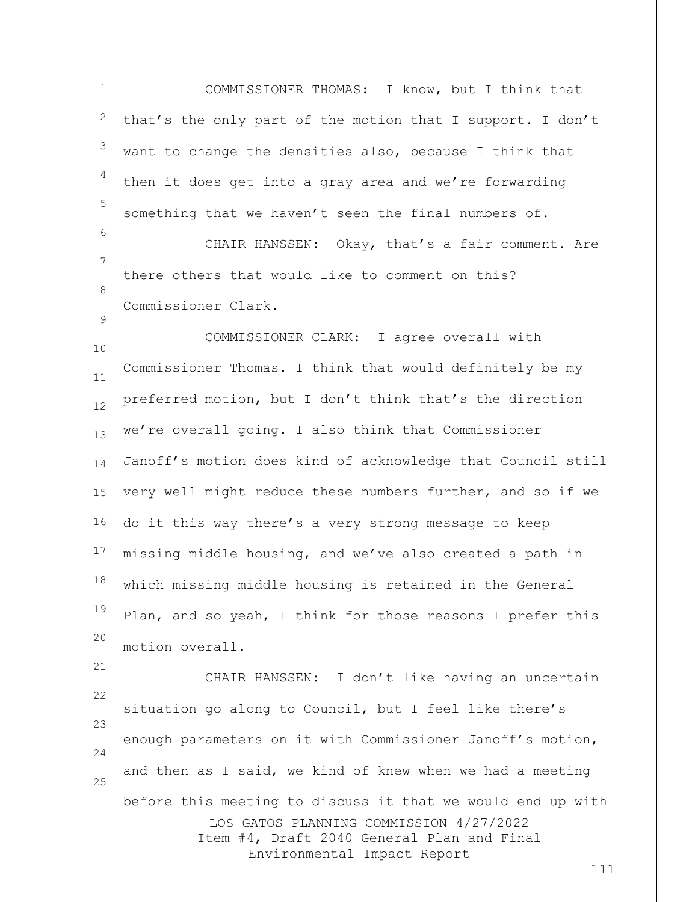COMMISSIONER THOMAS: I know, but I think that that's the only part of the motion that I support. I don't want to change the densities also, because I think that then it does get into a gray area and we're forwarding something that we haven't seen the final numbers of.

CHAIR HANSSEN: Okay, that's a fair comment. Are there others that would like to comment on this? Commissioner Clark.

COMMISSIONER CLARK: I agree overall with Commissioner Thomas. I think that would definitely be my preferred motion, but I don't think that's the direction we're overall going. I also think that Commissioner Janoff's motion does kind of acknowledge that Council still very well might reduce these numbers further, and so if we do it this way there's a very strong message to keep missing middle housing, and we've also created a path in which missing middle housing is retained in the General Plan, and so yeah, I think for those reasons I prefer this motion overall.

CHAIR HANSSEN: I don't like having an uncertain situation go along to Council, but I feel like there's enough parameters on it with Commissioner Janoff's motion, and then as I said, we kind of knew when we had a meeting before this meeting to discuss it that we would end up with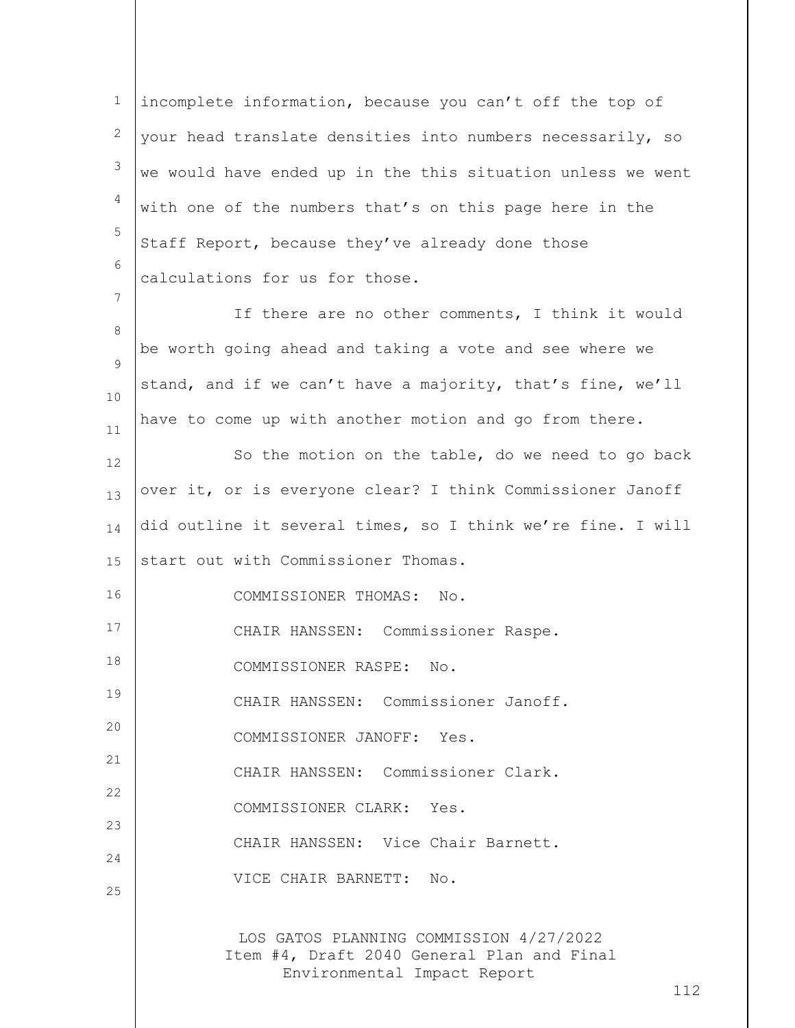incomplete information, because you can't off the top of your head translate densities into numbers necessarily, so we would have ended up in the this situation unless we went with one of the numbers that's on this page here in the Staff Report, because they've already done those calculations for us for those.

If there are no other comments, I think it would be worth going ahead and taking a vote and see where we stand, and if we can't have a majority, that's fine, we'll have to come up with another motion and go from there.

So the motion on the table, do we need to go back over it, or is everyone clear? I think Commissioner Janoff did outline it several times, so I think we're fine. I will start out with Commissioner Thomas.

COMMISSIONER THOMAS: No.

CHAIR HANSSEN: Commissioner Raspe.

COMMISSIONER RASPE: No.

CHAIR HANSSEN: Commissioner Janoff.

COMMISSIONER JANOFF: Yes.

CHAIR HANSSEN: Commissioner Clark.

COMMISSIONER CLARK: Yes.

CHAIR HANSSEN: Vice Chair Barnett.

VICE CHAIR BARNETT: No.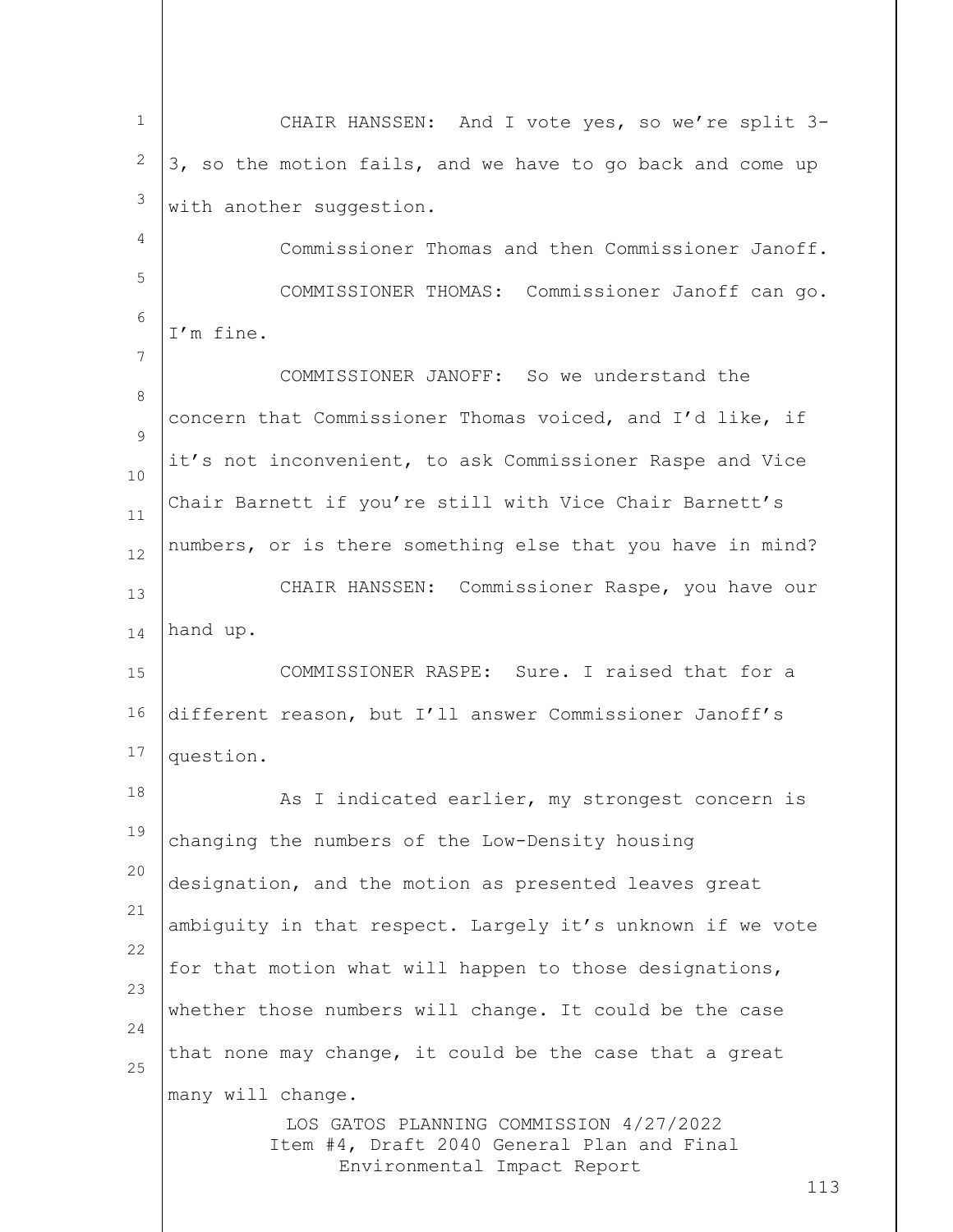CHAIR HANSSEN: And I vote yes, so we're split 3-3, so the motion fails, and we have to go back and come up with another suggestion.

Commissioner Thomas and then Commissioner Janoff.

COMMISSIONER THOMAS: Commissioner Janoff can go. I'm fine.

COMMISSIONER JANOFF: So we understand the concern that Commissioner Thomas voiced, and I'd like, if it's not inconvenient, to ask Commissioner Raspe and Vice Chair Barnett if you're still with Vice Chair Barnett's numbers, or is there something else that you have in mind?

CHAIR HANSSEN: Commissioner Raspe, you have our hand up.

COMMISSIONER RASPE: Sure. I raised that for a different reason, but I'll answer Commissioner Janoff's question.

As I indicated earlier, my strongest concern is changing the numbers of the Low-Density housing designation, and the motion as presented leaves great ambiguity in that respect. Largely it's unknown if we vote for that motion what will happen to those designations, whether those numbers will change. It could be the case that none may change, it could be the case that a great many will change.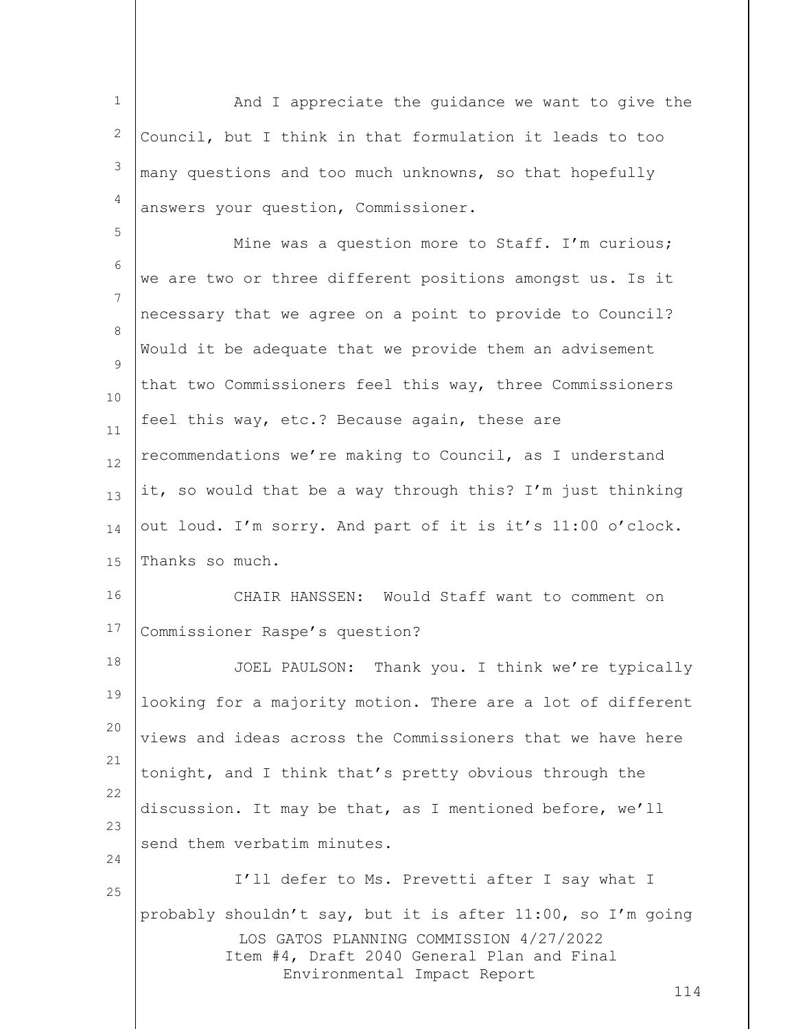And I appreciate the guidance we want to give the Council, but I think in that formulation it leads to too many questions and too much unknowns, so that hopefully answers your question, Commissioner.

Mine was a question more to Staff. I'm curious; we are two or three different positions amongst us. Is it necessary that we agree on a point to provide to Council? Would it be adequate that we provide them an advisement that two Commissioners feel this way, three Commissioners feel this way, etc.? Because again, these are recommendations we're making to Council, as I understand it, so would that be a way through this? I'm just thinking out loud. I'm sorry. And part of it is it's 11:00 o'clock. Thanks so much.

CHAIR HANSSEN: Would Staff want to comment on Commissioner Raspe's question?

JOEL PAULSON: Thank you. I think we're typically looking for a majority motion. There are a lot of different views and ideas across the Commissioners that we have here tonight, and I think that's pretty obvious through the discussion. It may be that, as I mentioned before, we'll send them verbatim minutes.

I'll defer to Ms. Prevetti after I say what I probably shouldn't say, but it is after 11:00, so I'm going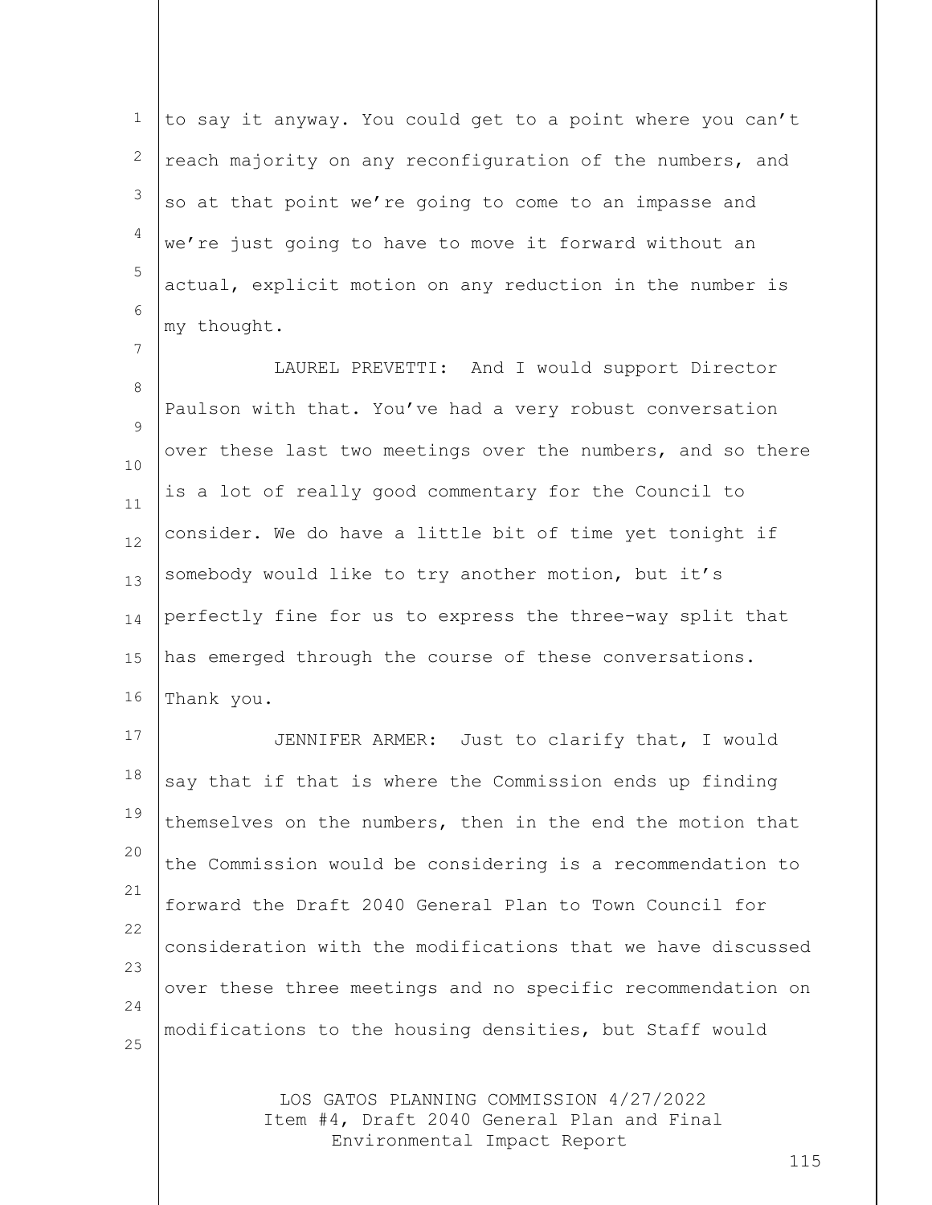to say it anyway. You could get to a point where you can't reach majority on any reconfiguration of the numbers, and so at that point we're going to come to an impasse and we're just going to have to move it forward without an actual, explicit motion on any reduction in the number is my thought.

LAUREL PREVETTI: And I would support Director Paulson with that. You've had a very robust conversation over these last two meetings over the numbers, and so there is a lot of really good commentary for the Council to consider. We do have a little bit of time yet tonight if somebody would like to try another motion, but it's perfectly fine for us to express the three-way split that has emerged through the course of these conversations. Thank you.

JENNIFER ARMER: Just to clarify that, I would say that if that is where the Commission ends up finding themselves on the numbers, then in the end the motion that the Commission would be considering is a recommendation to forward the Draft 2040 General Plan to Town Council for consideration with the modifications that we have discussed over these three meetings and no specific recommendation on modifications to the housing densities, but Staff would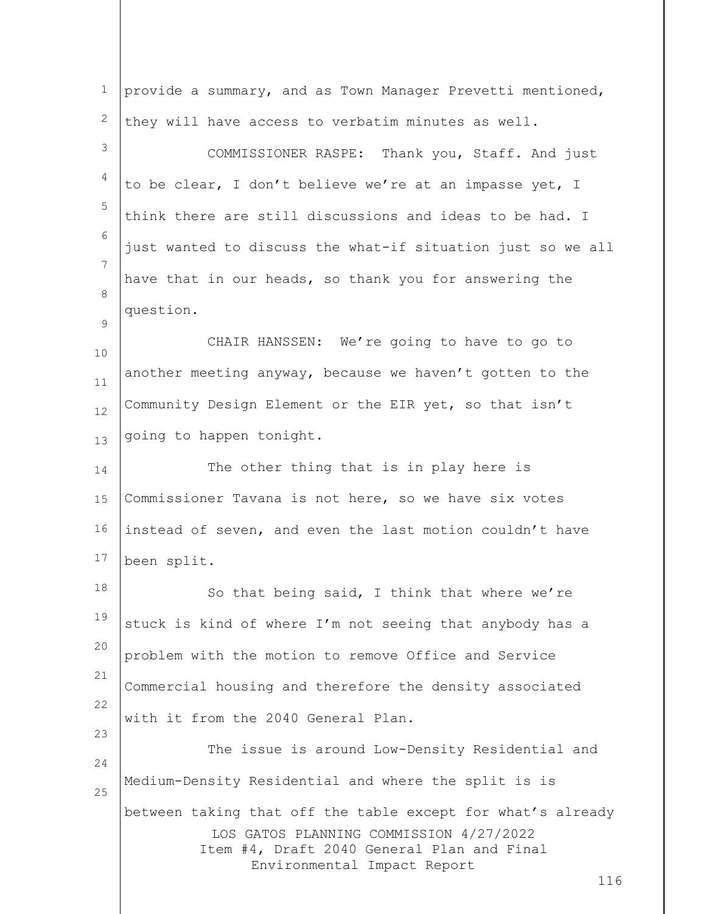provide a summary, and as Town Manager Prevetti mentioned, they will have access to verbatim minutes as well.

COMMISSIONER RASPE: Thank you, Staff. And just to be clear, I don't believe we're at an impasse yet, I think there are still discussions and ideas to be had. I just wanted to discuss the what-if situation just so we all have that in our heads, so thank you for answering the question.

CHAIR HANSSEN: We're going to have to go to another meeting anyway, because we haven't gotten to the Community Design Element or the EIR yet, so that isn't going to happen tonight.

The other thing that is in play here is Commissioner Tavana is not here, so we have six votes instead of seven, and even the last motion couldn't have been split.

So that being said, I think that where we're stuck is kind of where I'm not seeing that anybody has a problem with the motion to remove Office and Service Commercial housing and therefore the density associated with it from the 2040 General Plan.

The issue is around Low-Density Residential and Medium-Density Residential and where the split is is between taking that off the table except for what's already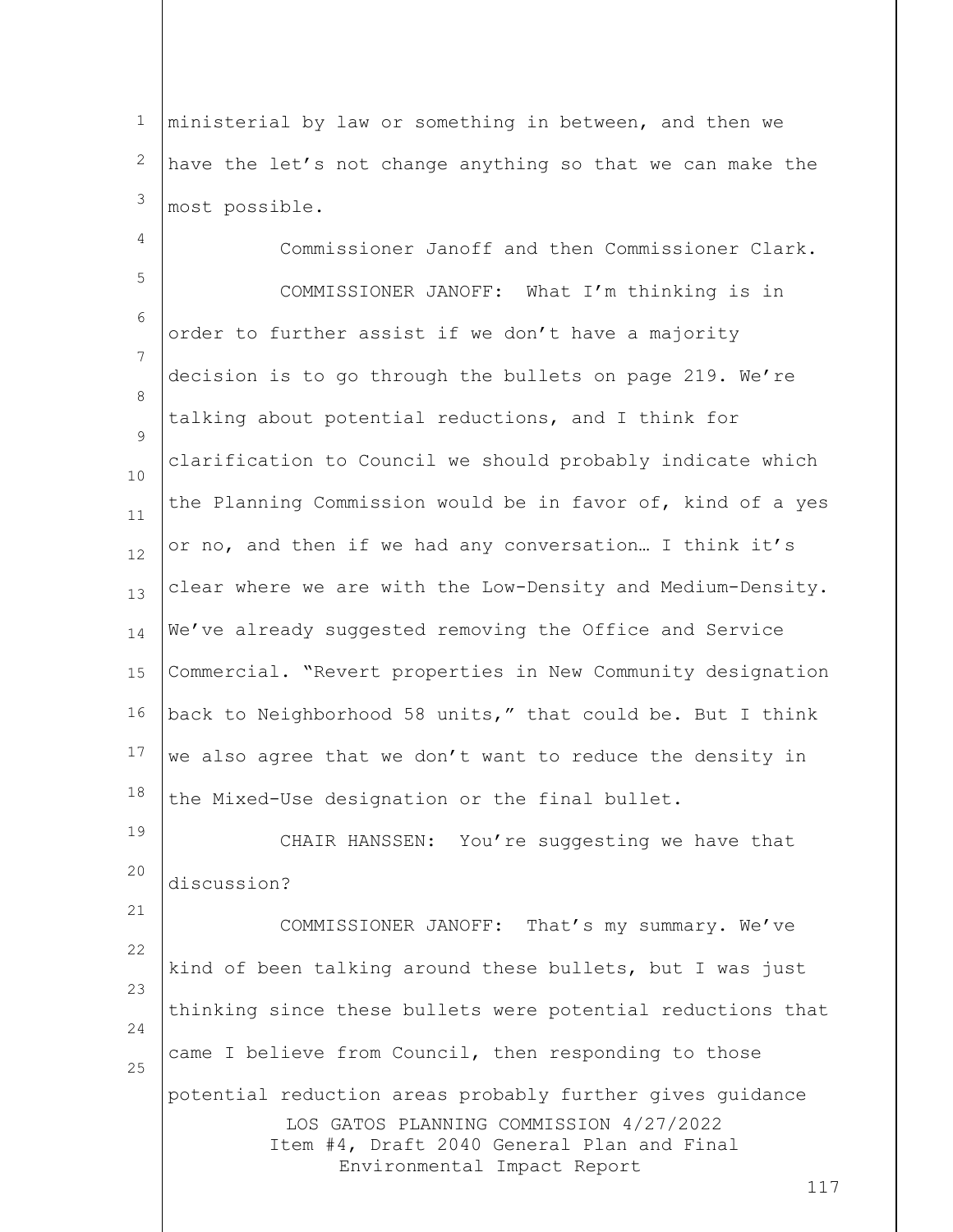ministerial by law or something in between, and then we have the let's not change anything so that we can make the most possible.

Commissioner Janoff and then Commissioner Clark.

COMMISSIONER JANOFF: What I'm thinking is in order to further assist if we don't have a majority decision is to go through the bullets on page 219. We're talking about potential reductions, and I think for clarification to Council we should probably indicate which the Planning Commission would be in favor of, kind of a yes or no, and then if we had any conversation… I think it's clear where we are with the Low-Density and Medium-Density. We've already suggested removing the Office and Service Commercial. "Revert properties in New Community designation back to Neighborhood 58 units," that could be. But I think we also agree that we don't want to reduce the density in the Mixed-Use designation or the final bullet.

CHAIR HANSSEN: You're suggesting we have that discussion?

COMMISSIONER JANOFF: That's my summary. We've kind of been talking around these bullets, but I was just thinking since these bullets were potential reductions that came I believe from Council, then responding to those potential reduction areas probably further gives guidance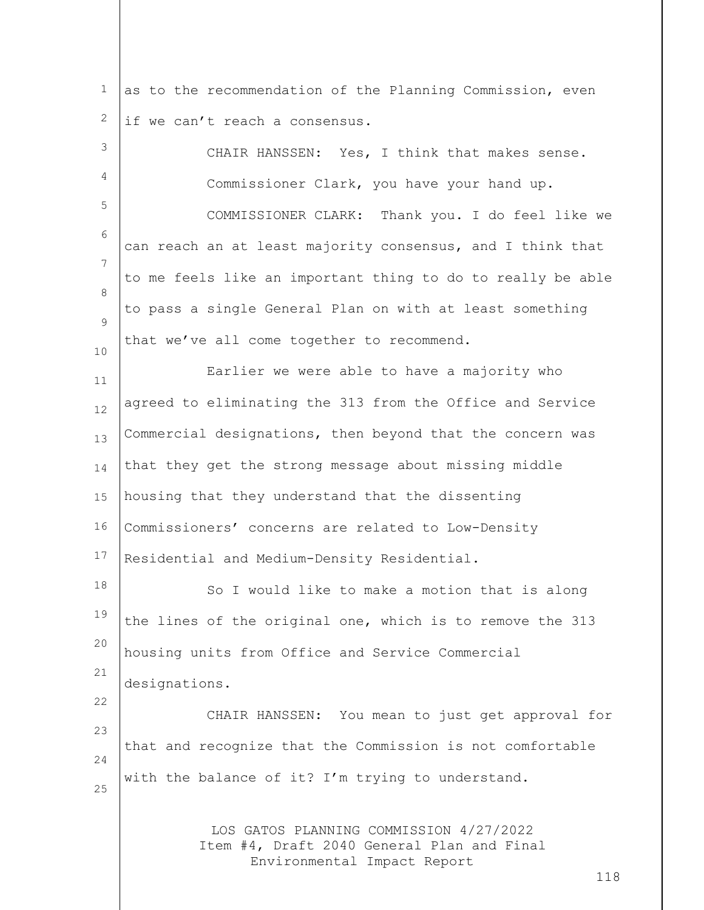as to the recommendation of the Planning Commission, even if we can't reach a consensus.

CHAIR HANSSEN: Yes, I think that makes sense. Commissioner Clark, you have your hand up.

COMMISSIONER CLARK: Thank you. I do feel like we can reach an at least majority consensus, and I think that to me feels like an important thing to do to really be able to pass a single General Plan on with at least something that we've all come together to recommend.

Earlier we were able to have a majority who agreed to eliminating the 313 from the Office and Service Commercial designations, then beyond that the concern was that they get the strong message about missing middle housing that they understand that the dissenting Commissioners' concerns are related to Low-Density Residential and Medium-Density Residential.

So I would like to make a motion that is along the lines of the original one, which is to remove the 313 housing units from Office and Service Commercial designations.

CHAIR HANSSEN: You mean to just get approval for that and recognize that the Commission is not comfortable with the balance of it? I'm trying to understand.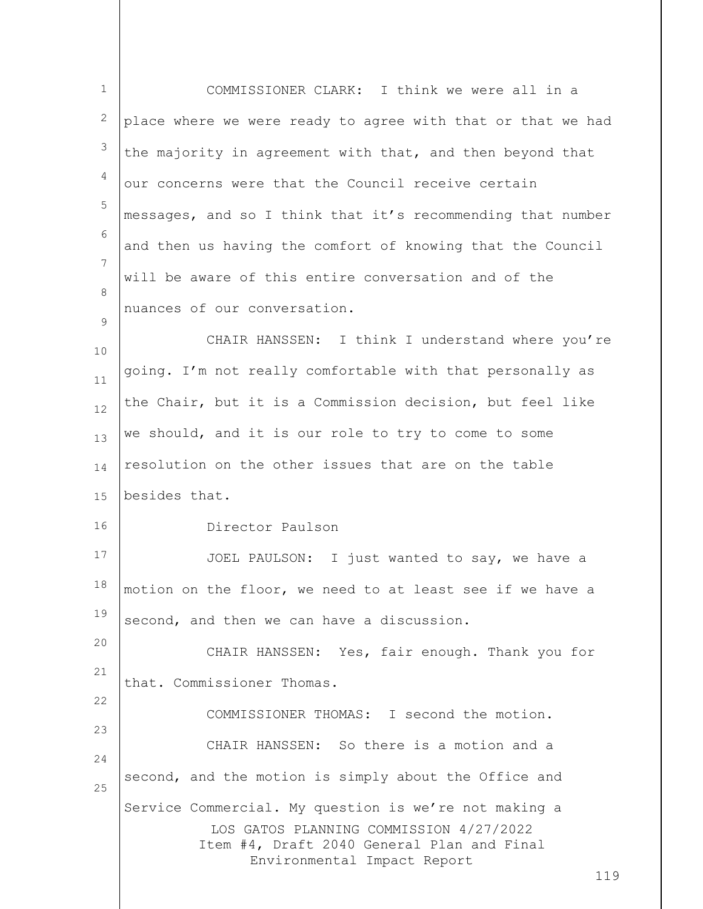COMMISSIONER CLARK: I think we were all in a place where we were ready to agree with that or that we had the majority in agreement with that, and then beyond that our concerns were that the Council receive certain messages, and so I think that it's recommending that number and then us having the comfort of knowing that the Council will be aware of this entire conversation and of the nuances of our conversation.

CHAIR HANSSEN: I think I understand where you're going. I'm not really comfortable with that personally as the Chair, but it is a Commission decision, but feel like we should, and it is our role to try to come to some resolution on the other issues that are on the table besides that.

Director Paulson

JOEL PAULSON: I just wanted to say, we have a motion on the floor, we need to at least see if we have a second, and then we can have a discussion.

CHAIR HANSSEN: Yes, fair enough. Thank you for that. Commissioner Thomas.

COMMISSIONER THOMAS: I second the motion.

CHAIR HANSSEN: So there is a motion and a second, and the motion is simply about the Office and Service Commercial. My question is we're not making a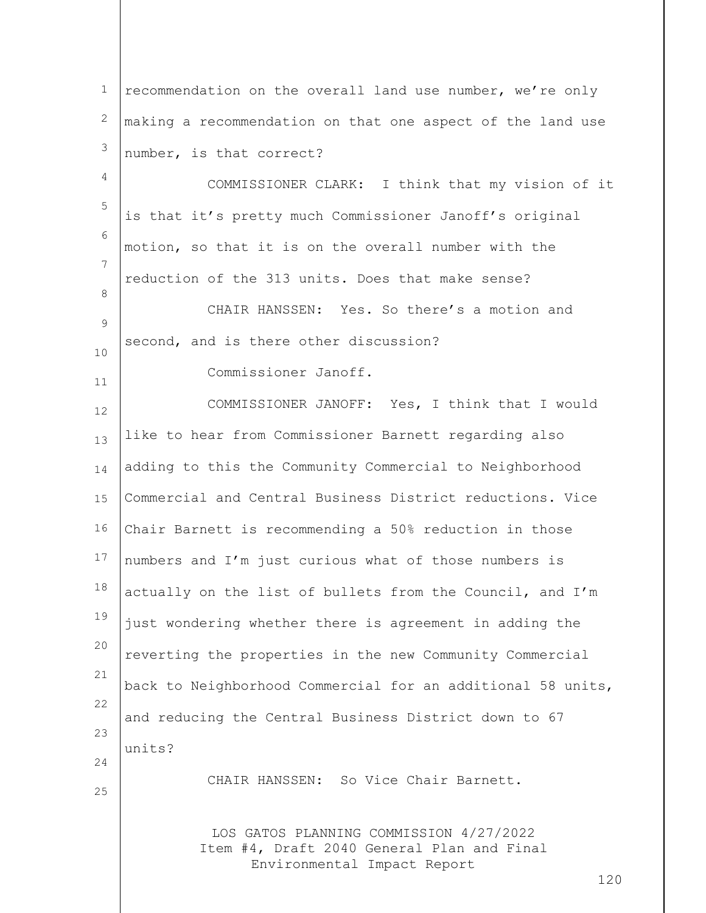recommendation on the overall land use number, we're only making a recommendation on that one aspect of the land use number, is that correct?

COMMISSIONER CLARK: I think that my vision of it is that it's pretty much Commissioner Janoff's original motion, so that it is on the overall number with the reduction of the 313 units. Does that make sense?

CHAIR HANSSEN: Yes. So there's a motion and second, and is there other discussion?

Commissioner Janoff.

COMMISSIONER JANOFF: Yes, I think that I would like to hear from Commissioner Barnett regarding also adding to this the Community Commercial to Neighborhood Commercial and Central Business District reductions. Vice Chair Barnett is recommending a 50% reduction in those numbers and I'm just curious what of those numbers is actually on the list of bullets from the Council, and I'm just wondering whether there is agreement in adding the reverting the properties in the new Community Commercial back to Neighborhood Commercial for an additional 58 units, and reducing the Central Business District down to 67 units?

CHAIR HANSSEN: So Vice Chair Barnett.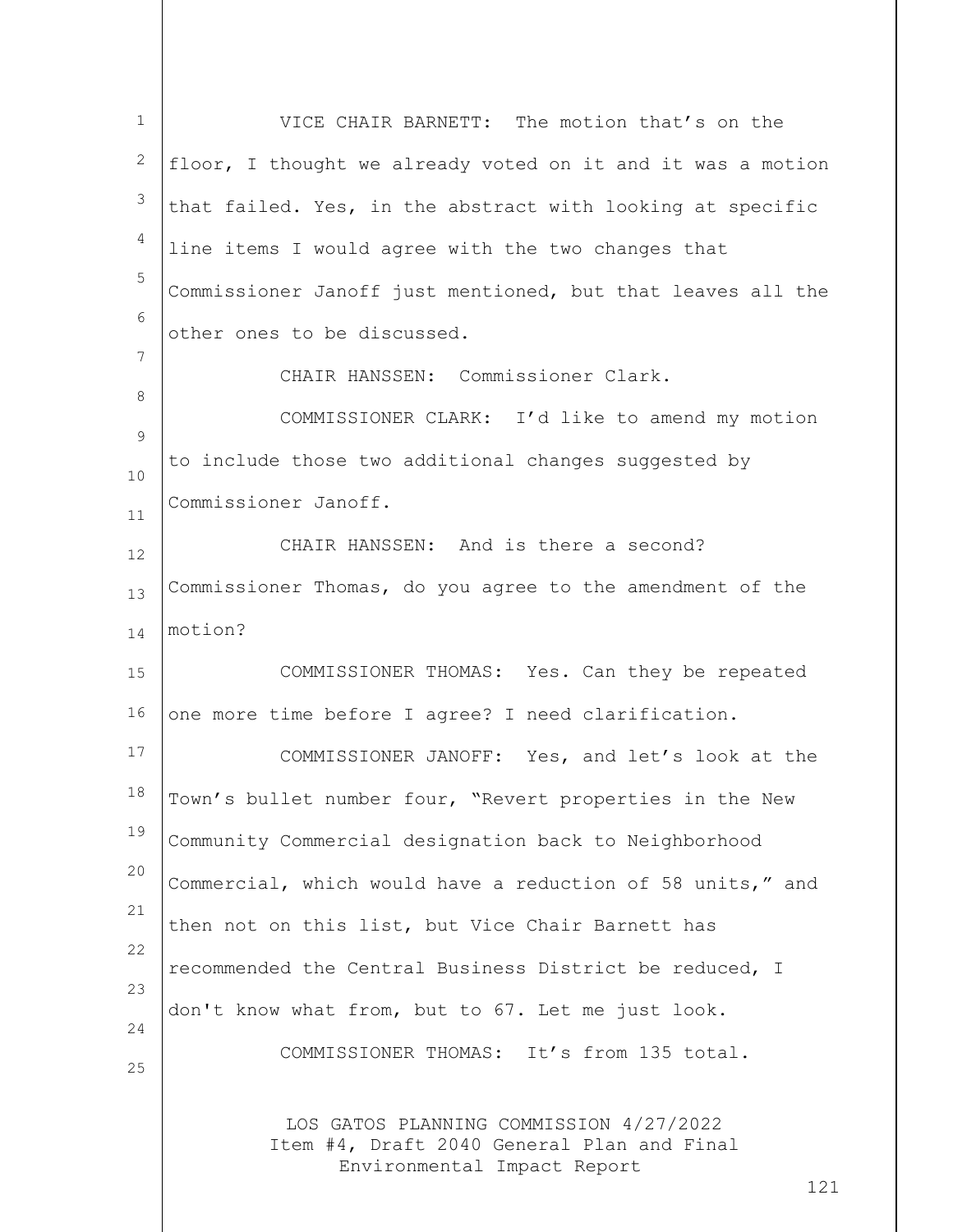VICE CHAIR BARNETT: The motion that's on the floor, I thought we already voted on it and it was a motion that failed. Yes, in the abstract with looking at specific line items I would agree with the two changes that Commissioner Janoff just mentioned, but that leaves all the other ones to be discussed.

CHAIR HANSSEN: Commissioner Clark.

COMMISSIONER CLARK: I'd like to amend my motion to include those two additional changes suggested by Commissioner Janoff.

CHAIR HANSSEN: And is there a second? Commissioner Thomas, do you agree to the amendment of the motion?

COMMISSIONER THOMAS: Yes. Can they be repeated one more time before I agree? I need clarification.

COMMISSIONER JANOFF: Yes, and let's look at the Town's bullet number four, "Revert properties in the New Community Commercial designation back to Neighborhood Commercial, which would have a reduction of 58 units," and then not on this list, but Vice Chair Barnett has recommended the Central Business District be reduced, I don't know what from, but to 67. Let me just look.

COMMISSIONER THOMAS: It's from 135 total.

LOS GATOS PLANNING COMMISSION 4/27/2022
Item #4, Draft 2040 General Plan and Final Environmental Impact Report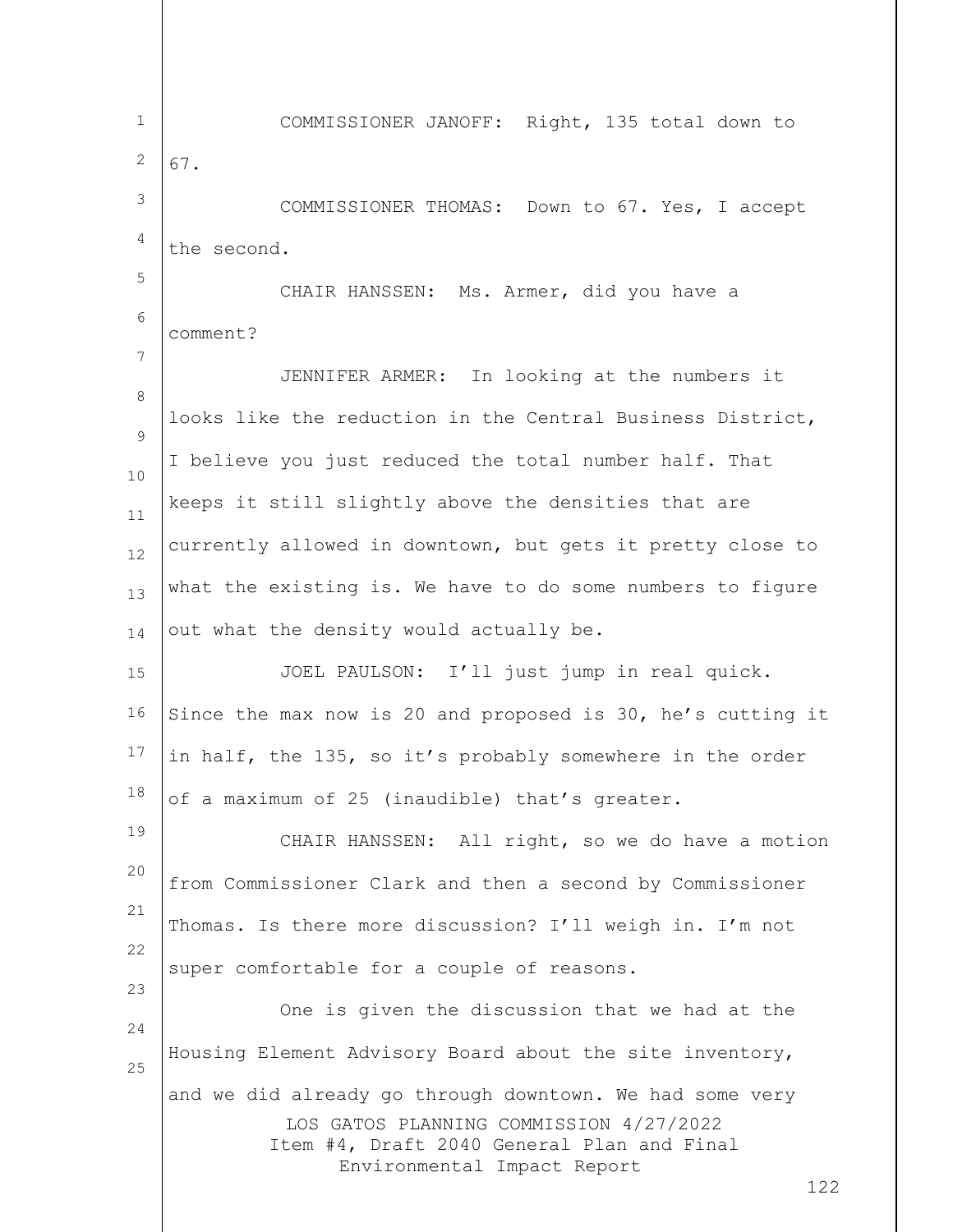COMMISSIONER JANOFF: Right, 135 total down to 67.

COMMISSIONER THOMAS: Down to 67. Yes, I accept the second.

CHAIR HANSSEN: Ms. Armer, did you have a comment?

JENNIFER ARMER: In looking at the numbers it looks like the reduction in the Central Business District, I believe you just reduced the total number half. That keeps it still slightly above the densities that are currently allowed in downtown, but gets it pretty close to what the existing is. We have to do some numbers to figure out what the density would actually be.

JOEL PAULSON: I'll just jump in real quick. Since the max now is 20 and proposed is 30, he's cutting it in half, the 135, so it's probably somewhere in the order of a maximum of 25 (inaudible) that's greater.

CHAIR HANSSEN: All right, so we do have a motion from Commissioner Clark and then a second by Commissioner Thomas. Is there more discussion? I'll weigh in. I'm not super comfortable for a couple of reasons.

One is given the discussion that we had at the Housing Element Advisory Board about the site inventory, and we did already go through downtown. We had some very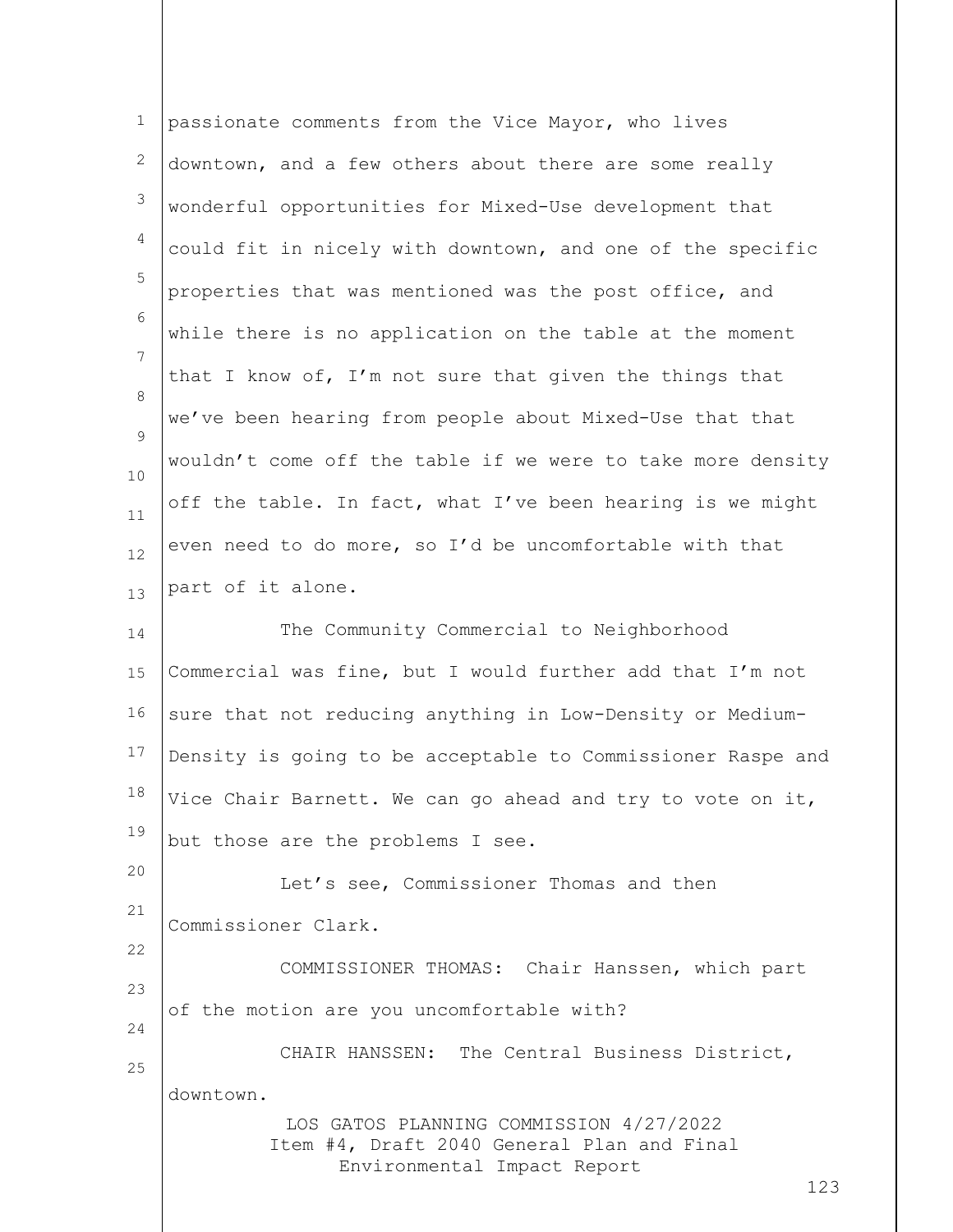passionate comments from the Vice Mayor, who lives downtown, and a few others about there are some really wonderful opportunities for Mixed-Use development that could fit in nicely with downtown, and one of the specific properties that was mentioned was the post office, and while there is no application on the table at the moment that I know of, I'm not sure that given the things that we've been hearing from people about Mixed-Use that that wouldn't come off the table if we were to take more density off the table. In fact, what I've been hearing is we might even need to do more, so I'd be uncomfortable with that part of it alone.

The Community Commercial to Neighborhood Commercial was fine, but I would further add that I'm not sure that not reducing anything in Low-Density or Medium-Density is going to be acceptable to Commissioner Raspe and Vice Chair Barnett. We can go ahead and try to vote on it, but those are the problems I see.

Let's see, Commissioner Thomas and then Commissioner Clark.

COMMISSIONER THOMAS: Chair Hanssen, which part of the motion are you uncomfortable with?

CHAIR HANSSEN: The Central Business District, downtown.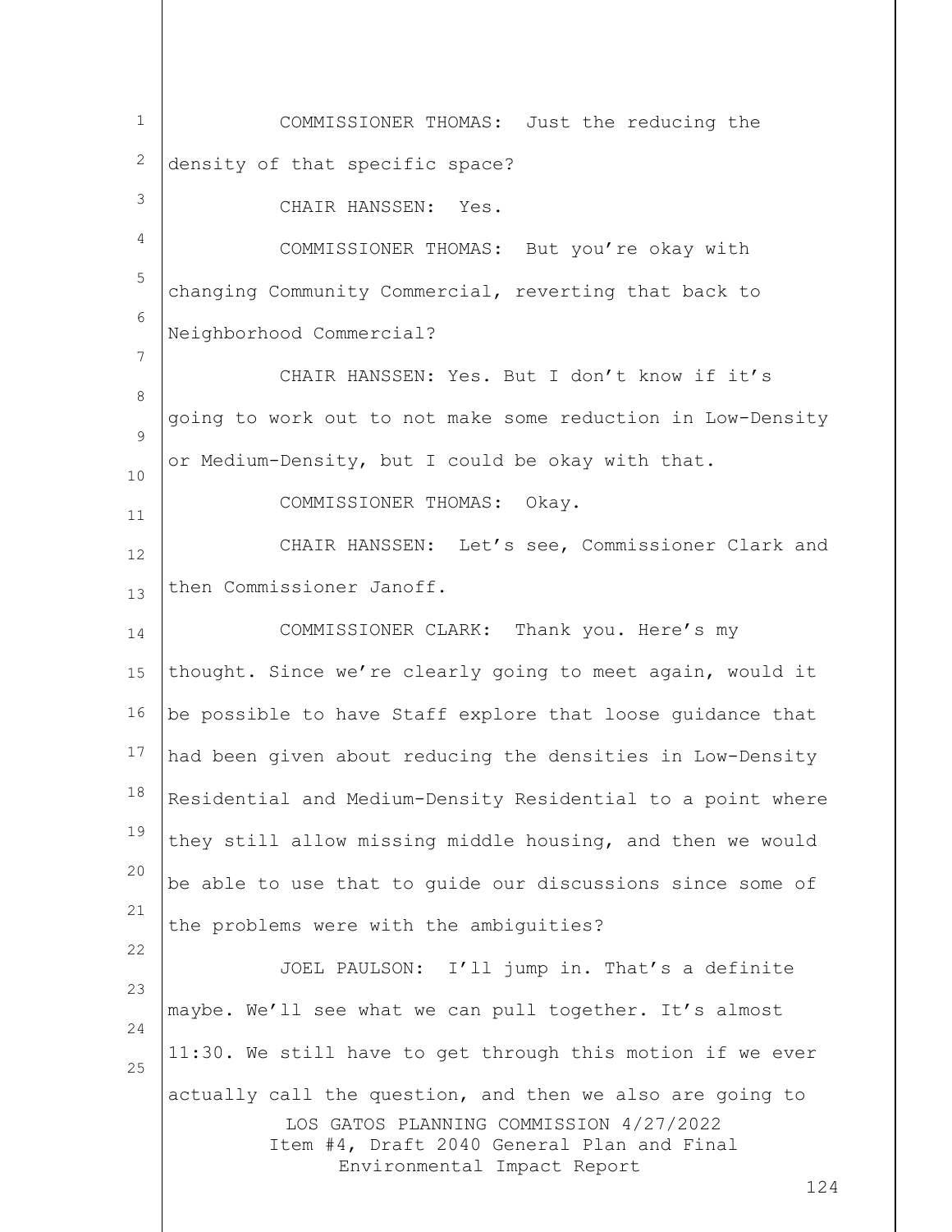COMMISSIONER THOMAS: Just the reducing the density of that specific space?

CHAIR HANSSEN: Yes.

COMMISSIONER THOMAS: But you're okay with changing Community Commercial, reverting that back to Neighborhood Commercial?

CHAIR HANSSEN: Yes. But I don't know if it's going to work out to not make some reduction in Low-Density or Medium-Density, but I could be okay with that.

COMMISSIONER THOMAS: Okay.

CHAIR HANSSEN: Let's see, Commissioner Clark and then Commissioner Janoff.

COMMISSIONER CLARK: Thank you. Here's my thought. Since we're clearly going to meet again, would it be possible to have Staff explore that loose guidance that had been given about reducing the densities in Low-Density Residential and Medium-Density Residential to a point where they still allow missing middle housing, and then we would be able to use that to guide our discussions since some of the problems were with the ambiguities?

JOEL PAULSON: I'll jump in. That's a definite maybe. We'll see what we can pull together. It's almost 11:30. We still have to get through this motion if we ever actually call the question, and then we also are going to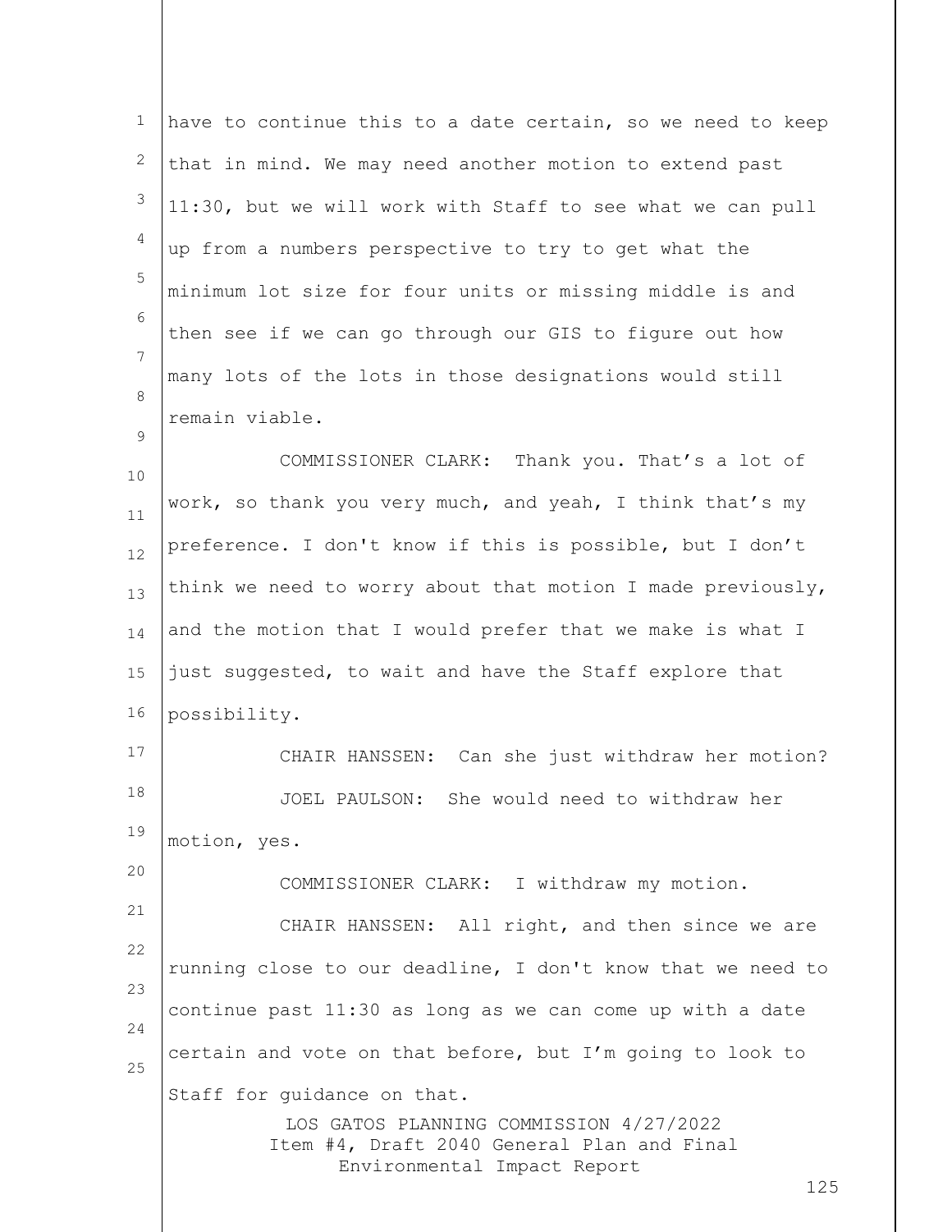have to continue this to a date certain, so we need to keep that in mind. We may need another motion to extend past 11:30, but we will work with Staff to see what we can pull up from a numbers perspective to try to get what the minimum lot size for four units or missing middle is and then see if we can go through our GIS to figure out how many lots of the lots in those designations would still remain viable.

COMMISSIONER CLARK: Thank you. That's a lot of work, so thank you very much, and yeah, I think that's my preference. I don't know if this is possible, but I don't think we need to worry about that motion I made previously, and the motion that I would prefer that we make is what I just suggested, to wait and have the Staff explore that possibility.

CHAIR HANSSEN: Can she just withdraw her motion?

JOEL PAULSON: She would need to withdraw her motion, yes.

COMMISSIONER CLARK: I withdraw my motion.

CHAIR HANSSEN: All right, and then since we are running close to our deadline, I don't know that we need to continue past 11:30 as long as we can come up with a date certain and vote on that before, but I'm going to look to Staff for guidance on that.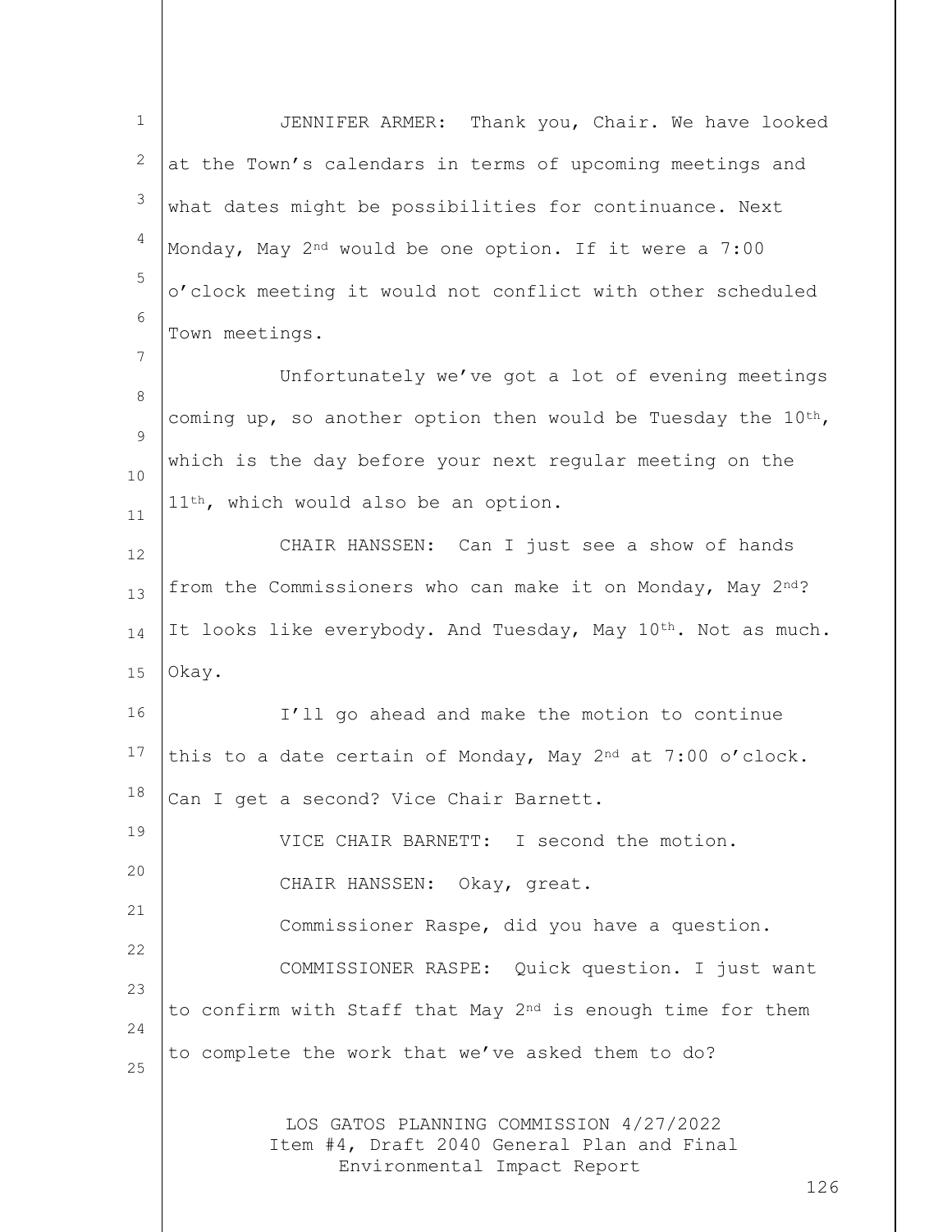JENNIFER ARMER: Thank you, Chair. We have looked at the Town's calendars in terms of upcoming meetings and what dates might be possibilities for continuance. Next Monday, May 2nd would be one option. If it were a 7:00 o'clock meeting it would not conflict with other scheduled Town meetings.

Unfortunately we've got a lot of evening meetings coming up, so another option then would be Tuesday the 10th, which is the day before your next regular meeting on the 11th, which would also be an option.

CHAIR HANSSEN: Can I just see a show of hands from the Commissioners who can make it on Monday, May 2nd? It looks like everybody. And Tuesday, May 10th. Not as much. Okay.

I'll go ahead and make the motion to continue this to a date certain of Monday, May 2nd at 7:00 o'clock. Can I get a second? Vice Chair Barnett.

VICE CHAIR BARNETT: I second the motion.

CHAIR HANSSEN: Okay, great.

Commissioner Raspe, did you have a question.

COMMISSIONER RASPE: Quick question. I just want to confirm with Staff that May 2nd is enough time for them to complete the work that we've asked them to do?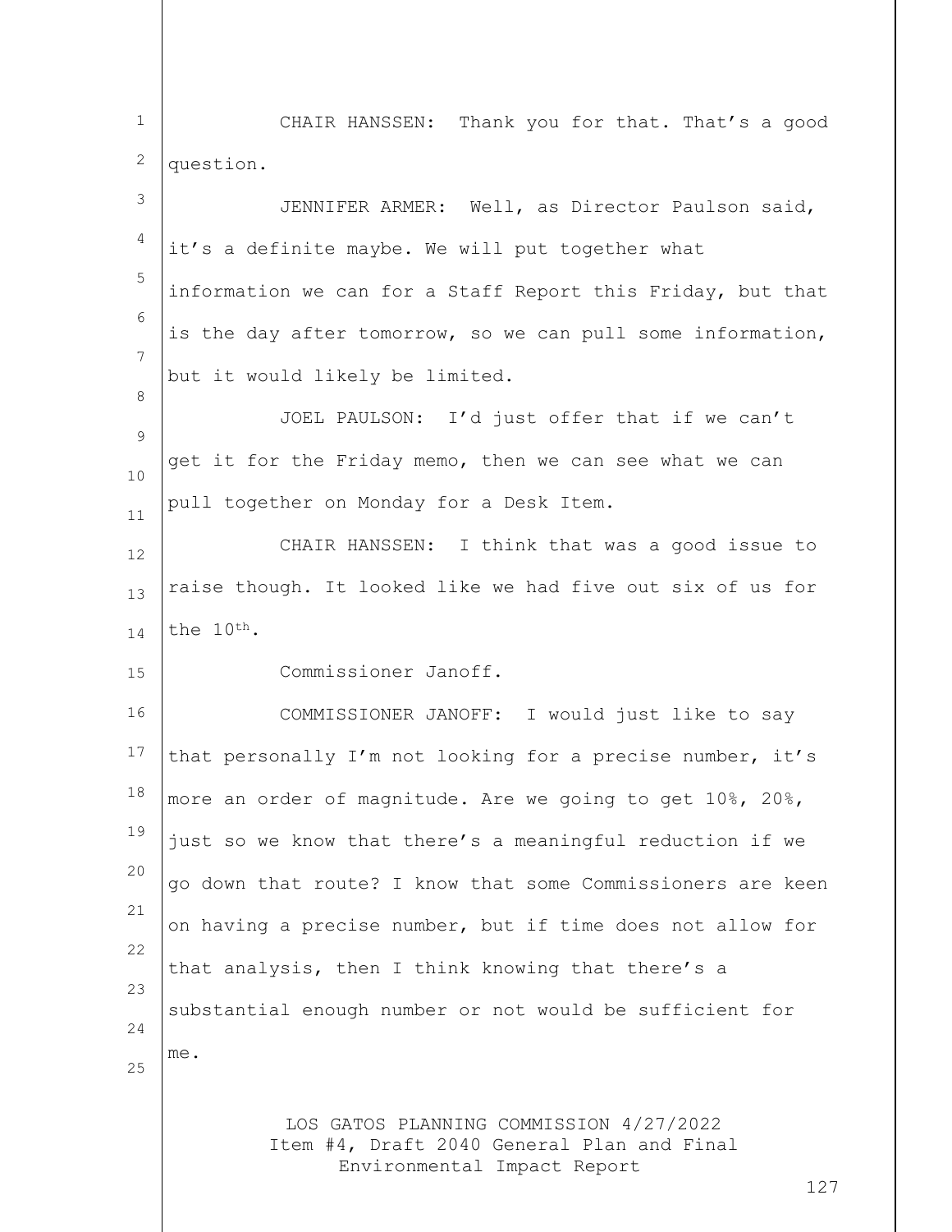CHAIR HANSSEN: Thank you for that. That's a good question.

JENNIFER ARMER: Well, as Director Paulson said, it's a definite maybe. We will put together what information we can for a Staff Report this Friday, but that is the day after tomorrow, so we can pull some information, but it would likely be limited.

JOEL PAULSON: I'd just offer that if we can't get it for the Friday memo, then we can see what we can pull together on Monday for a Desk Item.

CHAIR HANSSEN: I think that was a good issue to raise though. It looked like we had five out six of us for the 10th.

Commissioner Janoff.

COMMISSIONER JANOFF: I would just like to say that personally I'm not looking for a precise number, it's more an order of magnitude. Are we going to get 10%, 20%, just so we know that there's a meaningful reduction if we go down that route? I know that some Commissioners are keen on having a precise number, but if time does not allow for that analysis, then I think knowing that there's a substantial enough number or not would be sufficient for me.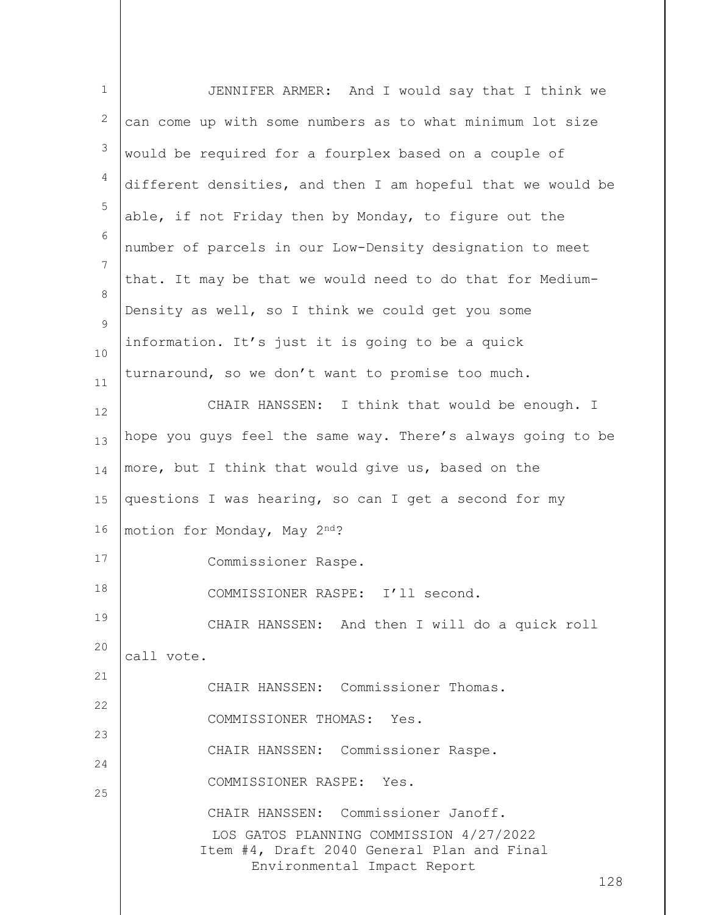JENNIFER ARMER: And I would say that I think we can come up with some numbers as to what minimum lot size would be required for a fourplex based on a couple of different densities, and then I am hopeful that we would be able, if not Friday then by Monday, to figure out the number of parcels in our Low-Density designation to meet that. It may be that we would need to do that for Medium-Density as well, so I think we could get you some information. It's just it is going to be a quick turnaround, so we don't want to promise too much.

CHAIR HANSSEN: I think that would be enough. I hope you guys feel the same way. There's always going to be more, but I think that would give us, based on the questions I was hearing, so can I get a second for my motion for Monday, May 2nd?

Commissioner Raspe.

COMMISSIONER RASPE: I'll second.

CHAIR HANSSEN: And then I will do a quick roll call vote.

CHAIR HANSSEN: Commissioner Thomas.

COMMISSIONER THOMAS: Yes.

CHAIR HANSSEN: Commissioner Raspe.

COMMISSIONER RASPE: Yes.

CHAIR HANSSEN: Commissioner Janoff.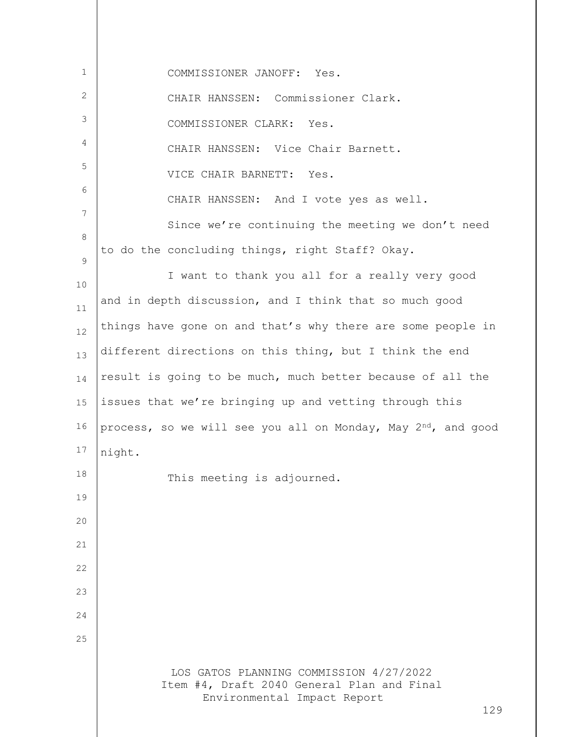COMMISSIONER JANOFF: Yes.

CHAIR HANSSEN: Commissioner Clark.

COMMISSIONER CLARK: Yes.

CHAIR HANSSEN: Vice Chair Barnett.

VICE CHAIR BARNETT: Yes.

CHAIR HANSSEN: And I vote yes as well.

Since we're continuing the meeting we don't need to do the concluding things, right Staff? Okay.

I want to thank you all for a really very good and in depth discussion, and I think that so much good things have gone on and that's why there are some people in different directions on this thing, but I think the end result is going to be much, much better because of all the issues that we're bringing up and vetting through this process, so we will see you all on Monday, May 2nd, and good night.

This meeting is adjourned.